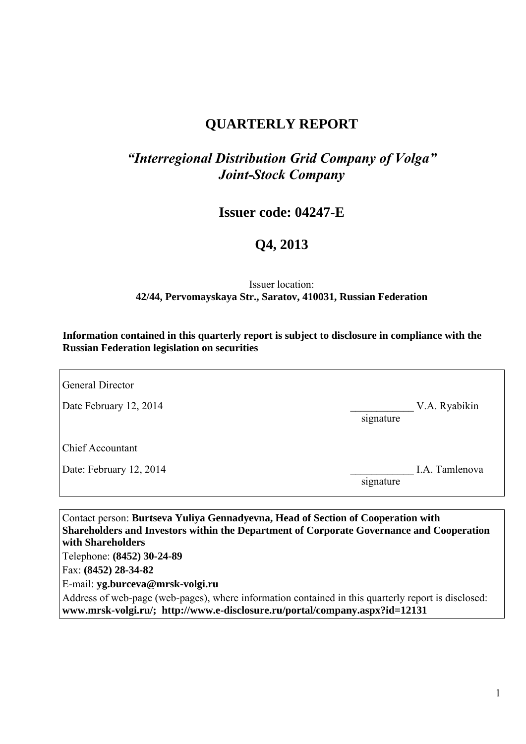# QUARTERLY REPORT

## *"Interregional Distribution Grid Company of Volga"*
## *Joint-Stock Company*

## Issuer code: 04247-E

## Q4, 2013

Issuer location:
**42/44, Pervomayskaya Str., Saratov, 410031, Russian Federation**

**Information contained in this quarterly report is subject to disclosure in compliance with the Russian Federation legislation on securities**

| | |
|---|---|
| General Director | |
| Date February 12, 2014 | ____________ V.A. Ryabikin<br>signature |
| Chief Accountant | |
| Date: February 12, 2014 | ____________ I.A. Tamlenova<br>signature |

Contact person: **Burtseva Yuliya Gennadyevna, Head of Section of Cooperation with Shareholders and Investors within the Department of Corporate Governance and Cooperation with Shareholders**

Telephone: **(8452) 30-24-89**

Fax: **(8452) 28-34-82**

E-mail: **yg.burceva@mrsk-volgi.ru**

Address of web-page (web-pages), where information contained in this quarterly report is disclosed: **www.mrsk-volgi.ru/; http://www.e-disclosure.ru/portal/company.aspx?id=12131**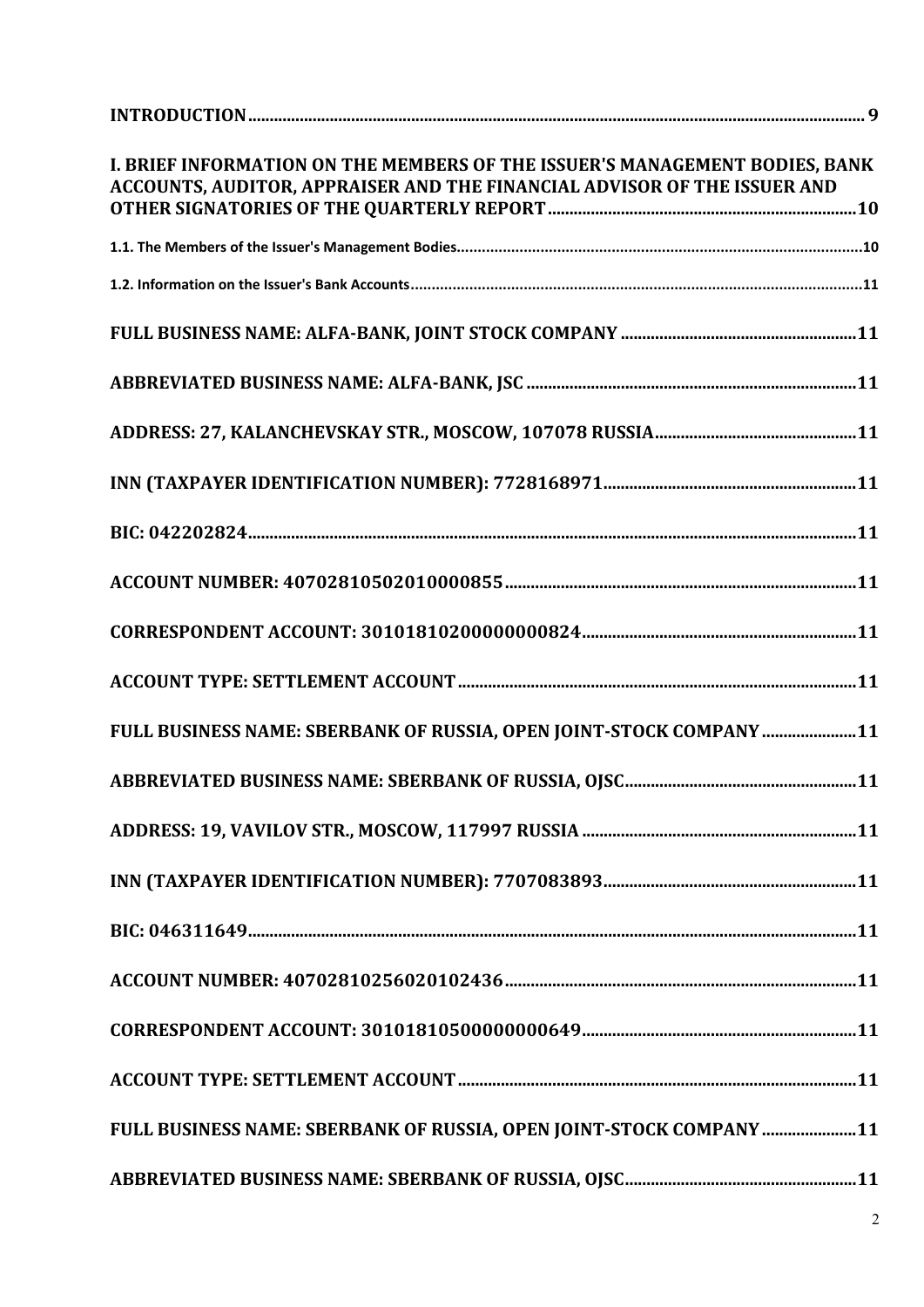INTRODUCTION .......... 9

I. BRIEF INFORMATION ON THE MEMBERS OF THE ISSUER'S MANAGEMENT BODIES, BANK ACCOUNTS, AUDITOR, APPRAISER AND THE FINANCIAL ADVISOR OF THE ISSUER AND OTHER SIGNATORIES OF THE QUARTERLY REPORT .......... 10

1.1. The Members of the Issuer's Management Bodies .......... 10

1.2. Information on the Issuer's Bank Accounts .......... 11

FULL BUSINESS NAME: ALFA-BANK, JOINT STOCK COMPANY .......... 11

ABBREVIATED BUSINESS NAME: ALFA-BANK, JSC .......... 11

ADDRESS: 27, KALANCHEVSKAY STR., MOSCOW, 107078 RUSSIA .......... 11

INN (TAXPAYER IDENTIFICATION NUMBER): 7728168971 .......... 11

BIC: 042202824 .......... 11

ACCOUNT NUMBER: 40702810502010000855 .......... 11

CORRESPONDENT ACCOUNT: 30101810200000000824 .......... 11

ACCOUNT TYPE: SETTLEMENT ACCOUNT .......... 11

FULL BUSINESS NAME: SBERBANK OF RUSSIA, OPEN JOINT-STOCK COMPANY .......... 11

ABBREVIATED BUSINESS NAME: SBERBANK OF RUSSIA, OJSC .......... 11

ADDRESS: 19, VAVILOV STR., MOSCOW, 117997 RUSSIA .......... 11

INN (TAXPAYER IDENTIFICATION NUMBER): 7707083893 .......... 11

BIC: 046311649 .......... 11

ACCOUNT NUMBER: 40702810256020102436 .......... 11

CORRESPONDENT ACCOUNT: 30101810500000000649 .......... 11

ACCOUNT TYPE: SETTLEMENT ACCOUNT .......... 11

FULL BUSINESS NAME: SBERBANK OF RUSSIA, OPEN JOINT-STOCK COMPANY .......... 11

ABBREVIATED BUSINESS NAME: SBERBANK OF RUSSIA, OJSC .......... 11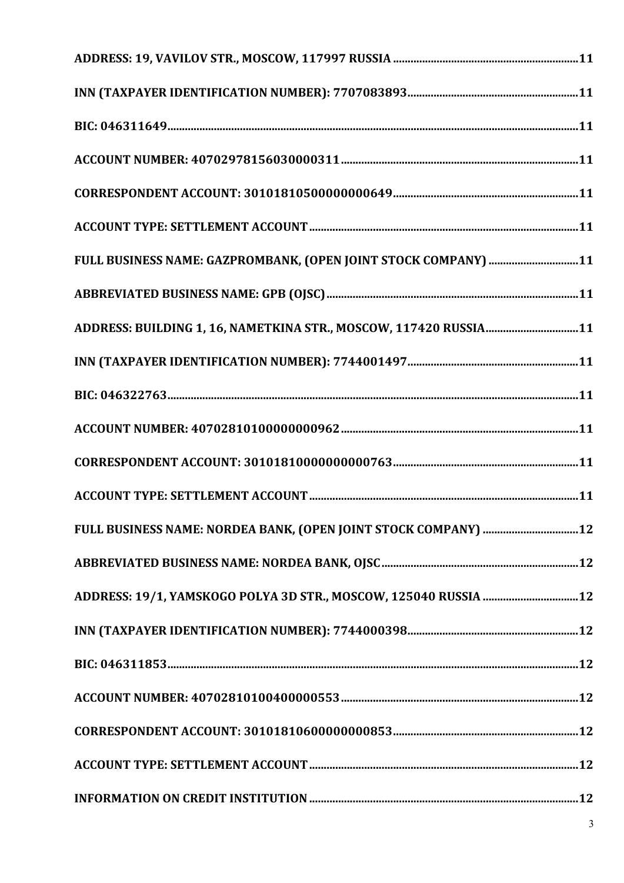ADDRESS: 19, VAVILOV STR., MOSCOW, 117997 RUSSIA ....................................................................11

INN (TAXPAYER IDENTIFICATION NUMBER): 7707083893...............................................................11

BIC: 046311649......................................................................................................................................11

ACCOUNT NUMBER: 40702978156030000311....................................................................................11

CORRESPONDENT ACCOUNT: 30101810500000000649....................................................................11

ACCOUNT TYPE: SETTLEMENT ACCOUNT.........................................................................................11

FULL BUSINESS NAME: GAZPROMBANK, (OPEN JOINT STOCK COMPANY) ..................................11

ABBREVIATED BUSINESS NAME: GPB (OJSC).....................................................................................11

ADDRESS: BUILDING 1, 16, NAMETKINA STR., MOSCOW, 117420 RUSSIA.....................................11

INN (TAXPAYER IDENTIFICATION NUMBER): 7744001497...............................................................11

BIC: 046322763......................................................................................................................................11

ACCOUNT NUMBER: 40702810100000000962....................................................................................11

CORRESPONDENT ACCOUNT: 30101810000000000763....................................................................11

ACCOUNT TYPE: SETTLEMENT ACCOUNT.........................................................................................11

FULL BUSINESS NAME: NORDEA BANK, (OPEN JOINT STOCK COMPANY) ....................................12

ABBREVIATED BUSINESS NAME: NORDEA BANK, OJSC.....................................................................12

ADDRESS: 19/1, YAMSKOGO POLYA 3D STR., MOSCOW, 125040 RUSSIA .........................................12

INN (TAXPAYER IDENTIFICATION NUMBER): 7744000398...............................................................12

BIC: 046311853......................................................................................................................................12

ACCOUNT NUMBER: 40702810100400000553....................................................................................12

CORRESPONDENT ACCOUNT: 30101810600000000853....................................................................12

ACCOUNT TYPE: SETTLEMENT ACCOUNT.........................................................................................12

INFORMATION ON CREDIT INSTITUTION .........................................................................................12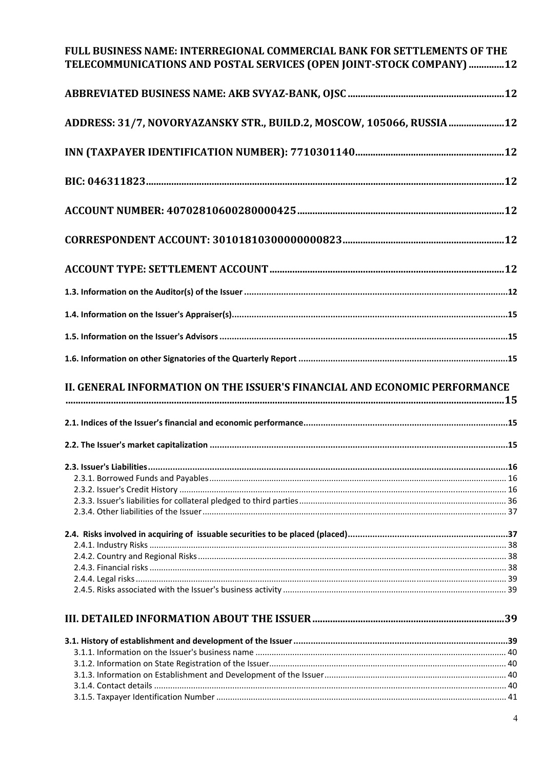**FULL BUSINESS NAME: INTERREGIONAL COMMERCIAL BANK FOR SETTLEMENTS OF THE TELECOMMUNICATIONS AND POSTAL SERVICES (OPEN JOINT-STOCK COMPANY) .............12**

**ABBREVIATED BUSINESS NAME: AKB SVYAZ-BANK, OJSC ..............................................................12**

**ADDRESS: 31/7, NOVORYAZANSKY STR., BUILD.2, MOSCOW, 105066, RUSSIA ......................12**

**INN (TAXPAYER IDENTIFICATION NUMBER): 7710301140...........................................................12**

**BIC: 046311823...........................................................................................................................................12**

**ACCOUNT NUMBER: 40702810600280000425.................................................................................12**

**CORRESPONDENT ACCOUNT: 30101810300000000823...............................................................12**

**ACCOUNT TYPE: SETTLEMENT ACCOUNT............................................................................................12**

**1.3. Information on the Auditor(s) of the Issuer ..........................................................................................................12**

**1.4. Information on the Issuer's Appraiser(s)..............................................................................................................15**

**1.5. Information on the Issuer's Advisors ....................................................................................................................15**

**1.6. Information on other Signatories of the Quarterly Report ....................................................................................15**

**II. GENERAL INFORMATION ON THE ISSUER'S FINANCIAL AND ECONOMIC PERFORMANCE ..........................................................................................................................................................15**

**2.1. Indices of the Issuer's financial and economic performance..................................................................................15**

**2.2. The Issuer's market capitalization .......................................................................................................................15**

**2.3. Issuer's Liabilities.................................................................................................................................................16**

2.3.1. Borrowed Funds and Payables............................................................................................................... 16
2.3.2. Issuer's Credit History ............................................................................................................................ 16
2.3.3. Issuer's liabilities for collateral pledged to third parties......................................................................... 36
2.3.4. Other liabilities of the Issuer................................................................................................................... 37

**2.4. Risks involved in acquiring of issuable securities to be placed (placed)................................................................37**

2.4.1. Industry Risks .......................................................................................................................................... 38
2.4.2. Country and Regional Risks.................................................................................................................... 38
2.4.3. Financial risks ......................................................................................................................................... 38
2.4.4. Legal risks............................................................................................................................................... 39
2.4.5. Risks associated with the Issuer's business activity ................................................................................ 39

**III. DETAILED INFORMATION ABOUT THE ISSUER..........................................................................39**

**3.1. History of establishment and development of the Issuer......................................................................................39**

3.1.1. Information on the Issuer's business name ............................................................................................ 40
3.1.2. Information on State Registration of the Issuer...................................................................................... 40
3.1.3. Information on Establishment and Development of the Issuer.............................................................. 40
3.1.4. Contact details ....................................................................................................................................... 40
3.1.5. Taxpayer Identification Number ............................................................................................................ 41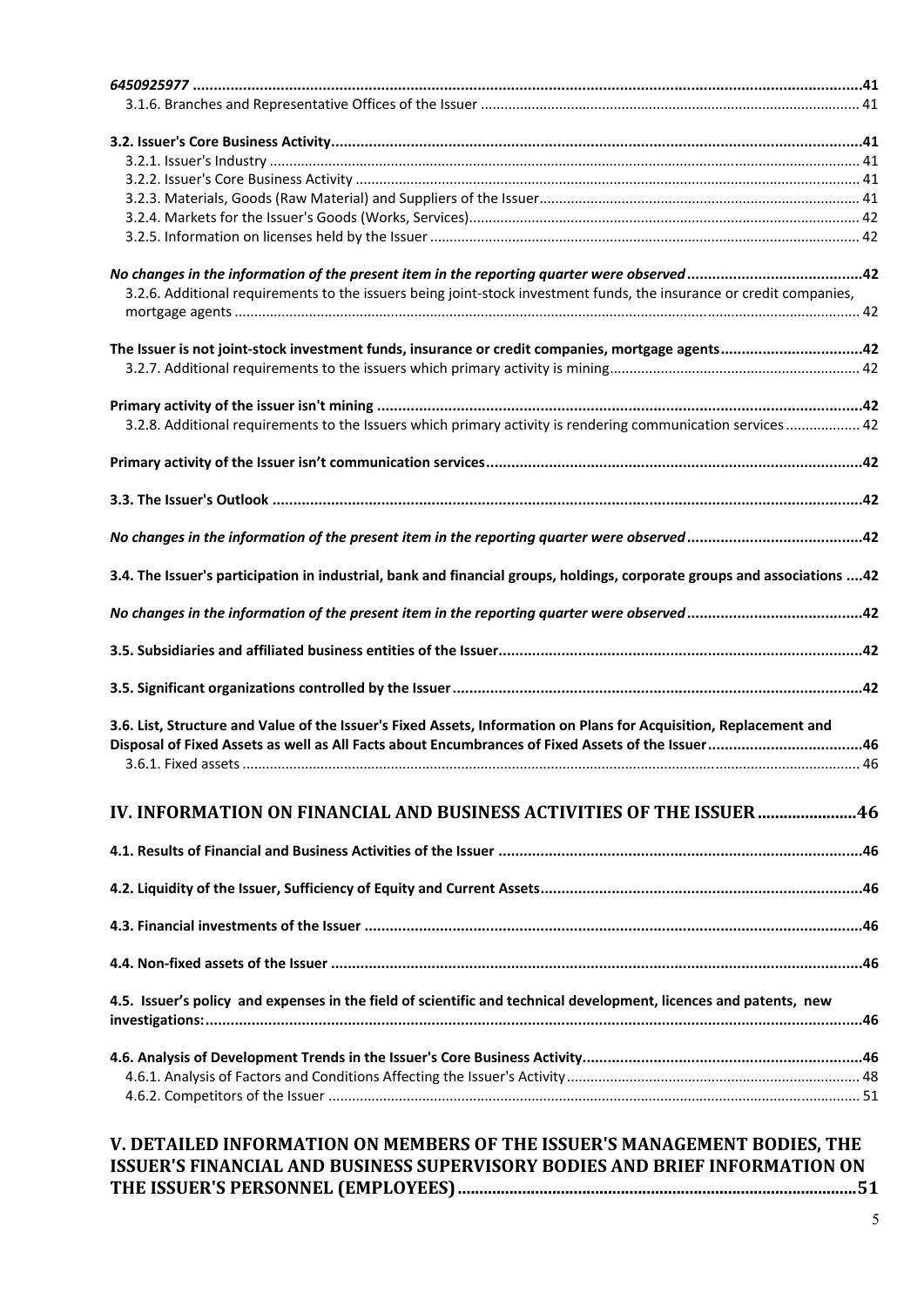*6450925977* ..............................................................................................................................................................41

3.1.6. Branches and Representative Offices of the Issuer ................................................................................................ 41

**3.2. Issuer's Core Business Activity**..............................................................................................................................41

3.2.1. Issuer's Industry .................................................................................................................................................... 41

3.2.2. Issuer's Core Business Activity ............................................................................................................................... 41

3.2.3. Materials, Goods (Raw Material) and Suppliers of the Issuer................................................................................. 41

3.2.4. Markets for the Issuer's Goods (Works, Services)................................................................................................... 42

3.2.5. Information on licenses held by the Issuer ............................................................................................................ 42

***No changes in the information of the present item in the reporting quarter were observed***..........................................42

3.2.6. Additional requirements to the issuers being joint-stock investment funds, the insurance or credit companies, mortgage agents ............................................................................................................................................................ 42

**The Issuer is not joint-stock investment funds, insurance or credit companies, mortgage agents**.................................42

3.2.7. Additional requirements to the issuers which primary activity is mining............................................................... 42

**Primary activity of the issuer isn't mining** ...................................................................................................................42

3.2.8. Additional requirements to the Issuers which primary activity is rendering communication services................... 42

**Primary activity of the Issuer isn't communication services**.........................................................................................42

**3.3. The Issuer's Outlook** ............................................................................................................................................42

***No changes in the information of the present item in the reporting quarter were observed***..........................................42

**3.4. The Issuer's participation in industrial, bank and financial groups, holdings, corporate groups and associations** ....42

***No changes in the information of the present item in the reporting quarter were observed***..........................................42

**3.5. Subsidiaries and affiliated business entities of the Issuer**......................................................................................42

**3.5. Significant organizations controlled by the Issuer**.................................................................................................42

**3.6. List, Structure and Value of the Issuer's Fixed Assets, Information on Plans for Acquisition, Replacement and Disposal of Fixed Assets as well as All Facts about Encumbrances of Fixed Assets of the Issuer**....................................46

3.6.1. Fixed assets ........................................................................................................................................................... 46

# IV. INFORMATION ON FINANCIAL AND BUSINESS ACTIVITIES OF THE ISSUER......................46

**4.1. Results of Financial and Business Activities of the Issuer** .......................................................................................46

**4.2. Liquidity of the Issuer, Sufficiency of Equity and Current Assets**............................................................................46

**4.3. Financial investments of the Issuer** ......................................................................................................................46

**4.4. Non-fixed assets of the Issuer** ..............................................................................................................................46

**4.5. Issuer's policy and expenses in the field of scientific and technical development, licences and patents, new investigations:**..........................................................................................................................................................46

**4.6. Analysis of Development Trends in the Issuer's Core Business Activity**..................................................................46

4.6.1. Analysis of Factors and Conditions Affecting the Issuer's Activity.......................................................................... 48

4.6.2. Competitors of the Issuer ...................................................................................................................................... 51

# V. DETAILED INFORMATION ON MEMBERS OF THE ISSUER'S MANAGEMENT BODIES, THE ISSUER'S FINANCIAL AND BUSINESS SUPERVISORY BODIES AND BRIEF INFORMATION ON THE ISSUER'S PERSONNEL (EMPLOYEES)...........................................................................................51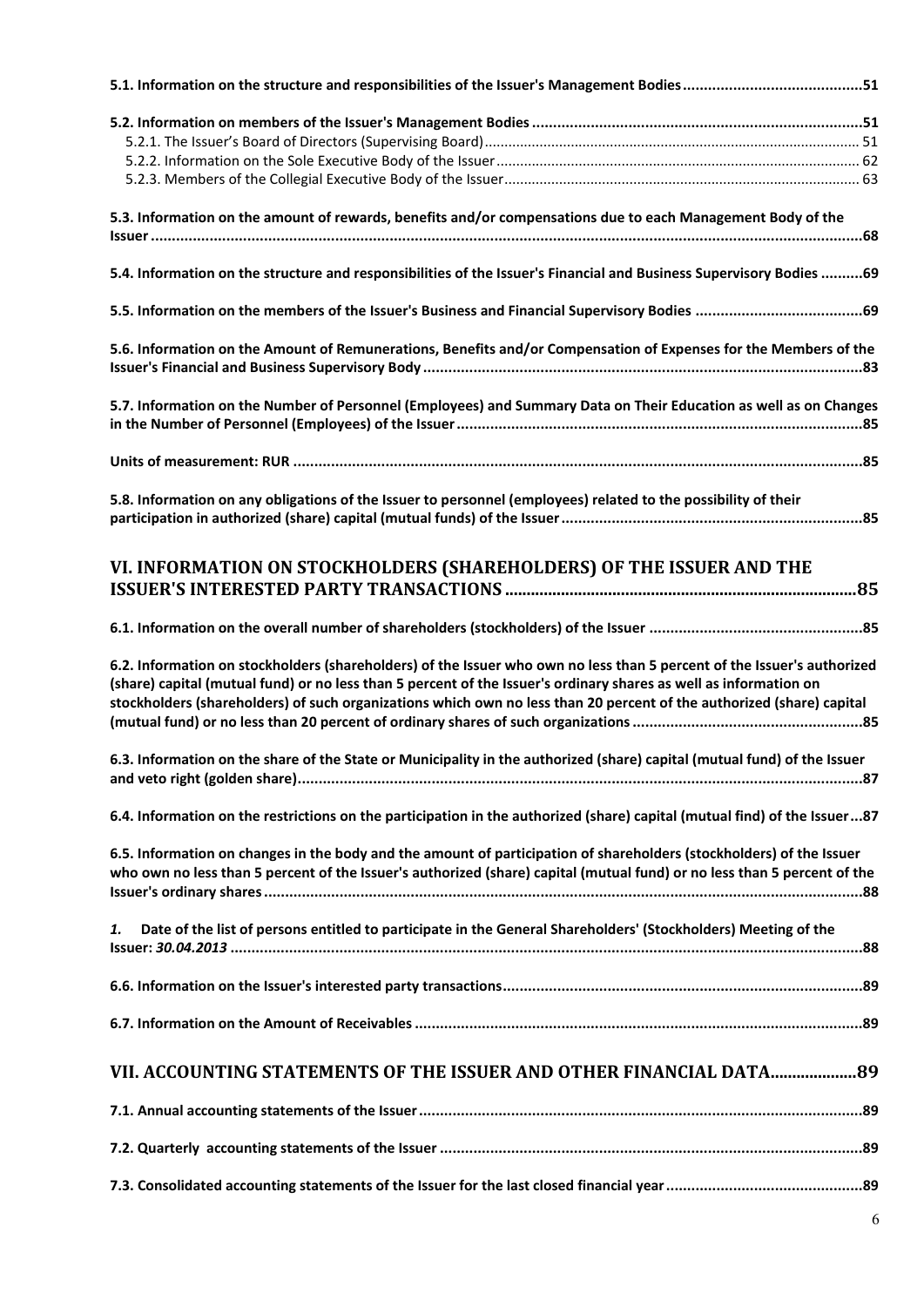**5.1. Information on the structure and responsibilities of the Issuer's Management Bodies ..........................................51**

**5.2. Information on members of the Issuer's Management Bodies ..............................................................................51**

5.2.1. The Issuer's Board of Directors (Supervising Board)............................................................................................... 51

5.2.2. Information on the Sole Executive Body of the Issuer............................................................................................ 62

5.2.3. Members of the Collegial Executive Body of the Issuer.......................................................................................... 63

**5.3. Information on the amount of rewards, benefits and/or compensations due to each Management Body of the Issuer ........................................................................................................................................................................68**

**5.4. Information on the structure and responsibilities of the Issuer's Financial and Business Supervisory Bodies ..........69**

**5.5. Information on the members of the Issuer's Business and Financial Supervisory Bodies .......................................69**

**5.6. Information on the Amount of Remunerations, Benefits and/or Compensation of Expenses for the Members of the Issuer's Financial and Business Supervisory Body ........................................................................................................83**

**5.7. Information on the Number of Personnel (Employees) and Summary Data on Their Education as well as on Changes in the Number of Personnel (Employees) of the Issuer ................................................................................................85**

**Units of measurement: RUR ......................................................................................................................................85**

**5.8. Information on any obligations of the Issuer to personnel (employees) related to the possibility of their participation in authorized (share) capital (mutual funds) of the Issuer .......................................................................85**

## VI. INFORMATION ON STOCKHOLDERS (SHAREHOLDERS) OF THE ISSUER AND THE ISSUER'S INTERESTED PARTY TRANSACTIONS ................................................................................85

**6.1. Information on the overall number of shareholders (stockholders) of the Issuer ..................................................85**

**6.2. Information on stockholders (shareholders) of the Issuer who own no less than 5 percent of the Issuer's authorized (share) capital (mutual fund) or no less than 5 percent of the Issuer's ordinary shares as well as information on stockholders (shareholders) of such organizations which own no less than 20 percent of the authorized (share) capital (mutual fund) or no less than 20 percent of ordinary shares of such organizations ......................................................85**

**6.3. Information on the share of the State or Municipality in the authorized (share) capital (mutual fund) of the Issuer and veto right (golden share).....................................................................................................................................87**

**6.4. Information on the restrictions on the participation in the authorized (share) capital (mutual find) of the Issuer...87**

**6.5. Information on changes in the body and the amount of participation of shareholders (stockholders) of the Issuer who own no less than 5 percent of the Issuer's authorized (share) capital (mutual fund) or no less than 5 percent of the Issuer's ordinary shares .............................................................................................................................................88**

***1.*** **Date of the list of persons entitled to participate in the General Shareholders' (Stockholders) Meeting of the Issuer: *30.04.2013* ....................................................................................................................................................88**

**6.6. Information on the Issuer's interested party transactions.....................................................................................89**

**6.7. Information on the Amount of Receivables .........................................................................................................89**

## VII. ACCOUNTING STATEMENTS OF THE ISSUER AND OTHER FINANCIAL DATA...................89

**7.1. Annual accounting statements of the Issuer.........................................................................................................89**

**7.2. Quarterly accounting statements of the Issuer ....................................................................................................89**

**7.3. Consolidated accounting statements of the Issuer for the last closed financial year ..............................................89**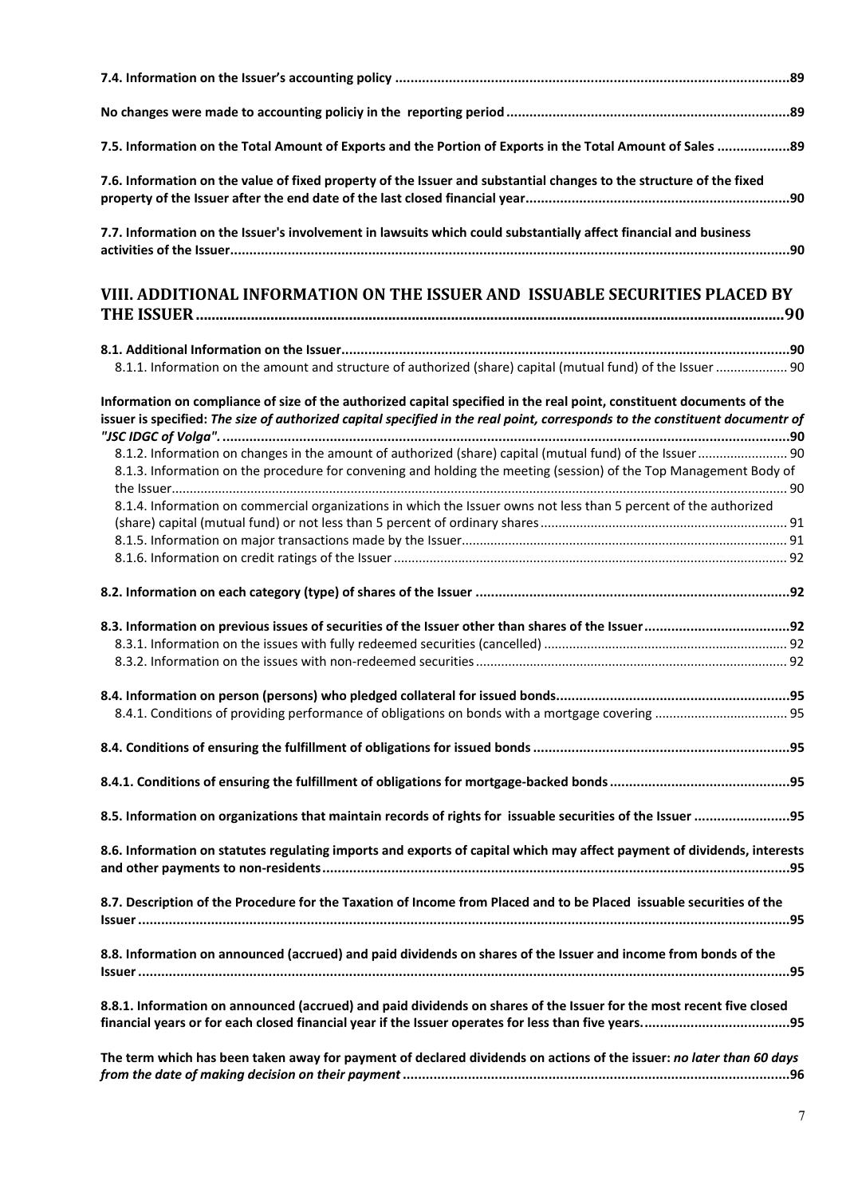**7.4. Information on the Issuer's accounting policy ....................................................................................................89**

**No changes were made to accounting policiy in the reporting period .........................................................................89**

**7.5. Information on the Total Amount of Exports and the Portion of Exports in the Total Amount of Sales ...................89**

**7.6. Information on the value of fixed property of the Issuer and substantial changes to the structure of the fixed property of the Issuer after the end date of the last closed financial year....................................................................90**

**7.7. Information on the Issuer's involvement in lawsuits which could substantially affect financial and business activities of the Issuer...............................................................................................................................................90**

## VIII. ADDITIONAL INFORMATION ON THE ISSUER AND ISSUABLE SECURITIES PLACED BY THE ISSUER.................................................................................................................................90

**8.1. Additional Information on the Issuer....................................................................................................................90**

8.1.1. Information on the amount and structure of authorized (share) capital (mutual fund) of the Issuer .................... 90

**Information on compliance of size of the authorized capital specified in the real point, constituent documents of the issuer is specified:** ***The size of authorized capital specified in the real point, corresponds to the constituent documentr of "JSC IDGC of Volga".*** **.................................................................................................................................................90**

8.1.2. Information on changes in the amount of authorized (share) capital (mutual fund) of the Issuer ......................... 90

8.1.3. Information on the procedure for convening and holding the meeting (session) of the Top Management Body of the Issuer................................................................................................................................................................ 90

8.1.4. Information on commercial organizations in which the Issuer owns not less than 5 percent of the authorized (share) capital (mutual fund) or not less than 5 percent of ordinary shares.................................................................... 91

8.1.5. Information on major transactions made by the Issuer.......................................................................................... 91

8.1.6. Information on credit ratings of the Issuer ............................................................................................................ 92

**8.2. Information on each category (type) of shares of the Issuer .................................................................................92**

**8.3. Information on previous issues of securities of the Issuer other than shares of the Issuer......................................92**

8.3.1. Information on the issues with fully redeemed securities (cancelled) ................................................................... 92

8.3.2. Information on the issues with non-redeemed securities...................................................................................... 92

**8.4. Information on person (persons) who pledged collateral for issued bonds............................................................95**

8.4.1. Conditions of providing performance of obligations on bonds with a mortgage covering .................................... 95

**8.4. Conditions of ensuring the fulfillment of obligations for issued bonds ..................................................................95**

**8.4.1. Conditions of ensuring the fulfillment of obligations for mortgage-backed bonds ..............................................95**

**8.5. Information on organizations that maintain records of rights for issuable securities of the Issuer .........................95**

**8.6. Information on statutes regulating imports and exports of capital which may affect payment of dividends, interests and other payments to non-residents.........................................................................................................................95**

**8.7. Description of the Procedure for the Taxation of Income from Placed and to be Placed issuable securities of the Issuer .......................................................................................................................................................................95**

**8.8. Information on announced (accrued) and paid dividends on shares of the Issuer and income from bonds of the Issuer .......................................................................................................................................................................95**

**8.8.1. Information on announced (accrued) and paid dividends on shares of the Issuer for the most recent five closed financial years or for each closed financial year if the Issuer operates for less than five years......................................95**

**The term which has been taken away for payment of declared dividends on actions of the issuer:** ***no later than 60 days from the date of making decision on their payment*** **...................................................................................................96**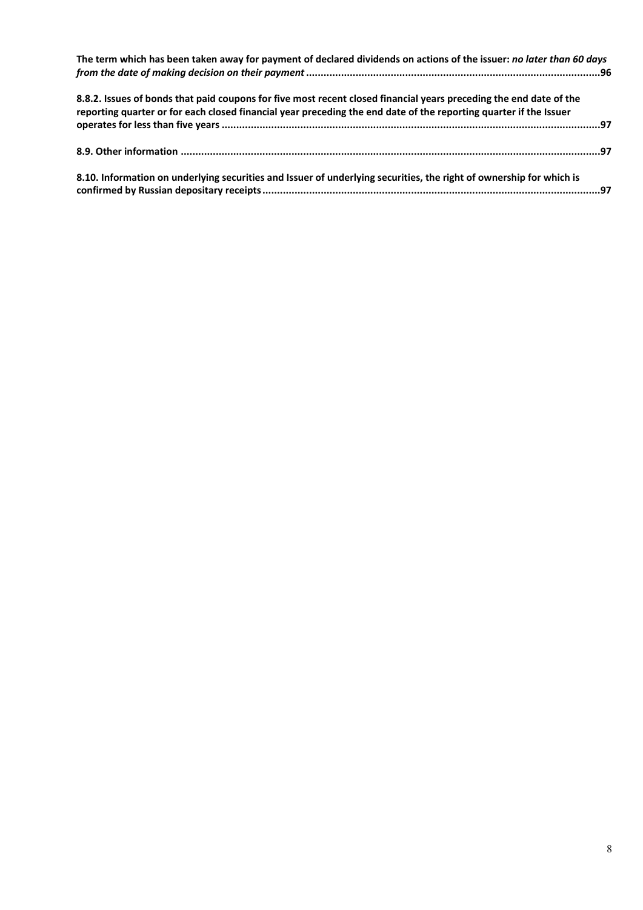**The term which has been taken away for payment of declared dividends on actions of the issuer:** ***no later than 60 days from the date of making decision on their payment*** **..................................................................................................96**

**8.8.2. Issues of bonds that paid coupons for five most recent closed financial years preceding the end date of the reporting quarter or for each closed financial year preceding the end date of the reporting quarter if the Issuer operates for less than five years ...............................................................................................................................97**

**8.9. Other information .............................................................................................................................................97**

**8.10. Information on underlying securities and Issuer of underlying securities, the right of ownership for which is confirmed by Russian depositary receipts..................................................................................................................97**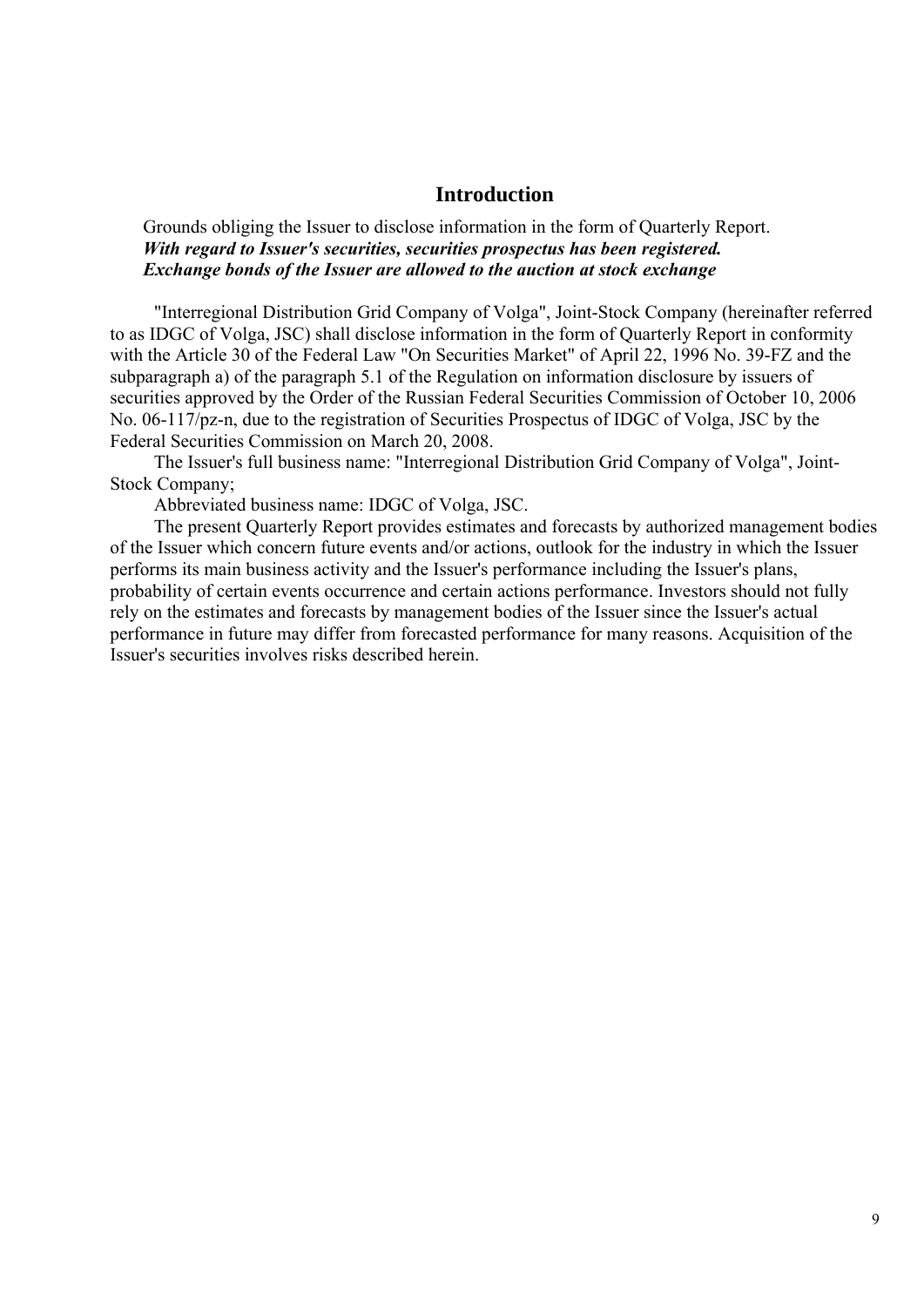## Introduction

Grounds obliging the Issuer to disclose information in the form of Quarterly Report.
***With regard to Issuer's securities, securities prospectus has been registered.***
***Exchange bonds of the Issuer are allowed to the auction at stock exchange***

"Interregional Distribution Grid Company of Volga", Joint-Stock Company (hereinafter referred to as IDGC of Volga, JSC) shall disclose information in the form of Quarterly Report in conformity with the Article 30 of the Federal Law "On Securities Market" of April 22, 1996 No. 39-FZ and the subparagraph a) of the paragraph 5.1 of the Regulation on information disclosure by issuers of securities approved by the Order of the Russian Federal Securities Commission of October 10, 2006 No. 06-117/pz-n, due to the registration of Securities Prospectus of IDGC of Volga, JSC by the Federal Securities Commission on March 20, 2008.

The Issuer's full business name: "Interregional Distribution Grid Company of Volga", Joint-Stock Company;

Abbreviated business name: IDGC of Volga, JSC.

The present Quarterly Report provides estimates and forecasts by authorized management bodies of the Issuer which concern future events and/or actions, outlook for the industry in which the Issuer performs its main business activity and the Issuer's performance including the Issuer's plans, probability of certain events occurrence and certain actions performance. Investors should not fully rely on the estimates and forecasts by management bodies of the Issuer since the Issuer's actual performance in future may differ from forecasted performance for many reasons. Acquisition of the Issuer's securities involves risks described herein.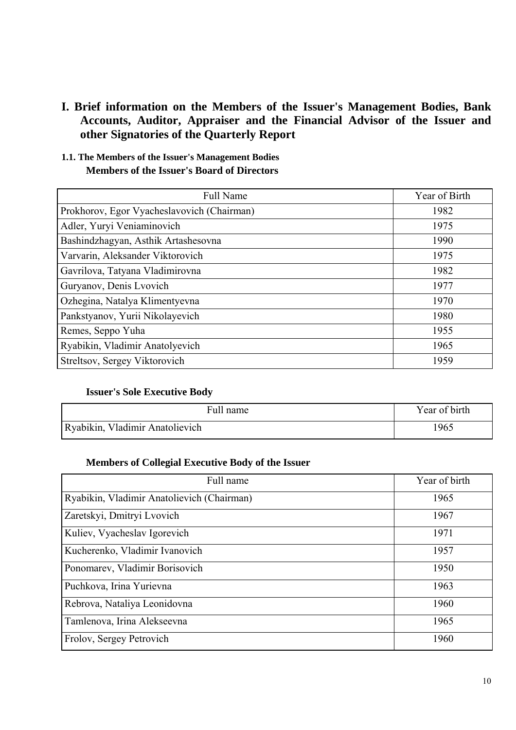# I. Brief information on the Members of the Issuer's Management Bodies, Bank Accounts, Auditor, Appraiser and the Financial Advisor of the Issuer and other Signatories of the Quarterly Report

## 1.1. The Members of the Issuer's Management Bodies

### Members of the Issuer's Board of Directors

| Full Name | Year of Birth |
|---|---|
| Prokhorov, Egor Vyacheslavovich (Chairman) | 1982 |
| Adler, Yuryi Veniaminovich | 1975 |
| Bashindzhagyan, Asthik Artashesovna | 1990 |
| Varvarin, Aleksander Viktorovich | 1975 |
| Gavrilova, Tatyana Vladimirovna | 1982 |
| Guryanov, Denis Lvovich | 1977 |
| Ozhegina, Natalya Klimentyevna | 1970 |
| Pankstyanov, Yurii Nikolayevich | 1980 |
| Remes, Seppo Yuha | 1955 |
| Ryabikin, Vladimir Anatolyevich | 1965 |
| Streltsov, Sergey Viktorovich | 1959 |

### Issuer's Sole Executive Body

| Full name | Year of birth |
|---|---|
| Ryabikin, Vladimir Anatolievich | 1965 |

### Members of Collegial Executive Body of the Issuer

| Full name | Year of birth |
|---|---|
| Ryabikin, Vladimir Anatolievich (Chairman) | 1965 |
| Zaretskyi, Dmitryi Lvovich | 1967 |
| Kuliev, Vyacheslav Igorevich | 1971 |
| Kucherenko, Vladimir Ivanovich | 1957 |
| Ponomarev, Vladimir Borisovich | 1950 |
| Puchkova, Irina Yurievna | 1963 |
| Rebrova, Nataliya Leonidovna | 1960 |
| Tamlenova, Irina Alekseevna | 1965 |
| Frolov, Sergey Petrovich | 1960 |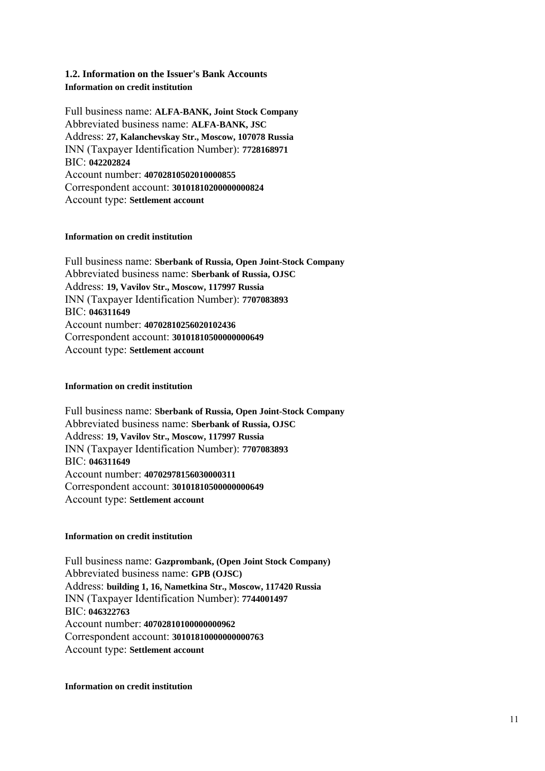### 1.2. Information on the Issuer's Bank Accounts

**Information on credit institution**

Full business name: **ALFA-BANK, Joint Stock Company**
Abbreviated business name: **ALFA-BANK, JSC**
Address: **27, Kalanchevskay Str., Moscow, 107078 Russia**
INN (Taxpayer Identification Number): **7728168971**
BIC: **042202824**
Account number: **40702810502010000855**
Correspondent account: **30101810200000000824**
Account type: **Settlement account**

**Information on credit institution**

Full business name: **Sberbank of Russia, Open Joint-Stock Company**
Abbreviated business name: **Sberbank of Russia, OJSC**
Address: **19, Vavilov Str., Moscow, 117997 Russia**
INN (Taxpayer Identification Number): **7707083893**
BIC: **046311649**
Account number: **40702810256020102436**
Correspondent account: **30101810500000000649**
Account type: **Settlement account**

**Information on credit institution**

Full business name: **Sberbank of Russia, Open Joint-Stock Company**
Abbreviated business name: **Sberbank of Russia, OJSC**
Address: **19, Vavilov Str., Moscow, 117997 Russia**
INN (Taxpayer Identification Number): **7707083893**
BIC: **046311649**
Account number: **40702978156030000311**
Correspondent account: **30101810500000000649**
Account type: **Settlement account**

**Information on credit institution**

Full business name: **Gazprombank, (Open Joint Stock Company)**
Abbreviated business name: **GPB (OJSC)**
Address: **building 1, 16, Nametkina Str., Moscow, 117420 Russia**
INN (Taxpayer Identification Number): **7744001497**
BIC: **046322763**
Account number: **40702810100000000962**
Correspondent account: **30101810000000000763**
Account type: **Settlement account**

**Information on credit institution**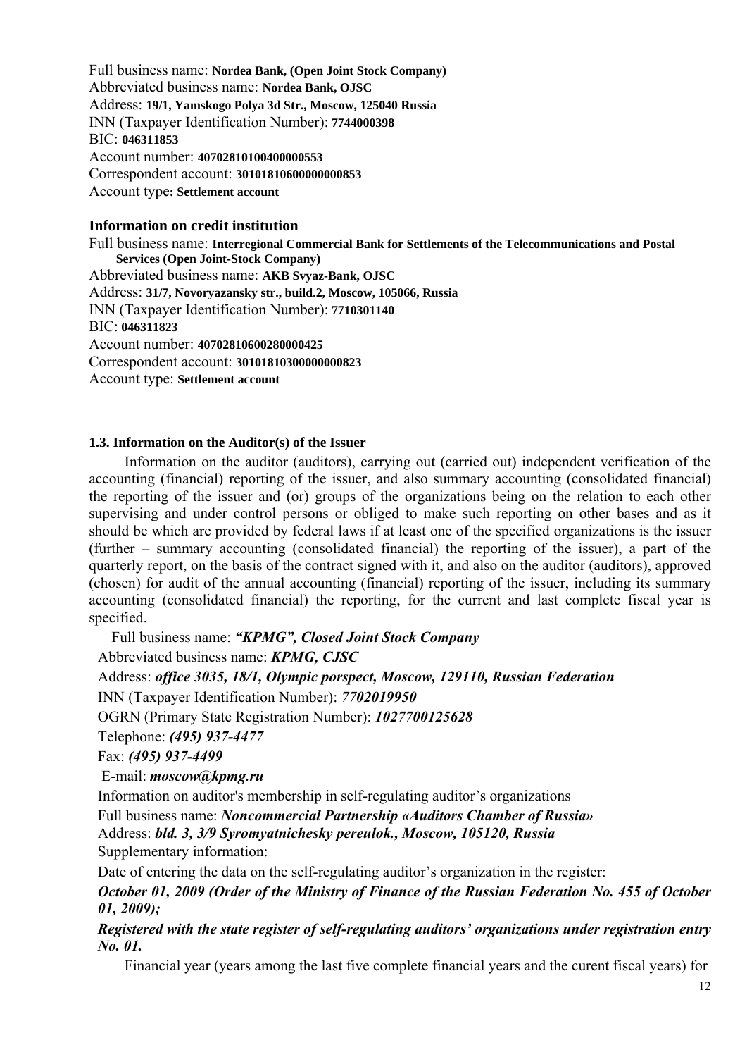Full business name: **Nordea Bank, (Open Joint Stock Company)**
Abbreviated business name: **Nordea Bank, OJSC**
Address: **19/1, Yamskogo Polya 3d Str., Moscow, 125040 Russia**
INN (Taxpayer Identification Number): **7744000398**
BIC: **046311853**
Account number: **40702810100400000553**
Correspondent account: **30101810600000000853**
Account type**: Settlement account**

### Information on credit institution

Full business name: **Interregional Commercial Bank for Settlements of the Telecommunications and Postal Services (Open Joint-Stock Company)**
Abbreviated business name: **AKB Svyaz-Bank, OJSC**
Address: **31/7, Novoryazansky str., build.2, Moscow, 105066, Russia**
INN (Taxpayer Identification Number): **7710301140**
BIC: **046311823**
Account number: **40702810600280000425**
Correspondent account: **30101810300000000823**
Account type: **Settlement account**

#### 1.3. Information on the Auditor(s) of the Issuer

Information on the auditor (auditors), carrying out (carried out) independent verification of the accounting (financial) reporting of the issuer, and also summary accounting (consolidated financial) the reporting of the issuer and (or) groups of the organizations being on the relation to each other supervising and under control persons or obliged to make such reporting on other bases and as it should be which are provided by federal laws if at least one of the specified organizations is the issuer (further – summary accounting (consolidated financial) the reporting of the issuer), a part of the quarterly report, on the basis of the contract signed with it, and also on the auditor (auditors), approved (chosen) for audit of the annual accounting (financial) reporting of the issuer, including its summary accounting (consolidated financial) the reporting, for the current and last complete fiscal year is specified.

Full business name: ***"KPMG", Closed Joint Stock Company***

Abbreviated business name: ***KPMG, CJSC***

Address: ***office 3035, 18/1, Olympic porspect, Moscow, 129110, Russian Federation***

INN (Taxpayer Identification Number): ***7702019950***

OGRN (Primary State Registration Number): ***1027700125628***

Telephone: ***(495) 937-4477***

Fax: ***(495) 937-4499***

E-mail: ***moscow@kpmg.ru***

Information on auditor's membership in self-regulating auditor's organizations

Full business name: ***Noncommercial Partnership «Auditors Chamber of Russia»***

Address: ***bld. 3, 3/9 Syromyatnichesky pereulok., Moscow, 105120, Russia***

Supplementary information:

Date of entering the data on the self-regulating auditor's organization in the register:

***October 01, 2009 (Order of the Ministry of Finance of the Russian Federation No. 455 of October 01, 2009);***

***Registered with the state register of self-regulating auditors' organizations under registration entry No. 01.***

Financial year (years among the last five complete financial years and the curent fiscal years) for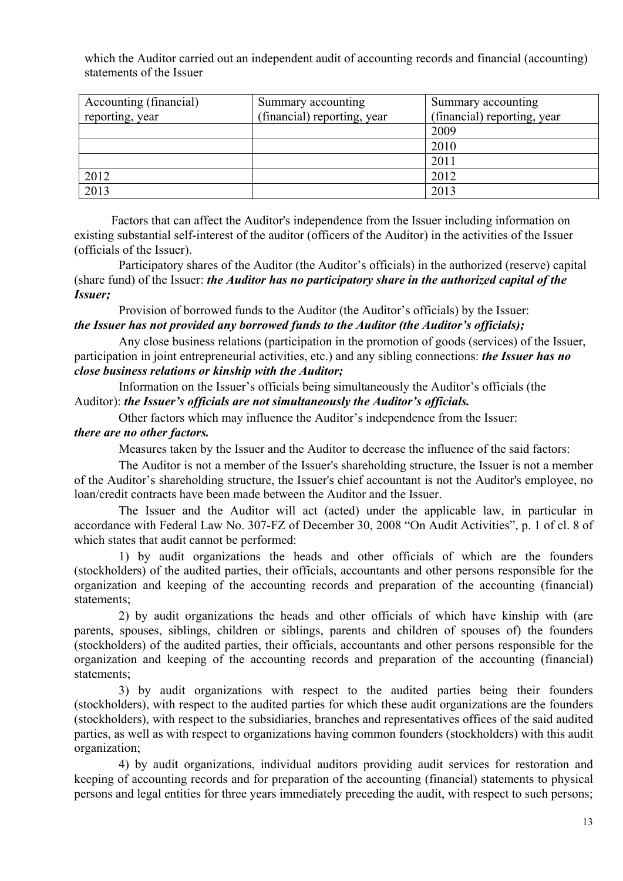which the Auditor carried out an independent audit of accounting records and financial (accounting) statements of the Issuer

| Accounting (financial) reporting, year | Summary accounting (financial) reporting, year | Summary accounting (financial) reporting, year |
|---|---|---|
| | | 2009 |
| | | 2010 |
| | | 2011 |
| 2012 | | 2012 |
| 2013 | | 2013 |

Factors that can affect the Auditor's independence from the Issuer including information on existing substantial self-interest of the auditor (officers of the Auditor) in the activities of the Issuer (officials of the Issuer).

Participatory shares of the Auditor (the Auditor's officials) in the authorized (reserve) capital (share fund) of the Issuer: ***the Auditor has no participatory share in the authorized capital of the Issuer;***

Provision of borrowed funds to the Auditor (the Auditor's officials) by the Issuer: ***the Issuer has not provided any borrowed funds to the Auditor (the Auditor's officials);***

Any close business relations (participation in the promotion of goods (services) of the Issuer, participation in joint entrepreneurial activities, etc.) and any sibling connections: ***the Issuer has no close business relations or kinship with the Auditor;***

Information on the Issuer's officials being simultaneously the Auditor's officials (the Auditor): ***the Issuer's officials are not simultaneously the Auditor's officials.***

Other factors which may influence the Auditor's independence from the Issuer: ***there are no other factors.***

Measures taken by the Issuer and the Auditor to decrease the influence of the said factors:

The Auditor is not a member of the Issuer's shareholding structure, the Issuer is not a member of the Auditor's shareholding structure, the Issuer's chief accountant is not the Auditor's employee, no loan/credit contracts have been made between the Auditor and the Issuer.

The Issuer and the Auditor will act (acted) under the applicable law, in particular in accordance with Federal Law No. 307-FZ of December 30, 2008 "On Audit Activities", p. 1 of cl. 8 of which states that audit cannot be performed:

1) by audit organizations the heads and other officials of which are the founders (stockholders) of the audited parties, their officials, accountants and other persons responsible for the organization and keeping of the accounting records and preparation of the accounting (financial) statements;

2) by audit organizations the heads and other officials of which have kinship with (are parents, spouses, siblings, children or siblings, parents and children of spouses of) the founders (stockholders) of the audited parties, their officials, accountants and other persons responsible for the organization and keeping of the accounting records and preparation of the accounting (financial) statements;

3) by audit organizations with respect to the audited parties being their founders (stockholders), with respect to the audited parties for which these audit organizations are the founders (stockholders), with respect to the subsidiaries, branches and representatives offices of the said audited parties, as well as with respect to organizations having common founders (stockholders) with this audit organization;

4) by audit organizations, individual auditors providing audit services for restoration and keeping of accounting records and for preparation of the accounting (financial) statements to physical persons and legal entities for three years immediately preceding the audit, with respect to such persons;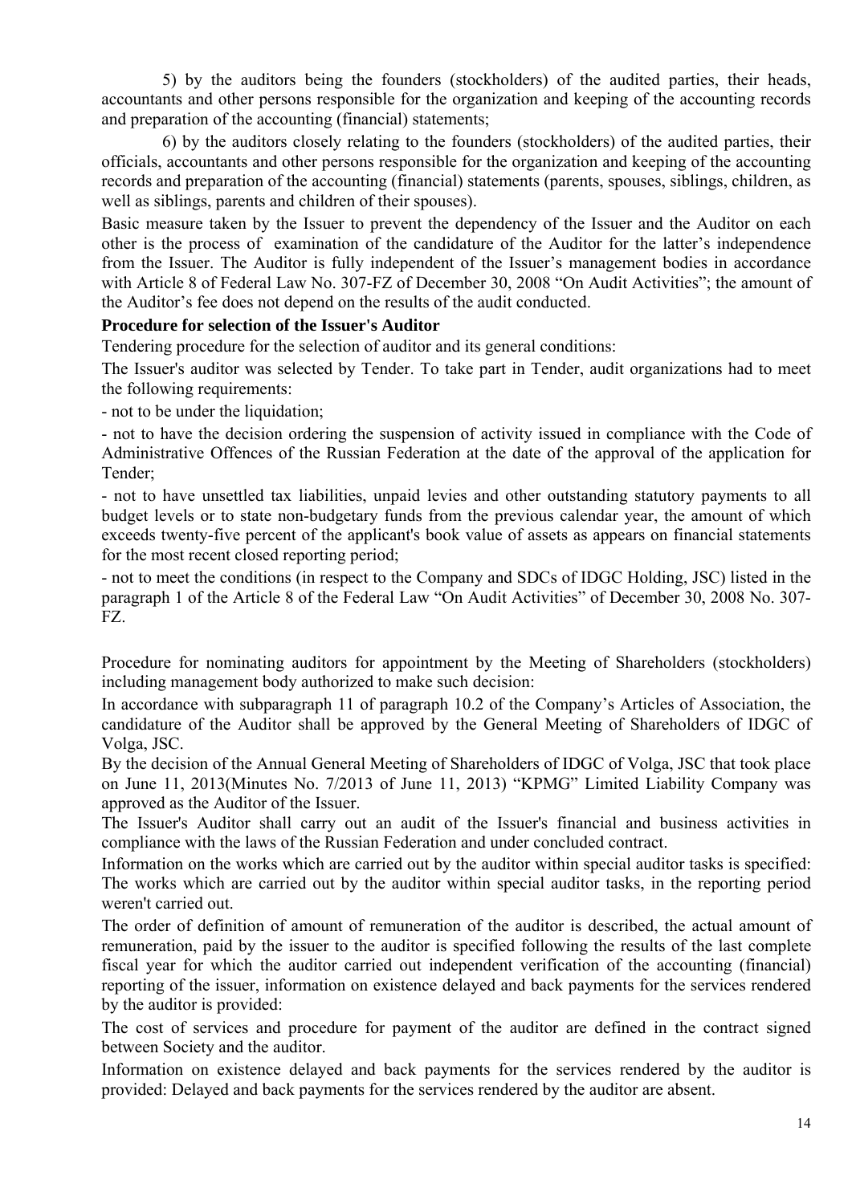5) by the auditors being the founders (stockholders) of the audited parties, their heads, accountants and other persons responsible for the organization and keeping of the accounting records and preparation of the accounting (financial) statements;

6) by the auditors closely relating to the founders (stockholders) of the audited parties, their officials, accountants and other persons responsible for the organization and keeping of the accounting records and preparation of the accounting (financial) statements (parents, spouses, siblings, children, as well as siblings, parents and children of their spouses).

Basic measure taken by the Issuer to prevent the dependency of the Issuer and the Auditor on each other is the process of examination of the candidature of the Auditor for the latter's independence from the Issuer. The Auditor is fully independent of the Issuer's management bodies in accordance with Article 8 of Federal Law No. 307-FZ of December 30, 2008 "On Audit Activities"; the amount of the Auditor's fee does not depend on the results of the audit conducted.

**Procedure for selection of the Issuer's Auditor**

Tendering procedure for the selection of auditor and its general conditions:

The Issuer's auditor was selected by Tender. To take part in Tender, audit organizations had to meet the following requirements:

- not to be under the liquidation;
- not to have the decision ordering the suspension of activity issued in compliance with the Code of Administrative Offences of the Russian Federation at the date of the approval of the application for Tender;
- not to have unsettled tax liabilities, unpaid levies and other outstanding statutory payments to all budget levels or to state non-budgetary funds from the previous calendar year, the amount of which exceeds twenty-five percent of the applicant's book value of assets as appears on financial statements for the most recent closed reporting period;
- not to meet the conditions (in respect to the Company and SDCs of IDGC Holding, JSC) listed in the paragraph 1 of the Article 8 of the Federal Law "On Audit Activities" of December 30, 2008 No. 307-FZ.

Procedure for nominating auditors for appointment by the Meeting of Shareholders (stockholders) including management body authorized to make such decision:

In accordance with subparagraph 11 of paragraph 10.2 of the Company's Articles of Association, the candidature of the Auditor shall be approved by the General Meeting of Shareholders of IDGC of Volga, JSC.

By the decision of the Annual General Meeting of Shareholders of IDGC of Volga, JSC that took place on June 11, 2013(Minutes No. 7/2013 of June 11, 2013) "KPMG" Limited Liability Company was approved as the Auditor of the Issuer.

The Issuer's Auditor shall carry out an audit of the Issuer's financial and business activities in compliance with the laws of the Russian Federation and under concluded contract.

Information on the works which are carried out by the auditor within special auditor tasks is specified: The works which are carried out by the auditor within special auditor tasks, in the reporting period weren't carried out.

The order of definition of amount of remuneration of the auditor is described, the actual amount of remuneration, paid by the issuer to the auditor is specified following the results of the last complete fiscal year for which the auditor carried out independent verification of the accounting (financial) reporting of the issuer, information on existence delayed and back payments for the services rendered by the auditor is provided:

The cost of services and procedure for payment of the auditor are defined in the contract signed between Society and the auditor.

Information on existence delayed and back payments for the services rendered by the auditor is provided: Delayed and back payments for the services rendered by the auditor are absent.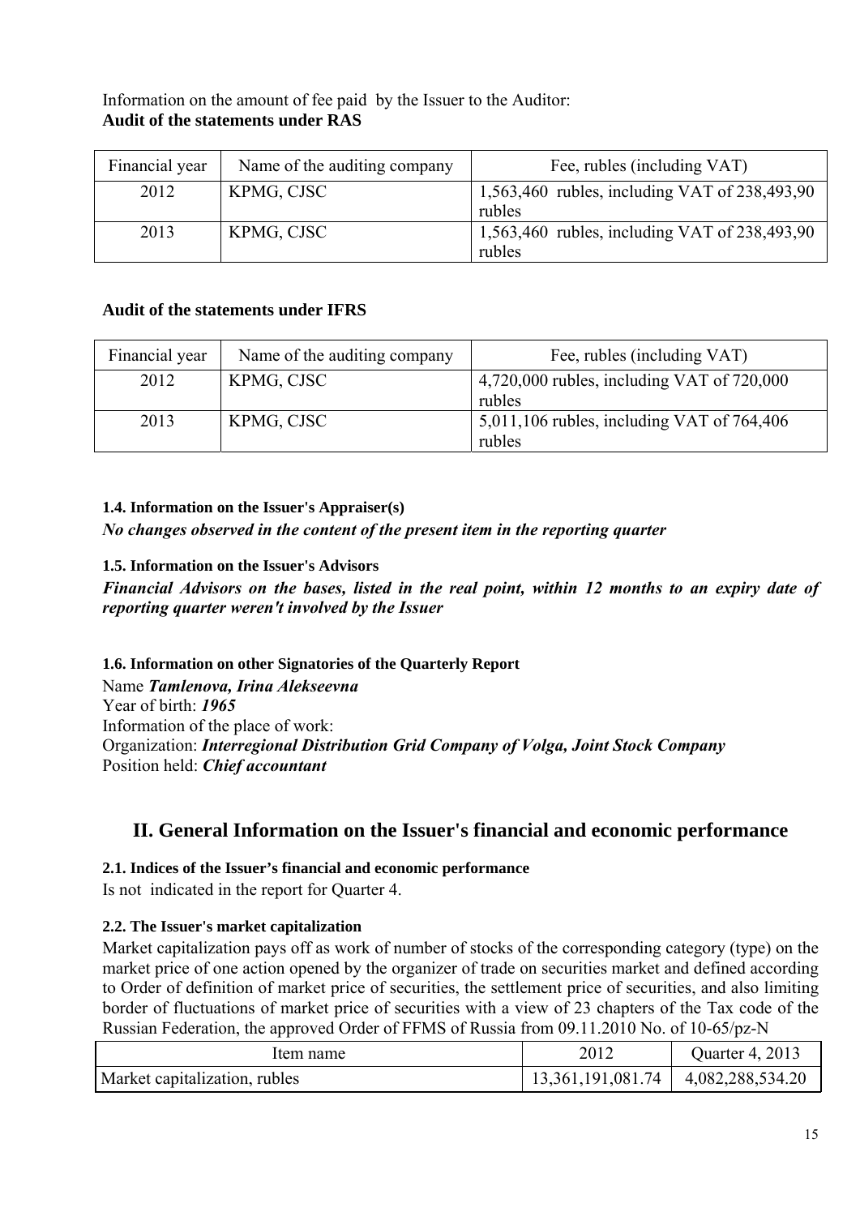Information on the amount of fee paid by the Issuer to the Auditor:
**Audit of the statements under RAS**

| Financial year | Name of the auditing company | Fee, rubles (including VAT) |
|---|---|---|
| 2012 | KPMG, CJSC | 1,563,460 rubles, including VAT of 238,493,90 rubles |
| 2013 | KPMG, CJSC | 1,563,460 rubles, including VAT of 238,493,90 rubles |

**Audit of the statements under IFRS**

| Financial year | Name of the auditing company | Fee, rubles (including VAT) |
|---|---|---|
| 2012 | KPMG, CJSC | 4,720,000 rubles, including VAT of 720,000 rubles |
| 2013 | KPMG, CJSC | 5,011,106 rubles, including VAT of 764,406 rubles |

### 1.4. Information on the Issuer's Appraiser(s)

***No changes observed in the content of the present item in the reporting quarter***

### 1.5. Information on the Issuer's Advisors

***Financial Advisors on the bases, listed in the real point, within 12 months to an expiry date of reporting quarter weren't involved by the Issuer***

### 1.6. Information on other Signatories of the Quarterly Report

Name ***Tamlenova, Irina Alekseevna***
Year of birth: ***1965***
Information of the place of work:
Organization: ***Interregional Distribution Grid Company of Volga, Joint Stock Company***
Position held: ***Chief accountant***

## II. General Information on the Issuer's financial and economic performance

### 2.1. Indices of the Issuer's financial and economic performance

Is not indicated in the report for Quarter 4.

### 2.2. The Issuer's market capitalization

Market capitalization pays off as work of number of stocks of the corresponding category (type) on the market price of one action opened by the organizer of trade on securities market and defined according to Order of definition of market price of securities, the settlement price of securities, and also limiting border of fluctuations of market price of securities with a view of 23 chapters of the Tax code of the Russian Federation, the approved Order of FFMS of Russia from 09.11.2010 No. of 10-65/pz-N

| Item name | 2012 | Quarter 4, 2013 |
|---|---|---|
| Market capitalization, rubles | 13,361,191,081.74 | 4,082,288,534.20 |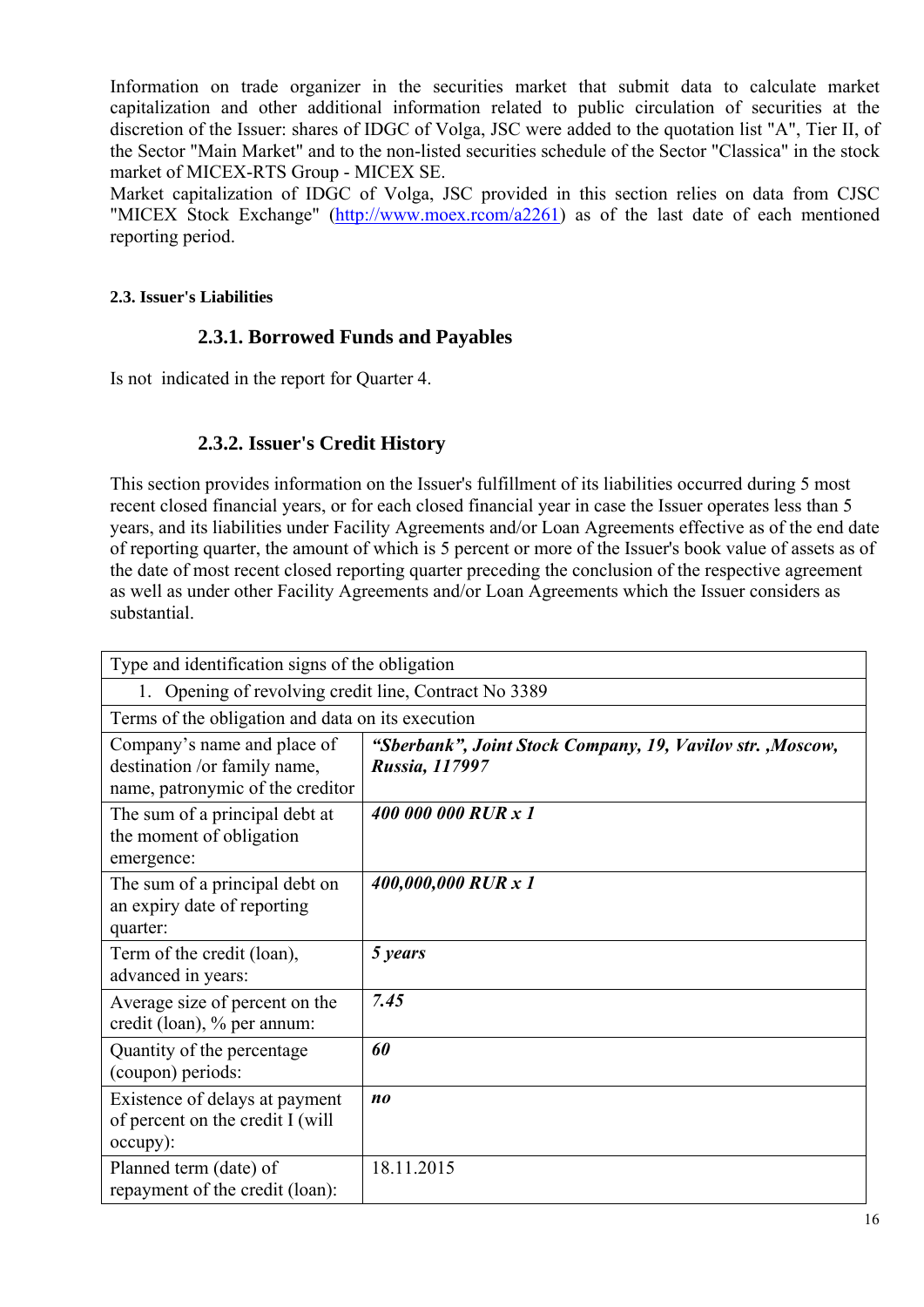Information on trade organizer in the securities market that submit data to calculate market capitalization and other additional information related to public circulation of securities at the discretion of the Issuer: shares of IDGC of Volga, JSC were added to the quotation list "A", Tier II, of the Sector "Main Market" and to the non-listed securities schedule of the Sector "Classica" in the stock market of MICEX-RTS Group - MICEX SE.

Market capitalization of IDGC of Volga, JSC provided in this section relies on data from CJSC "MICEX Stock Exchange" (http://www.moex.rcom/a2261) as of the last date of each mentioned reporting period.

#### 2.3. Issuer's Liabilities

### 2.3.1. Borrowed Funds and Payables

Is not indicated in the report for Quarter 4.

### 2.3.2. Issuer's Credit History

This section provides information on the Issuer's fulfillment of its liabilities occurred during 5 most recent closed financial years, or for each closed financial year in case the Issuer operates less than 5 years, and its liabilities under Facility Agreements and/or Loan Agreements effective as of the end date of reporting quarter, the amount of which is 5 percent or more of the Issuer's book value of assets as of the date of most recent closed reporting quarter preceding the conclusion of the respective agreement as well as under other Facility Agreements and/or Loan Agreements which the Issuer considers as substantial.

| Type and identification signs of the obligation | |
|---|---|
| 1. Opening of revolving credit line, Contract No 3389 | |
| Terms of the obligation and data on its execution | |
| Company's name and place of destination /or family name, name, patronymic of the creditor | ***"Sberbank", Joint Stock Company, 19, Vavilov str. ,Moscow, Russia, 117997*** |
| The sum of a principal debt at the moment of obligation emergence: | ***400 000 000 RUR x 1*** |
| The sum of a principal debt on an expiry date of reporting quarter: | ***400,000,000 RUR x 1*** |
| Term of the credit (loan), advanced in years: | ***5 years*** |
| Average size of percent on the credit (loan), % per annum: | ***7.45*** |
| Quantity of the percentage (coupon) periods: | ***60*** |
| Existence of delays at payment of percent on the credit I (will occupy): | ***no*** |
| Planned term (date) of repayment of the credit (loan): | 18.11.2015 |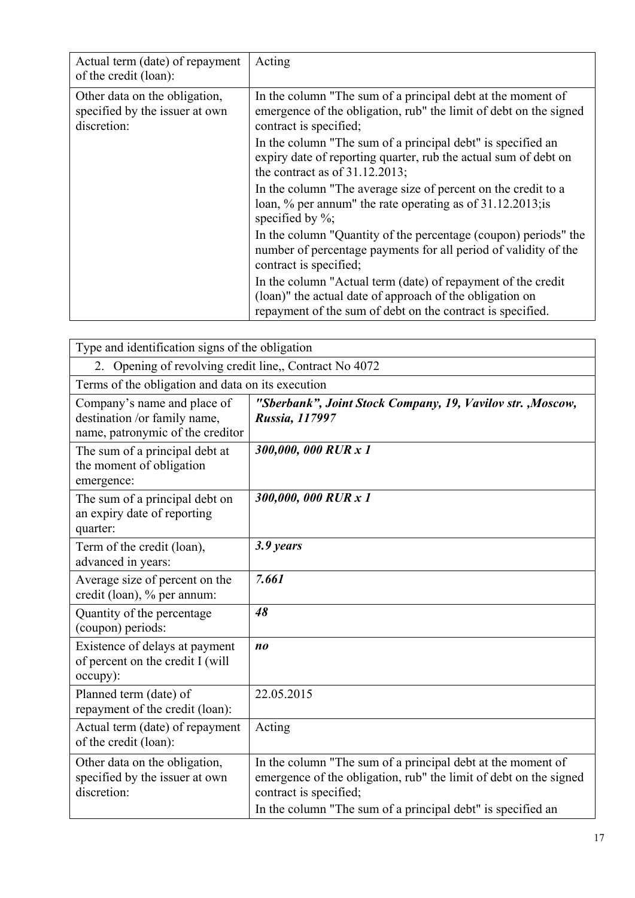| | |
|---|---|
| Actual term (date) of repayment of the credit (loan): | Acting |
| Other data on the obligation, specified by the issuer at own discretion: | In the column "The sum of a principal debt at the moment of emergence of the obligation, rub" the limit of debt on the signed contract is specified;<br>In the column "The sum of a principal debt" is specified an expiry date of reporting quarter, rub the actual sum of debt on the contract as of 31.12.2013;<br>In the column "The average size of percent on the credit to a loan, % per annum" the rate operating as of 31.12.2013;is specified by %;<br>In the column "Quantity of the percentage (coupon) periods" the number of percentage payments for all period of validity of the contract is specified;<br>In the column "Actual term (date) of repayment of the credit (loan)" the actual date of approach of the obligation on repayment of the sum of debt on the contract is specified. |

| Type and identification signs of the obligation | |
|---|---|
| 2. Opening of revolving credit line,, Contract No 4072 | |
| Terms of the obligation and data on its execution | |
| Company's name and place of destination /or family name, name, patronymic of the creditor | ***"Sberbank", Joint Stock Company, 19, Vavilov str. ,Moscow, Russia, 117997*** |
| The sum of a principal debt at the moment of obligation emergence: | ***300,000, 000 RUR x 1*** |
| The sum of a principal debt on an expiry date of reporting quarter: | ***300,000, 000 RUR x 1*** |
| Term of the credit (loan), advanced in years: | ***3.9 years*** |
| Average size of percent on the credit (loan), % per annum: | ***7.661*** |
| Quantity of the percentage (coupon) periods: | ***48*** |
| Existence of delays at payment of percent on the credit I (will occupy): | ***no*** |
| Planned term (date) of repayment of the credit (loan): | 22.05.2015 |
| Actual term (date) of repayment of the credit (loan): | Acting |
| Other data on the obligation, specified by the issuer at own discretion: | In the column "The sum of a principal debt at the moment of emergence of the obligation, rub" the limit of debt on the signed contract is specified;<br>In the column "The sum of a principal debt" is specified an |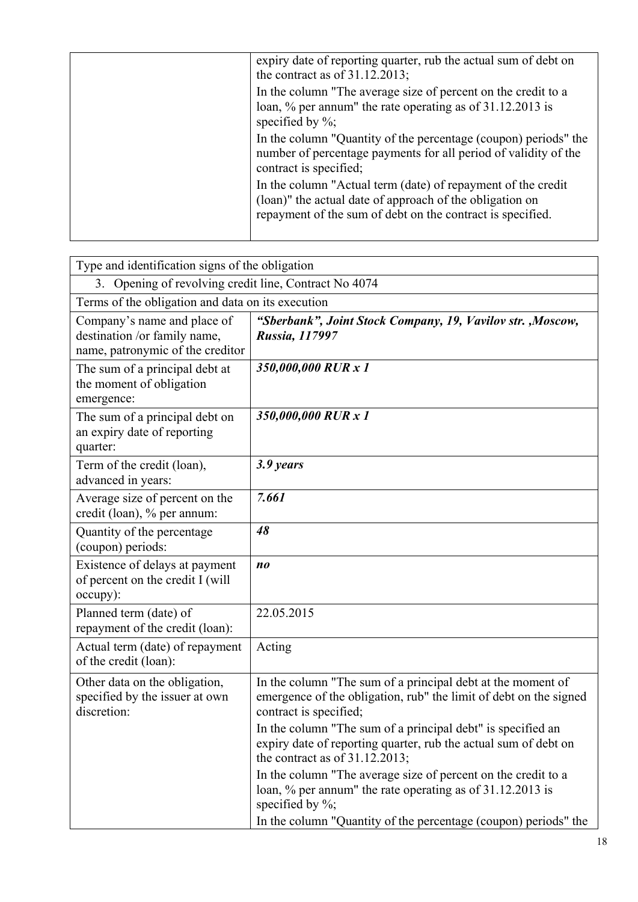| | |
|---|---|
| | expiry date of reporting quarter, rub the actual sum of debt on the contract as of 31.12.2013;<br>In the column "The average size of percent on the credit to a loan, % per annum" the rate operating as of 31.12.2013 is specified by %;<br>In the column "Quantity of the percentage (coupon) periods" the number of percentage payments for all period of validity of the contract is specified;<br>In the column "Actual term (date) of repayment of the credit (loan)" the actual date of approach of the obligation on repayment of the sum of debt on the contract is specified. |

| Type and identification signs of the obligation | |
|---|---|
| 3. Opening of revolving credit line, Contract No 4074 | |
| Terms of the obligation and data on its execution | |
| Company's name and place of destination /or family name, name, patronymic of the creditor | ***"Sberbank", Joint Stock Company, 19, Vavilov str. ,Moscow, Russia, 117997*** |
| The sum of a principal debt at the moment of obligation emergence: | ***350,000,000 RUR x 1*** |
| The sum of a principal debt on an expiry date of reporting quarter: | ***350,000,000 RUR x 1*** |
| Term of the credit (loan), advanced in years: | ***3.9 years*** |
| Average size of percent on the credit (loan), % per annum: | ***7.661*** |
| Quantity of the percentage (coupon) periods: | ***48*** |
| Existence of delays at payment of percent on the credit I (will occupy): | ***no*** |
| Planned term (date) of repayment of the credit (loan): | 22.05.2015 |
| Actual term (date) of repayment of the credit (loan): | Acting |
| Other data on the obligation, specified by the issuer at own discretion: | In the column "The sum of a principal debt at the moment of emergence of the obligation, rub" the limit of debt on the signed contract is specified;<br>In the column "The sum of a principal debt" is specified an expiry date of reporting quarter, rub the actual sum of debt on the contract as of 31.12.2013;<br>In the column "The average size of percent on the credit to a loan, % per annum" the rate operating as of 31.12.2013 is specified by %;<br>In the column "Quantity of the percentage (coupon) periods" the |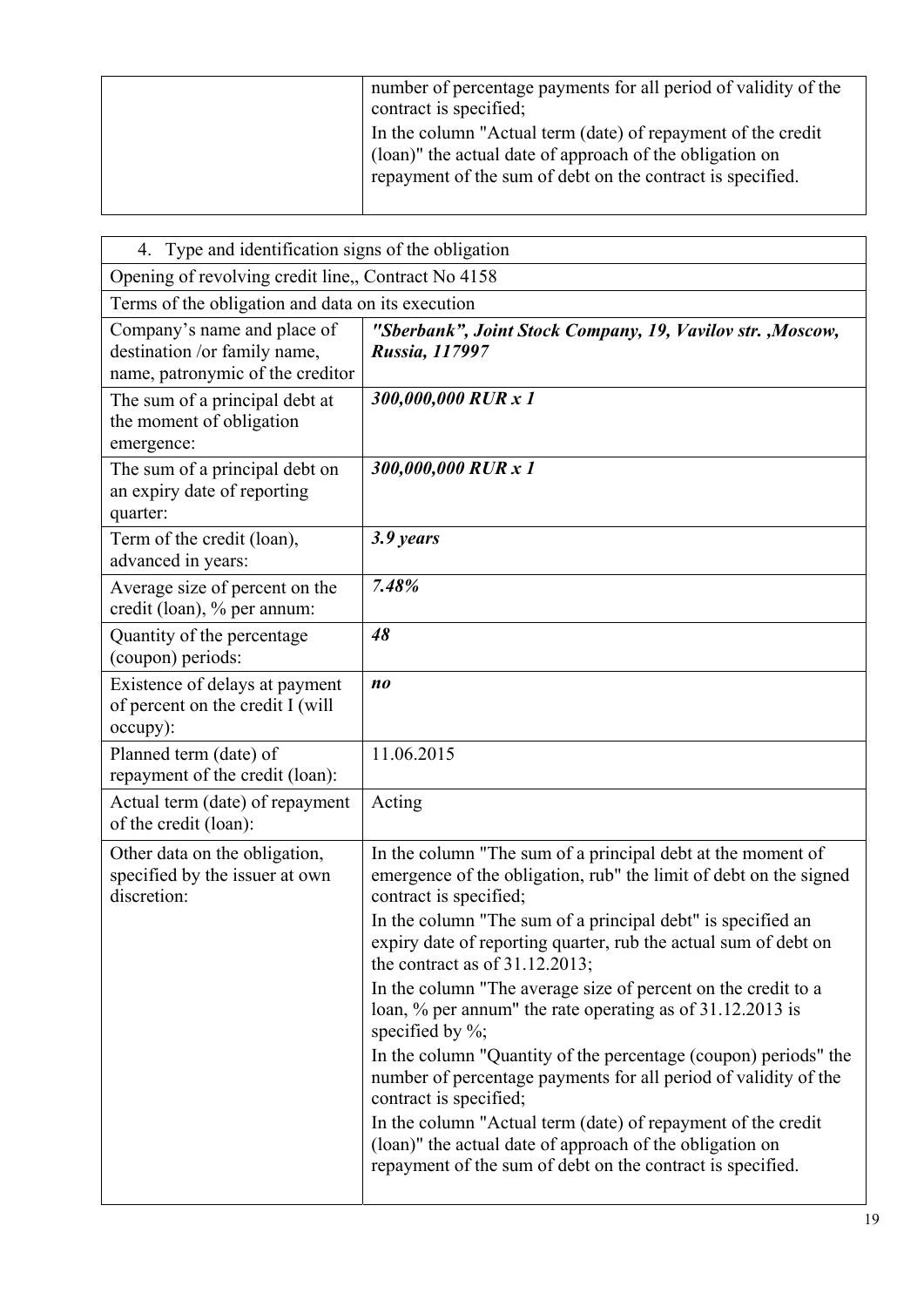| | |
|---|---|
| | number of percentage payments for all period of validity of the contract is specified;<br>In the column "Actual term (date) of repayment of the credit (loan)" the actual date of approach of the obligation on repayment of the sum of debt on the contract is specified. |

| 4. Type and identification signs of the obligation | |
|---|---|
| Opening of revolving credit line,, Contract No 4158 | |
| Terms of the obligation and data on its execution | |
| Company's name and place of destination /or family name, name, patronymic of the creditor | ***"Sberbank", Joint Stock Company, 19, Vavilov str. ,Moscow, Russia, 117997*** |
| The sum of a principal debt at the moment of obligation emergence: | ***300,000,000 RUR x 1*** |
| The sum of a principal debt on an expiry date of reporting quarter: | ***300,000,000 RUR x 1*** |
| Term of the credit (loan), advanced in years: | ***3.9 years*** |
| Average size of percent on the credit (loan), % per annum: | ***7.48%*** |
| Quantity of the percentage (coupon) periods: | ***48*** |
| Existence of delays at payment of percent on the credit I (will occupy): | ***no*** |
| Planned term (date) of repayment of the credit (loan): | 11.06.2015 |
| Actual term (date) of repayment of the credit (loan): | Acting |
| Other data on the obligation, specified by the issuer at own discretion: | In the column "The sum of a principal debt at the moment of emergence of the obligation, rub" the limit of debt on the signed contract is specified;<br>In the column "The sum of a principal debt" is specified an expiry date of reporting quarter, rub the actual sum of debt on the contract as of 31.12.2013;<br>In the column "The average size of percent on the credit to a loan, % per annum" the rate operating as of 31.12.2013 is specified by %;<br>In the column "Quantity of the percentage (coupon) periods" the number of percentage payments for all period of validity of the contract is specified;<br>In the column "Actual term (date) of repayment of the credit (loan)" the actual date of approach of the obligation on repayment of the sum of debt on the contract is specified. |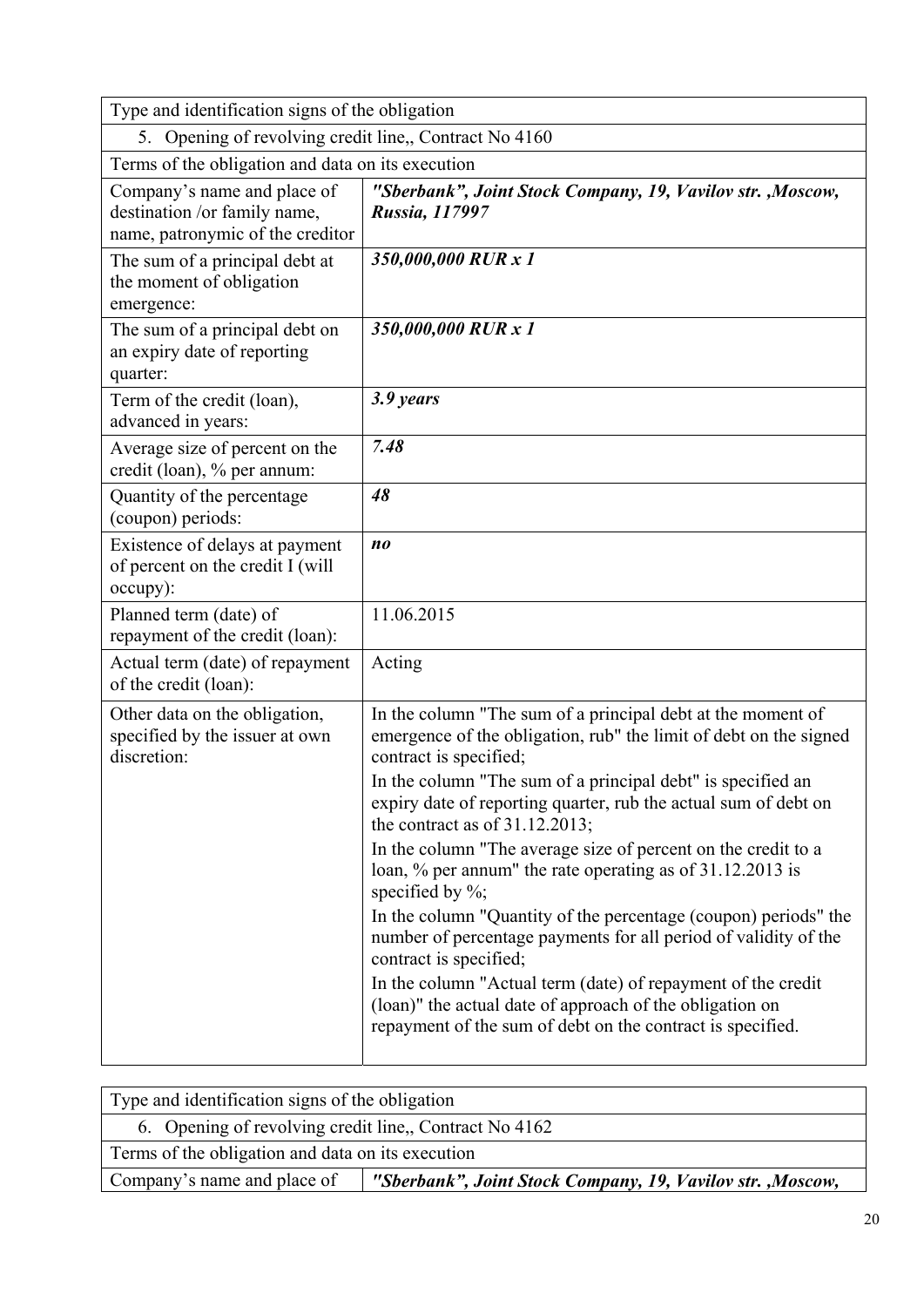| Type and identification signs of the obligation | |
|---|---|
| 5. Opening of revolving credit line,, Contract No 4160 | |
| Terms of the obligation and data on its execution | |
| Company's name and place of destination /or family name, name, patronymic of the creditor | ***"Sberbank", Joint Stock Company, 19, Vavilov str. ,Moscow, Russia, 117997*** |
| The sum of a principal debt at the moment of obligation emergence: | ***350,000,000 RUR x 1*** |
| The sum of a principal debt on an expiry date of reporting quarter: | ***350,000,000 RUR x 1*** |
| Term of the credit (loan), advanced in years: | ***3.9 years*** |
| Average size of percent on the credit (loan), % per annum: | ***7.48*** |
| Quantity of the percentage (coupon) periods: | ***48*** |
| Existence of delays at payment of percent on the credit I (will occupy): | ***no*** |
| Planned term (date) of repayment of the credit (loan): | 11.06.2015 |
| Actual term (date) of repayment of the credit (loan): | Acting |
| Other data on the obligation, specified by the issuer at own discretion: | In the column "The sum of a principal debt at the moment of emergence of the obligation, rub" the limit of debt on the signed contract is specified;<br>In the column "The sum of a principal debt" is specified an expiry date of reporting quarter, rub the actual sum of debt on the contract as of 31.12.2013;<br>In the column "The average size of percent on the credit to a loan, % per annum" the rate operating as of 31.12.2013 is specified by %;<br>In the column "Quantity of the percentage (coupon) periods" the number of percentage payments for all period of validity of the contract is specified;<br>In the column "Actual term (date) of repayment of the credit (loan)" the actual date of approach of the obligation on repayment of the sum of debt on the contract is specified. |

| Type and identification signs of the obligation | |
|---|---|
| 6. Opening of revolving credit line,, Contract No 4162 | |
| Terms of the obligation and data on its execution | |
| Company's name and place of | ***"Sberbank", Joint Stock Company, 19, Vavilov str. ,Moscow,*** |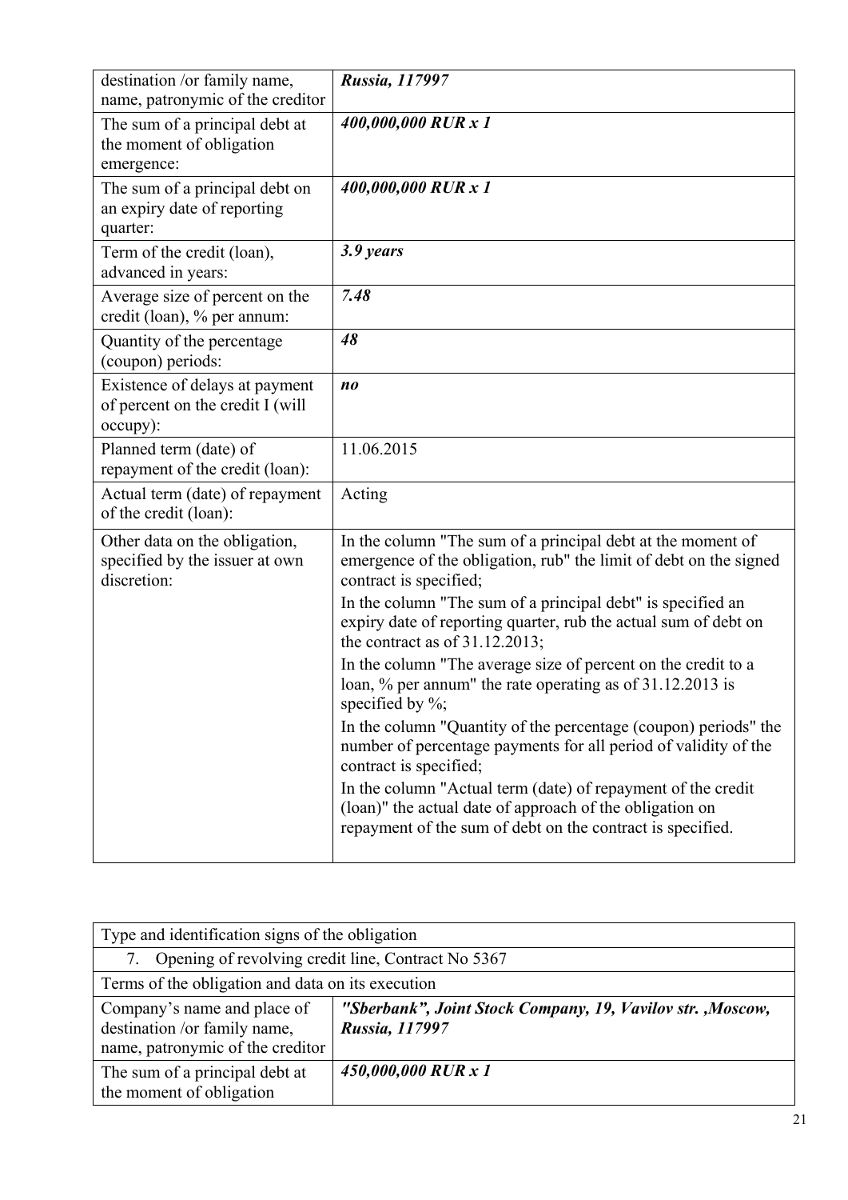| destination /or family name, name, patronymic of the creditor | ***Russia, 117997*** |
|---|---|
| The sum of a principal debt at the moment of obligation emergence: | ***400,000,000 RUR x 1*** |
| The sum of a principal debt on an expiry date of reporting quarter: | ***400,000,000 RUR x 1*** |
| Term of the credit (loan), advanced in years: | ***3.9 years*** |
| Average size of percent on the credit (loan), % per annum: | ***7.48*** |
| Quantity of the percentage (coupon) periods: | ***48*** |
| Existence of delays at payment of percent on the credit I (will occupy): | ***no*** |
| Planned term (date) of repayment of the credit (loan): | 11.06.2015 |
| Actual term (date) of repayment of the credit (loan): | Acting |
| Other data on the obligation, specified by the issuer at own discretion: | In the column "The sum of a principal debt at the moment of emergence of the obligation, rub" the limit of debt on the signed contract is specified;<br>In the column "The sum of a principal debt" is specified an expiry date of reporting quarter, rub the actual sum of debt on the contract as of 31.12.2013;<br>In the column "The average size of percent on the credit to a loan, % per annum" the rate operating as of 31.12.2013 is specified by %;<br>In the column "Quantity of the percentage (coupon) periods" the number of percentage payments for all period of validity of the contract is specified;<br>In the column "Actual term (date) of repayment of the credit (loan)" the actual date of approach of the obligation on repayment of the sum of debt on the contract is specified. |

| Type and identification signs of the obligation | |
|---|---|
| 7. Opening of revolving credit line, Contract No 5367 | |
| Terms of the obligation and data on its execution | |
| Company's name and place of destination /or family name, name, patronymic of the creditor | ***"Sberbank", Joint Stock Company, 19, Vavilov str. ,Moscow, Russia, 117997*** |
| The sum of a principal debt at the moment of obligation | ***450,000,000 RUR x 1*** |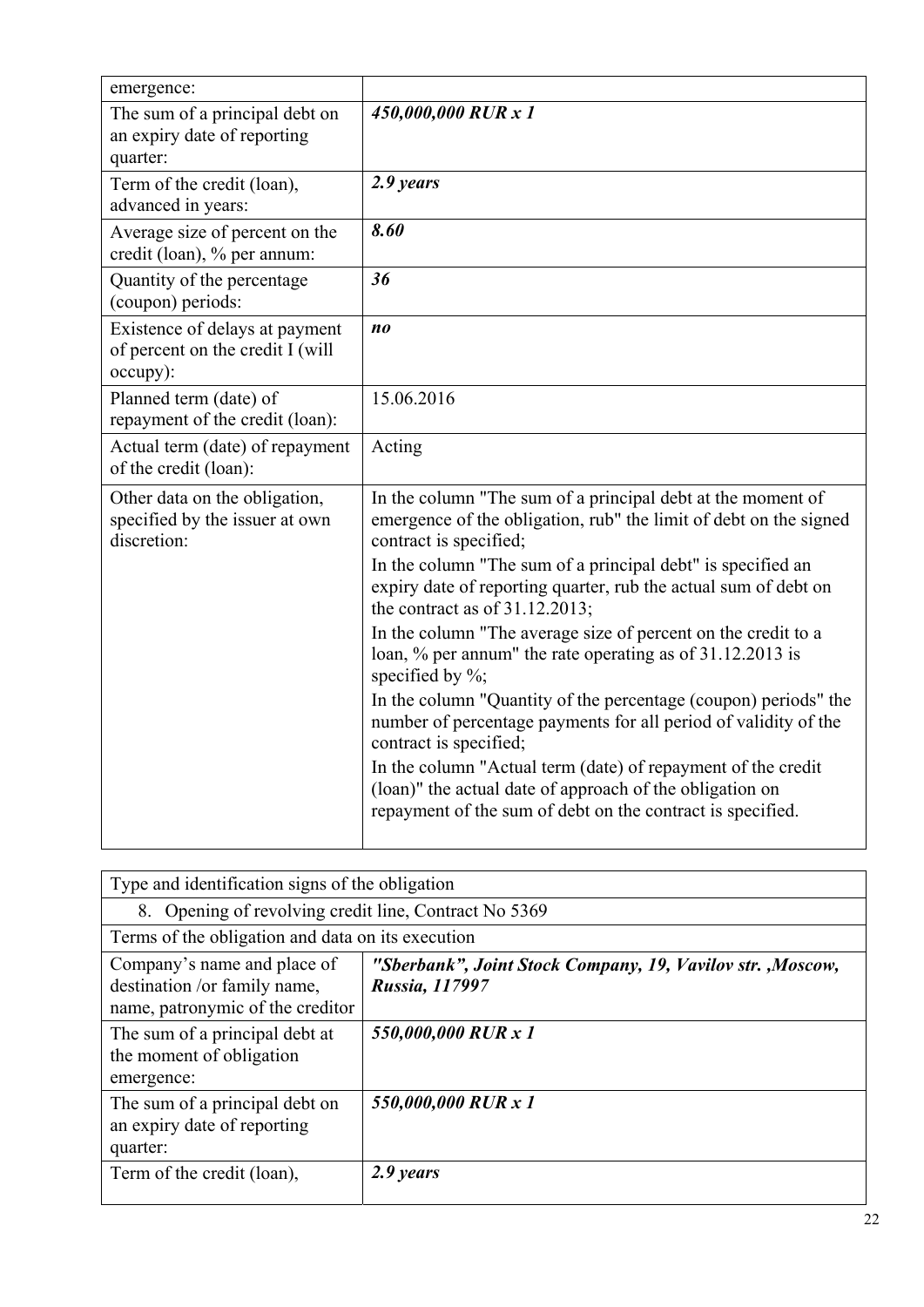| | |
|---|---|
| emergence: | |
| The sum of a principal debt on an expiry date of reporting quarter: | ***450,000,000 RUR x 1*** |
| Term of the credit (loan), advanced in years: | ***2.9 years*** |
| Average size of percent on the credit (loan), % per annum: | ***8.60*** |
| Quantity of the percentage (coupon) periods: | ***36*** |
| Existence of delays at payment of percent on the credit I (will occupy): | ***no*** |
| Planned term (date) of repayment of the credit (loan): | 15.06.2016 |
| Actual term (date) of repayment of the credit (loan): | Acting |
| Other data on the obligation, specified by the issuer at own discretion: | In the column "The sum of a principal debt at the moment of emergence of the obligation, rub" the limit of debt on the signed contract is specified;<br>In the column "The sum of a principal debt" is specified an expiry date of reporting quarter, rub the actual sum of debt on the contract as of 31.12.2013;<br>In the column "The average size of percent on the credit to a loan, % per annum" the rate operating as of 31.12.2013 is specified by %;<br>In the column "Quantity of the percentage (coupon) periods" the number of percentage payments for all period of validity of the contract is specified;<br>In the column "Actual term (date) of repayment of the credit (loan)" the actual date of approach of the obligation on repayment of the sum of debt on the contract is specified. |

| Type and identification signs of the obligation | |
|---|---|
| 8. Opening of revolving credit line, Contract No 5369 | |
| Terms of the obligation and data on its execution | |
| Company's name and place of destination /or family name, name, patronymic of the creditor | ***"Sberbank", Joint Stock Company, 19, Vavilov str. ,Moscow, Russia, 117997*** |
| The sum of a principal debt at the moment of obligation emergence: | ***550,000,000 RUR x 1*** |
| The sum of a principal debt on an expiry date of reporting quarter: | ***550,000,000 RUR x 1*** |
| Term of the credit (loan), | ***2.9 years*** |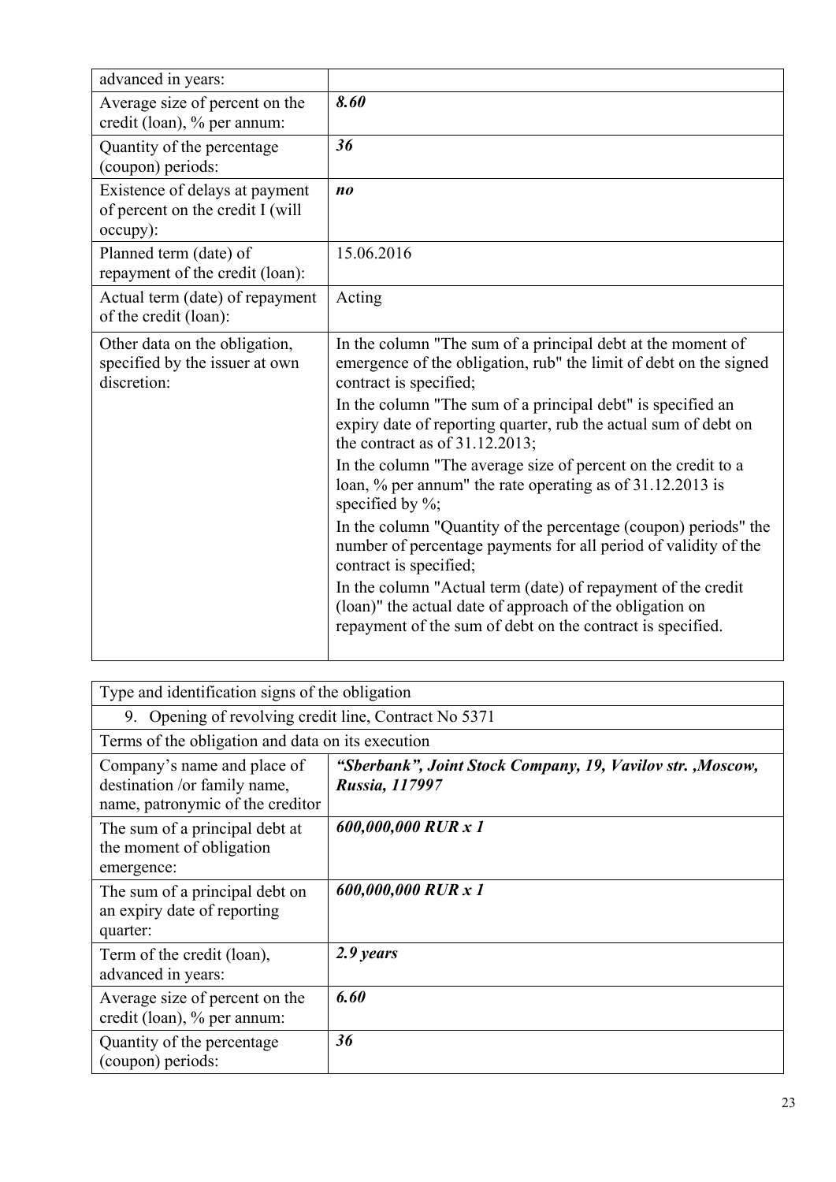| advanced in years: | |
|---|---|
| Average size of percent on the credit (loan), % per annum: | ***8.60*** |
| Quantity of the percentage (coupon) periods: | ***36*** |
| Existence of delays at payment of percent on the credit I (will occupy): | ***no*** |
| Planned term (date) of repayment of the credit (loan): | 15.06.2016 |
| Actual term (date) of repayment of the credit (loan): | Acting |
| Other data on the obligation, specified by the issuer at own discretion: | In the column "The sum of a principal debt at the moment of emergence of the obligation, rub" the limit of debt on the signed contract is specified;<br>In the column "The sum of a principal debt" is specified an expiry date of reporting quarter, rub the actual sum of debt on the contract as of 31.12.2013;<br>In the column "The average size of percent on the credit to a loan, % per annum" the rate operating as of 31.12.2013 is specified by %;<br>In the column "Quantity of the percentage (coupon) periods" the number of percentage payments for all period of validity of the contract is specified;<br>In the column "Actual term (date) of repayment of the credit (loan)" the actual date of approach of the obligation on repayment of the sum of debt on the contract is specified. |

| Type and identification signs of the obligation | |
|---|---|
| 9. Opening of revolving credit line, Contract No 5371 | |
| Terms of the obligation and data on its execution | |
| Company's name and place of destination /or family name, name, patronymic of the creditor | ***"Sberbank", Joint Stock Company, 19, Vavilov str. ,Moscow, Russia, 117997*** |
| The sum of a principal debt at the moment of obligation emergence: | ***600,000,000 RUR x 1*** |
| The sum of a principal debt on an expiry date of reporting quarter: | ***600,000,000 RUR x 1*** |
| Term of the credit (loan), advanced in years: | ***2.9 years*** |
| Average size of percent on the credit (loan), % per annum: | ***6.60*** |
| Quantity of the percentage (coupon) periods: | ***36*** |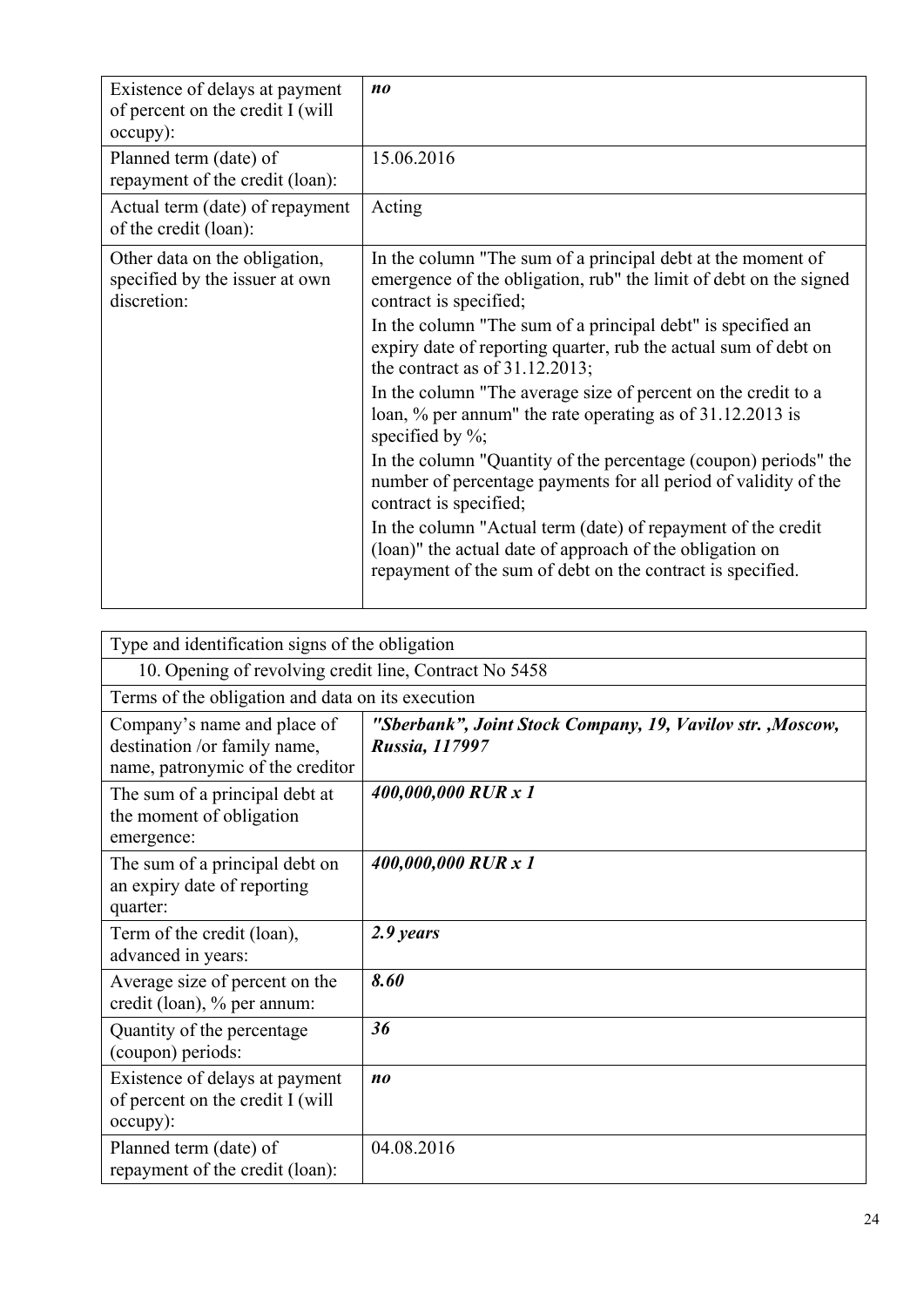| | |
|---|---|
| Existence of delays at payment of percent on the credit I (will occupy): | ***no*** |
| Planned term (date) of repayment of the credit (loan): | 15.06.2016 |
| Actual term (date) of repayment of the credit (loan): | Acting |
| Other data on the obligation, specified by the issuer at own discretion: | In the column "The sum of a principal debt at the moment of emergence of the obligation, rub" the limit of debt on the signed contract is specified;<br>In the column "The sum of a principal debt" is specified an expiry date of reporting quarter, rub the actual sum of debt on the contract as of 31.12.2013;<br>In the column "The average size of percent on the credit to a loan, % per annum" the rate operating as of 31.12.2013 is specified by %;<br>In the column "Quantity of the percentage (coupon) periods" the number of percentage payments for all period of validity of the contract is specified;<br>In the column "Actual term (date) of repayment of the credit (loan)" the actual date of approach of the obligation on repayment of the sum of debt on the contract is specified. |

| Type and identification signs of the obligation | |
|---|---|
| 10. Opening of revolving credit line, Contract No 5458 | |
| Terms of the obligation and data on its execution | |
| Company's name and place of destination /or family name, name, patronymic of the creditor | ***"Sberbank", Joint Stock Company, 19, Vavilov str. ,Moscow, Russia, 117997*** |
| The sum of a principal debt at the moment of obligation emergence: | ***400,000,000 RUR x 1*** |
| The sum of a principal debt on an expiry date of reporting quarter: | ***400,000,000 RUR x 1*** |
| Term of the credit (loan), advanced in years: | ***2.9 years*** |
| Average size of percent on the credit (loan), % per annum: | ***8.60*** |
| Quantity of the percentage (coupon) periods: | ***36*** |
| Existence of delays at payment of percent on the credit I (will occupy): | ***no*** |
| Planned term (date) of repayment of the credit (loan): | 04.08.2016 |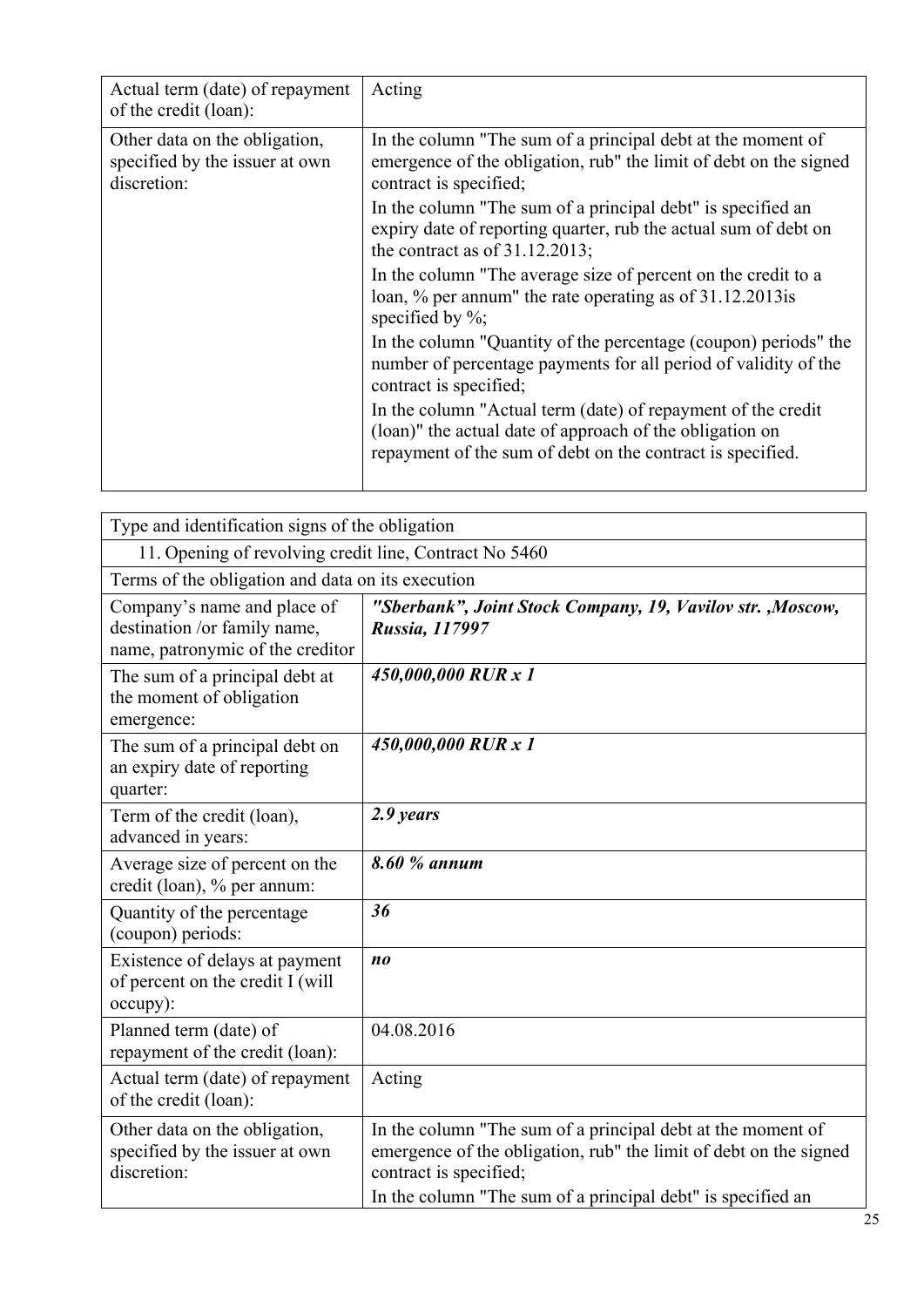| | |
|---|---|
| Actual term (date) of repayment of the credit (loan): | Acting |
| Other data on the obligation, specified by the issuer at own discretion: | In the column "The sum of a principal debt at the moment of emergence of the obligation, rub" the limit of debt on the signed contract is specified;<br>In the column "The sum of a principal debt" is specified an expiry date of reporting quarter, rub the actual sum of debt on the contract as of 31.12.2013;<br>In the column "The average size of percent on the credit to a loan, % per annum" the rate operating as of 31.12.2013is specified by %;<br>In the column "Quantity of the percentage (coupon) periods" the number of percentage payments for all period of validity of the contract is specified;<br>In the column "Actual term (date) of repayment of the credit (loan)" the actual date of approach of the obligation on repayment of the sum of debt on the contract is specified. |

| Type and identification signs of the obligation | |
|---|---|
| 11. Opening of revolving credit line, Contract No 5460 | |
| Terms of the obligation and data on its execution | |
| Company's name and place of destination /or family name, name, patronymic of the creditor | ***"Sberbank", Joint Stock Company, 19, Vavilov str. ,Moscow, Russia, 117997*** |
| The sum of a principal debt at the moment of obligation emergence: | ***450,000,000 RUR x 1*** |
| The sum of a principal debt on an expiry date of reporting quarter: | ***450,000,000 RUR x 1*** |
| Term of the credit (loan), advanced in years: | ***2.9 years*** |
| Average size of percent on the credit (loan), % per annum: | ***8.60 % annum*** |
| Quantity of the percentage (coupon) periods: | ***36*** |
| Existence of delays at payment of percent on the credit I (will occupy): | ***no*** |
| Planned term (date) of repayment of the credit (loan): | 04.08.2016 |
| Actual term (date) of repayment of the credit (loan): | Acting |
| Other data on the obligation, specified by the issuer at own discretion: | In the column "The sum of a principal debt at the moment of emergence of the obligation, rub" the limit of debt on the signed contract is specified;<br>In the column "The sum of a principal debt" is specified an |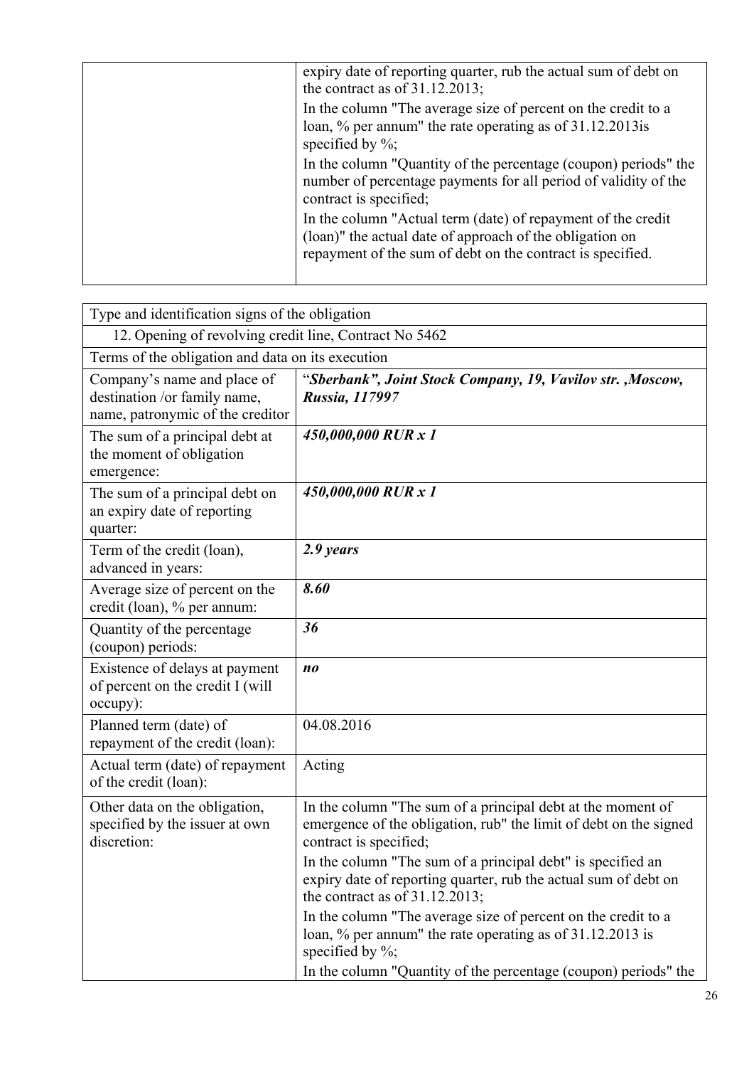| | |
|---|---|
| | expiry date of reporting quarter, rub the actual sum of debt on the contract as of 31.12.2013;<br>In the column "The average size of percent on the credit to a loan, % per annum" the rate operating as of 31.12.2013is specified by %;<br>In the column "Quantity of the percentage (coupon) periods" the number of percentage payments for all period of validity of the contract is specified;<br>In the column "Actual term (date) of repayment of the credit (loan)" the actual date of approach of the obligation on repayment of the sum of debt on the contract is specified. |

| Type and identification signs of the obligation | |
|---|---|
| 12. Opening of revolving credit line, Contract No 5462 | |
| Terms of the obligation and data on its execution | |
| Company's name and place of destination /or family name, name, patronymic of the creditor | ***"Sberbank", Joint Stock Company, 19, Vavilov str. ,Moscow, Russia, 117997*** |
| The sum of a principal debt at the moment of obligation emergence: | ***450,000,000 RUR x 1*** |
| The sum of a principal debt on an expiry date of reporting quarter: | ***450,000,000 RUR x 1*** |
| Term of the credit (loan), advanced in years: | ***2.9 years*** |
| Average size of percent on the credit (loan), % per annum: | ***8.60*** |
| Quantity of the percentage (coupon) periods: | ***36*** |
| Existence of delays at payment of percent on the credit I (will occupy): | ***no*** |
| Planned term (date) of repayment of the credit (loan): | 04.08.2016 |
| Actual term (date) of repayment of the credit (loan): | Acting |
| Other data on the obligation, specified by the issuer at own discretion: | In the column "The sum of a principal debt at the moment of emergence of the obligation, rub" the limit of debt on the signed contract is specified;<br>In the column "The sum of a principal debt" is specified an expiry date of reporting quarter, rub the actual sum of debt on the contract as of 31.12.2013;<br>In the column "The average size of percent on the credit to a loan, % per annum" the rate operating as of 31.12.2013 is specified by %;<br>In the column "Quantity of the percentage (coupon) periods" the |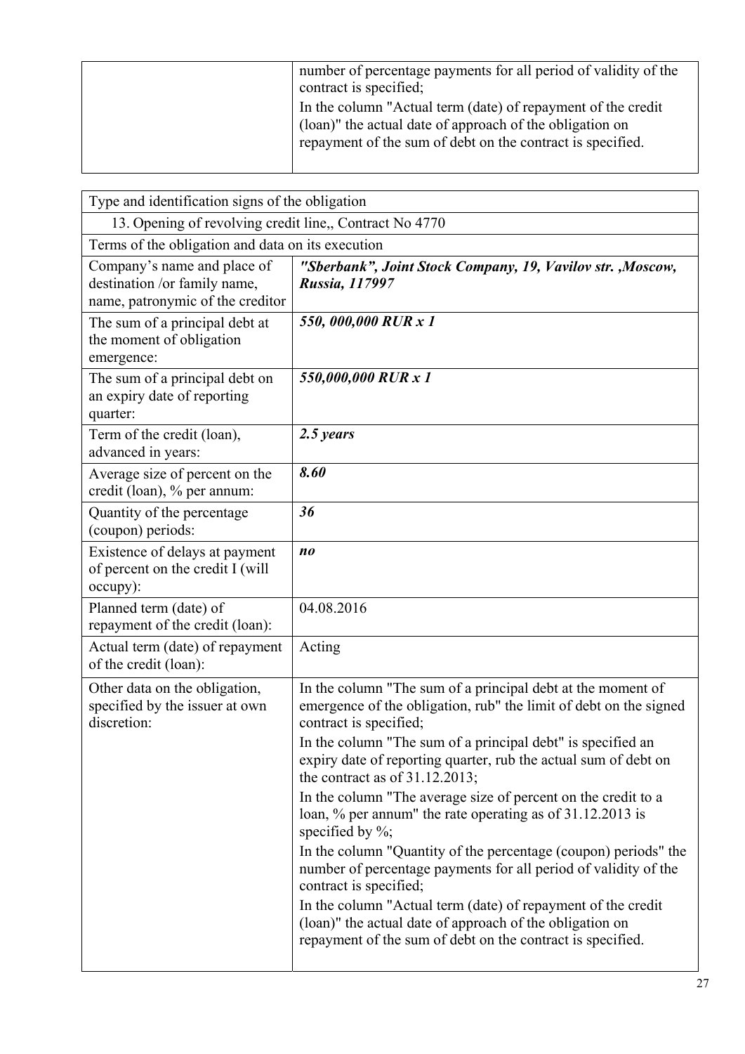| | |
|---|---|
| | number of percentage payments for all period of validity of the contract is specified;<br>In the column "Actual term (date) of repayment of the credit (loan)" the actual date of approach of the obligation on repayment of the sum of debt on the contract is specified. |

| Type and identification signs of the obligation | |
|---|---|
| 13. Opening of revolving credit line,, Contract No 4770 | |
| Terms of the obligation and data on its execution | |
| Company's name and place of destination /or family name, name, patronymic of the creditor | ***"Sberbank", Joint Stock Company, 19, Vavilov str. ,Moscow, Russia, 117997*** |
| The sum of a principal debt at the moment of obligation emergence: | ***550, 000,000 RUR x 1*** |
| The sum of a principal debt on an expiry date of reporting quarter: | ***550,000,000 RUR x 1*** |
| Term of the credit (loan), advanced in years: | ***2.5 years*** |
| Average size of percent on the credit (loan), % per annum: | ***8.60*** |
| Quantity of the percentage (coupon) periods: | ***36*** |
| Existence of delays at payment of percent on the credit I (will occupy): | ***no*** |
| Planned term (date) of repayment of the credit (loan): | 04.08.2016 |
| Actual term (date) of repayment of the credit (loan): | Acting |
| Other data on the obligation, specified by the issuer at own discretion: | In the column "The sum of a principal debt at the moment of emergence of the obligation, rub" the limit of debt on the signed contract is specified;<br>In the column "The sum of a principal debt" is specified an expiry date of reporting quarter, rub the actual sum of debt on the contract as of 31.12.2013;<br>In the column "The average size of percent on the credit to a loan, % per annum" the rate operating as of 31.12.2013 is specified by %;<br>In the column "Quantity of the percentage (coupon) periods" the number of percentage payments for all period of validity of the contract is specified;<br>In the column "Actual term (date) of repayment of the credit (loan)" the actual date of approach of the obligation on repayment of the sum of debt on the contract is specified. |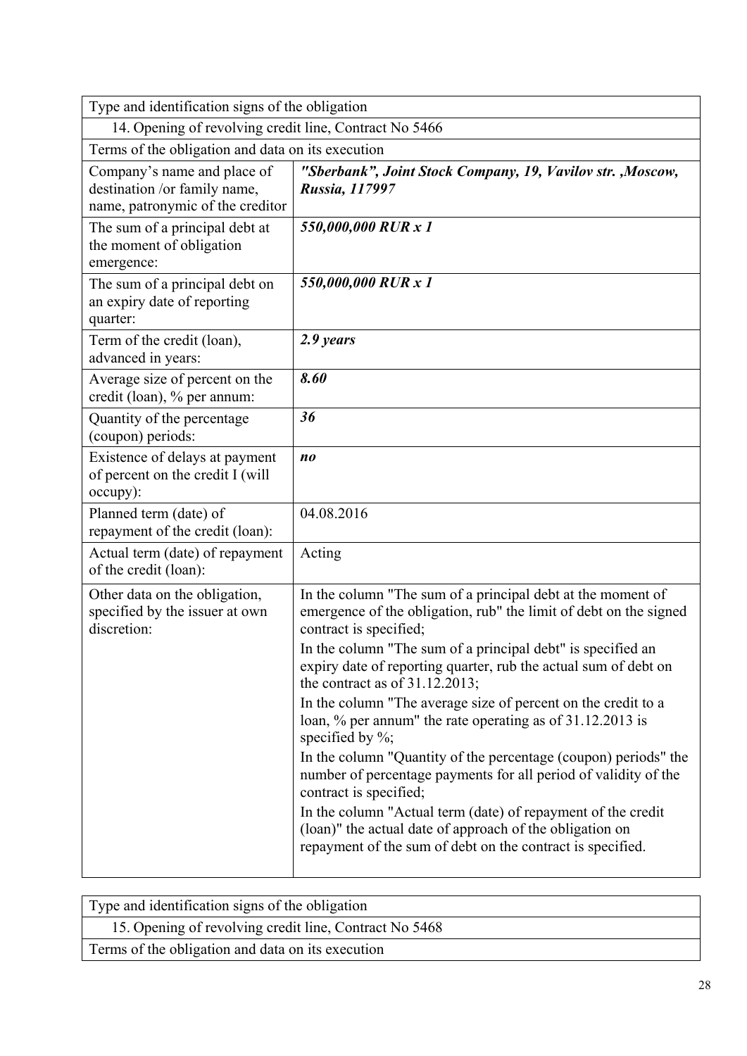| Type and identification signs of the obligation | |
|---|---|
| 14. Opening of revolving credit line, Contract No 5466 | |
| Terms of the obligation and data on its execution | |
| Company's name and place of destination /or family name, name, patronymic of the creditor | ***"Sberbank", Joint Stock Company, 19, Vavilov str. ,Moscow, Russia, 117997*** |
| The sum of a principal debt at the moment of obligation emergence: | ***550,000,000 RUR x 1*** |
| The sum of a principal debt on an expiry date of reporting quarter: | ***550,000,000 RUR x 1*** |
| Term of the credit (loan), advanced in years: | ***2.9 years*** |
| Average size of percent on the credit (loan), % per annum: | ***8.60*** |
| Quantity of the percentage (coupon) periods: | ***36*** |
| Existence of delays at payment of percent on the credit I (will occupy): | ***no*** |
| Planned term (date) of repayment of the credit (loan): | 04.08.2016 |
| Actual term (date) of repayment of the credit (loan): | Acting |
| Other data on the obligation, specified by the issuer at own discretion: | In the column "The sum of a principal debt at the moment of emergence of the obligation, rub" the limit of debt on the signed contract is specified;<br>In the column "The sum of a principal debt" is specified an expiry date of reporting quarter, rub the actual sum of debt on the contract as of 31.12.2013;<br>In the column "The average size of percent on the credit to a loan, % per annum" the rate operating as of 31.12.2013 is specified by %;<br>In the column "Quantity of the percentage (coupon) periods" the number of percentage payments for all period of validity of the contract is specified;<br>In the column "Actual term (date) of repayment of the credit (loan)" the actual date of approach of the obligation on repayment of the sum of debt on the contract is specified. |

| Type and identification signs of the obligation |
|---|
| 15. Opening of revolving credit line, Contract No 5468 |
| Terms of the obligation and data on its execution |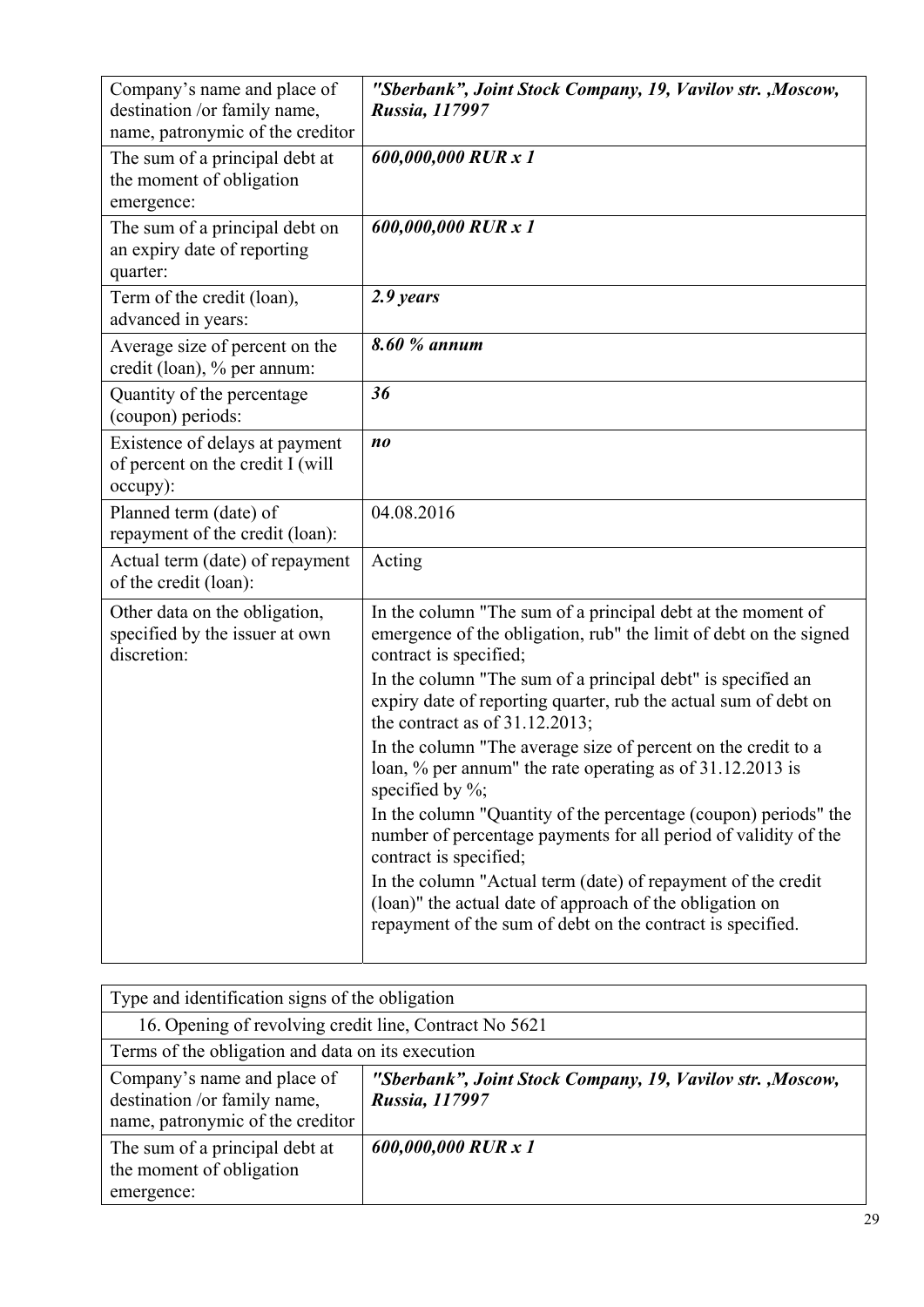| Company's name and place of destination /or family name, name, patronymic of the creditor | ***"Sberbank", Joint Stock Company, 19, Vavilov str. ,Moscow, Russia, 117997*** |
|---|---|
| The sum of a principal debt at the moment of obligation emergence: | ***600,000,000 RUR x 1*** |
| The sum of a principal debt on an expiry date of reporting quarter: | ***600,000,000 RUR x 1*** |
| Term of the credit (loan), advanced in years: | ***2.9 years*** |
| Average size of percent on the credit (loan), % per annum: | ***8.60 % annum*** |
| Quantity of the percentage (coupon) periods: | ***36*** |
| Existence of delays at payment of percent on the credit I (will occupy): | ***no*** |
| Planned term (date) of repayment of the credit (loan): | 04.08.2016 |
| Actual term (date) of repayment of the credit (loan): | Acting |
| Other data on the obligation, specified by the issuer at own discretion: | In the column "The sum of a principal debt at the moment of emergence of the obligation, rub" the limit of debt on the signed contract is specified;<br>In the column "The sum of a principal debt" is specified an expiry date of reporting quarter, rub the actual sum of debt on the contract as of 31.12.2013;<br>In the column "The average size of percent on the credit to a loan, % per annum" the rate operating as of 31.12.2013 is specified by %;<br>In the column "Quantity of the percentage (coupon) periods" the number of percentage payments for all period of validity of the contract is specified;<br>In the column "Actual term (date) of repayment of the credit (loan)" the actual date of approach of the obligation on repayment of the sum of debt on the contract is specified. |

| Type and identification signs of the obligation | |
|---|---|
| 16. Opening of revolving credit line, Contract No 5621 | |
| Terms of the obligation and data on its execution | |
| Company's name and place of destination /or family name, name, patronymic of the creditor | ***"Sberbank", Joint Stock Company, 19, Vavilov str. ,Moscow, Russia, 117997*** |
| The sum of a principal debt at the moment of obligation emergence: | ***600,000,000 RUR x 1*** |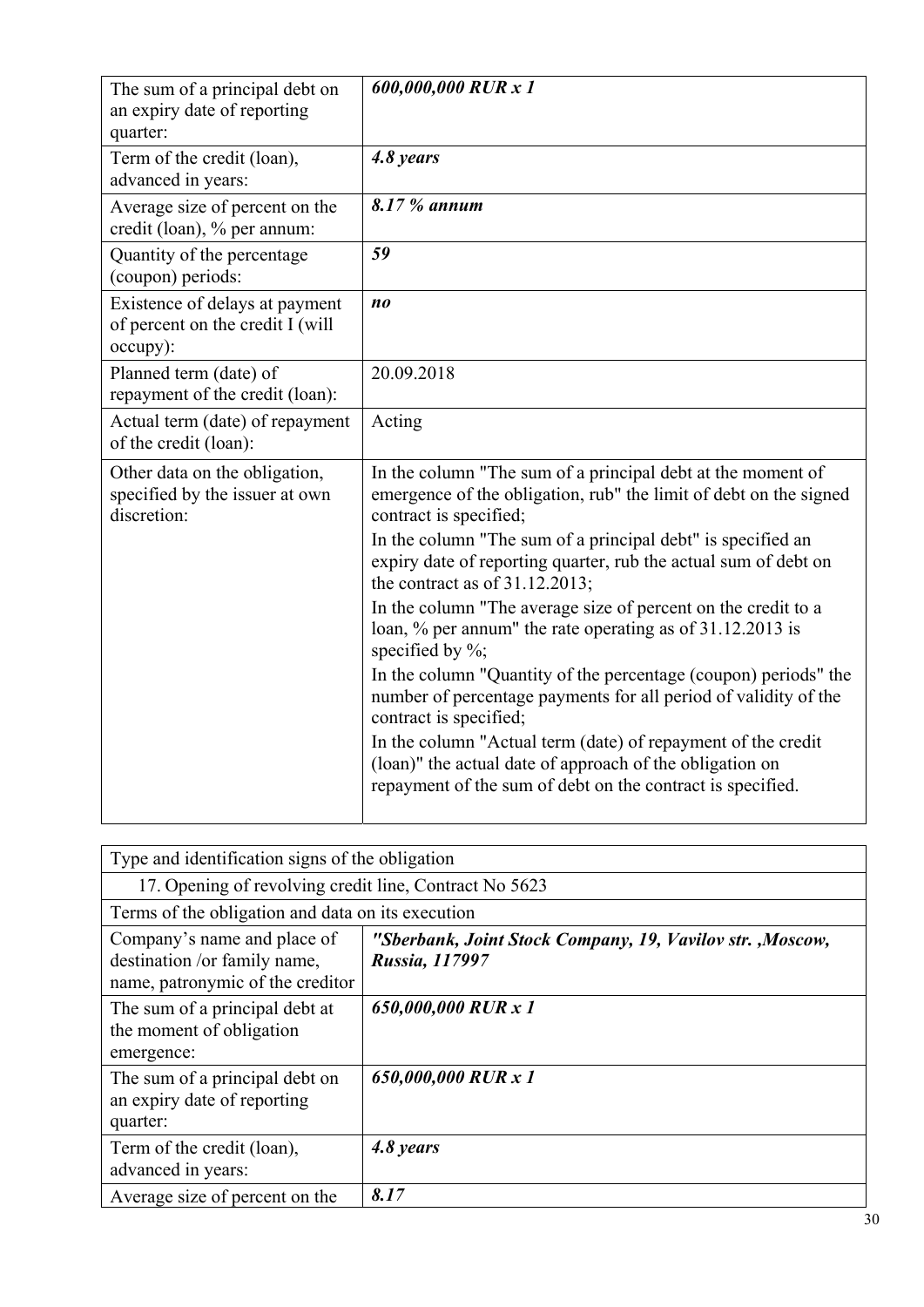| | |
|---|---|
| The sum of a principal debt on an expiry date of reporting quarter: | ***600,000,000 RUR x 1*** |
| Term of the credit (loan), advanced in years: | ***4.8 years*** |
| Average size of percent on the credit (loan), % per annum: | ***8.17 % annum*** |
| Quantity of the percentage (coupon) periods: | ***59*** |
| Existence of delays at payment of percent on the credit I (will occupy): | ***no*** |
| Planned term (date) of repayment of the credit (loan): | 20.09.2018 |
| Actual term (date) of repayment of the credit (loan): | Acting |
| Other data on the obligation, specified by the issuer at own discretion: | In the column "The sum of a principal debt at the moment of emergence of the obligation, rub" the limit of debt on the signed contract is specified;<br>In the column "The sum of a principal debt" is specified an expiry date of reporting quarter, rub the actual sum of debt on the contract as of 31.12.2013;<br>In the column "The average size of percent on the credit to a loan, % per annum" the rate operating as of 31.12.2013 is specified by %;<br>In the column "Quantity of the percentage (coupon) periods" the number of percentage payments for all period of validity of the contract is specified;<br>In the column "Actual term (date) of repayment of the credit (loan)" the actual date of approach of the obligation on repayment of the sum of debt on the contract is specified. |

| Type and identification signs of the obligation | |
|---|---|
| 17. Opening of revolving credit line, Contract No 5623 | |
| Terms of the obligation and data on its execution | |
| Company's name and place of destination /or family name, name, patronymic of the creditor | ***"Sberbank, Joint Stock Company, 19, Vavilov str. ,Moscow, Russia, 117997*** |
| The sum of a principal debt at the moment of obligation emergence: | ***650,000,000 RUR x 1*** |
| The sum of a principal debt on an expiry date of reporting quarter: | ***650,000,000 RUR x 1*** |
| Term of the credit (loan), advanced in years: | ***4.8 years*** |
| Average size of percent on the | ***8.17*** |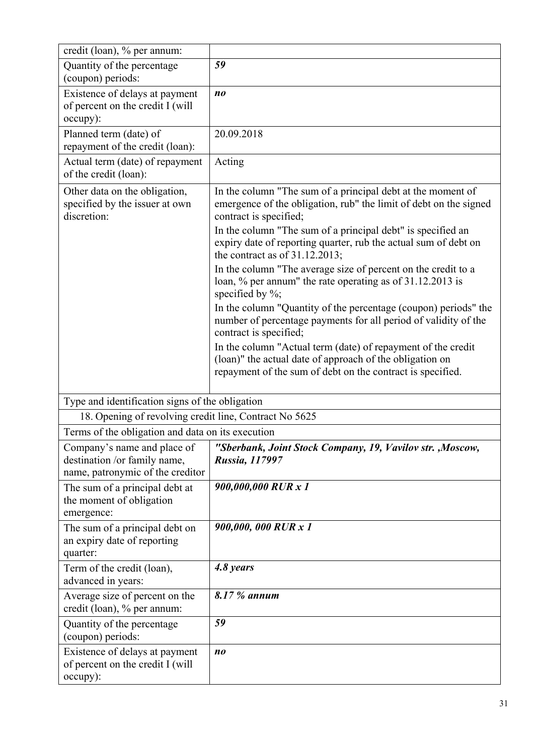| credit (loan), % per annum: | |
|---|---|
| Quantity of the percentage (coupon) periods: | ***59*** |
| Existence of delays at payment of percent on the credit I (will occupy): | ***no*** |
| Planned term (date) of repayment of the credit (loan): | 20.09.2018 |
| Actual term (date) of repayment of the credit (loan): | Acting |
| Other data on the obligation, specified by the issuer at own discretion: | In the column "The sum of a principal debt at the moment of emergence of the obligation, rub" the limit of debt on the signed contract is specified;<br>In the column "The sum of a principal debt" is specified an expiry date of reporting quarter, rub the actual sum of debt on the contract as of 31.12.2013;<br>In the column "The average size of percent on the credit to a loan, % per annum" the rate operating as of 31.12.2013 is specified by %;<br>In the column "Quantity of the percentage (coupon) periods" the number of percentage payments for all period of validity of the contract is specified;<br>In the column "Actual term (date) of repayment of the credit (loan)" the actual date of approach of the obligation on repayment of the sum of debt on the contract is specified. |
| Type and identification signs of the obligation | |
| 18. Opening of revolving credit line, Contract No 5625 | |
| Terms of the obligation and data on its execution | |
| Company's name and place of destination /or family name, name, patronymic of the creditor | ***"Sberbank, Joint Stock Company, 19, Vavilov str. ,Moscow, Russia, 117997*** |
| The sum of a principal debt at the moment of obligation emergence: | ***900,000,000 RUR x 1*** |
| The sum of a principal debt on an expiry date of reporting quarter: | ***900,000, 000 RUR x 1*** |
| Term of the credit (loan), advanced in years: | ***4.8 years*** |
| Average size of percent on the credit (loan), % per annum: | ***8.17 % annum*** |
| Quantity of the percentage (coupon) periods: | ***59*** |
| Existence of delays at payment of percent on the credit I (will occupy): | ***no*** |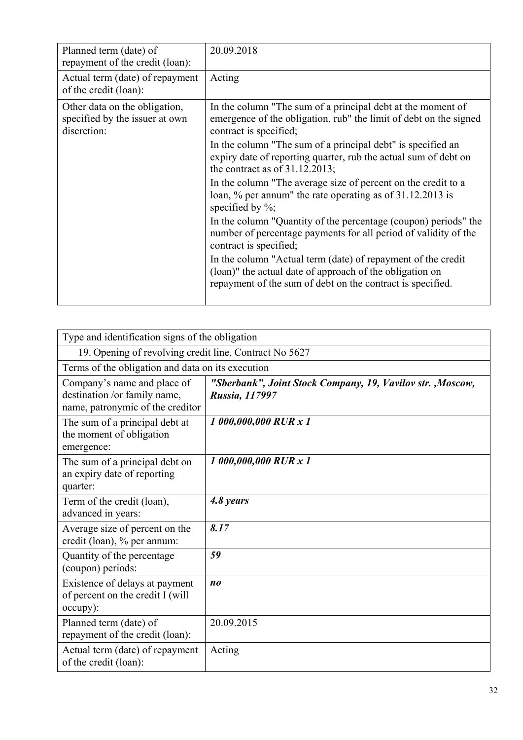| Planned term (date) of repayment of the credit (loan): | 20.09.2018 |
|---|---|
| Actual term (date) of repayment of the credit (loan): | Acting |
| Other data on the obligation, specified by the issuer at own discretion: | In the column "The sum of a principal debt at the moment of emergence of the obligation, rub" the limit of debt on the signed contract is specified;<br>In the column "The sum of a principal debt" is specified an expiry date of reporting quarter, rub the actual sum of debt on the contract as of 31.12.2013;<br>In the column "The average size of percent on the credit to a loan, % per annum" the rate operating as of 31.12.2013 is specified by %;<br>In the column "Quantity of the percentage (coupon) periods" the number of percentage payments for all period of validity of the contract is specified;<br>In the column "Actual term (date) of repayment of the credit (loan)" the actual date of approach of the obligation on repayment of the sum of debt on the contract is specified. |

| Type and identification signs of the obligation | |
|---|---|
| 19. Opening of revolving credit line, Contract No 5627 | |
| Terms of the obligation and data on its execution | |
| Company's name and place of destination /or family name, name, patronymic of the creditor | ***"Sberbank", Joint Stock Company, 19, Vavilov str. ,Moscow, Russia, 117997*** |
| The sum of a principal debt at the moment of obligation emergence: | ***1 000,000,000 RUR x 1*** |
| The sum of a principal debt on an expiry date of reporting quarter: | ***1 000,000,000 RUR x 1*** |
| Term of the credit (loan), advanced in years: | ***4.8 years*** |
| Average size of percent on the credit (loan), % per annum: | ***8.17*** |
| Quantity of the percentage (coupon) periods: | ***59*** |
| Existence of delays at payment of percent on the credit I (will occupy): | ***no*** |
| Planned term (date) of repayment of the credit (loan): | 20.09.2015 |
| Actual term (date) of repayment of the credit (loan): | Acting |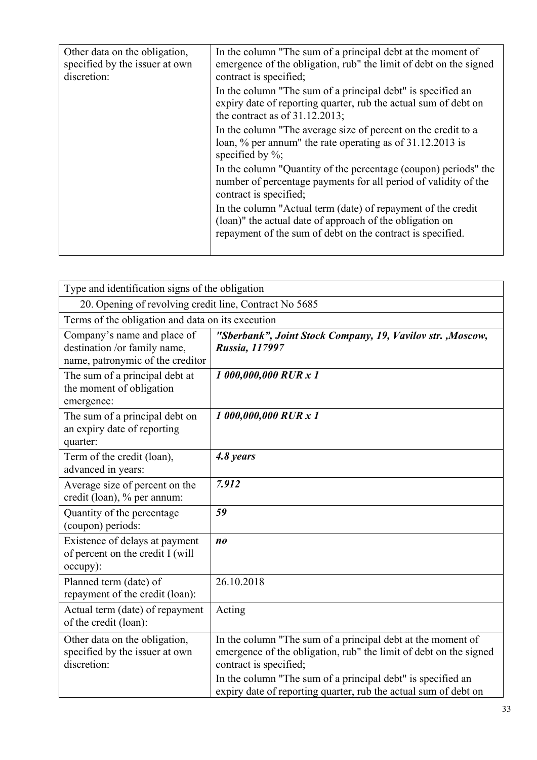| | |
|---|---|
| Other data on the obligation, specified by the issuer at own discretion: | In the column "The sum of a principal debt at the moment of emergence of the obligation, rub" the limit of debt on the signed contract is specified;<br>In the column "The sum of a principal debt" is specified an expiry date of reporting quarter, rub the actual sum of debt on the contract as of 31.12.2013;<br>In the column "The average size of percent on the credit to a loan, % per annum" the rate operating as of 31.12.2013 is specified by %;<br>In the column "Quantity of the percentage (coupon) periods" the number of percentage payments for all period of validity of the contract is specified;<br>In the column "Actual term (date) of repayment of the credit (loan)" the actual date of approach of the obligation on repayment of the sum of debt on the contract is specified. |

| Type and identification signs of the obligation | |
|---|---|
| 20. Opening of revolving credit line, Contract No 5685 | |
| Terms of the obligation and data on its execution | |
| Company's name and place of destination /or family name, name, patronymic of the creditor | ***"Sberbank", Joint Stock Company, 19, Vavilov str. ,Moscow, Russia, 117997*** |
| The sum of a principal debt at the moment of obligation emergence: | ***1 000,000,000 RUR x 1*** |
| The sum of a principal debt on an expiry date of reporting quarter: | ***1 000,000,000 RUR x 1*** |
| Term of the credit (loan), advanced in years: | ***4.8 years*** |
| Average size of percent on the credit (loan), % per annum: | ***7.912*** |
| Quantity of the percentage (coupon) periods: | ***59*** |
| Existence of delays at payment of percent on the credit I (will occupy): | ***no*** |
| Planned term (date) of repayment of the credit (loan): | 26.10.2018 |
| Actual term (date) of repayment of the credit (loan): | Acting |
| Other data on the obligation, specified by the issuer at own discretion: | In the column "The sum of a principal debt at the moment of emergence of the obligation, rub" the limit of debt on the signed contract is specified;<br>In the column "The sum of a principal debt" is specified an expiry date of reporting quarter, rub the actual sum of debt on |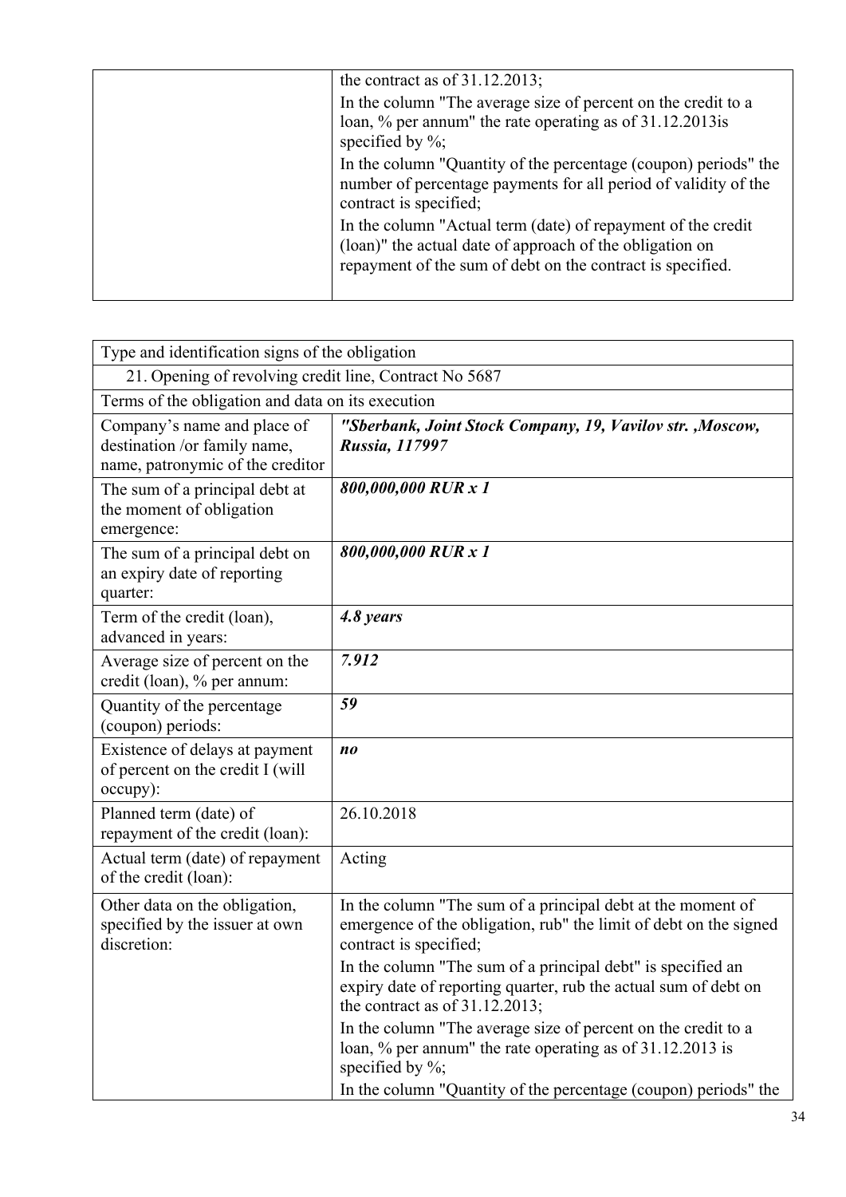| | |
|---|---|
| | the contract as of 31.12.2013;<br>In the column "The average size of percent on the credit to a loan, % per annum" the rate operating as of 31.12.2013is specified by %;<br>In the column "Quantity of the percentage (coupon) periods" the number of percentage payments for all period of validity of the contract is specified;<br>In the column "Actual term (date) of repayment of the credit (loan)" the actual date of approach of the obligation on repayment of the sum of debt on the contract is specified. |

| Type and identification signs of the obligation | |
|---|---|
| 21. Opening of revolving credit line, Contract No 5687 | |
| Terms of the obligation and data on its execution | |
| Company's name and place of destination /or family name, name, patronymic of the creditor | ***"Sberbank, Joint Stock Company, 19, Vavilov str. ,Moscow, Russia, 117997*** |
| The sum of a principal debt at the moment of obligation emergence: | ***800,000,000 RUR x 1*** |
| The sum of a principal debt on an expiry date of reporting quarter: | ***800,000,000 RUR x 1*** |
| Term of the credit (loan), advanced in years: | ***4.8 years*** |
| Average size of percent on the credit (loan), % per annum: | ***7.912*** |
| Quantity of the percentage (coupon) periods: | ***59*** |
| Existence of delays at payment of percent on the credit I (will occupy): | ***no*** |
| Planned term (date) of repayment of the credit (loan): | 26.10.2018 |
| Actual term (date) of repayment of the credit (loan): | Acting |
| Other data on the obligation, specified by the issuer at own discretion: | In the column "The sum of a principal debt at the moment of emergence of the obligation, rub" the limit of debt on the signed contract is specified;<br>In the column "The sum of a principal debt" is specified an expiry date of reporting quarter, rub the actual sum of debt on the contract as of 31.12.2013;<br>In the column "The average size of percent on the credit to a loan, % per annum" the rate operating as of 31.12.2013 is specified by %;<br>In the column "Quantity of the percentage (coupon) periods" the |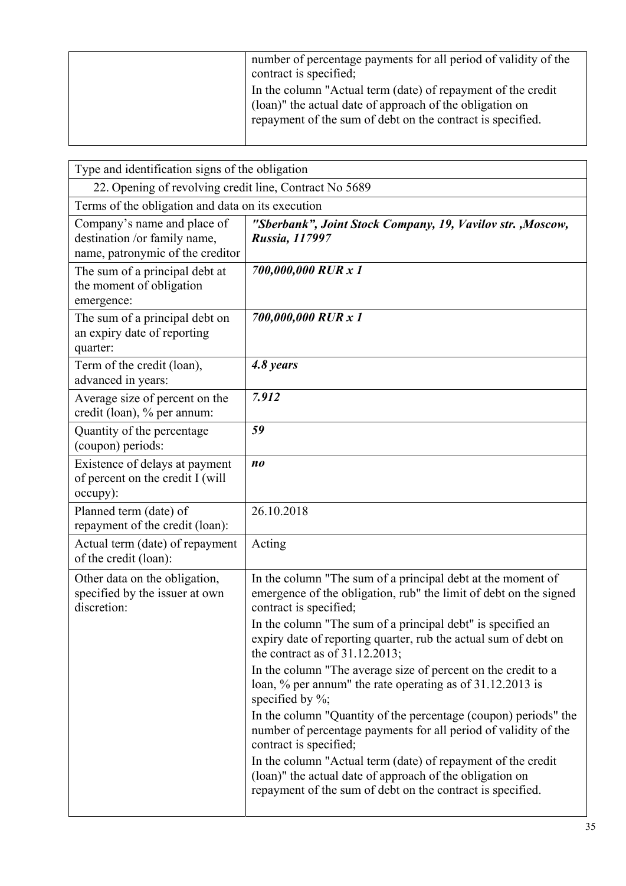| | |
|---|---|
| | number of percentage payments for all period of validity of the contract is specified;<br>In the column "Actual term (date) of repayment of the credit (loan)" the actual date of approach of the obligation on repayment of the sum of debt on the contract is specified. |

| Type and identification signs of the obligation | |
|---|---|
| 22. Opening of revolving credit line, Contract No 5689 | |
| Terms of the obligation and data on its execution | |
| Company's name and place of destination /or family name, name, patronymic of the creditor | ***"Sberbank", Joint Stock Company, 19, Vavilov str. ,Moscow, Russia, 117997*** |
| The sum of a principal debt at the moment of obligation emergence: | ***700,000,000 RUR x 1*** |
| The sum of a principal debt on an expiry date of reporting quarter: | ***700,000,000 RUR x 1*** |
| Term of the credit (loan), advanced in years: | ***4.8 years*** |
| Average size of percent on the credit (loan), % per annum: | ***7.912*** |
| Quantity of the percentage (coupon) periods: | ***59*** |
| Existence of delays at payment of percent on the credit I (will occupy): | ***no*** |
| Planned term (date) of repayment of the credit (loan): | 26.10.2018 |
| Actual term (date) of repayment of the credit (loan): | Acting |
| Other data on the obligation, specified by the issuer at own discretion: | In the column "The sum of a principal debt at the moment of emergence of the obligation, rub" the limit of debt on the signed contract is specified;<br>In the column "The sum of a principal debt" is specified an expiry date of reporting quarter, rub the actual sum of debt on the contract as of 31.12.2013;<br>In the column "The average size of percent on the credit to a loan, % per annum" the rate operating as of 31.12.2013 is specified by %;<br>In the column "Quantity of the percentage (coupon) periods" the number of percentage payments for all period of validity of the contract is specified;<br>In the column "Actual term (date) of repayment of the credit (loan)" the actual date of approach of the obligation on repayment of the sum of debt on the contract is specified. |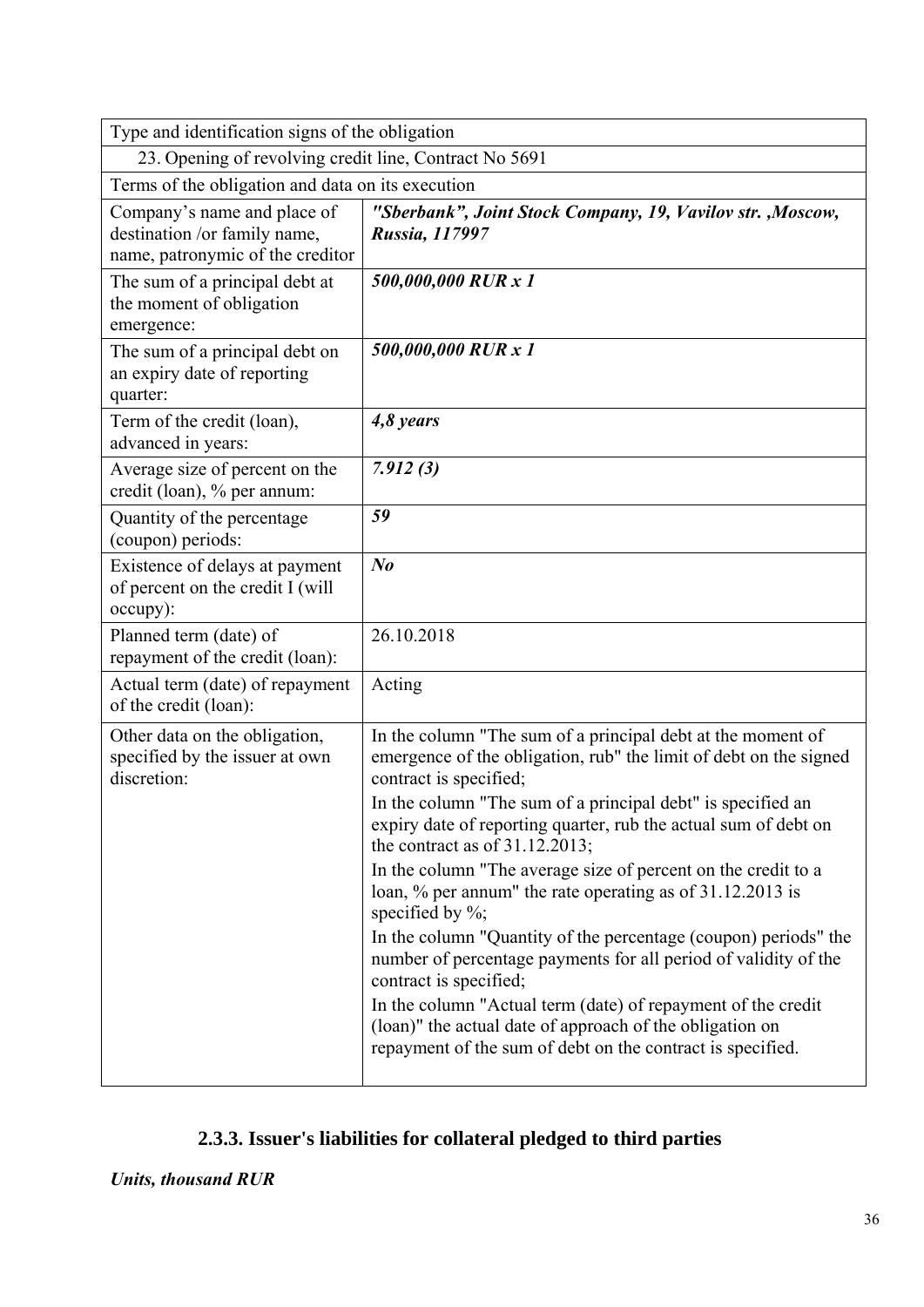| Type and identification signs of the obligation | |
|---|---|
| 23. Opening of revolving credit line, Contract No 5691 | |
| Terms of the obligation and data on its execution | |
| Company's name and place of destination /or family name, name, patronymic of the creditor | ***"Sberbank", Joint Stock Company, 19, Vavilov str. ,Moscow, Russia, 117997*** |
| The sum of a principal debt at the moment of obligation emergence: | ***500,000,000 RUR x 1*** |
| The sum of a principal debt on an expiry date of reporting quarter: | ***500,000,000 RUR x 1*** |
| Term of the credit (loan), advanced in years: | ***4,8 years*** |
| Average size of percent on the credit (loan), % per annum: | ***7.912 (3)*** |
| Quantity of the percentage (coupon) periods: | ***59*** |
| Existence of delays at payment of percent on the credit I (will occupy): | ***No*** |
| Planned term (date) of repayment of the credit (loan): | 26.10.2018 |
| Actual term (date) of repayment of the credit (loan): | Acting |
| Other data on the obligation, specified by the issuer at own discretion: | In the column "The sum of a principal debt at the moment of emergence of the obligation, rub" the limit of debt on the signed contract is specified;<br>In the column "The sum of a principal debt" is specified an expiry date of reporting quarter, rub the actual sum of debt on the contract as of 31.12.2013;<br>In the column "The average size of percent on the credit to a loan, % per annum" the rate operating as of 31.12.2013 is specified by %;<br>In the column "Quantity of the percentage (coupon) periods" the number of percentage payments for all period of validity of the contract is specified;<br>In the column "Actual term (date) of repayment of the credit (loan)" the actual date of approach of the obligation on repayment of the sum of debt on the contract is specified. |

### 2.3.3. Issuer's liabilities for collateral pledged to third parties

***Units, thousand RUR***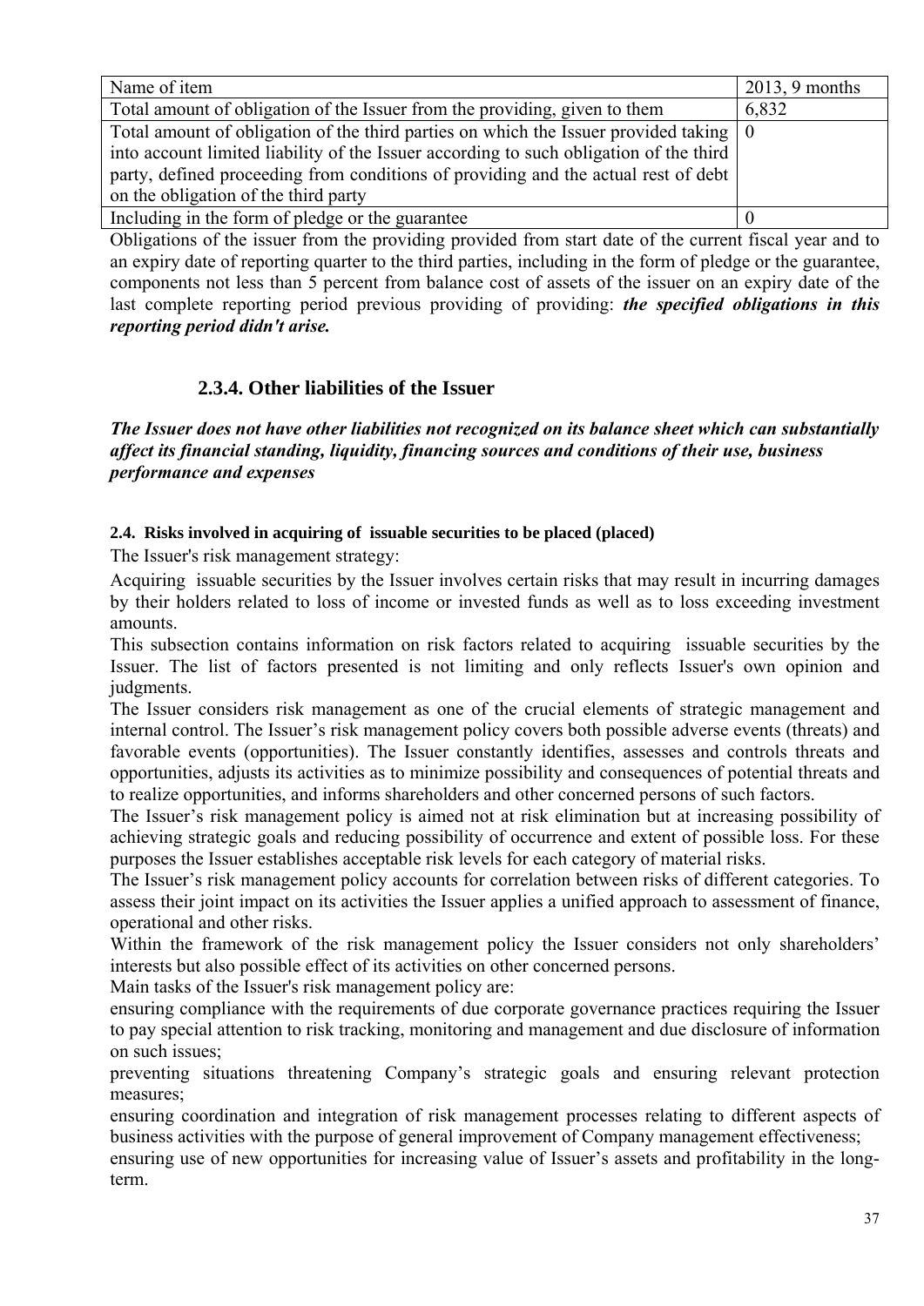| Name of item | 2013, 9 months |
| --- | --- |
| Total amount of obligation of the Issuer from the providing, given to them | 6,832 |
| Total amount of obligation of the third parties on which the Issuer provided taking into account limited liability of the Issuer according to such obligation of the third party, defined proceeding from conditions of providing and the actual rest of debt on the obligation of the third party | 0 |
| Including in the form of pledge or the guarantee | 0 |

Obligations of the issuer from the providing provided from start date of the current fiscal year and to an expiry date of reporting quarter to the third parties, including in the form of pledge or the guarantee, components not less than 5 percent from balance cost of assets of the issuer on an expiry date of the last complete reporting period previous providing of providing: ***the specified obligations in this reporting period didn't arise.***

### 2.3.4. Other liabilities of the Issuer

***The Issuer does not have other liabilities not recognized on its balance sheet which can substantially affect its financial standing, liquidity, financing sources and conditions of their use, business performance and expenses***

#### 2.4. Risks involved in acquiring of issuable securities to be placed (placed)

The Issuer's risk management strategy:

Acquiring issuable securities by the Issuer involves certain risks that may result in incurring damages by their holders related to loss of income or invested funds as well as to loss exceeding investment amounts.

This subsection contains information on risk factors related to acquiring issuable securities by the Issuer. The list of factors presented is not limiting and only reflects Issuer's own opinion and judgments.

The Issuer considers risk management as one of the crucial elements of strategic management and internal control. The Issuer's risk management policy covers both possible adverse events (threats) and favorable events (opportunities). The Issuer constantly identifies, assesses and controls threats and opportunities, adjusts its activities as to minimize possibility and consequences of potential threats and to realize opportunities, and informs shareholders and other concerned persons of such factors.

The Issuer's risk management policy is aimed not at risk elimination but at increasing possibility of achieving strategic goals and reducing possibility of occurrence and extent of possible loss. For these purposes the Issuer establishes acceptable risk levels for each category of material risks.

The Issuer's risk management policy accounts for correlation between risks of different categories. To assess their joint impact on its activities the Issuer applies a unified approach to assessment of finance, operational and other risks.

Within the framework of the risk management policy the Issuer considers not only shareholders' interests but also possible effect of its activities on other concerned persons.

Main tasks of the Issuer's risk management policy are:

ensuring compliance with the requirements of due corporate governance practices requiring the Issuer to pay special attention to risk tracking, monitoring and management and due disclosure of information on such issues;

preventing situations threatening Company's strategic goals and ensuring relevant protection measures;

ensuring coordination and integration of risk management processes relating to different aspects of business activities with the purpose of general improvement of Company management effectiveness;

ensuring use of new opportunities for increasing value of Issuer's assets and profitability in the long-term.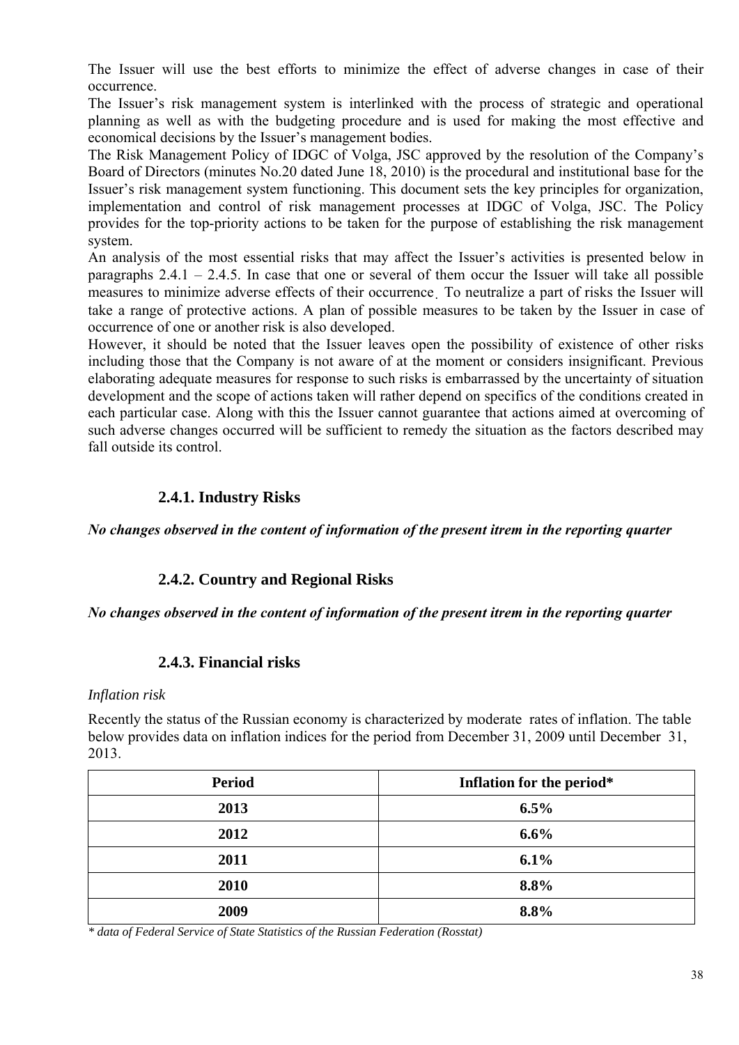The Issuer will use the best efforts to minimize the effect of adverse changes in case of their occurrence.

The Issuer's risk management system is interlinked with the process of strategic and operational planning as well as with the budgeting procedure and is used for making the most effective and economical decisions by the Issuer's management bodies.

The Risk Management Policy of IDGC of Volga, JSC approved by the resolution of the Company's Board of Directors (minutes No.20 dated June 18, 2010) is the procedural and institutional base for the Issuer's risk management system functioning. This document sets the key principles for organization, implementation and control of risk management processes at IDGC of Volga, JSC. The Policy provides for the top-priority actions to be taken for the purpose of establishing the risk management system.

An analysis of the most essential risks that may affect the Issuer's activities is presented below in paragraphs 2.4.1 – 2.4.5. In case that one or several of them occur the Issuer will take all possible measures to minimize adverse effects of their occurrence. To neutralize a part of risks the Issuer will take a range of protective actions. A plan of possible measures to be taken by the Issuer in case of occurrence of one or another risk is also developed.

However, it should be noted that the Issuer leaves open the possibility of existence of other risks including those that the Company is not aware of at the moment or considers insignificant. Previous elaborating adequate measures for response to such risks is embarrassed by the uncertainty of situation development and the scope of actions taken will rather depend on specifics of the conditions created in each particular case. Along with this the Issuer cannot guarantee that actions aimed at overcoming of such adverse changes occurred will be sufficient to remedy the situation as the factors described may fall outside its control.

### 2.4.1. Industry Risks

***No changes observed in the content of information of the present itrem in the reporting quarter***

### 2.4.2. Country and Regional Risks

***No changes observed in the content of information of the present itrem in the reporting quarter***

### 2.4.3. Financial risks

*Inflation risk*

Recently the status of the Russian economy is characterized by moderate rates of inflation. The table below provides data on inflation indices for the period from December 31, 2009 until December 31, 2013.

| Period | Inflation for the period* |
|---|---|
| 2013 | 6.5% |
| 2012 | 6.6% |
| 2011 | 6.1% |
| 2010 | 8.8% |
| 2009 | 8.8% |

*\* data of Federal Service of State Statistics of the Russian Federation (Rosstat)*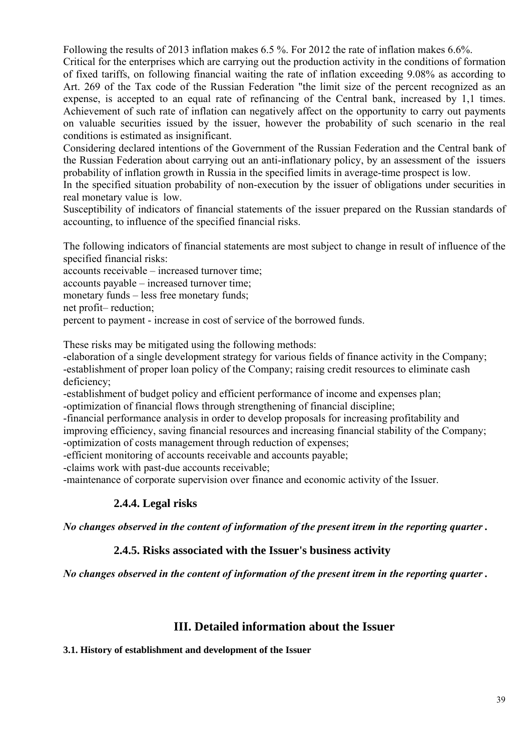Following the results of 2013 inflation makes 6.5 %. For 2012 the rate of inflation makes 6.6%.
Critical for the enterprises which are carrying out the production activity in the conditions of formation of fixed tariffs, on following financial waiting the rate of inflation exceeding 9.08% as according to Art. 269 of the Tax code of the Russian Federation "the limit size of the percent recognized as an expense, is accepted to an equal rate of refinancing of the Central bank, increased by 1,1 times. Achievement of such rate of inflation can negatively affect on the opportunity to carry out payments on valuable securities issued by the issuer, however the probability of such scenario in the real conditions is estimated as insignificant.
Considering declared intentions of the Government of the Russian Federation and the Central bank of the Russian Federation about carrying out an anti-inflationary policy, by an assessment of the issuers probability of inflation growth in Russia in the specified limits in average-time prospect is low.
In the specified situation probability of non-execution by the issuer of obligations under securities in real monetary value is low.
Susceptibility of indicators of financial statements of the issuer prepared on the Russian standards of accounting, to influence of the specified financial risks.

The following indicators of financial statements are most subject to change in result of influence of the specified financial risks:
accounts receivable – increased turnover time;
accounts payable – increased turnover time;
monetary funds – less free monetary funds;
net profit– reduction;
percent to payment - increase in cost of service of the borrowed funds.

These risks may be mitigated using the following methods:
-elaboration of a single development strategy for various fields of finance activity in the Company;
-establishment of proper loan policy of the Company; raising credit resources to eliminate cash deficiency;
-establishment of budget policy and efficient performance of income and expenses plan;
-optimization of financial flows through strengthening of financial discipline;
-financial performance analysis in order to develop proposals for increasing profitability and improving efficiency, saving financial resources and increasing financial stability of the Company;
-optimization of costs management through reduction of expenses;
-efficient monitoring of accounts receivable and accounts payable;
-claims work with past-due accounts receivable;
-maintenance of corporate supervision over finance and economic activity of the Issuer.

### 2.4.4. Legal risks

***No changes observed in the content of information of the present itrem in the reporting quarter .***

### 2.4.5. Risks associated with the Issuer's business activity

***No changes observed in the content of information of the present itrem in the reporting quarter .***

## III. Detailed information about the Issuer

**3.1. History of establishment and development of the Issuer**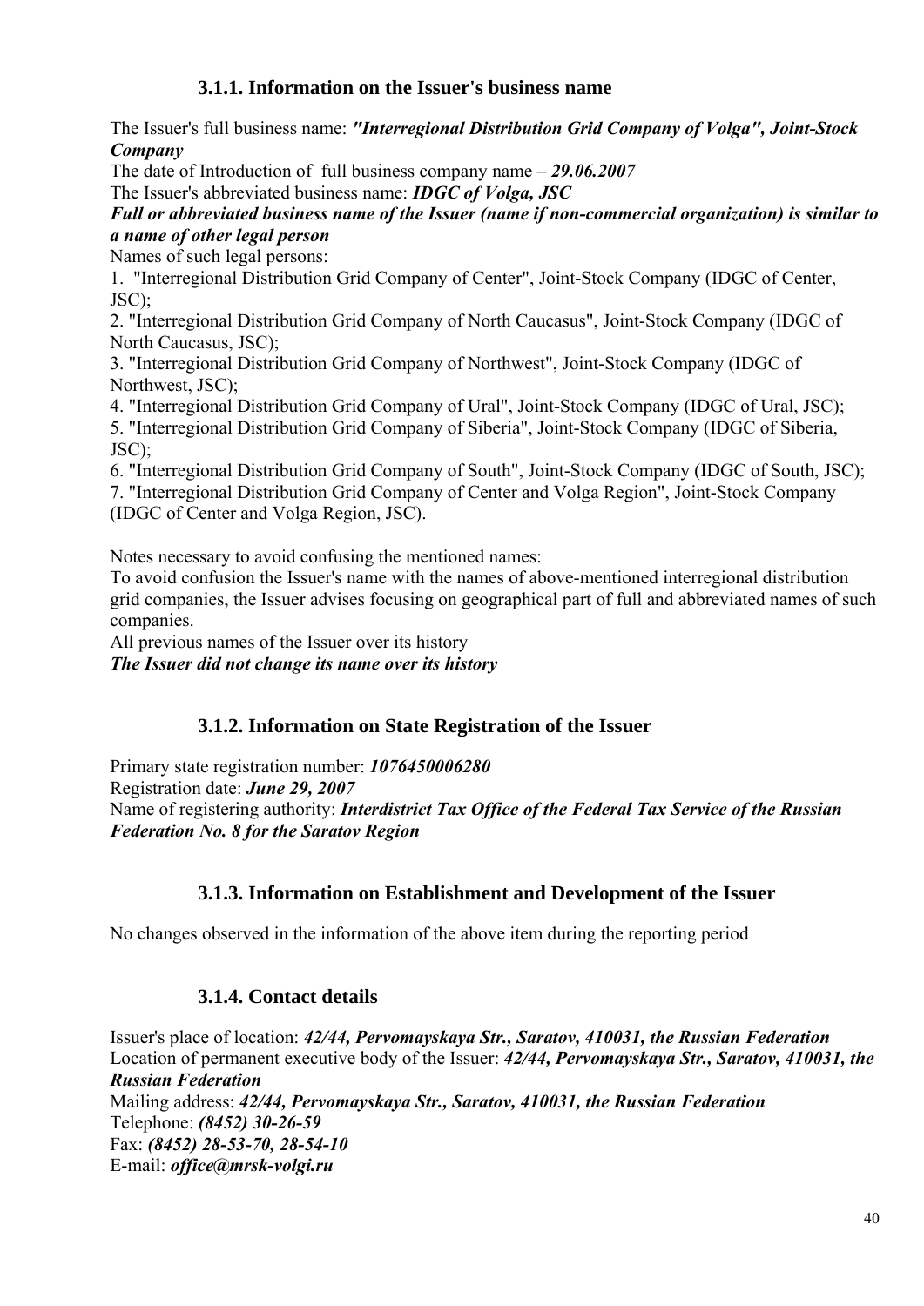### 3.1.1. Information on the Issuer's business name

The Issuer's full business name: ***"Interregional Distribution Grid Company of Volga", Joint-Stock Company***

The date of Introduction of full business company name – ***29.06.2007***

The Issuer's abbreviated business name: ***IDGC of Volga, JSC***

***Full or abbreviated business name of the Issuer (name if non-commercial organization) is similar to a name of other legal person***

Names of such legal persons:

1. "Interregional Distribution Grid Company of Center", Joint-Stock Company (IDGC of Center, JSC);
2. "Interregional Distribution Grid Company of North Caucasus", Joint-Stock Company (IDGC of North Caucasus, JSC);
3. "Interregional Distribution Grid Company of Northwest", Joint-Stock Company (IDGC of Northwest, JSC);
4. "Interregional Distribution Grid Company of Ural", Joint-Stock Company (IDGC of Ural, JSC);
5. "Interregional Distribution Grid Company of Siberia", Joint-Stock Company (IDGC of Siberia, JSC);
6. "Interregional Distribution Grid Company of South", Joint-Stock Company (IDGC of South, JSC);
7. "Interregional Distribution Grid Company of Center and Volga Region", Joint-Stock Company (IDGC of Center and Volga Region, JSC).

Notes necessary to avoid confusing the mentioned names:

To avoid confusion the Issuer's name with the names of above-mentioned interregional distribution grid companies, the Issuer advises focusing on geographical part of full and abbreviated names of such companies.

All previous names of the Issuer over its history

***The Issuer did not change its name over its history***

### 3.1.2. Information on State Registration of the Issuer

Primary state registration number: ***1076450006280***

Registration date: ***June 29, 2007***

Name of registering authority: ***Interdistrict Tax Office of the Federal Tax Service of the Russian Federation No. 8 for the Saratov Region***

### 3.1.3. Information on Establishment and Development of the Issuer

No changes observed in the information of the above item during the reporting period

### 3.1.4. Contact details

Issuer's place of location: ***42/44, Pervomayskaya Str., Saratov, 410031, the Russian Federation***

Location of permanent executive body of the Issuer: ***42/44, Pervomayskaya Str., Saratov, 410031, the Russian Federation***

Mailing address: ***42/44, Pervomayskaya Str., Saratov, 410031, the Russian Federation***

Telephone: ***(8452) 30-26-59***

Fax: ***(8452) 28-53-70, 28-54-10***

E-mail: ***office@mrsk-volgi.ru***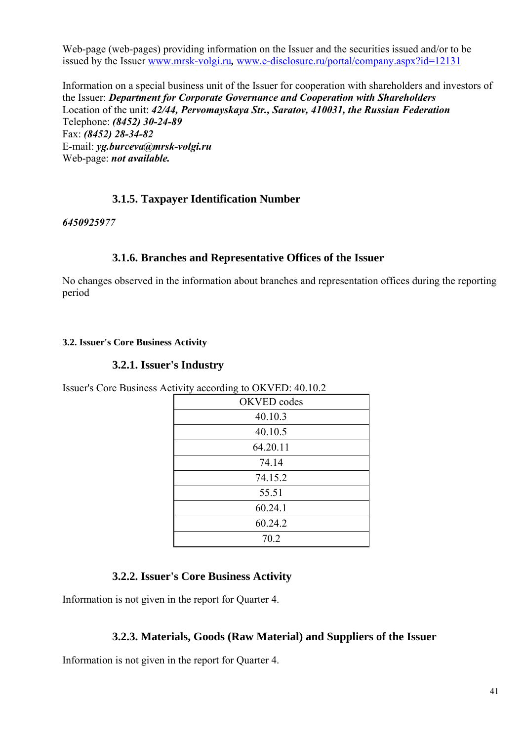Web-page (web-pages) providing information on the Issuer and the securities issued and/or to be issued by the Issuer www.mrsk-volgi.ru, www.e-disclosure.ru/portal/company.aspx?id=12131

Information on a special business unit of the Issuer for cooperation with shareholders and investors of the Issuer: ***Department for Corporate Governance and Cooperation with Shareholders***
Location of the unit: ***42/44, Pervomayskaya Str., Saratov, 410031, the Russian Federation***
Telephone: ***(8452) 30-24-89***
Fax: ***(8452) 28-34-82***
E-mail: ***yg.burceva@mrsk-volgi.ru***
Web-page: ***not available.***

### 3.1.5. Taxpayer Identification Number

***6450925977***

### 3.1.6. Branches and Representative Offices of the Issuer

No changes observed in the information about branches and representation offices during the reporting period

#### 3.2. Issuer's Core Business Activity

### 3.2.1. Issuer's Industry

Issuer's Core Business Activity according to OKVED: 40.10.2

| OKVED codes |
|---|
| 40.10.3 |
| 40.10.5 |
| 64.20.11 |
| 74.14 |
| 74.15.2 |
| 55.51 |
| 60.24.1 |
| 60.24.2 |
| 70.2 |

### 3.2.2. Issuer's Core Business Activity

Information is not given in the report for Quarter 4.

### 3.2.3. Materials, Goods (Raw Material) and Suppliers of the Issuer

Information is not given in the report for Quarter 4.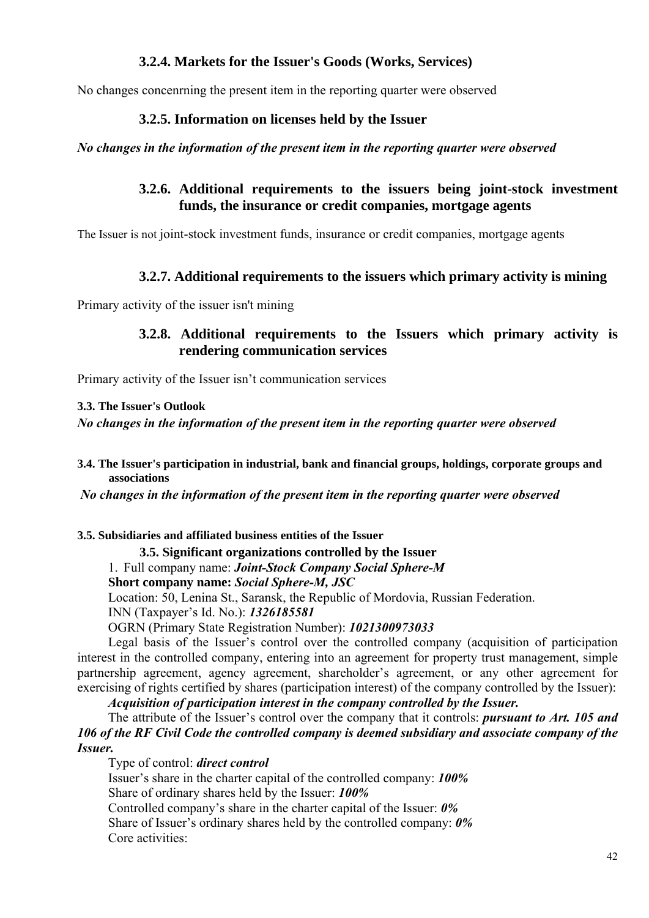### 3.2.4. Markets for the Issuer's Goods (Works, Services)

No changes concenrning the present item in the reporting quarter were observed

### 3.2.5. Information on licenses held by the Issuer

***No changes in the information of the present item in the reporting quarter were observed***

### 3.2.6. Additional requirements to the issuers being joint-stock investment funds, the insurance or credit companies, mortgage agents

The Issuer is not joint-stock investment funds, insurance or credit companies, mortgage agents

### 3.2.7. Additional requirements to the issuers which primary activity is mining

Primary activity of the issuer isn't mining

### 3.2.8. Additional requirements to the Issuers which primary activity is rendering communication services

Primary activity of the Issuer isn't communication services

#### 3.3. The Issuer's Outlook

***No changes in the information of the present item in the reporting quarter were observed***

#### 3.4. The Issuer's participation in industrial, bank and financial groups, holdings, corporate groups and associations

***No changes in the information of the present item in the reporting quarter were observed***

#### 3.5. Subsidiaries and affiliated business entities of the Issuer

**3.5. Significant organizations controlled by the Issuer**

1. Full company name: ***Joint-Stock Company Social Sphere-M***

**Short company name:** ***Social Sphere-M, JSC***

Location: 50, Lenina St., Saransk, the Republic of Mordovia, Russian Federation.

INN (Taxpayer's Id. No.): ***1326185581***

OGRN (Primary State Registration Number): ***1021300973033***

Legal basis of the Issuer's control over the controlled company (acquisition of participation interest in the controlled company, entering into an agreement for property trust management, simple partnership agreement, agency agreement, shareholder's agreement, or any other agreement for exercising of rights certified by shares (participation interest) of the company controlled by the Issuer):

***Acquisition of participation interest in the company controlled by the Issuer.***

The attribute of the Issuer's control over the company that it controls: ***pursuant to Art. 105 and 106 of the RF Civil Code the controlled company is deemed subsidiary and associate company of the Issuer.***

Type of control: ***direct control***

Issuer's share in the charter capital of the controlled company: ***100%***

Share of ordinary shares held by the Issuer: ***100%***

Controlled company's share in the charter capital of the Issuer: ***0%***

Share of Issuer's ordinary shares held by the controlled company: ***0%***

Core activities: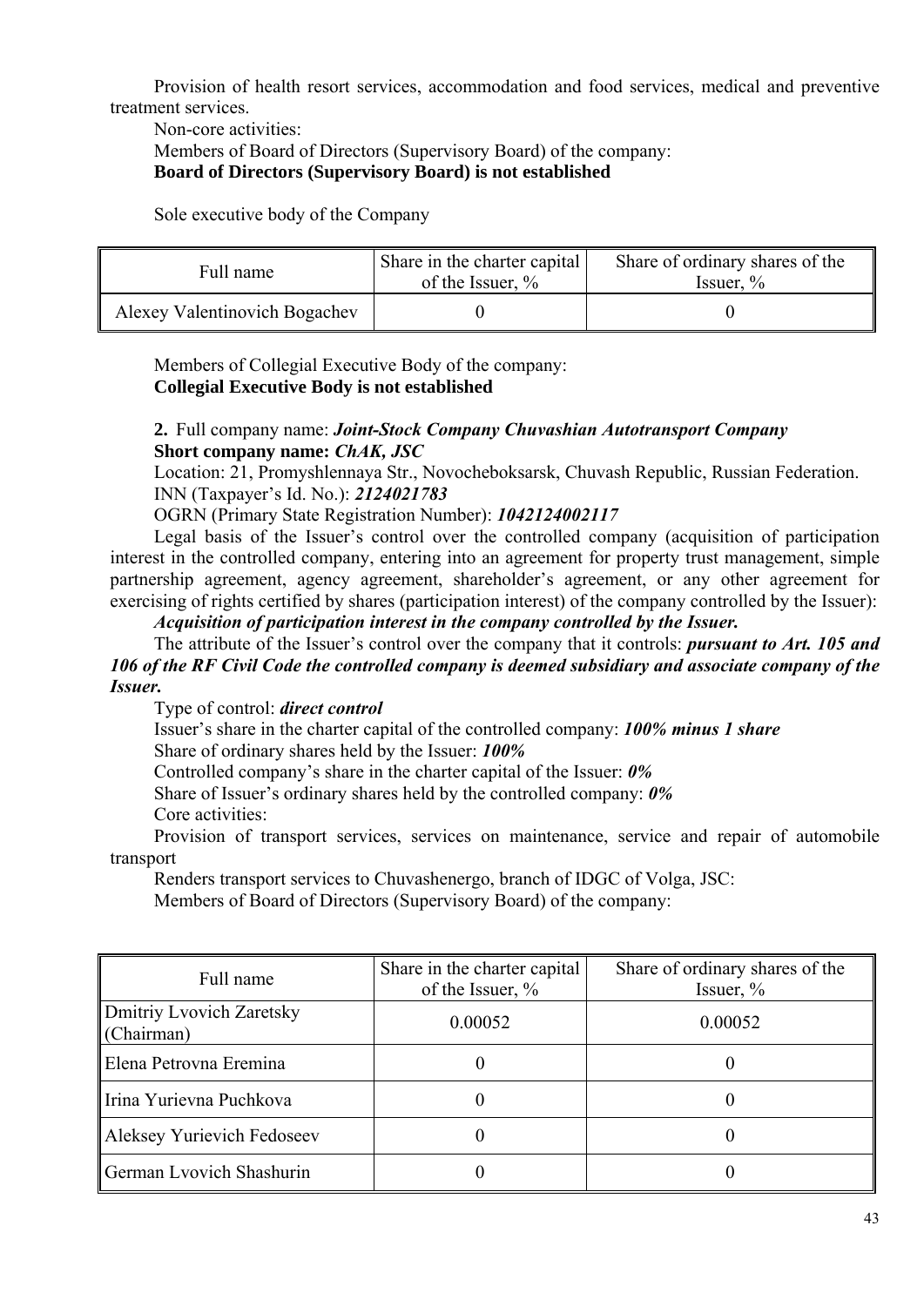Provision of health resort services, accommodation and food services, medical and preventive treatment services.

Non-core activities:

Members of Board of Directors (Supervisory Board) of the company:

**Board of Directors (Supervisory Board) is not established**

Sole executive body of the Company

| Full name | Share in the charter capital of the Issuer, % | Share of ordinary shares of the Issuer, % |
|---|---|---|
| Alexey Valentinovich Bogachev | 0 | 0 |

Members of Collegial Executive Body of the company:

**Collegial Executive Body is not established**

**2.** Full company name: ***Joint-Stock Company Chuvashian Autotransport Company***

**Short company name: *ChAK, JSC***

Location: 21, Promyshlennaya Str., Novocheboksarsk, Chuvash Republic, Russian Federation.

INN (Taxpayer's Id. No.): ***2124021783***

OGRN (Primary State Registration Number): ***1042124002117***

Legal basis of the Issuer's control over the controlled company (acquisition of participation interest in the controlled company, entering into an agreement for property trust management, simple partnership agreement, agency agreement, shareholder's agreement, or any other agreement for exercising of rights certified by shares (participation interest) of the company controlled by the Issuer):

***Acquisition of participation interest in the company controlled by the Issuer.***

The attribute of the Issuer's control over the company that it controls: ***pursuant to Art. 105 and 106 of the RF Civil Code the controlled company is deemed subsidiary and associate company of the Issuer.***

Type of control: ***direct control***

Issuer's share in the charter capital of the controlled company: ***100% minus 1 share***

Share of ordinary shares held by the Issuer: ***100%***

Controlled company's share in the charter capital of the Issuer: ***0%***

Share of Issuer's ordinary shares held by the controlled company: ***0%***

Core activities:

Provision of transport services, services on maintenance, service and repair of automobile transport

Renders transport services to Chuvashenergo, branch of IDGC of Volga, JSC:

Members of Board of Directors (Supervisory Board) of the company:

| Full name | Share in the charter capital of the Issuer, % | Share of ordinary shares of the Issuer, % |
|---|---|---|
| Dmitriy Lvovich Zaretsky (Chairman) | 0.00052 | 0.00052 |
| Elena Petrovna Eremina | 0 | 0 |
| Irina Yurievna Puchkova | 0 | 0 |
| Aleksey Yurievich Fedoseev | 0 | 0 |
| German Lvovich Shashurin | 0 | 0 |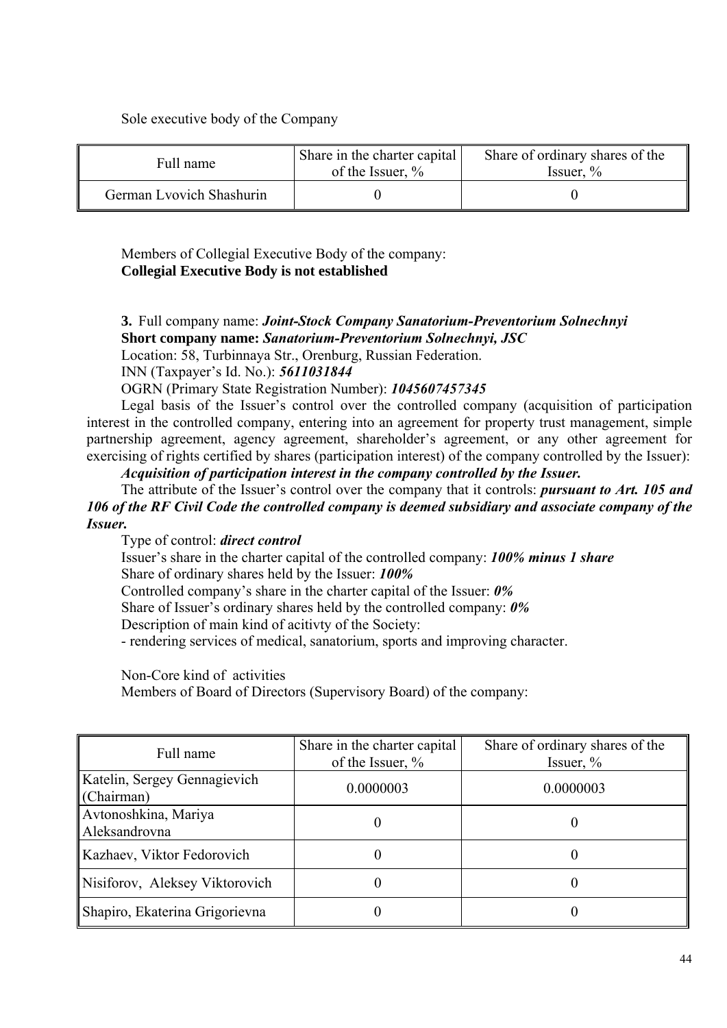Sole executive body of the Company

| Full name | Share in the charter capital of the Issuer, % | Share of ordinary shares of the Issuer, % |
|---|---|---|
| German Lvovich Shashurin | 0 | 0 |

Members of Collegial Executive Body of the company:
**Collegial Executive Body is not established**

**3.** Full company name: ***Joint-Stock Company Sanatorium-Preventorium Solnechnyi***
**Short company name:** ***Sanatorium-Preventorium Solnechnyi, JSC***
Location: 58, Turbinnaya Str., Orenburg, Russian Federation.
INN (Taxpayer's Id. No.): ***5611031844***
OGRN (Primary State Registration Number): ***1045607457345***

Legal basis of the Issuer's control over the controlled company (acquisition of participation interest in the controlled company, entering into an agreement for property trust management, simple partnership agreement, agency agreement, shareholder's agreement, or any other agreement for exercising of rights certified by shares (participation interest) of the company controlled by the Issuer):
***Acquisition of participation interest in the company controlled by the Issuer.***

The attribute of the Issuer's control over the company that it controls: ***pursuant to Art. 105 and 106 of the RF Civil Code the controlled company is deemed subsidiary and associate company of the Issuer.***

Type of control: ***direct control***
Issuer's share in the charter capital of the controlled company: ***100% minus 1 share***
Share of ordinary shares held by the Issuer: ***100%***
Controlled company's share in the charter capital of the Issuer: ***0%***
Share of Issuer's ordinary shares held by the controlled company: ***0%***
Description of main kind of acitivty of the Society:
- rendering services of medical, sanatorium, sports and improving character.

Non-Core kind of activities
Members of Board of Directors (Supervisory Board) of the company:

| Full name | Share in the charter capital of the Issuer, % | Share of ordinary shares of the Issuer, % |
|---|---|---|
| Katelin, Sergey Gennagievich (Chairman) | 0.0000003 | 0.0000003 |
| Avtonoshkina, Mariya Aleksandrovna | 0 | 0 |
| Kazhaev, Viktor Fedorovich | 0 | 0 |
| Nisiforov, Aleksey Viktorovich | 0 | 0 |
| Shapiro, Ekaterina Grigorievna | 0 | 0 |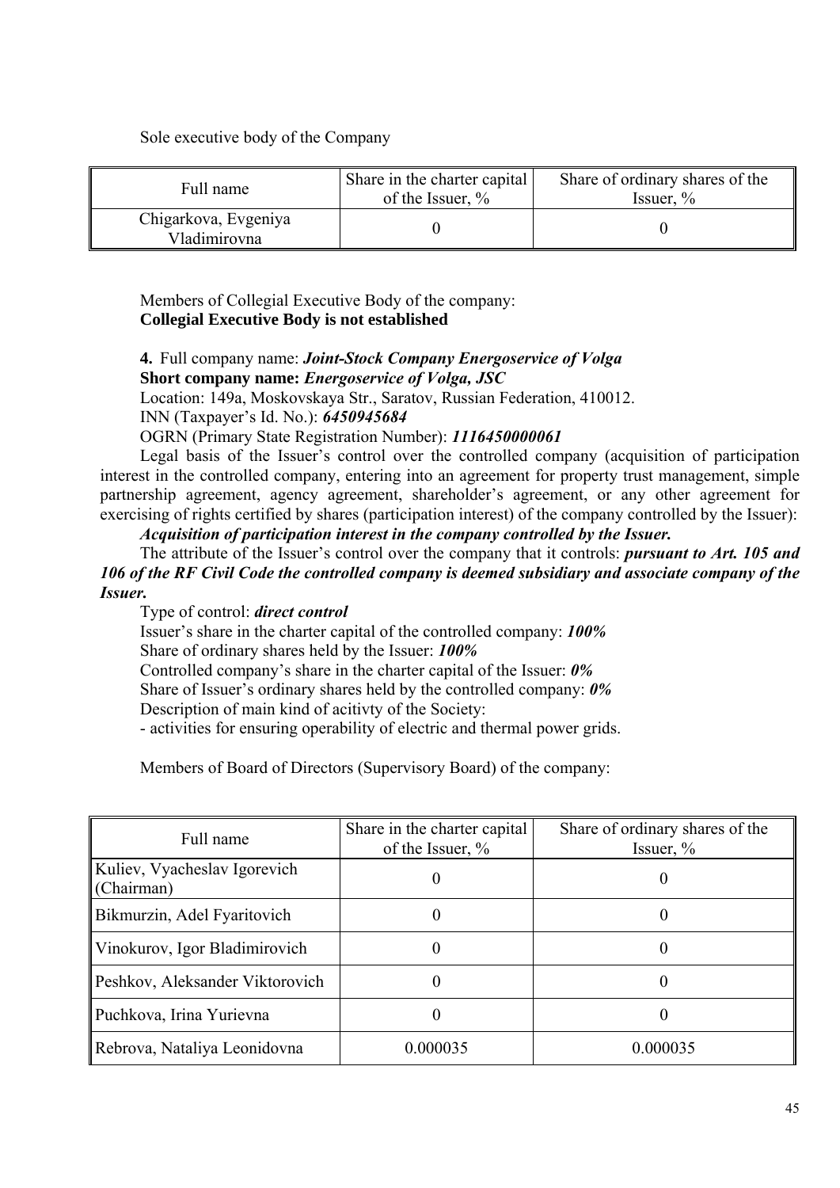Sole executive body of the Company

| Full name | Share in the charter capital of the Issuer, % | Share of ordinary shares of the Issuer, % |
|---|---|---|
| Chigarkova, Evgeniya Vladimirovna | 0 | 0 |

Members of Collegial Executive Body of the company:
**Collegial Executive Body is not established**

**4.** Full company name: ***Joint-Stock Company Energoservice of Volga***
**Short company name:** ***Energoservice of Volga, JSC***
Location: 149a, Moskovskaya Str., Saratov, Russian Federation, 410012.
INN (Taxpayer's Id. No.): ***6450945684***
OGRN (Primary State Registration Number): ***1116450000061***

Legal basis of the Issuer's control over the controlled company (acquisition of participation interest in the controlled company, entering into an agreement for property trust management, simple partnership agreement, agency agreement, shareholder's agreement, or any other agreement for exercising of rights certified by shares (participation interest) of the company controlled by the Issuer):
***Acquisition of participation interest in the company controlled by the Issuer.***

The attribute of the Issuer's control over the company that it controls: ***pursuant to Art. 105 and 106 of the RF Civil Code the controlled company is deemed subsidiary and associate company of the Issuer.***

Type of control: ***direct control***
Issuer's share in the charter capital of the controlled company: ***100%***
Share of ordinary shares held by the Issuer: ***100%***
Controlled company's share in the charter capital of the Issuer: ***0%***
Share of Issuer's ordinary shares held by the controlled company: ***0%***
Description of main kind of acitivty of the Society:
- activities for ensuring operability of electric and thermal power grids.

Members of Board of Directors (Supervisory Board) of the company:

| Full name | Share in the charter capital of the Issuer, % | Share of ordinary shares of the Issuer, % |
|---|---|---|
| Kuliev, Vyacheslav Igorevich (Chairman) | 0 | 0 |
| Bikmurzin, Adel Fyaritovich | 0 | 0 |
| Vinokurov, Igor Bladimirovich | 0 | 0 |
| Peshkov, Aleksander Viktorovich | 0 | 0 |
| Puchkova, Irina Yurievna | 0 | 0 |
| Rebrova, Nataliya Leonidovna | 0.000035 | 0.000035 |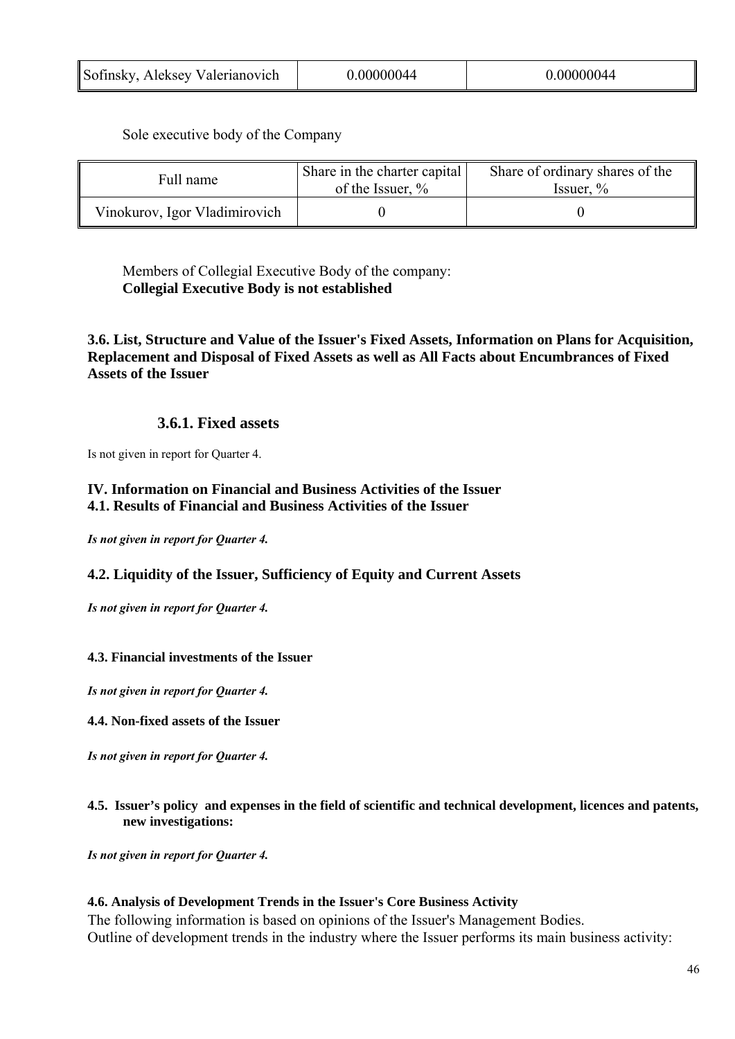| Sofinsky, Aleksey Valerianovich | 0.00000044 | 0.00000044 |
|---|---|---|

Sole executive body of the Company

| Full name | Share in the charter capital of the Issuer, % | Share of ordinary shares of the Issuer, % |
|---|---|---|
| Vinokurov, Igor Vladimirovich | 0 | 0 |

Members of Collegial Executive Body of the company:
**Collegial Executive Body is not established**

**3.6. List, Structure and Value of the Issuer's Fixed Assets, Information on Plans for Acquisition, Replacement and Disposal of Fixed Assets as well as All Facts about Encumbrances of Fixed Assets of the Issuer**

### 3.6.1. Fixed assets

Is not given in report for Quarter 4.

## IV. Information on Financial and Business Activities of the Issuer

### 4.1. Results of Financial and Business Activities of the Issuer

***Is not given in report for Quarter 4.***

### 4.2. Liquidity of the Issuer, Sufficiency of Equity and Current Assets

***Is not given in report for Quarter 4.***

#### 4.3. Financial investments of the Issuer

***Is not given in report for Quarter 4.***

#### 4.4. Non-fixed assets of the Issuer

***Is not given in report for Quarter 4.***

#### 4.5. Issuer's policy and expenses in the field of scientific and technical development, licences and patents, new investigations:

***Is not given in report for Quarter 4.***

#### 4.6. Analysis of Development Trends in the Issuer's Core Business Activity

The following information is based on opinions of the Issuer's Management Bodies.
Outline of development trends in the industry where the Issuer performs its main business activity: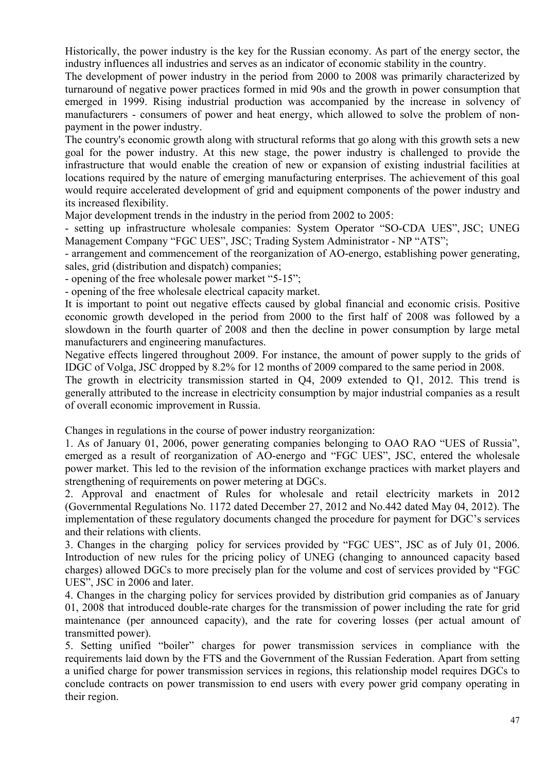Historically, the power industry is the key for the Russian economy. As part of the energy sector, the industry influences all industries and serves as an indicator of economic stability in the country.

The development of power industry in the period from 2000 to 2008 was primarily characterized by turnaround of negative power practices formed in mid 90s and the growth in power consumption that emerged in 1999. Rising industrial production was accompanied by the increase in solvency of manufacturers - consumers of power and heat energy, which allowed to solve the problem of non-payment in the power industry.

The country's economic growth along with structural reforms that go along with this growth sets a new goal for the power industry. At this new stage, the power industry is challenged to provide the infrastructure that would enable the creation of new or expansion of existing industrial facilities at locations required by the nature of emerging manufacturing enterprises. The achievement of this goal would require accelerated development of grid and equipment components of the power industry and its increased flexibility.

Major development trends in the industry in the period from 2002 to 2005:

- setting up infrastructure wholesale companies: System Operator "SO-CDA UES", JSC; UNEG Management Company "FGC UES", JSC; Trading System Administrator - NP "ATS";
- arrangement and commencement of the reorganization of AO-energo, establishing power generating, sales, grid (distribution and dispatch) companies;
- opening of the free wholesale power market "5-15";
- opening of the free wholesale electrical capacity market.

It is important to point out negative effects caused by global financial and economic crisis. Positive economic growth developed in the period from 2000 to the first half of 2008 was followed by a slowdown in the fourth quarter of 2008 and then the decline in power consumption by large metal manufacturers and engineering manufactures.

Negative effects lingered throughout 2009. For instance, the amount of power supply to the grids of IDGC of Volga, JSC dropped by 8.2% for 12 months of 2009 compared to the same period in 2008.

The growth in electricity transmission started in Q4, 2009 extended to Q1, 2012. This trend is generally attributed to the increase in electricity consumption by major industrial companies as a result of overall economic improvement in Russia.

Changes in regulations in the course of power industry reorganization:

1. As of January 01, 2006, power generating companies belonging to OAO RAO "UES of Russia", emerged as a result of reorganization of AO-energo and "FGC UES", JSC, entered the wholesale power market. This led to the revision of the information exchange practices with market players and strengthening of requirements on power metering at DGCs.
2. Approval and enactment of Rules for wholesale and retail electricity markets in 2012 (Governmental Regulations No. 1172 dated December 27, 2012 and No.442 dated May 04, 2012). The implementation of these regulatory documents changed the procedure for payment for DGC's services and their relations with clients.
3. Changes in the charging policy for services provided by "FGC UES", JSC as of July 01, 2006. Introduction of new rules for the pricing policy of UNEG (changing to announced capacity based charges) allowed DGCs to more precisely plan for the volume and cost of services provided by "FGC UES", JSC in 2006 and later.
4. Changes in the charging policy for services provided by distribution grid companies as of January 01, 2008 that introduced double-rate charges for the transmission of power including the rate for grid maintenance (per announced capacity), and the rate for covering losses (per actual amount of transmitted power).
5. Setting unified "boiler" charges for power transmission services in compliance with the requirements laid down by the FTS and the Government of the Russian Federation. Apart from setting a unified charge for power transmission services in regions, this relationship model requires DGCs to conclude contracts on power transmission to end users with every power grid company operating in their region.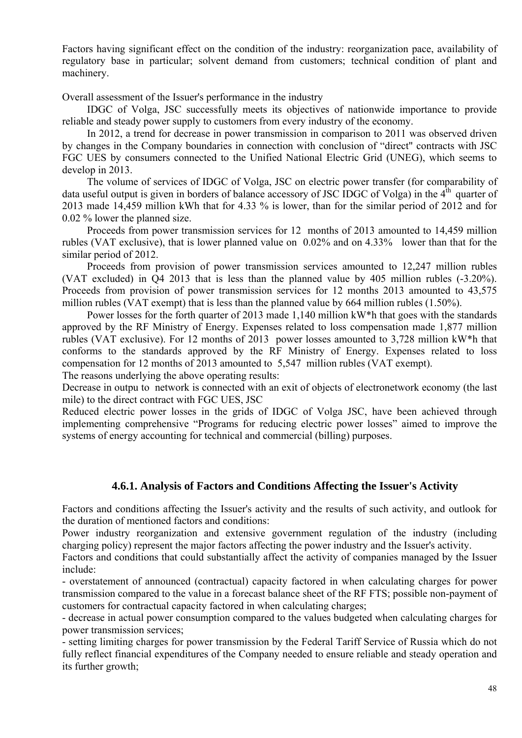Factors having significant effect on the condition of the industry: reorganization pace, availability of regulatory base in particular; solvent demand from customers; technical condition of plant and machinery.

Overall assessment of the Issuer's performance in the industry

IDGC of Volga, JSC successfully meets its objectives of nationwide importance to provide reliable and steady power supply to customers from every industry of the economy.

In 2012, a trend for decrease in power transmission in comparison to 2011 was observed driven by changes in the Company boundaries in connection with conclusion of "direct" contracts with JSC FGC UES by consumers connected to the Unified National Electric Grid (UNEG), which seems to develop in 2013.

The volume of services of IDGC of Volga, JSC on electric power transfer (for comparability of data useful output is given in borders of balance accessory of JSC IDGC of Volga) in the 4th quarter of 2013 made 14,459 million kWh that for 4.33 % is lower, than for the similar period of 2012 and for 0.02 % lower the planned size.

Proceeds from power transmission services for 12 months of 2013 amounted to 14,459 million rubles (VAT exclusive), that is lower planned value on 0.02% and on 4.33% lower than that for the similar period of 2012.

Proceeds from provision of power transmission services amounted to 12,247 million rubles (VAT excluded) in Q4 2013 that is less than the planned value by 405 million rubles (-3.20%). Proceeds from provision of power transmission services for 12 months 2013 amounted to 43,575 million rubles (VAT exempt) that is less than the planned value by 664 million rubles (1.50%).

Power losses for the forth quarter of 2013 made 1,140 million kW*h that goes with the standards approved by the RF Ministry of Energy. Expenses related to loss compensation made 1,877 million rubles (VAT exclusive). For 12 months of 2013 power losses amounted to 3,728 million kW*h that conforms to the standards approved by the RF Ministry of Energy. Expenses related to loss compensation for 12 months of 2013 amounted to 5,547 million rubles (VAT exempt).

The reasons underlying the above operating results:

Decrease in outpu to network is connected with an exit of objects of electronetwork economy (the last mile) to the direct contract with FGC UES, JSC

Reduced electric power losses in the grids of IDGC of Volga JSC, have been achieved through implementing comprehensive "Programs for reducing electric power losses" aimed to improve the systems of energy accounting for technical and commercial (billing) purposes.

### 4.6.1. Analysis of Factors and Conditions Affecting the Issuer's Activity

Factors and conditions affecting the Issuer's activity and the results of such activity, and outlook for the duration of mentioned factors and conditions:

Power industry reorganization and extensive government regulation of the industry (including charging policy) represent the major factors affecting the power industry and the Issuer's activity.

Factors and conditions that could substantially affect the activity of companies managed by the Issuer include:

- overstatement of announced (contractual) capacity factored in when calculating charges for power transmission compared to the value in a forecast balance sheet of the RF FTS; possible non-payment of customers for contractual capacity factored in when calculating charges;
- decrease in actual power consumption compared to the values budgeted when calculating charges for power transmission services;
- setting limiting charges for power transmission by the Federal Tariff Service of Russia which do not fully reflect financial expenditures of the Company needed to ensure reliable and steady operation and its further growth;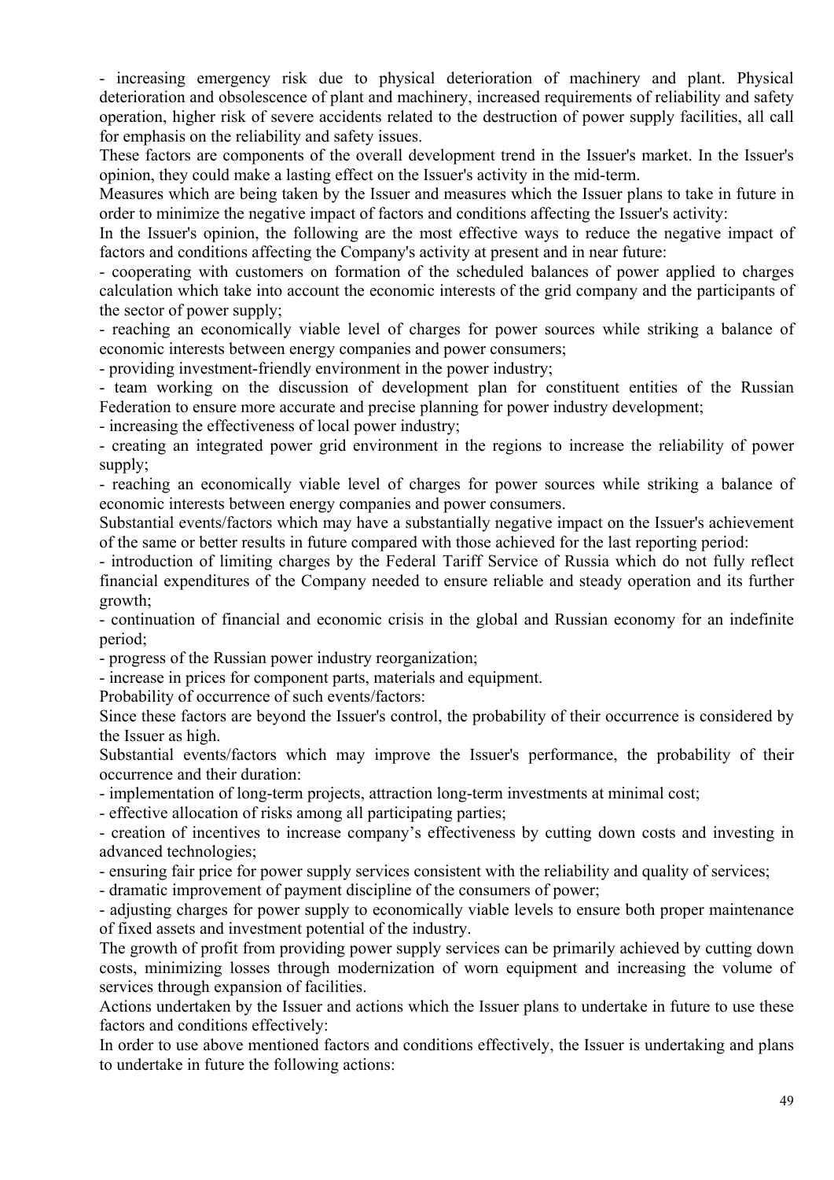- increasing emergency risk due to physical deterioration of machinery and plant. Physical deterioration and obsolescence of plant and machinery, increased requirements of reliability and safety operation, higher risk of severe accidents related to the destruction of power supply facilities, all call for emphasis on the reliability and safety issues.

These factors are components of the overall development trend in the Issuer's market. In the Issuer's opinion, they could make a lasting effect on the Issuer's activity in the mid-term.

Measures which are being taken by the Issuer and measures which the Issuer plans to take in future in order to minimize the negative impact of factors and conditions affecting the Issuer's activity:

In the Issuer's opinion, the following are the most effective ways to reduce the negative impact of factors and conditions affecting the Company's activity at present and in near future:

- cooperating with customers on formation of the scheduled balances of power applied to charges calculation which take into account the economic interests of the grid company and the participants of the sector of power supply;
- reaching an economically viable level of charges for power sources while striking a balance of economic interests between energy companies and power consumers;
- providing investment-friendly environment in the power industry;
- team working on the discussion of development plan for constituent entities of the Russian Federation to ensure more accurate and precise planning for power industry development;
- increasing the effectiveness of local power industry;
- creating an integrated power grid environment in the regions to increase the reliability of power supply;
- reaching an economically viable level of charges for power sources while striking a balance of economic interests between energy companies and power consumers.

Substantial events/factors which may have a substantially negative impact on the Issuer's achievement of the same or better results in future compared with those achieved for the last reporting period:

- introduction of limiting charges by the Federal Tariff Service of Russia which do not fully reflect financial expenditures of the Company needed to ensure reliable and steady operation and its further growth;
- continuation of financial and economic crisis in the global and Russian economy for an indefinite period;
- progress of the Russian power industry reorganization;
- increase in prices for component parts, materials and equipment.

Probability of occurrence of such events/factors:

Since these factors are beyond the Issuer's control, the probability of their occurrence is considered by the Issuer as high.

Substantial events/factors which may improve the Issuer's performance, the probability of their occurrence and their duration:

- implementation of long-term projects, attraction long-term investments at minimal cost;
- effective allocation of risks among all participating parties;
- creation of incentives to increase company's effectiveness by cutting down costs and investing in advanced technologies;
- ensuring fair price for power supply services consistent with the reliability and quality of services;
- dramatic improvement of payment discipline of the consumers of power;
- adjusting charges for power supply to economically viable levels to ensure both proper maintenance of fixed assets and investment potential of the industry.

The growth of profit from providing power supply services can be primarily achieved by cutting down costs, minimizing losses through modernization of worn equipment and increasing the volume of services through expansion of facilities.

Actions undertaken by the Issuer and actions which the Issuer plans to undertake in future to use these factors and conditions effectively:

In order to use above mentioned factors and conditions effectively, the Issuer is undertaking and plans to undertake in future the following actions: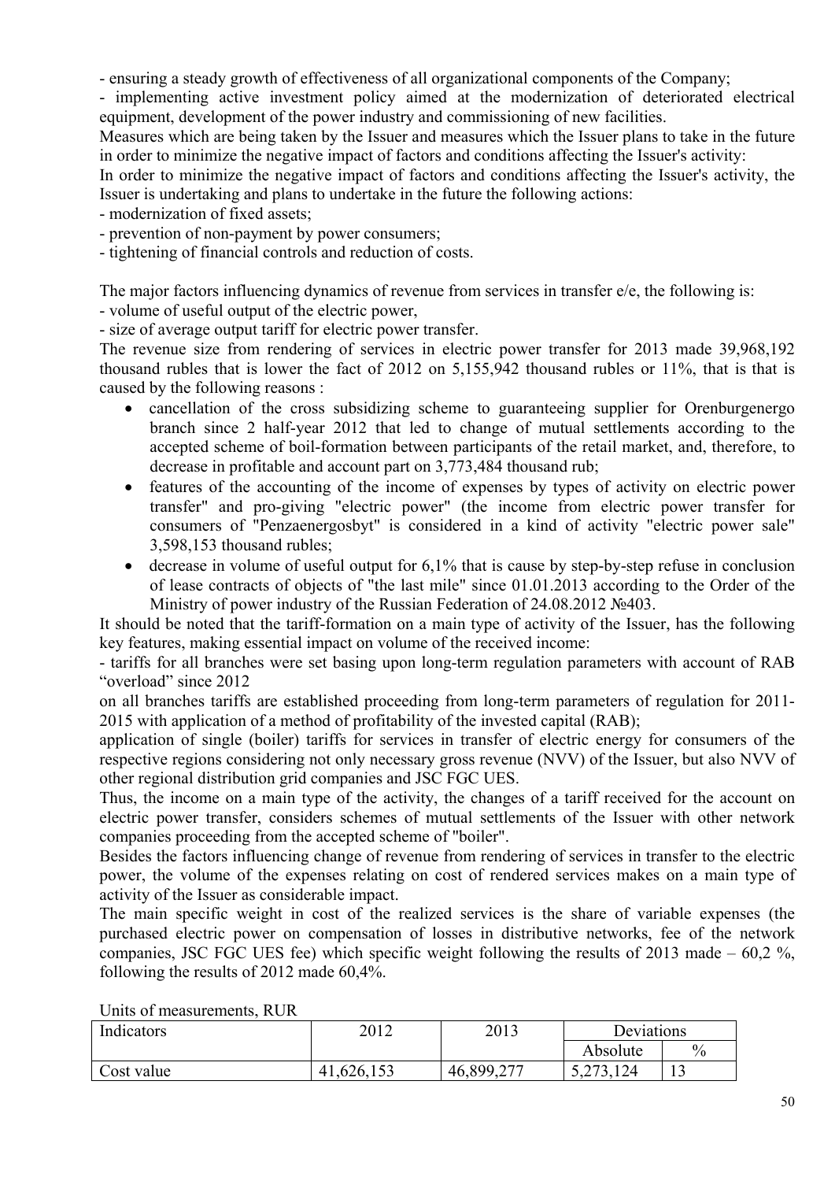- ensuring a steady growth of effectiveness of all organizational components of the Company;
- implementing active investment policy aimed at the modernization of deteriorated electrical equipment, development of the power industry and commissioning of new facilities.

Measures which are being taken by the Issuer and measures which the Issuer plans to take in the future in order to minimize the negative impact of factors and conditions affecting the Issuer's activity:

In order to minimize the negative impact of factors and conditions affecting the Issuer's activity, the Issuer is undertaking and plans to undertake in the future the following actions:

- modernization of fixed assets;
- prevention of non-payment by power consumers;
- tightening of financial controls and reduction of costs.

The major factors influencing dynamics of revenue from services in transfer e/e, the following is:

- volume of useful output of the electric power,
- size of average output tariff for electric power transfer.

The revenue size from rendering of services in electric power transfer for 2013 made 39,968,192 thousand rubles that is lower the fact of 2012 on 5,155,942 thousand rubles or 11%, that is that is caused by the following reasons :

- cancellation of the cross subsidizing scheme to guaranteeing supplier for Orenburgenergo branch since 2 half-year 2012 that led to change of mutual settlements according to the accepted scheme of boil-formation between participants of the retail market, and, therefore, to decrease in profitable and account part on 3,773,484 thousand rub;
- features of the accounting of the income of expenses by types of activity on electric power transfer" and pro-giving "electric power" (the income from electric power transfer for consumers of "Penzaenergosbyt" is considered in a kind of activity "electric power sale" 3,598,153 thousand rubles;
- decrease in volume of useful output for 6,1% that is cause by step-by-step refuse in conclusion of lease contracts of objects of "the last mile" since 01.01.2013 according to the Order of the Ministry of power industry of the Russian Federation of 24.08.2012 №403.

It should be noted that the tariff-formation on a main type of activity of the Issuer, has the following key features, making essential impact on volume of the received income:

- tariffs for all branches were set basing upon long-term regulation parameters with account of RAB "overload" since 2012

on all branches tariffs are established proceeding from long-term parameters of regulation for 2011-2015 with application of a method of profitability of the invested capital (RAB);

application of single (boiler) tariffs for services in transfer of electric energy for consumers of the respective regions considering not only necessary gross revenue (NVV) of the Issuer, but also NVV of other regional distribution grid companies and JSC FGC UES.

Thus, the income on a main type of the activity, the changes of a tariff received for the account on electric power transfer, considers schemes of mutual settlements of the Issuer with other network companies proceeding from the accepted scheme of "boiler".

Besides the factors influencing change of revenue from rendering of services in transfer to the electric power, the volume of the expenses relating on cost of rendered services makes on a main type of activity of the Issuer as considerable impact.

The main specific weight in cost of the realized services is the share of variable expenses (the purchased electric power on compensation of losses in distributive networks, fee of the network companies, JSC FGC UES fee) which specific weight following the results of 2013 made – 60,2 %, following the results of 2012 made 60,4%.

Units of measurements, RUR

| Indicators | 2012 | 2013 | Deviations | |
|---|---|---|---|---|
| | | | Absolute | % |
| Cost value | 41,626,153 | 46,899,277 | 5,273,124 | 13 |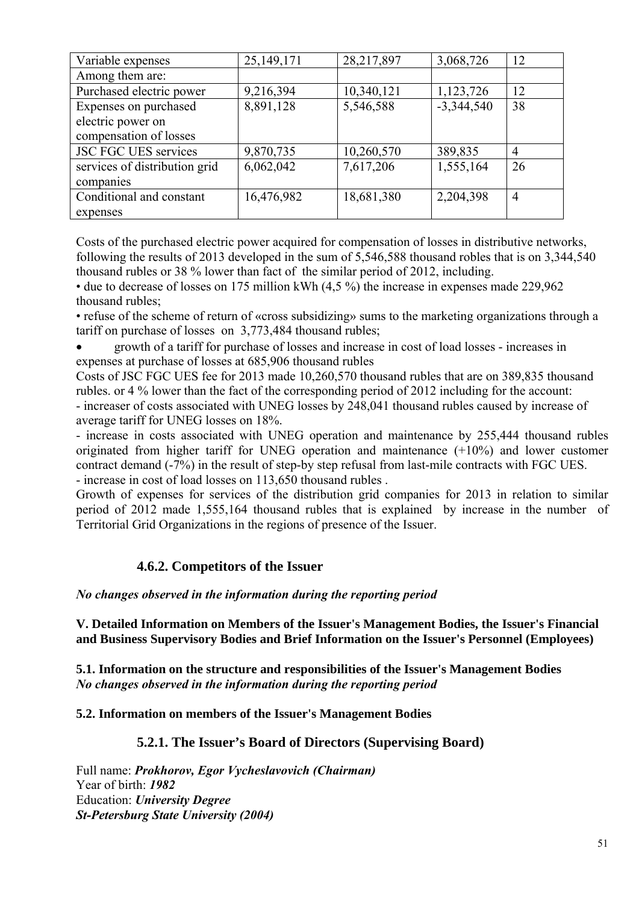| Variable expenses | 25,149,171 | 28,217,897 | 3,068,726 | 12 |
|---|---|---|---|---|
| Among them are: | | | | |
| Purchased electric power | 9,216,394 | 10,340,121 | 1,123,726 | 12 |
| Expenses on purchased electric power on compensation of losses | 8,891,128 | 5,546,588 | -3,344,540 | 38 |
| JSC FGC UES services | 9,870,735 | 10,260,570 | 389,835 | 4 |
| services of distribution grid companies | 6,062,042 | 7,617,206 | 1,555,164 | 26 |
| Conditional and constant expenses | 16,476,982 | 18,681,380 | 2,204,398 | 4 |

Costs of the purchased electric power acquired for compensation of losses in distributive networks, following the results of 2013 developed in the sum of 5,546,588 thousand robles that is on 3,344,540 thousand rubles or 38 % lower than fact of the similar period of 2012, including.

• due to decrease of losses on 175 million kWh (4,5 %) the increase in expenses made 229,962 thousand rubles;

• refuse of the scheme of return of «cross subsidizing» sums to the marketing organizations through a tariff on purchase of losses on 3,773,484 thousand rubles;

- growth of a tariff for purchase of losses and increase in cost of load losses - increases in expenses at purchase of losses at 685,906 thousand rubles

Costs of JSC FGC UES fee for 2013 made 10,260,570 thousand rubles that are on 389,835 thousand rubles. or 4 % lower than the fact of the corresponding period of 2012 including for the account:

- increaser of costs associated with UNEG losses by 248,041 thousand rubles caused by increase of average tariff for UNEG losses on 18%.

- increase in costs associated with UNEG operation and maintenance by 255,444 thousand rubles originated from higher tariff for UNEG operation and maintenance (+10%) and lower customer contract demand (-7%) in the result of step-by step refusal from last-mile contracts with FGC UES.

- increase in cost of load losses on 113,650 thousand rubles .

Growth of expenses for services of the distribution grid companies for 2013 in relation to similar period of 2012 made 1,555,164 thousand rubles that is explained by increase in the number of Territorial Grid Organizations in the regions of presence of the Issuer.

### 4.6.2. Competitors of the Issuer

***No changes observed in the information during the reporting period***

## V. Detailed Information on Members of the Issuer's Management Bodies, the Issuer's Financial and Business Supervisory Bodies and Brief Information on the Issuer's Personnel (Employees)

### 5.1. Information on the structure and responsibilities of the Issuer's Management Bodies

***No changes observed in the information during the reporting period***

### 5.2. Information on members of the Issuer's Management Bodies

#### 5.2.1. The Issuer's Board of Directors (Supervising Board)

Full name: ***Prokhorov, Egor Vycheslavovich (Chairman)***
Year of birth: ***1982***
Education: ***University Degree***
***St-Petersburg State University (2004)***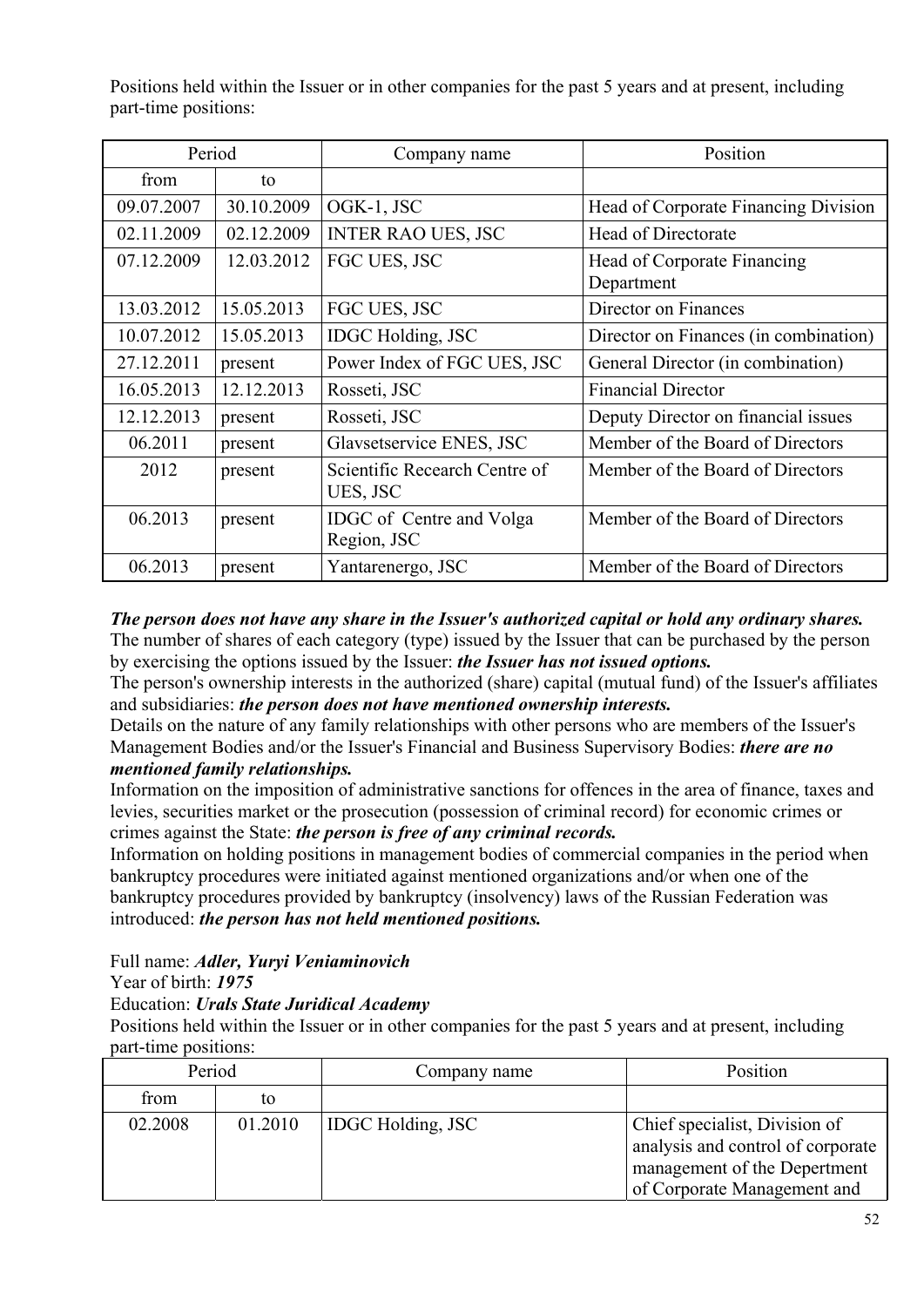Positions held within the Issuer or in other companies for the past 5 years and at present, including part-time positions:

| Period | | Company name | Position |
|---|---|---|---|
| from | to | | |
| 09.07.2007 | 30.10.2009 | OGK-1, JSC | Head of Corporate Financing Division |
| 02.11.2009 | 02.12.2009 | INTER RAO UES, JSC | Head of Directorate |
| 07.12.2009 | 12.03.2012 | FGC UES, JSC | Head of Corporate Financing Department |
| 13.03.2012 | 15.05.2013 | FGC UES, JSC | Director on Finances |
| 10.07.2012 | 15.05.2013 | IDGC Holding, JSC | Director on Finances (in combination) |
| 27.12.2011 | present | Power Index of FGC UES, JSC | General Director (in combination) |
| 16.05.2013 | 12.12.2013 | Rosseti, JSC | Financial Director |
| 12.12.2013 | present | Rosseti, JSC | Deputy Director on financial issues |
| 06.2011 | present | Glavsetservice ENES, JSC | Member of the Board of Directors |
| 2012 | present | Scientific Recearch Centre of UES, JSC | Member of the Board of Directors |
| 06.2013 | present | IDGC of Centre and Volga Region, JSC | Member of the Board of Directors |
| 06.2013 | present | Yantarenergo, JSC | Member of the Board of Directors |

***The person does not have any share in the Issuer's authorized capital or hold any ordinary shares.***
The number of shares of each category (type) issued by the Issuer that can be purchased by the person by exercising the options issued by the Issuer: ***the Issuer has not issued options.***
The person's ownership interests in the authorized (share) capital (mutual fund) of the Issuer's affiliates and subsidiaries: ***the person does not have mentioned ownership interests.***
Details on the nature of any family relationships with other persons who are members of the Issuer's Management Bodies and/or the Issuer's Financial and Business Supervisory Bodies: ***there are no mentioned family relationships.***
Information on the imposition of administrative sanctions for offences in the area of finance, taxes and levies, securities market or the prosecution (possession of criminal record) for economic crimes or crimes against the State: ***the person is free of any criminal records.***
Information on holding positions in management bodies of commercial companies in the period when bankruptcy procedures were initiated against mentioned organizations and/or when one of the bankruptcy procedures provided by bankruptcy (insolvency) laws of the Russian Federation was introduced: ***the person has not held mentioned positions.***

Full name: ***Adler, Yuryi Veniaminovich***
Year of birth: ***1975***
Education: ***Urals State Juridical Academy***
Positions held within the Issuer or in other companies for the past 5 years and at present, including part-time positions:

| Period | | Company name | Position |
|---|---|---|---|
| from | to | | |
| 02.2008 | 01.2010 | IDGC Holding, JSC | Chief specialist, Division of analysis and control of corporate management of the Depertment of Corporate Management and |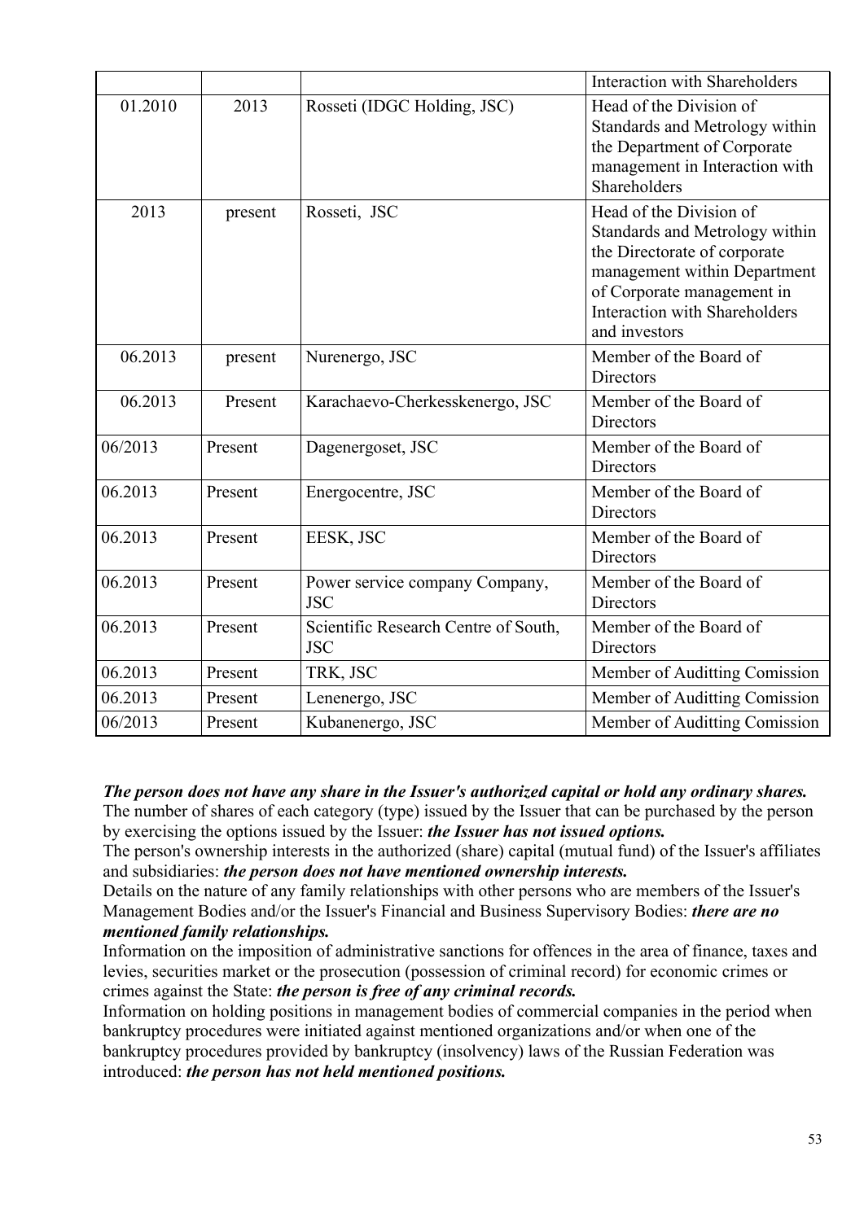| | | | |
|---|---|---|---|
| | | | Interaction with Shareholders |
| 01.2010 | 2013 | Rosseti (IDGC Holding, JSC) | Head of the Division of Standards and Metrology within the Department of Corporate management in Interaction with Shareholders |
| 2013 | present | Rosseti, JSC | Head of the Division of Standards and Metrology within the Directorate of corporate management within Department of Corporate management in Interaction with Shareholders and investors |
| 06.2013 | present | Nurenergo, JSC | Member of the Board of Directors |
| 06.2013 | Present | Karachaevo-Cherkesskenergo, JSC | Member of the Board of Directors |
| 06/2013 | Present | Dagenergoset, JSC | Member of the Board of Directors |
| 06.2013 | Present | Energocentre, JSC | Member of the Board of Directors |
| 06.2013 | Present | EESK, JSC | Member of the Board of Directors |
| 06.2013 | Present | Power service company Company, JSC | Member of the Board of Directors |
| 06.2013 | Present | Scientific Research Centre of South, JSC | Member of the Board of Directors |
| 06.2013 | Present | TRK, JSC | Member of Auditting Comission |
| 06.2013 | Present | Lenenergo, JSC | Member of Auditting Comission |
| 06/2013 | Present | Kubanenergo, JSC | Member of Auditting Comission |

***The person does not have any share in the Issuer's authorized capital or hold any ordinary shares.***

The number of shares of each category (type) issued by the Issuer that can be purchased by the person by exercising the options issued by the Issuer: ***the Issuer has not issued options.***

The person's ownership interests in the authorized (share) capital (mutual fund) of the Issuer's affiliates and subsidiaries: ***the person does not have mentioned ownership interests.***

Details on the nature of any family relationships with other persons who are members of the Issuer's Management Bodies and/or the Issuer's Financial and Business Supervisory Bodies: ***there are no mentioned family relationships.***

Information on the imposition of administrative sanctions for offences in the area of finance, taxes and levies, securities market or the prosecution (possession of criminal record) for economic crimes or crimes against the State: ***the person is free of any criminal records.***

Information on holding positions in management bodies of commercial companies in the period when bankruptcy procedures were initiated against mentioned organizations and/or when one of the bankruptcy procedures provided by bankruptcy (insolvency) laws of the Russian Federation was introduced: ***the person has not held mentioned positions.***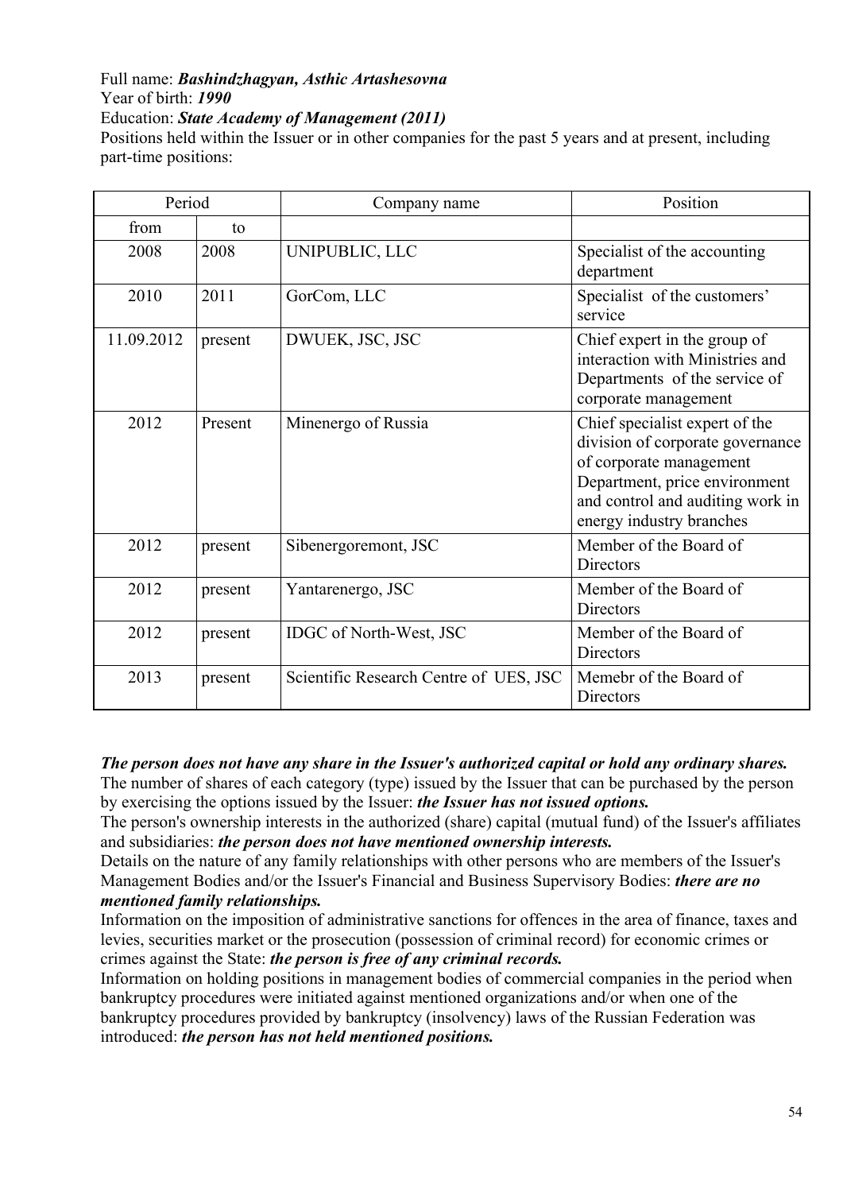Full name: ***Bashindzhagyan, Asthic Artashesovna***
Year of birth: ***1990***
Education: ***State Academy of Management (2011)***
Positions held within the Issuer or in other companies for the past 5 years and at present, including part-time positions:

| Period | | Company name | Position |
|---|---|---|---|
| from | to | | |
| 2008 | 2008 | UNIPUBLIC, LLC | Specialist of the accounting department |
| 2010 | 2011 | GorCom, LLC | Specialist of the customers' service |
| 11.09.2012 | present | DWUEK, JSC, JSC | Chief expert in the group of interaction with Ministries and Departments of the service of corporate management |
| 2012 | Present | Minenergo of Russia | Chief specialist expert of the division of corporate governance of corporate management Department, price environment and control and auditing work in energy industry branches |
| 2012 | present | Sibenergoremont, JSC | Member of the Board of Directors |
| 2012 | present | Yantarenergo, JSC | Member of the Board of Directors |
| 2012 | present | IDGC of North-West, JSC | Member of the Board of Directors |
| 2013 | present | Scientific Research Centre of UES, JSC | Memebr of the Board of Directors |

***The person does not have any share in the Issuer's authorized capital or hold any ordinary shares.***
The number of shares of each category (type) issued by the Issuer that can be purchased by the person by exercising the options issued by the Issuer: ***the Issuer has not issued options.***
The person's ownership interests in the authorized (share) capital (mutual fund) of the Issuer's affiliates and subsidiaries: ***the person does not have mentioned ownership interests.***
Details on the nature of any family relationships with other persons who are members of the Issuer's Management Bodies and/or the Issuer's Financial and Business Supervisory Bodies: ***there are no mentioned family relationships.***
Information on the imposition of administrative sanctions for offences in the area of finance, taxes and levies, securities market or the prosecution (possession of criminal record) for economic crimes or crimes against the State: ***the person is free of any criminal records.***
Information on holding positions in management bodies of commercial companies in the period when bankruptcy procedures were initiated against mentioned organizations and/or when one of the bankruptcy procedures provided by bankruptcy (insolvency) laws of the Russian Federation was introduced: ***the person has not held mentioned positions.***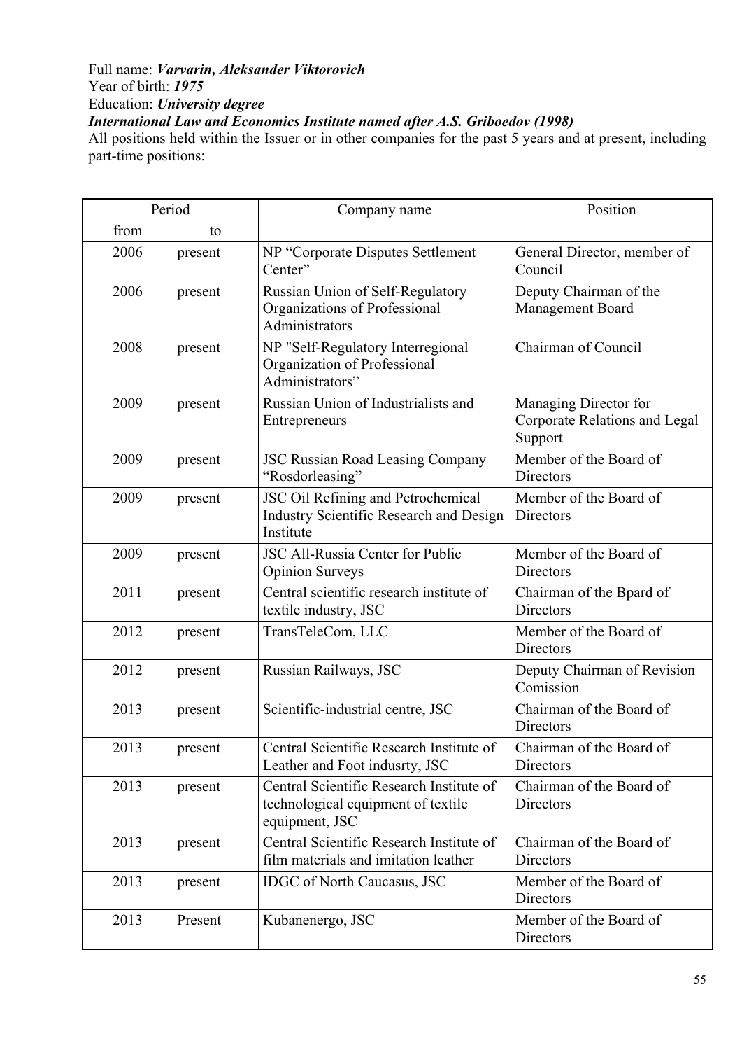Full name: ***Varvarin, Aleksander Viktorovich***
Year of birth: ***1975***
Education: ***University degree***
***International Law and Economics Institute named after A.S. Griboedov (1998)***
All positions held within the Issuer or in other companies for the past 5 years and at present, including part-time positions:

| Period | | Company name | Position |
|---|---|---|---|
| from | to | | |
| 2006 | present | NP "Corporate Disputes Settlement Center" | General Director, member of Council |
| 2006 | present | Russian Union of Self-Regulatory Organizations of Professional Administrators | Deputy Chairman of the Management Board |
| 2008 | present | NP "Self-Regulatory Interregional Organization of Professional Administrators" | Chairman of Council |
| 2009 | present | Russian Union of Industrialists and Entrepreneurs | Managing Director for Corporate Relations and Legal Support |
| 2009 | present | JSC Russian Road Leasing Company "Rosdorleasing" | Member of the Board of Directors |
| 2009 | present | JSC Oil Refining and Petrochemical Industry Scientific Research and Design Institute | Member of the Board of Directors |
| 2009 | present | JSC All-Russia Center for Public Opinion Surveys | Member of the Board of Directors |
| 2011 | present | Central scientific research institute of textile industry, JSC | Chairman of the Bpard of Directors |
| 2012 | present | TransTeleCom, LLC | Member of the Board of Directors |
| 2012 | present | Russian Railways, JSC | Deputy Chairman of Revision Comission |
| 2013 | present | Scientific-industrial centre, JSC | Chairman of the Board of Directors |
| 2013 | present | Central Scientific Research Institute of Leather and Foot indusrty, JSC | Chairman of the Board of Directors |
| 2013 | present | Central Scientific Research Institute of technological equipment of textile equipment, JSC | Chairman of the Board of Directors |
| 2013 | present | Central Scientific Research Institute of film materials and imitation leather | Chairman of the Board of Directors |
| 2013 | present | IDGC of North Caucasus, JSC | Member of the Board of Directors |
| 2013 | Present | Kubanenergo, JSC | Member of the Board of Directors |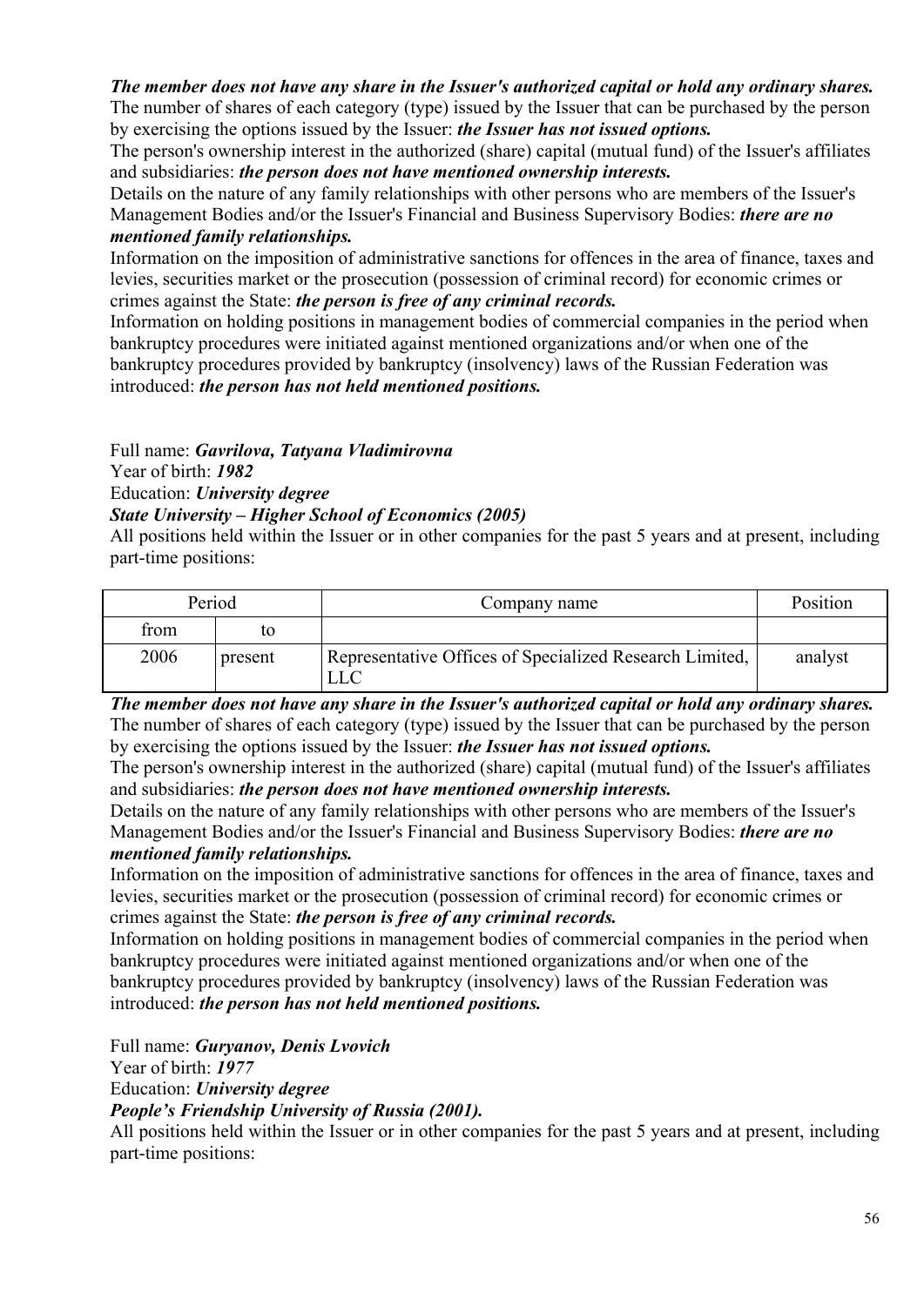***The member does not have any share in the Issuer's authorized capital or hold any ordinary shares.***
The number of shares of each category (type) issued by the Issuer that can be purchased by the person by exercising the options issued by the Issuer: ***the Issuer has not issued options.***
The person's ownership interest in the authorized (share) capital (mutual fund) of the Issuer's affiliates and subsidiaries: ***the person does not have mentioned ownership interests.***
Details on the nature of any family relationships with other persons who are members of the Issuer's Management Bodies and/or the Issuer's Financial and Business Supervisory Bodies: ***there are no mentioned family relationships.***
Information on the imposition of administrative sanctions for offences in the area of finance, taxes and levies, securities market or the prosecution (possession of criminal record) for economic crimes or crimes against the State: ***the person is free of any criminal records.***
Information on holding positions in management bodies of commercial companies in the period when bankruptcy procedures were initiated against mentioned organizations and/or when one of the bankruptcy procedures provided by bankruptcy (insolvency) laws of the Russian Federation was introduced: ***the person has not held mentioned positions.***

Full name: ***Gavrilova, Tatyana Vladimirovna***
Year of birth: ***1982***
Education: ***University degree***
***State University – Higher School of Economics (2005)***
All positions held within the Issuer or in other companies for the past 5 years and at present, including part-time positions:

| Period | | Company name | Position |
|---|---|---|---|
| from | to | | |
| 2006 | present | Representative Offices of Specialized Research Limited, LLC | analyst |

***The member does not have any share in the Issuer's authorized capital or hold any ordinary shares.***
The number of shares of each category (type) issued by the Issuer that can be purchased by the person by exercising the options issued by the Issuer: ***the Issuer has not issued options.***
The person's ownership interest in the authorized (share) capital (mutual fund) of the Issuer's affiliates and subsidiaries: ***the person does not have mentioned ownership interests.***
Details on the nature of any family relationships with other persons who are members of the Issuer's Management Bodies and/or the Issuer's Financial and Business Supervisory Bodies: ***there are no mentioned family relationships.***
Information on the imposition of administrative sanctions for offences in the area of finance, taxes and levies, securities market or the prosecution (possession of criminal record) for economic crimes or crimes against the State: ***the person is free of any criminal records.***
Information on holding positions in management bodies of commercial companies in the period when bankruptcy procedures were initiated against mentioned organizations and/or when one of the bankruptcy procedures provided by bankruptcy (insolvency) laws of the Russian Federation was introduced: ***the person has not held mentioned positions.***

Full name: ***Guryanov, Denis Lvovich***
Year of birth: ***1977***
Education: ***University degree***
***People's Friendship University of Russia (2001).***
All positions held within the Issuer or in other companies for the past 5 years and at present, including part-time positions: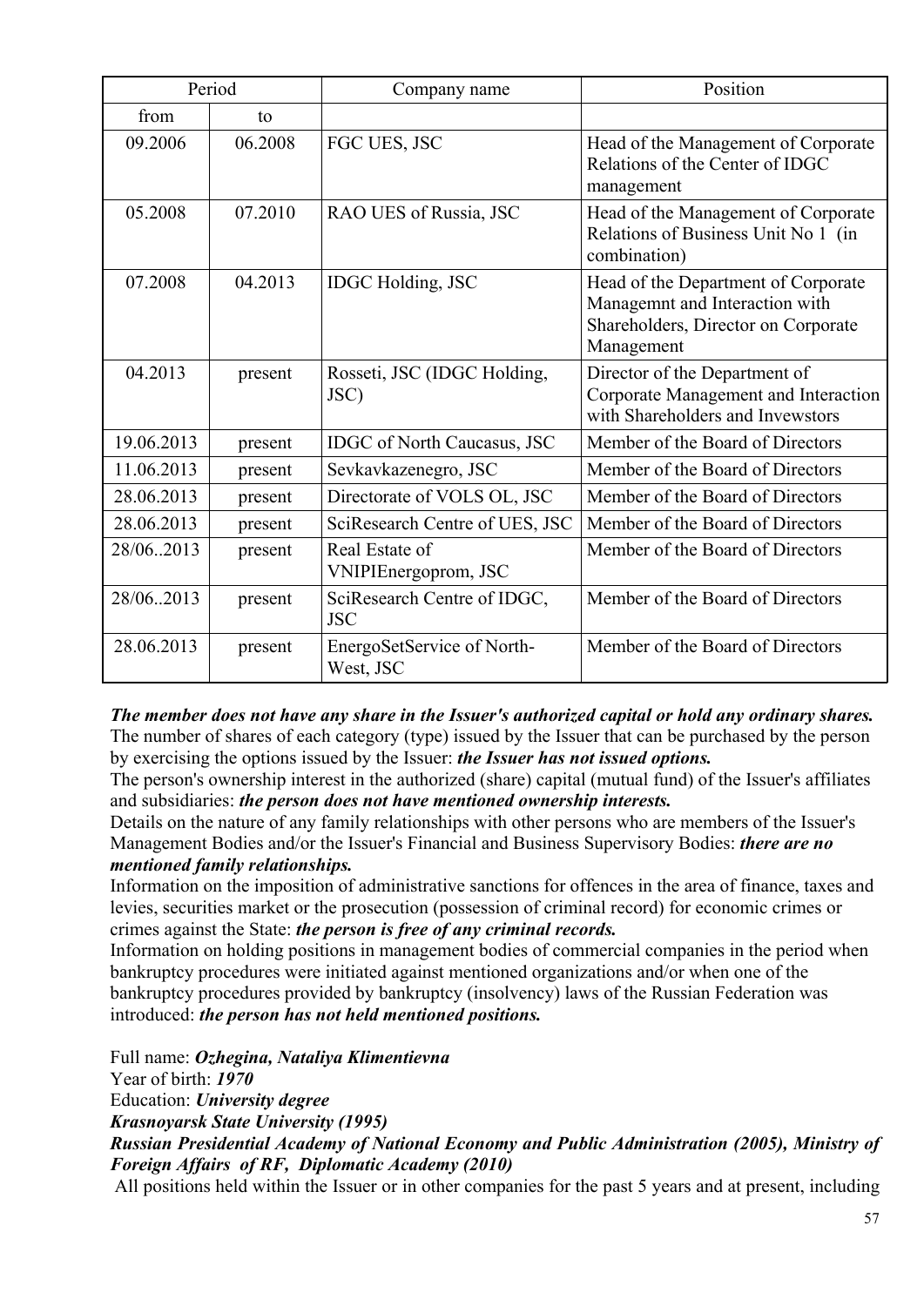| Period | | Company name | Position |
|---|---|---|---|
| from | to | | |
| 09.2006 | 06.2008 | FGC UES, JSC | Head of the Management of Corporate Relations of the Center of IDGC management |
| 05.2008 | 07.2010 | RAO UES of Russia, JSC | Head of the Management of Corporate Relations of Business Unit No 1 (in combination) |
| 07.2008 | 04.2013 | IDGC Holding, JSC | Head of the Department of Corporate Managemnt and Interaction with Shareholders, Director on Corporate Management |
| 04.2013 | present | Rosseti, JSC (IDGC Holding, JSC) | Director of the Department of Corporate Management and Interaction with Shareholders and Invewstors |
| 19.06.2013 | present | IDGC of North Caucasus, JSC | Member of the Board of Directors |
| 11.06.2013 | present | Sevkavkazenegro, JSC | Member of the Board of Directors |
| 28.06.2013 | present | Directorate of VOLS OL, JSC | Member of the Board of Directors |
| 28.06.2013 | present | SciResearch Centre of UES, JSC | Member of the Board of Directors |
| 28/06..2013 | present | Real Estate of VNIPIEnergoprom, JSC | Member of the Board of Directors |
| 28/06..2013 | present | SciResearch Centre of IDGC, JSC | Member of the Board of Directors |
| 28.06.2013 | present | EnergoSetService of North-West, JSC | Member of the Board of Directors |

***The member does not have any share in the Issuer's authorized capital or hold any ordinary shares.***
The number of shares of each category (type) issued by the Issuer that can be purchased by the person by exercising the options issued by the Issuer: ***the Issuer has not issued options.***
The person's ownership interest in the authorized (share) capital (mutual fund) of the Issuer's affiliates and subsidiaries: ***the person does not have mentioned ownership interests.***
Details on the nature of any family relationships with other persons who are members of the Issuer's Management Bodies and/or the Issuer's Financial and Business Supervisory Bodies: ***there are no mentioned family relationships.***
Information on the imposition of administrative sanctions for offences in the area of finance, taxes and levies, securities market or the prosecution (possession of criminal record) for economic crimes or crimes against the State: ***the person is free of any criminal records.***
Information on holding positions in management bodies of commercial companies in the period when bankruptcy procedures were initiated against mentioned organizations and/or when one of the bankruptcy procedures provided by bankruptcy (insolvency) laws of the Russian Federation was introduced: ***the person has not held mentioned positions.***

Full name: ***Ozhegina, Nataliya Klimentievna***
Year of birth: ***1970***
Education: ***University degree***
***Krasnoyarsk State University (1995)***
***Russian Presidential Academy of National Economy and Public Administration (2005), Ministry of Foreign Affairs of RF, Diplomatic Academy (2010)***
All positions held within the Issuer or in other companies for the past 5 years and at present, including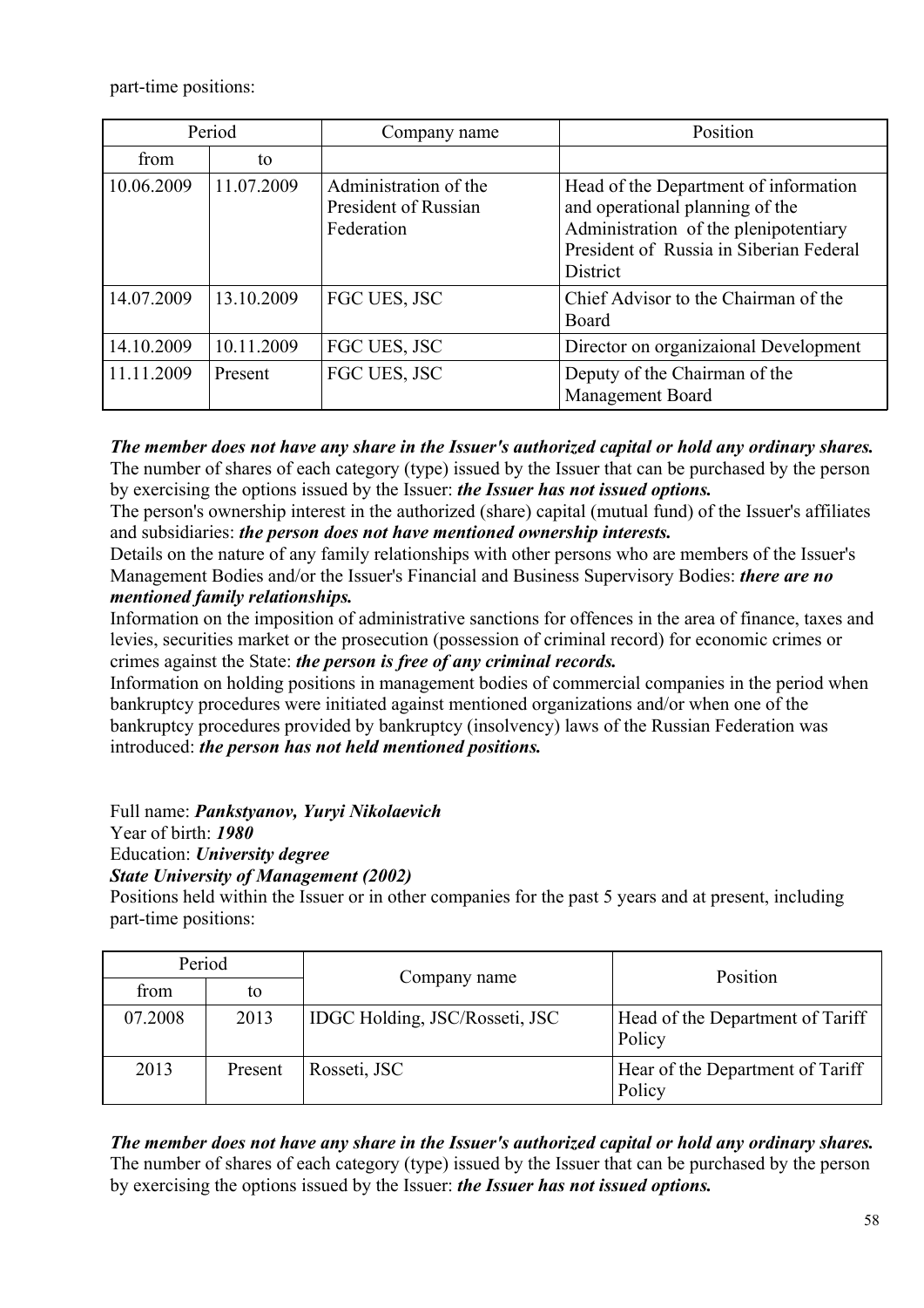part-time positions:

| Period | | Company name | Position |
|---|---|---|---|
| from | to | | |
| 10.06.2009 | 11.07.2009 | Administration of the President of Russian Federation | Head of the Department of information and operational planning of the Administration of the plenipotentiary President of Russia in Siberian Federal District |
| 14.07.2009 | 13.10.2009 | FGC UES, JSC | Chief Advisor to the Chairman of the Board |
| 14.10.2009 | 10.11.2009 | FGC UES, JSC | Director on organizaional Development |
| 11.11.2009 | Present | FGC UES, JSC | Deputy of the Chairman of the Management Board |

***The member does not have any share in the Issuer's authorized capital or hold any ordinary shares.***
The number of shares of each category (type) issued by the Issuer that can be purchased by the person by exercising the options issued by the Issuer: ***the Issuer has not issued options.***
The person's ownership interest in the authorized (share) capital (mutual fund) of the Issuer's affiliates and subsidiaries: ***the person does not have mentioned ownership interests.***
Details on the nature of any family relationships with other persons who are members of the Issuer's Management Bodies and/or the Issuer's Financial and Business Supervisory Bodies: ***there are no mentioned family relationships.***
Information on the imposition of administrative sanctions for offences in the area of finance, taxes and levies, securities market or the prosecution (possession of criminal record) for economic crimes or crimes against the State: ***the person is free of any criminal records.***
Information on holding positions in management bodies of commercial companies in the period when bankruptcy procedures were initiated against mentioned organizations and/or when one of the bankruptcy procedures provided by bankruptcy (insolvency) laws of the Russian Federation was introduced: ***the person has not held mentioned positions.***

Full name: ***Pankstyanov, Yuryi Nikolaevich***
Year of birth: ***1980***
Education: ***University degree***
***State University of Management (2002)***
Positions held within the Issuer or in other companies for the past 5 years and at present, including part-time positions:

| Period | | Company name | Position |
|---|---|---|---|
| from | to | | |
| 07.2008 | 2013 | IDGC Holding, JSC/Rosseti, JSC | Head of the Department of Tariff Policy |
| 2013 | Present | Rosseti, JSC | Hear of the Department of Tariff Policy |

***The member does not have any share in the Issuer's authorized capital or hold any ordinary shares.***
The number of shares of each category (type) issued by the Issuer that can be purchased by the person by exercising the options issued by the Issuer: ***the Issuer has not issued options.***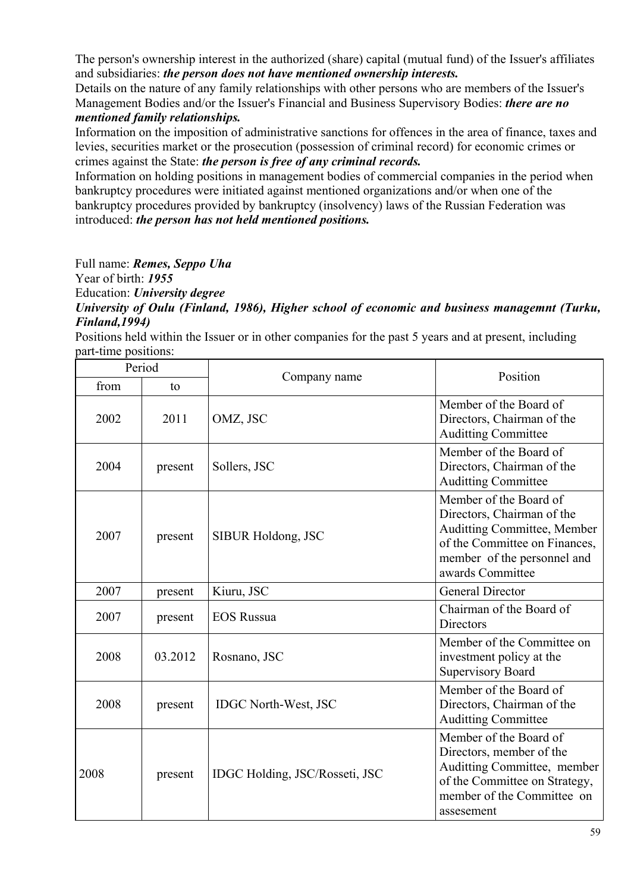The person's ownership interest in the authorized (share) capital (mutual fund) of the Issuer's affiliates and subsidiaries: ***the person does not have mentioned ownership interests.***

Details on the nature of any family relationships with other persons who are members of the Issuer's Management Bodies and/or the Issuer's Financial and Business Supervisory Bodies: ***there are no mentioned family relationships.***

Information on the imposition of administrative sanctions for offences in the area of finance, taxes and levies, securities market or the prosecution (possession of criminal record) for economic crimes or crimes against the State: ***the person is free of any criminal records.***

Information on holding positions in management bodies of commercial companies in the period when bankruptcy procedures were initiated against mentioned organizations and/or when one of the bankruptcy procedures provided by bankruptcy (insolvency) laws of the Russian Federation was introduced: ***the person has not held mentioned positions.***

Full name: ***Remes, Seppo Uha***

Year of birth: ***1955***

Education: ***University degree***

***University of Oulu (Finland, 1986), Higher school of economic and business managemnt (Turku, Finland,1994)***

Positions held within the Issuer or in other companies for the past 5 years and at present, including part-time positions:

| Period | | Company name | Position |
|---|---|---|---|
| from | to | | |
| 2002 | 2011 | OMZ, JSC | Member of the Board of Directors, Chairman of the Auditting Committee |
| 2004 | present | Sollers, JSC | Member of the Board of Directors, Chairman of the Auditting Committee |
| 2007 | present | SIBUR Holdong, JSC | Member of the Board of Directors, Chairman of the Auditting Committee, Member of the Committee on Finances, member of the personnel and awards Committee |
| 2007 | present | Kiuru, JSC | General Director |
| 2007 | present | EOS Russua | Chairman of the Board of Directors |
| 2008 | 03.2012 | Rosnano, JSC | Member of the Committee on investment policy at the Supervisory Board |
| 2008 | present | IDGC North-West, JSC | Member of the Board of Directors, Chairman of the Auditting Committee |
| 2008 | present | IDGC Holding, JSC/Rosseti, JSC | Member of the Board of Directors, member of the Auditting Committee, member of the Committee on Strategy, member of the Committee on assesement |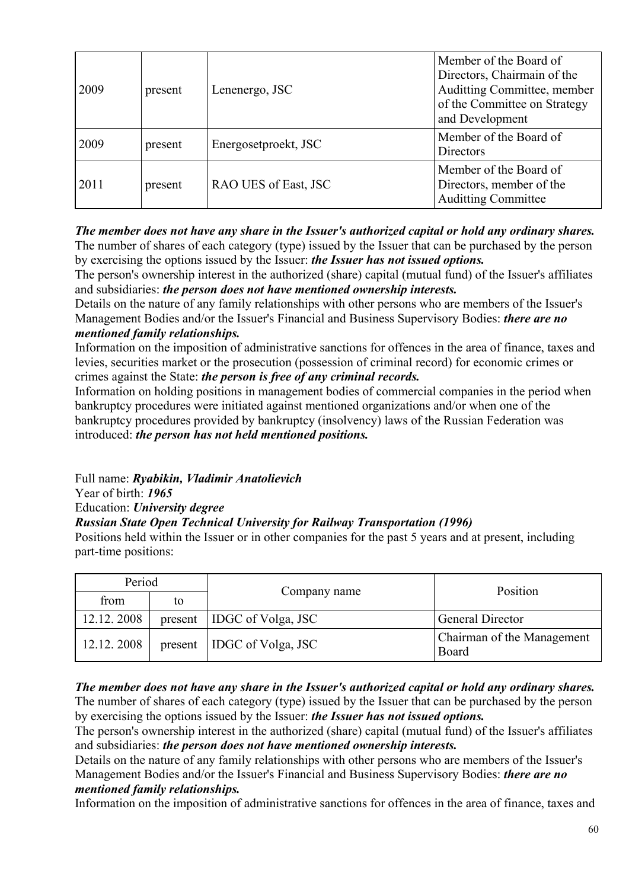| 2009 | present | Lenenergo, JSC | Member of the Board of Directors, Chairmain of the Auditting Committee, member of the Committee on Strategy and Development |
|---|---|---|---|
| 2009 | present | Energosetproekt, JSC | Member of the Board of Directors |
| 2011 | present | RAO UES of East, JSC | Member of the Board of Directors, member of the Auditting Committee |

***The member does not have any share in the Issuer's authorized capital or hold any ordinary shares.***
The number of shares of each category (type) issued by the Issuer that can be purchased by the person by exercising the options issued by the Issuer: ***the Issuer has not issued options.***
The person's ownership interest in the authorized (share) capital (mutual fund) of the Issuer's affiliates and subsidiaries: ***the person does not have mentioned ownership interests.***
Details on the nature of any family relationships with other persons who are members of the Issuer's Management Bodies and/or the Issuer's Financial and Business Supervisory Bodies: ***there are no mentioned family relationships.***
Information on the imposition of administrative sanctions for offences in the area of finance, taxes and levies, securities market or the prosecution (possession of criminal record) for economic crimes or crimes against the State: ***the person is free of any criminal records.***
Information on holding positions in management bodies of commercial companies in the period when bankruptcy procedures were initiated against mentioned organizations and/or when one of the bankruptcy procedures provided by bankruptcy (insolvency) laws of the Russian Federation was introduced: ***the person has not held mentioned positions.***

Full name: ***Ryabikin, Vladimir Anatolievich***
Year of birth: ***1965***
Education: ***University degree***
***Russian State Open Technical University for Railway Transportation (1996)***
Positions held within the Issuer or in other companies for the past 5 years and at present, including part-time positions:

| Period | | Company name | Position |
|---|---|---|---|
| from | to | | |
| 12.12. 2008 | present | IDGC of Volga, JSC | General Director |
| 12.12. 2008 | present | IDGC of Volga, JSC | Chairman of the Management Board |

***The member does not have any share in the Issuer's authorized capital or hold any ordinary shares.***
The number of shares of each category (type) issued by the Issuer that can be purchased by the person by exercising the options issued by the Issuer: ***the Issuer has not issued options.***
The person's ownership interest in the authorized (share) capital (mutual fund) of the Issuer's affiliates and subsidiaries: ***the person does not have mentioned ownership interests.***
Details on the nature of any family relationships with other persons who are members of the Issuer's Management Bodies and/or the Issuer's Financial and Business Supervisory Bodies: ***there are no mentioned family relationships.***
Information on the imposition of administrative sanctions for offences in the area of finance, taxes and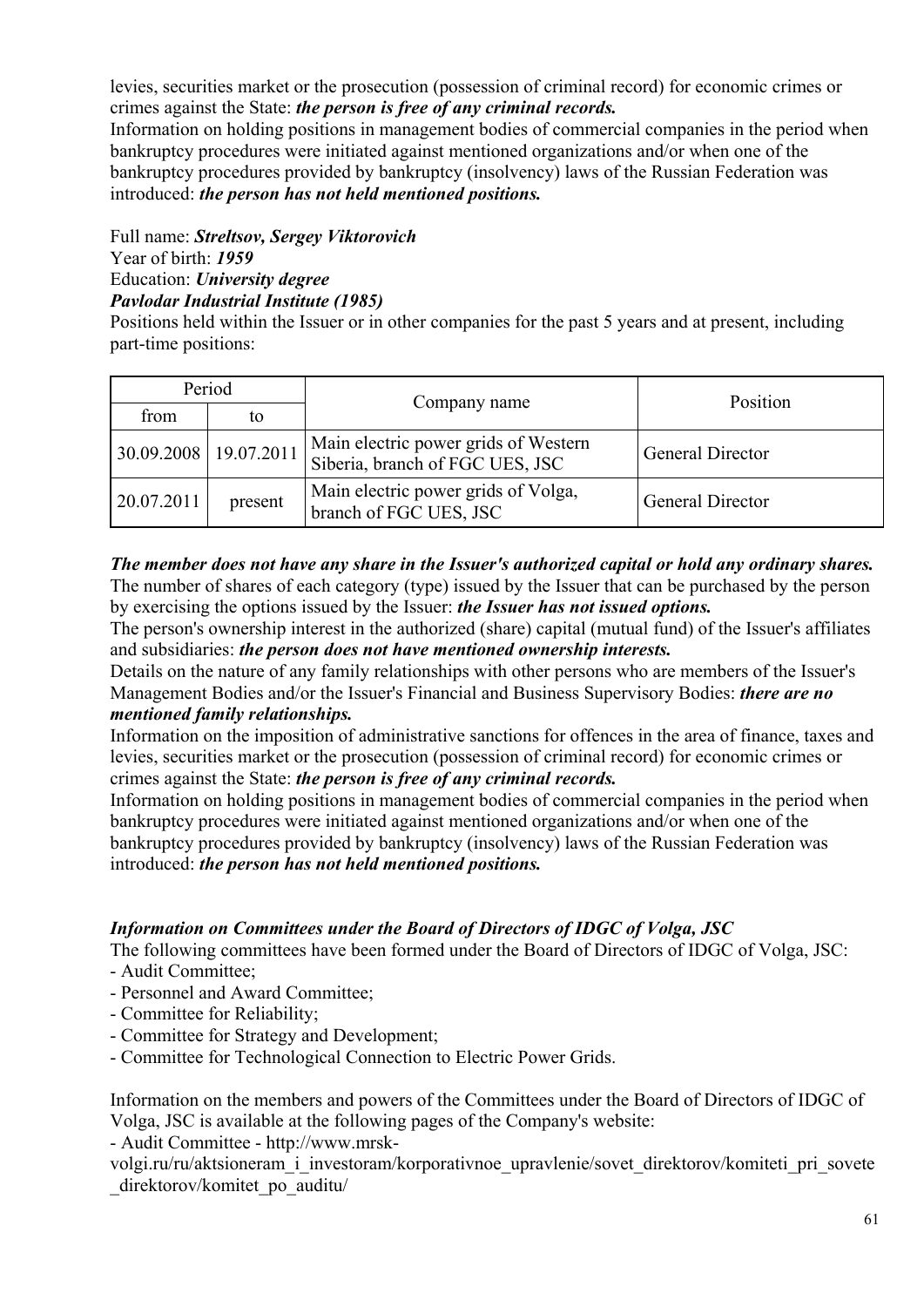levies, securities market or the prosecution (possession of criminal record) for economic crimes or crimes against the State: ***the person is free of any criminal records.***

Information on holding positions in management bodies of commercial companies in the period when bankruptcy procedures were initiated against mentioned organizations and/or when one of the bankruptcy procedures provided by bankruptcy (insolvency) laws of the Russian Federation was introduced: ***the person has not held mentioned positions.***

Full name: ***Streltsov, Sergey Viktorovich***
Year of birth: ***1959***
Education: ***University degree***
***Pavlodar Industrial Institute (1985)***

Positions held within the Issuer or in other companies for the past 5 years and at present, including part-time positions:

| Period | | Company name | Position |
|---|---|---|---|
| from | to | | |
| 30.09.2008 | 19.07.2011 | Main electric power grids of Western Siberia, branch of FGC UES, JSC | General Director |
| 20.07.2011 | present | Main electric power grids of Volga, branch of FGC UES, JSC | General Director |

***The member does not have any share in the Issuer's authorized capital or hold any ordinary shares.***

The number of shares of each category (type) issued by the Issuer that can be purchased by the person by exercising the options issued by the Issuer: ***the Issuer has not issued options.***

The person's ownership interest in the authorized (share) capital (mutual fund) of the Issuer's affiliates and subsidiaries: ***the person does not have mentioned ownership interests.***

Details on the nature of any family relationships with other persons who are members of the Issuer's Management Bodies and/or the Issuer's Financial and Business Supervisory Bodies: ***there are no mentioned family relationships.***

Information on the imposition of administrative sanctions for offences in the area of finance, taxes and levies, securities market or the prosecution (possession of criminal record) for economic crimes or crimes against the State: ***the person is free of any criminal records.***

Information on holding positions in management bodies of commercial companies in the period when bankruptcy procedures were initiated against mentioned organizations and/or when one of the bankruptcy procedures provided by bankruptcy (insolvency) laws of the Russian Federation was introduced: ***the person has not held mentioned positions.***

***Information on Committees under the Board of Directors of IDGC of Volga, JSC***

The following committees have been formed under the Board of Directors of IDGC of Volga, JSC:

- Audit Committee;
- Personnel and Award Committee;
- Committee for Reliability;
- Committee for Strategy and Development;
- Committee for Technological Connection to Electric Power Grids.

Information on the members and powers of the Committees under the Board of Directors of IDGC of Volga, JSC is available at the following pages of the Company's website:

- Audit Committee - http://www.mrsk-volgi.ru/ru/aktsioneram_i_investoram/korporativnoe_upravlenie/sovet_direktorov/komiteti_pri_sovete_direktorov/komitet_po_auditu/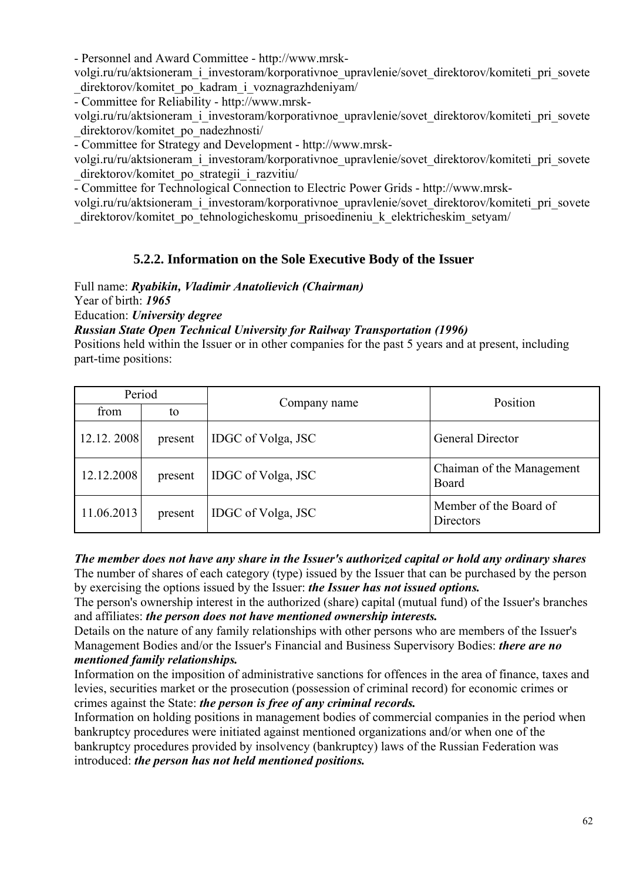- Personnel and Award Committee - http://www.mrsk-volgi.ru/ru/aktsioneram_i_investoram/korporativnoe_upravlenie/sovet_direktorov/komiteti_pri_sovete_direktorov/komitet_po_kadram_i_voznagrazhdeniyam/
- Committee for Reliability - http://www.mrsk-volgi.ru/ru/aktsioneram_i_investoram/korporativnoe_upravlenie/sovet_direktorov/komiteti_pri_sovete_direktorov/komitet_po_nadezhnosti/
- Committee for Strategy and Development - http://www.mrsk-volgi.ru/ru/aktsioneram_i_investoram/korporativnoe_upravlenie/sovet_direktorov/komiteti_pri_sovete_direktorov/komitet_po_strategii_i_razvitiu/
- Committee for Technological Connection to Electric Power Grids - http://www.mrsk-volgi.ru/ru/aktsioneram_i_investoram/korporativnoe_upravlenie/sovet_direktorov/komiteti_pri_sovete_direktorov/komitet_po_tehnologicheskomu_prisoedineniu_k_elektricheskim_setyam/

### 5.2.2. Information on the Sole Executive Body of the Issuer

Full name: ***Ryabikin, Vladimir Anatolievich (Chairman)***
Year of birth: ***1965***
Education: ***University degree***
***Russian State Open Technical University for Railway Transportation (1996)***
Positions held within the Issuer or in other companies for the past 5 years and at present, including part-time positions:

| Period | | Company name | Position |
|---|---|---|---|
| from | to | | |
| 12.12. 2008 | present | IDGC of Volga, JSC | General Director |
| 12.12.2008 | present | IDGC of Volga, JSC | Chaiman of the Management Board |
| 11.06.2013 | present | IDGC of Volga, JSC | Member of the Board of Directors |

***The member does not have any share in the Issuer's authorized capital or hold any ordinary shares***
The number of shares of each category (type) issued by the Issuer that can be purchased by the person by exercising the options issued by the Issuer: ***the Issuer has not issued options.***
The person's ownership interest in the authorized (share) capital (mutual fund) of the Issuer's branches and affiliates: ***the person does not have mentioned ownership interests.***
Details on the nature of any family relationships with other persons who are members of the Issuer's Management Bodies and/or the Issuer's Financial and Business Supervisory Bodies: ***there are no mentioned family relationships.***
Information on the imposition of administrative sanctions for offences in the area of finance, taxes and levies, securities market or the prosecution (possession of criminal record) for economic crimes or crimes against the State: ***the person is free of any criminal records.***
Information on holding positions in management bodies of commercial companies in the period when bankruptcy procedures were initiated against mentioned organizations and/or when one of the bankruptcy procedures provided by insolvency (bankruptcy) laws of the Russian Federation was introduced: ***the person has not held mentioned positions.***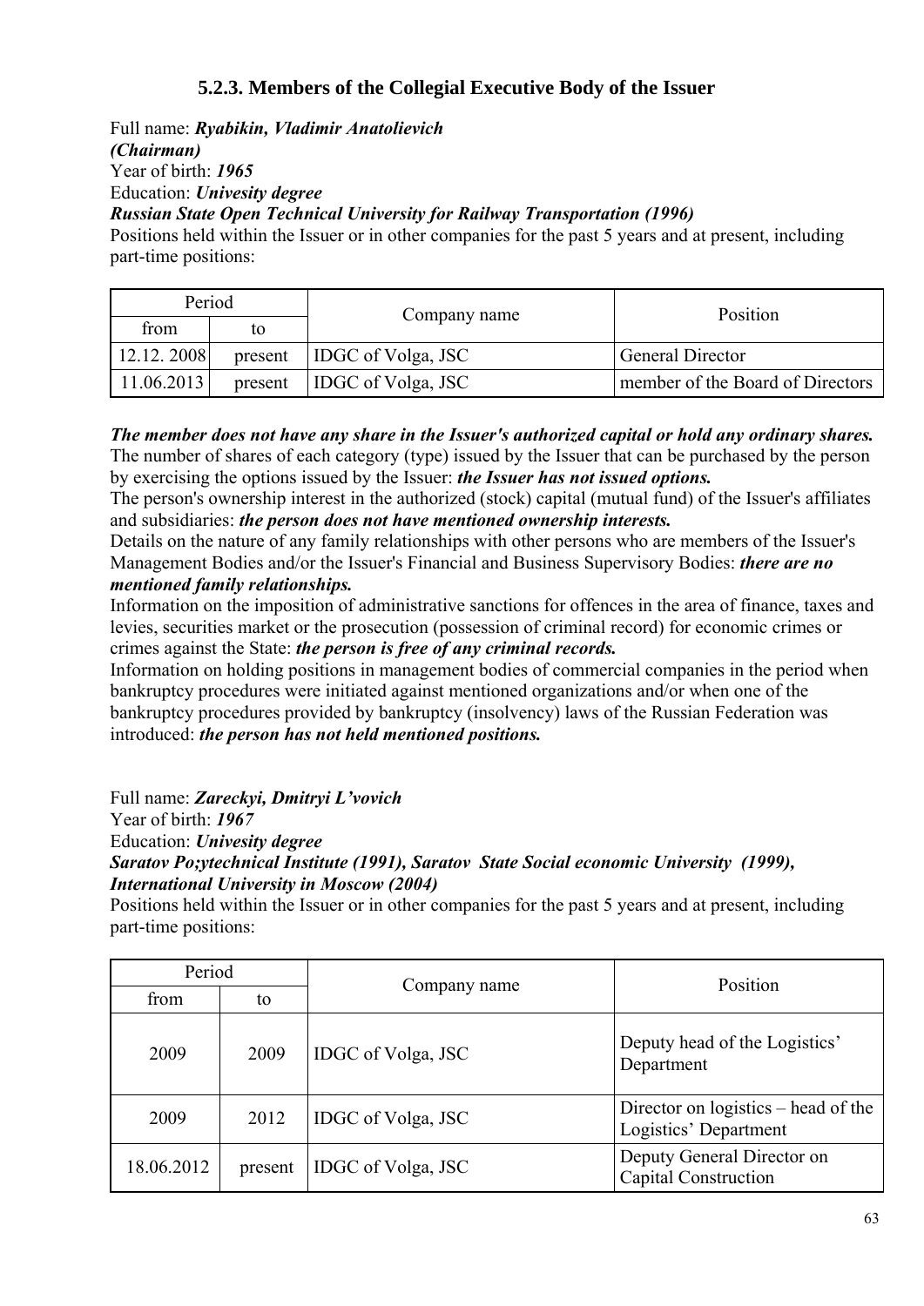### 5.2.3. Members of the Collegial Executive Body of the Issuer

Full name: ***Ryabikin, Vladimir Anatolievich***
***(Chairman)***
Year of birth: ***1965***
Education: ***Univesity degree***
***Russian State Open Technical University for Railway Transportation (1996)***
Positions held within the Issuer or in other companies for the past 5 years and at present, including part-time positions:

| Period | | Company name | Position |
|---|---|---|---|
| from | to | | |
| 12.12. 2008 | present | IDGC of Volga, JSC | General Director |
| 11.06.2013 | present | IDGC of Volga, JSC | member of the Board of Directors |

***The member does not have any share in the Issuer's authorized capital or hold any ordinary shares.***
The number of shares of each category (type) issued by the Issuer that can be purchased by the person by exercising the options issued by the Issuer: ***the Issuer has not issued options.***
The person's ownership interest in the authorized (stock) capital (mutual fund) of the Issuer's affiliates and subsidiaries: ***the person does not have mentioned ownership interests.***
Details on the nature of any family relationships with other persons who are members of the Issuer's Management Bodies and/or the Issuer's Financial and Business Supervisory Bodies: ***there are no mentioned family relationships.***
Information on the imposition of administrative sanctions for offences in the area of finance, taxes and levies, securities market or the prosecution (possession of criminal record) for economic crimes or crimes against the State: ***the person is free of any criminal records.***
Information on holding positions in management bodies of commercial companies in the period when bankruptcy procedures were initiated against mentioned organizations and/or when one of the bankruptcy procedures provided by bankruptcy (insolvency) laws of the Russian Federation was introduced: ***the person has not held mentioned positions.***

Full name: ***Zareckyi, Dmitryi L'vovich***
Year of birth: ***1967***
Education: ***Univesity degree***
***Saratov Po;ytechnical Institute (1991), Saratov State Social economic University (1999), International University in Moscow (2004)***
Positions held within the Issuer or in other companies for the past 5 years and at present, including part-time positions:

| Period | | Company name | Position |
|---|---|---|---|
| from | to | | |
| 2009 | 2009 | IDGC of Volga, JSC | Deputy head of the Logistics' Department |
| 2009 | 2012 | IDGC of Volga, JSC | Director on logistics – head of the Logistics' Department |
| 18.06.2012 | present | IDGC of Volga, JSC | Deputy General Director on Capital Construction |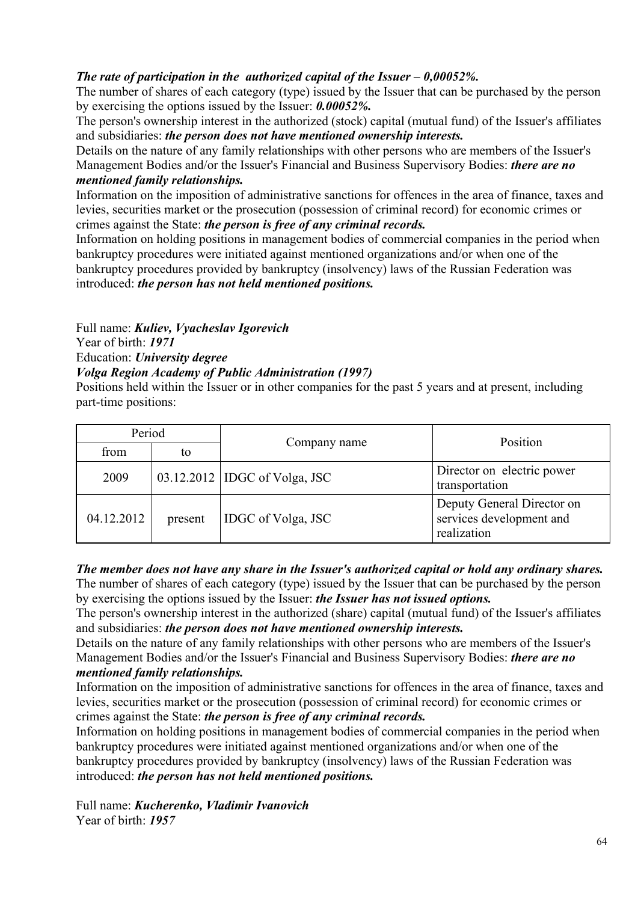***The rate of participation in the  authorized capital of the Issuer – 0,00052%.***

The number of shares of each category (type) issued by the Issuer that can be purchased by the person by exercising the options issued by the Issuer: ***0.00052%.***

The person's ownership interest in the authorized (stock) capital (mutual fund) of the Issuer's affiliates and subsidiaries: ***the person does not have mentioned ownership interests.***

Details on the nature of any family relationships with other persons who are members of the Issuer's Management Bodies and/or the Issuer's Financial and Business Supervisory Bodies: ***there are no mentioned family relationships.***

Information on the imposition of administrative sanctions for offences in the area of finance, taxes and levies, securities market or the prosecution (possession of criminal record) for economic crimes or crimes against the State: ***the person is free of any criminal records.***

Information on holding positions in management bodies of commercial companies in the period when bankruptcy procedures were initiated against mentioned organizations and/or when one of the bankruptcy procedures provided by bankruptcy (insolvency) laws of the Russian Federation was introduced: ***the person has not held mentioned positions.***

Full name: ***Kuliev, Vyacheslav Igorevich***

Year of birth: ***1971***

Education: ***University degree***

***Volga Region Academy of Public Administration (1997)***

Positions held within the Issuer or in other companies for the past 5 years and at present, including part-time positions:

| Period | | Company name | Position |
|---|---|---|---|
| from | to | | |
| 2009 | 03.12.2012 | IDGC of Volga, JSC | Director on  electric power transportation |
| 04.12.2012 | present | IDGC of Volga, JSC | Deputy General Director on services development and realization |

***The member does not have any share in the Issuer's authorized capital or hold any ordinary shares.***

The number of shares of each category (type) issued by the Issuer that can be purchased by the person by exercising the options issued by the Issuer: ***the Issuer has not issued options.***

The person's ownership interest in the authorized (share) capital (mutual fund) of the Issuer's affiliates and subsidiaries: ***the person does not have mentioned ownership interests.***

Details on the nature of any family relationships with other persons who are members of the Issuer's Management Bodies and/or the Issuer's Financial and Business Supervisory Bodies: ***there are no mentioned family relationships.***

Information on the imposition of administrative sanctions for offences in the area of finance, taxes and levies, securities market or the prosecution (possession of criminal record) for economic crimes or crimes against the State: ***the person is free of any criminal records.***

Information on holding positions in management bodies of commercial companies in the period when bankruptcy procedures were initiated against mentioned organizations and/or when one of the bankruptcy procedures provided by bankruptcy (insolvency) laws of the Russian Federation was introduced: ***the person has not held mentioned positions.***

Full name: ***Kucherenko, Vladimir Ivanovich***

Year of birth: ***1957***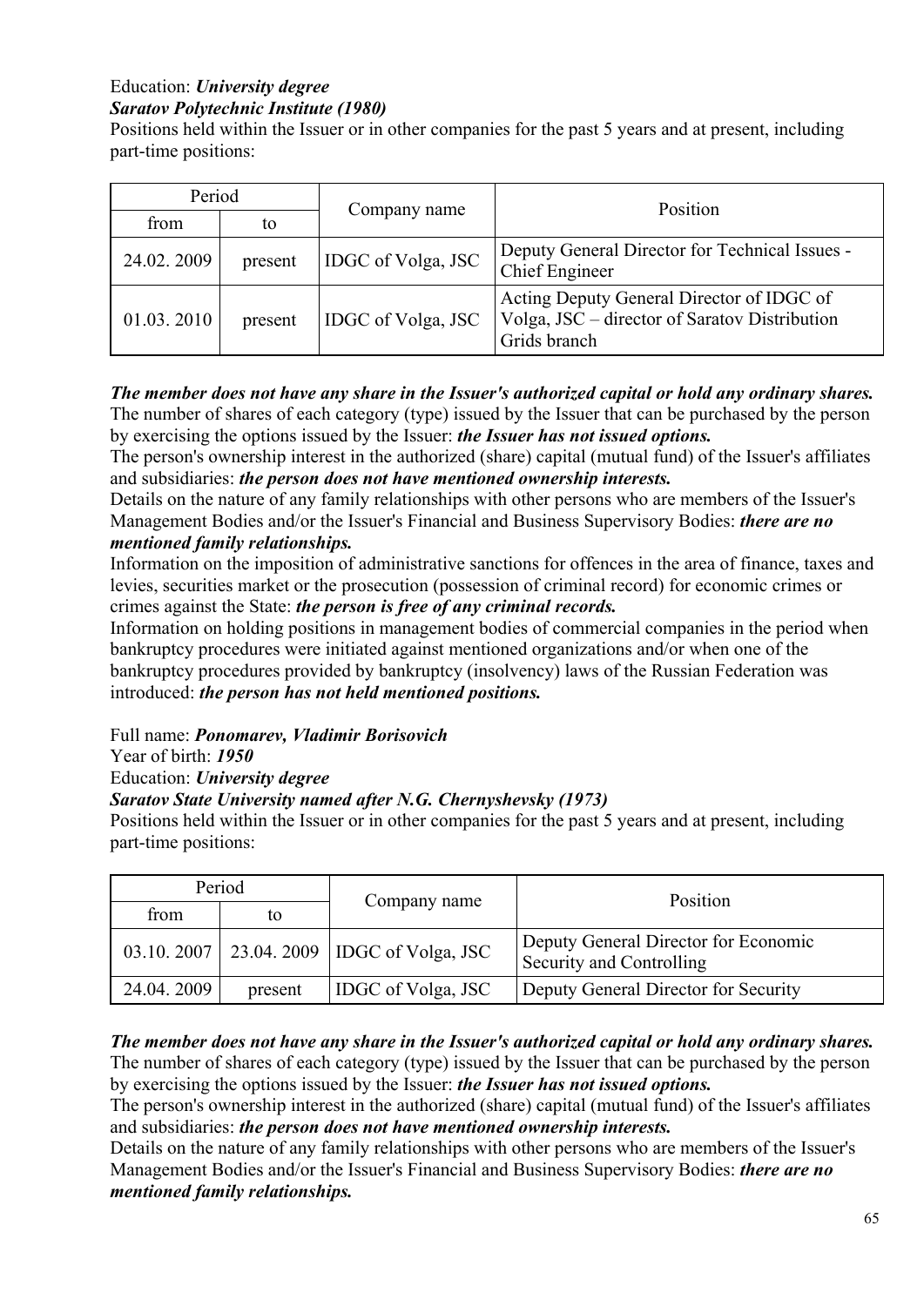Education: ***University degree***
***Saratov Polytechnic Institute (1980)***
Positions held within the Issuer or in other companies for the past 5 years and at present, including part-time positions:

| Period | | Company name | Position |
|---|---|---|---|
| from | to | | |
| 24.02. 2009 | present | IDGC of Volga, JSC | Deputy General Director for Technical Issues - Chief Engineer |
| 01.03. 2010 | present | IDGC of Volga, JSC | Acting Deputy General Director of IDGC of Volga, JSC – director of Saratov Distribution Grids branch |

***The member does not have any share in the Issuer's authorized capital or hold any ordinary shares.***
The number of shares of each category (type) issued by the Issuer that can be purchased by the person by exercising the options issued by the Issuer: ***the Issuer has not issued options.***
The person's ownership interest in the authorized (share) capital (mutual fund) of the Issuer's affiliates and subsidiaries: ***the person does not have mentioned ownership interests.***
Details on the nature of any family relationships with other persons who are members of the Issuer's Management Bodies and/or the Issuer's Financial and Business Supervisory Bodies: ***there are no mentioned family relationships.***
Information on the imposition of administrative sanctions for offences in the area of finance, taxes and levies, securities market or the prosecution (possession of criminal record) for economic crimes or crimes against the State: ***the person is free of any criminal records.***
Information on holding positions in management bodies of commercial companies in the period when bankruptcy procedures were initiated against mentioned organizations and/or when one of the bankruptcy procedures provided by bankruptcy (insolvency) laws of the Russian Federation was introduced: ***the person has not held mentioned positions.***

Full name: ***Ponomarev, Vladimir Borisovich***
Year of birth: ***1950***
Education: ***University degree***
***Saratov State University named after N.G. Chernyshevsky (1973)***
Positions held within the Issuer or in other companies for the past 5 years and at present, including part-time positions:

| Period | | Company name | Position |
|---|---|---|---|
| from | to | | |
| 03.10. 2007 | 23.04. 2009 | IDGC of Volga, JSC | Deputy General Director for Economic Security and Controlling |
| 24.04. 2009 | present | IDGC of Volga, JSC | Deputy General Director for Security |

***The member does not have any share in the Issuer's authorized capital or hold any ordinary shares.***
The number of shares of each category (type) issued by the Issuer that can be purchased by the person by exercising the options issued by the Issuer: ***the Issuer has not issued options.***
The person's ownership interest in the authorized (share) capital (mutual fund) of the Issuer's affiliates and subsidiaries: ***the person does not have mentioned ownership interests.***
Details on the nature of any family relationships with other persons who are members of the Issuer's Management Bodies and/or the Issuer's Financial and Business Supervisory Bodies: ***there are no mentioned family relationships.***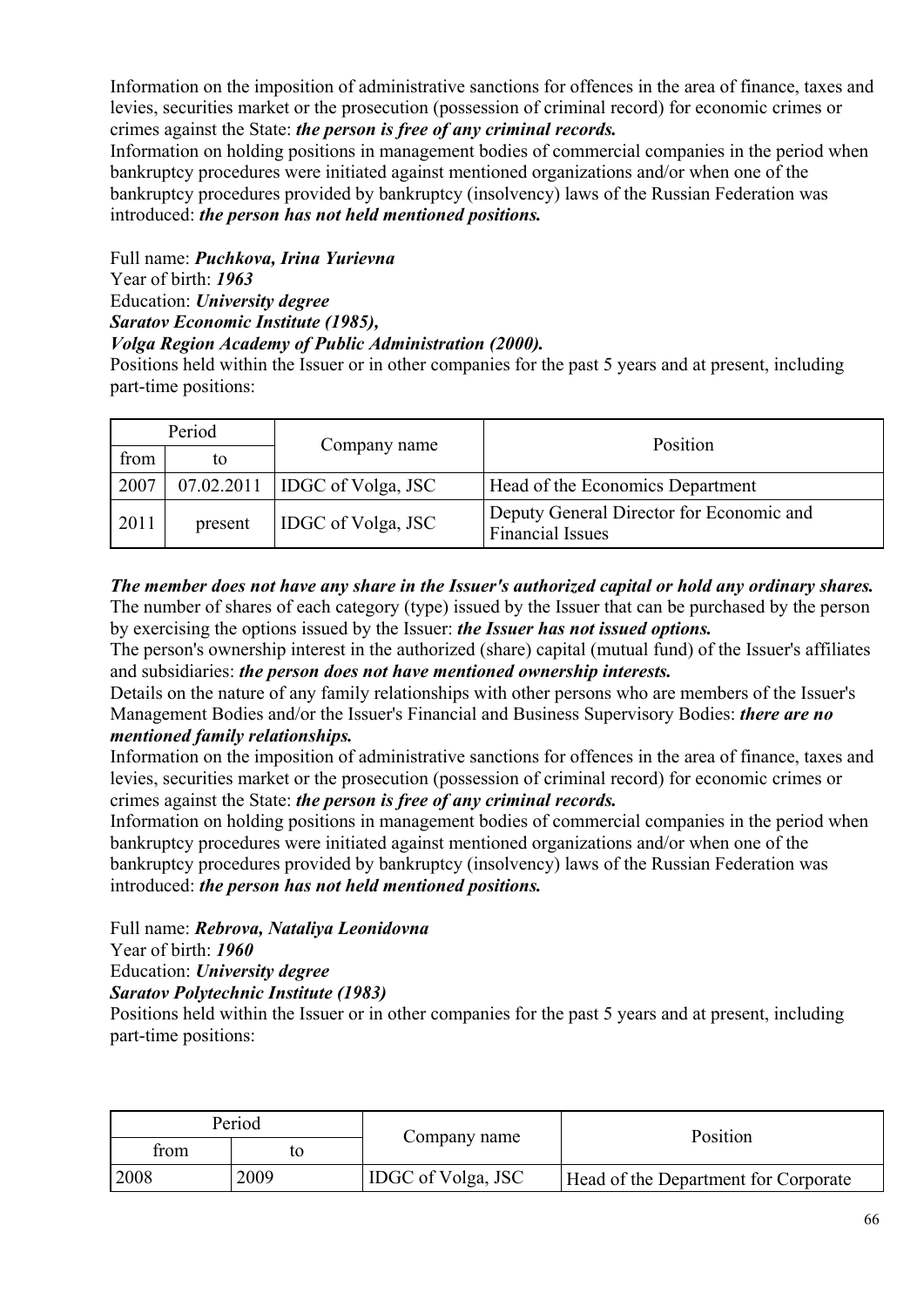Information on the imposition of administrative sanctions for offences in the area of finance, taxes and levies, securities market or the prosecution (possession of criminal record) for economic crimes or crimes against the State: ***the person is free of any criminal records.***
Information on holding positions in management bodies of commercial companies in the period when bankruptcy procedures were initiated against mentioned organizations and/or when one of the bankruptcy procedures provided by bankruptcy (insolvency) laws of the Russian Federation was introduced: ***the person has not held mentioned positions.***

Full name: ***Puchkova, Irina Yurievna***
Year of birth: ***1963***
Education: ***University degree***
***Saratov Economic Institute (1985),***
***Volga Region Academy of Public Administration (2000).***
Positions held within the Issuer or in other companies for the past 5 years and at present, including part-time positions:

| Period | | Company name | Position |
|---|---|---|---|
| from | to | | |
| 2007 | 07.02.2011 | IDGC of Volga, JSC | Head of the Economics Department |
| 2011 | present | IDGC of Volga, JSC | Deputy General Director for Economic and Financial Issues |

***The member does not have any share in the Issuer's authorized capital or hold any ordinary shares.***
The number of shares of each category (type) issued by the Issuer that can be purchased by the person by exercising the options issued by the Issuer: ***the Issuer has not issued options.***
The person's ownership interest in the authorized (share) capital (mutual fund) of the Issuer's affiliates and subsidiaries: ***the person does not have mentioned ownership interests.***
Details on the nature of any family relationships with other persons who are members of the Issuer's Management Bodies and/or the Issuer's Financial and Business Supervisory Bodies: ***there are no mentioned family relationships.***
Information on the imposition of administrative sanctions for offences in the area of finance, taxes and levies, securities market or the prosecution (possession of criminal record) for economic crimes or crimes against the State: ***the person is free of any criminal records.***
Information on holding positions in management bodies of commercial companies in the period when bankruptcy procedures were initiated against mentioned organizations and/or when one of the bankruptcy procedures provided by bankruptcy (insolvency) laws of the Russian Federation was introduced: ***the person has not held mentioned positions.***

Full name: ***Rebrova, Nataliya Leonidovna***
Year of birth: ***1960***
Education: ***University degree***
***Saratov Polytechnic Institute (1983)***
Positions held within the Issuer or in other companies for the past 5 years and at present, including part-time positions:

| Period | | Company name | Position |
|---|---|---|---|
| from | to | | |
| 2008 | 2009 | IDGC of Volga, JSC | Head of the Department for Corporate |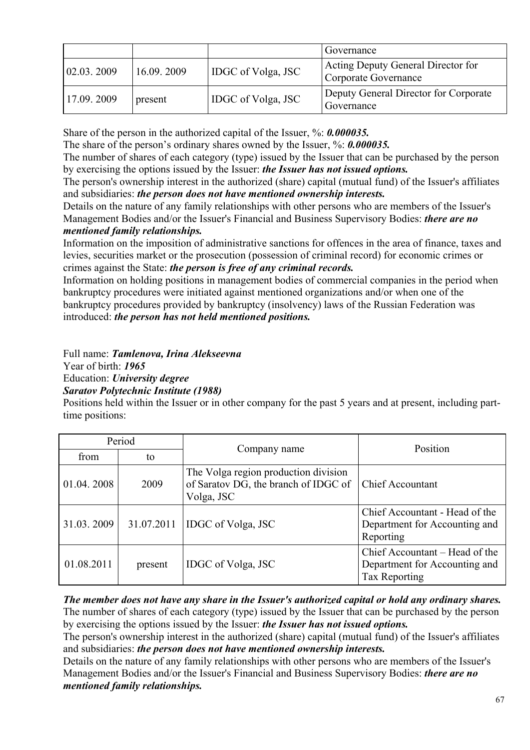| | | | Governance |
|---|---|---|---|
| 02.03. 2009 | 16.09. 2009 | IDGC of Volga, JSC | Acting Deputy General Director for Corporate Governance |
| 17.09. 2009 | present | IDGC of Volga, JSC | Deputy General Director for Corporate Governance |

Share of the person in the authorized capital of the Issuer, %: ***0.000035.***

The share of the person's ordinary shares owned by the Issuer, %: ***0.000035.***

The number of shares of each category (type) issued by the Issuer that can be purchased by the person by exercising the options issued by the Issuer: ***the Issuer has not issued options.***

The person's ownership interest in the authorized (share) capital (mutual fund) of the Issuer's affiliates and subsidiaries: ***the person does not have mentioned ownership interests.***

Details on the nature of any family relationships with other persons who are members of the Issuer's Management Bodies and/or the Issuer's Financial and Business Supervisory Bodies: ***there are no mentioned family relationships.***

Information on the imposition of administrative sanctions for offences in the area of finance, taxes and levies, securities market or the prosecution (possession of criminal record) for economic crimes or crimes against the State: ***the person is free of any criminal records.***

Information on holding positions in management bodies of commercial companies in the period when bankruptcy procedures were initiated against mentioned organizations and/or when one of the bankruptcy procedures provided by bankruptcy (insolvency) laws of the Russian Federation was introduced: ***the person has not held mentioned positions.***

Full name: ***Tamlenova, Irina Alekseevna***

Year of birth: ***1965***

Education: ***University degree***

***Saratov Polytechnic Institute (1988)***

Positions held within the Issuer or in other company for the past 5 years and at present, including part-time positions:

| Period | | Company name | Position |
|---|---|---|---|
| from | to | | |
| 01.04. 2008 | 2009 | The Volga region production division of Saratov DG, the branch of IDGC of Volga, JSC | Chief Accountant |
| 31.03. 2009 | 31.07.2011 | IDGC of Volga, JSC | Chief Accountant - Head of the Department for Accounting and Reporting |
| 01.08.2011 | present | IDGC of Volga, JSC | Chief Accountant – Head of the Department for Accounting and Tax Reporting |

***The member does not have any share in the Issuer's authorized capital or hold any ordinary shares.***

The number of shares of each category (type) issued by the Issuer that can be purchased by the person by exercising the options issued by the Issuer: ***the Issuer has not issued options.***

The person's ownership interest in the authorized (share) capital (mutual fund) of the Issuer's affiliates and subsidiaries: ***the person does not have mentioned ownership interests.***

Details on the nature of any family relationships with other persons who are members of the Issuer's Management Bodies and/or the Issuer's Financial and Business Supervisory Bodies: ***there are no mentioned family relationships.***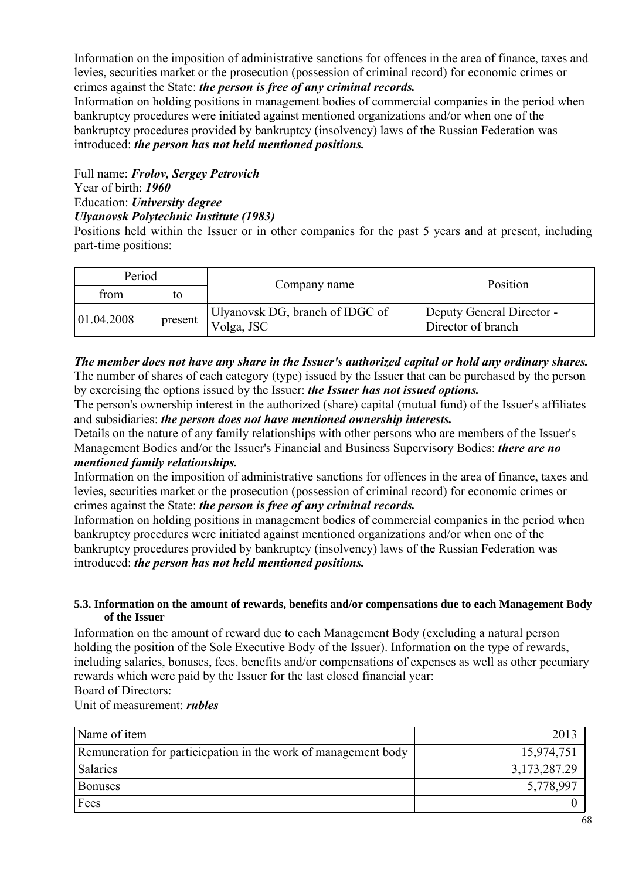Information on the imposition of administrative sanctions for offences in the area of finance, taxes and levies, securities market or the prosecution (possession of criminal record) for economic crimes or crimes against the State: ***the person is free of any criminal records.***

Information on holding positions in management bodies of commercial companies in the period when bankruptcy procedures were initiated against mentioned organizations and/or when one of the bankruptcy procedures provided by bankruptcy (insolvency) laws of the Russian Federation was introduced: ***the person has not held mentioned positions.***

Full name: ***Frolov, Sergey Petrovich***
Year of birth: ***1960***
Education: ***University degree***
***Ulyanovsk Polytechnic Institute (1983)***

Positions held within the Issuer or in other companies for the past 5 years and at present, including part-time positions:

| Period | | Company name | Position |
|---|---|---|---|
| from | to | | |
| 01.04.2008 | present | Ulyanovsk DG, branch of IDGC of Volga, JSC | Deputy General Director - Director of branch |

***The member does not have any share in the Issuer's authorized capital or hold any ordinary shares.***

The number of shares of each category (type) issued by the Issuer that can be purchased by the person by exercising the options issued by the Issuer: ***the Issuer has not issued options.***

The person's ownership interest in the authorized (share) capital (mutual fund) of the Issuer's affiliates and subsidiaries: ***the person does not have mentioned ownership interests.***

Details on the nature of any family relationships with other persons who are members of the Issuer's Management Bodies and/or the Issuer's Financial and Business Supervisory Bodies: ***there are no mentioned family relationships.***

Information on the imposition of administrative sanctions for offences in the area of finance, taxes and levies, securities market or the prosecution (possession of criminal record) for economic crimes or crimes against the State: ***the person is free of any criminal records.***

Information on holding positions in management bodies of commercial companies in the period when bankruptcy procedures were initiated against mentioned organizations and/or when one of the bankruptcy procedures provided by bankruptcy (insolvency) laws of the Russian Federation was introduced: ***the person has not held mentioned positions.***

#### 5.3. Information on the amount of rewards, benefits and/or compensations due to each Management Body of the Issuer

Information on the amount of reward due to each Management Body (excluding a natural person holding the position of the Sole Executive Body of the Issuer). Information on the type of rewards, including salaries, bonuses, fees, benefits and/or compensations of expenses as well as other pecuniary rewards which were paid by the Issuer for the last closed financial year:

Board of Directors:

Unit of measurement: ***rubles***

| Name of item | 2013 |
|---|---|
| Remuneration for particicpation in the work of management body | 15,974,751 |
| Salaries | 3,173,287.29 |
| Bonuses | 5,778,997 |
| Fees | 0 |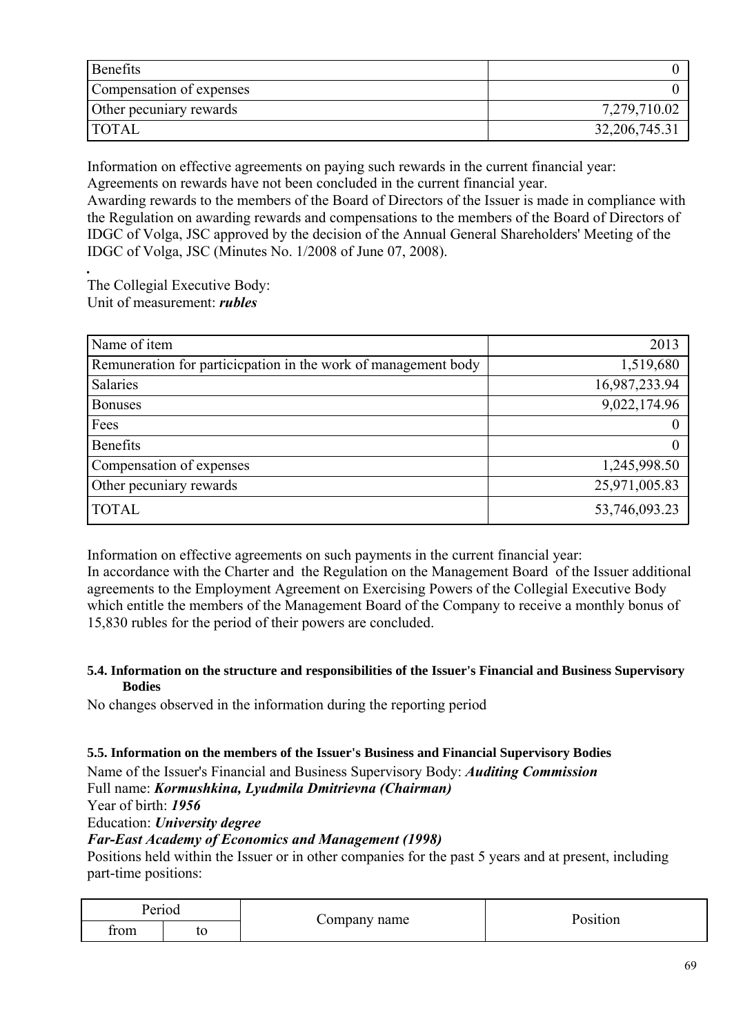| Benefits | 0 |
|---|---|
| Compensation of expenses | 0 |
| Other pecuniary rewards | 7,279,710.02 |
| TOTAL | 32,206,745.31 |

Information on effective agreements on paying such rewards in the current financial year:
Agreements on rewards have not been concluded in the current financial year.
Awarding rewards to the members of the Board of Directors of the Issuer is made in compliance with the Regulation on awarding rewards and compensations to the members of the Board of Directors of IDGC of Volga, JSC approved by the decision of the Annual General Shareholders' Meeting of the IDGC of Volga, JSC (Minutes No. 1/2008 of June 07, 2008).

The Collegial Executive Body:
Unit of measurement: ***rubles***

| Name of item | 2013 |
|---|---|
| Remuneration for particicpation in the work of management body | 1,519,680 |
| Salaries | 16,987,233.94 |
| Bonuses | 9,022,174.96 |
| Fees | 0 |
| Benefits | 0 |
| Compensation of expenses | 1,245,998.50 |
| Other pecuniary rewards | 25,971,005.83 |
| TOTAL | 53,746,093.23 |

Information on effective agreements on such payments in the current financial year:
In accordance with the Charter and the Regulation on the Management Board of the Issuer additional agreements to the Employment Agreement on Exercising Powers of the Collegial Executive Body which entitle the members of the Management Board of the Company to receive a monthly bonus of 15,830 rubles for the period of their powers are concluded.

### 5.4. Information on the structure and responsibilities of the Issuer's Financial and Business Supervisory Bodies

No changes observed in the information during the reporting period

### 5.5. Information on the members of the Issuer's Business and Financial Supervisory Bodies

Name of the Issuer's Financial and Business Supervisory Body: ***Auditing Commission***
Full name: ***Kormushkina, Lyudmila Dmitrievna (Chairman)***
Year of birth: ***1956***
Education: ***University degree***
***Far-East Academy of Economics and Management (1998)***
Positions held within the Issuer or in other companies for the past 5 years and at present, including part-time positions:

| Period | | Company name | Position |
|---|---|---|---|
| from | to | | |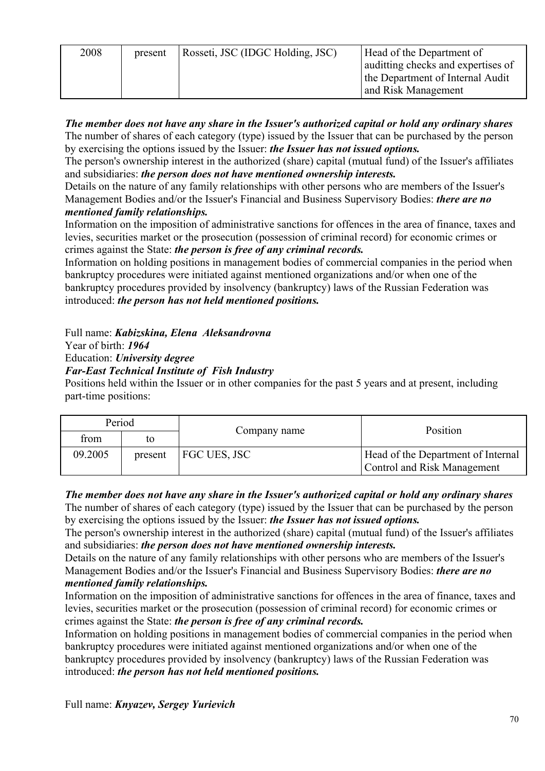| 2008 | present | Rosseti, JSC (IDGC Holding, JSC) | Head of the Department of auditting checks and expertises of the Department of Internal Audit and Risk Management |
|---|---|---|---|

***The member does not have any share in the Issuer's authorized capital or hold any ordinary shares***
The number of shares of each category (type) issued by the Issuer that can be purchased by the person by exercising the options issued by the Issuer: ***the Issuer has not issued options.***
The person's ownership interest in the authorized (share) capital (mutual fund) of the Issuer's affiliates and subsidiaries: ***the person does not have mentioned ownership interests.***
Details on the nature of any family relationships with other persons who are members of the Issuer's Management Bodies and/or the Issuer's Financial and Business Supervisory Bodies: ***there are no mentioned family relationships.***
Information on the imposition of administrative sanctions for offences in the area of finance, taxes and levies, securities market or the prosecution (possession of criminal record) for economic crimes or crimes against the State: ***the person is free of any criminal records.***
Information on holding positions in management bodies of commercial companies in the period when bankruptcy procedures were initiated against mentioned organizations and/or when one of the bankruptcy procedures provided by insolvency (bankruptcy) laws of the Russian Federation was introduced: ***the person has not held mentioned positions.***

Full name: ***Kabizskina, Elena Aleksandrovna***
Year of birth: ***1964***
Education: ***University degree***
***Far-East Technical Institute of Fish Industry***
Positions held within the Issuer or in other companies for the past 5 years and at present, including part-time positions:

| Period | | Company name | Position |
|---|---|---|---|
| from | to | | |
| 09.2005 | present | FGC UES, JSC | Head of the Department of Internal Control and Risk Management |

***The member does not have any share in the Issuer's authorized capital or hold any ordinary shares***
The number of shares of each category (type) issued by the Issuer that can be purchased by the person by exercising the options issued by the Issuer: ***the Issuer has not issued options.***
The person's ownership interest in the authorized (share) capital (mutual fund) of the Issuer's affiliates and subsidiaries: ***the person does not have mentioned ownership interests.***
Details on the nature of any family relationships with other persons who are members of the Issuer's Management Bodies and/or the Issuer's Financial and Business Supervisory Bodies: ***there are no mentioned family relationships.***
Information on the imposition of administrative sanctions for offences in the area of finance, taxes and levies, securities market or the prosecution (possession of criminal record) for economic crimes or crimes against the State: ***the person is free of any criminal records.***
Information on holding positions in management bodies of commercial companies in the period when bankruptcy procedures were initiated against mentioned organizations and/or when one of the bankruptcy procedures provided by insolvency (bankruptcy) laws of the Russian Federation was introduced: ***the person has not held mentioned positions.***

Full name: ***Knyazev, Sergey Yurievich***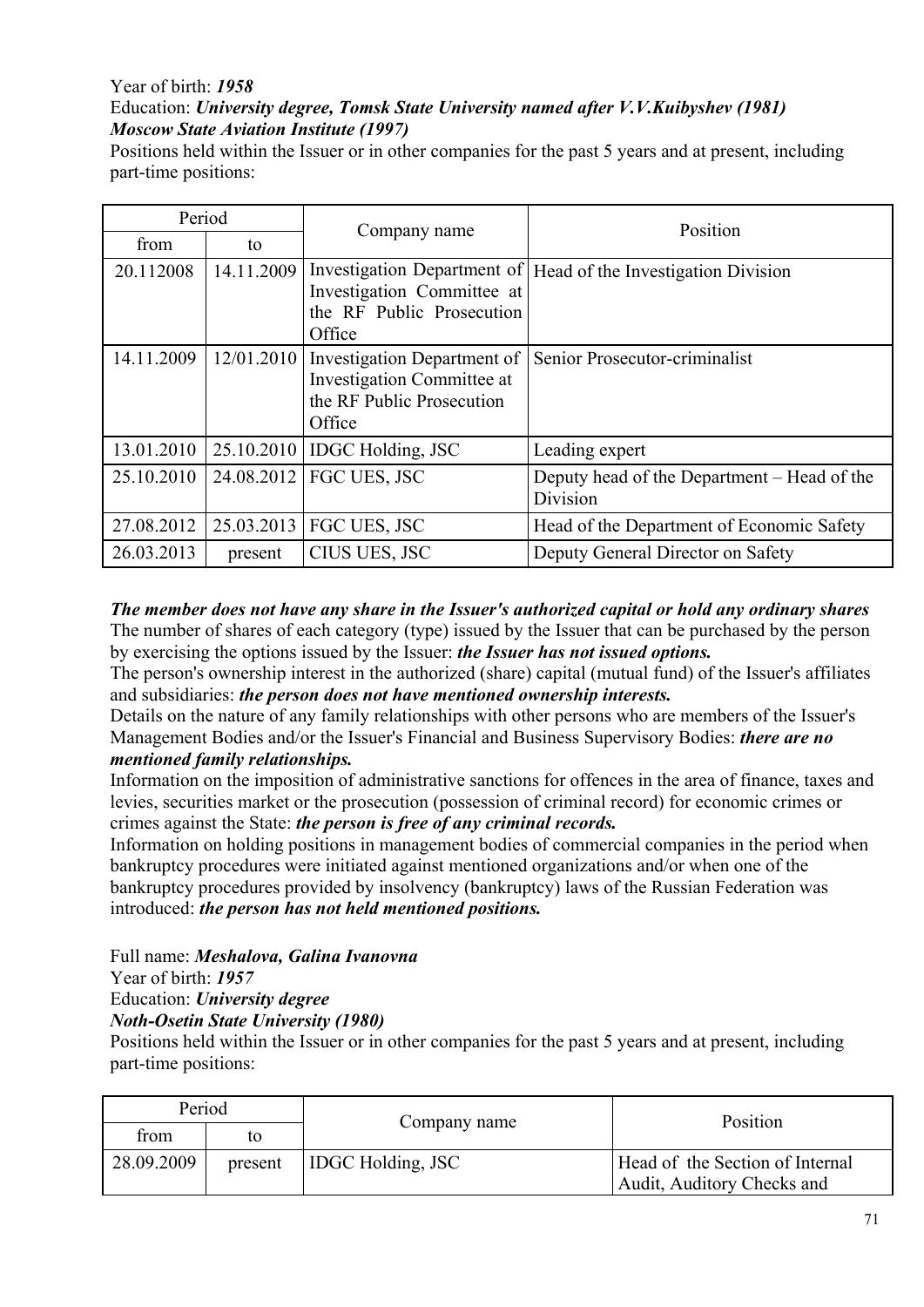Year of birth: ***1958***

Education: ***University degree, Tomsk State University named after V.V.Kuibyshev (1981)***
***Moscow State Aviation Institute (1997)***

Positions held within the Issuer or in other companies for the past 5 years and at present, including part-time positions:

| Period | | Company name | Position |
|---|---|---|---|
| from | to | | |
| 20.112008 | 14.11.2009 | Investigation Department of Investigation Committee at the RF Public Prosecution Office | Head of the Investigation Division |
| 14.11.2009 | 12/01.2010 | Investigation Department of Investigation Committee at the RF Public Prosecution Office | Senior Prosecutor-criminalist |
| 13.01.2010 | 25.10.2010 | IDGC Holding, JSC | Leading expert |
| 25.10.2010 | 24.08.2012 | FGC UES, JSC | Deputy head of the Department – Head of the Division |
| 27.08.2012 | 25.03.2013 | FGC UES, JSC | Head of the Department of Economic Safety |
| 26.03.2013 | present | CIUS UES, JSC | Deputy General Director on Safety |

***The member does not have any share in the Issuer's authorized capital or hold any ordinary shares***

The number of shares of each category (type) issued by the Issuer that can be purchased by the person by exercising the options issued by the Issuer: ***the Issuer has not issued options.***

The person's ownership interest in the authorized (share) capital (mutual fund) of the Issuer's affiliates and subsidiaries: ***the person does not have mentioned ownership interests.***

Details on the nature of any family relationships with other persons who are members of the Issuer's Management Bodies and/or the Issuer's Financial and Business Supervisory Bodies: ***there are no mentioned family relationships.***

Information on the imposition of administrative sanctions for offences in the area of finance, taxes and levies, securities market or the prosecution (possession of criminal record) for economic crimes or crimes against the State: ***the person is free of any criminal records.***

Information on holding positions in management bodies of commercial companies in the period when bankruptcy procedures were initiated against mentioned organizations and/or when one of the bankruptcy procedures provided by insolvency (bankruptcy) laws of the Russian Federation was introduced: ***the person has not held mentioned positions.***

Full name: ***Meshalova, Galina Ivanovna***

Year of birth: ***1957***

Education: ***University degree***
***Noth-Osetin State University (1980)***

Positions held within the Issuer or in other companies for the past 5 years and at present, including part-time positions:

| Period | | Company name | Position |
|---|---|---|---|
| from | to | | |
| 28.09.2009 | present | IDGC Holding, JSC | Head of the Section of Internal Audit, Auditory Checks and |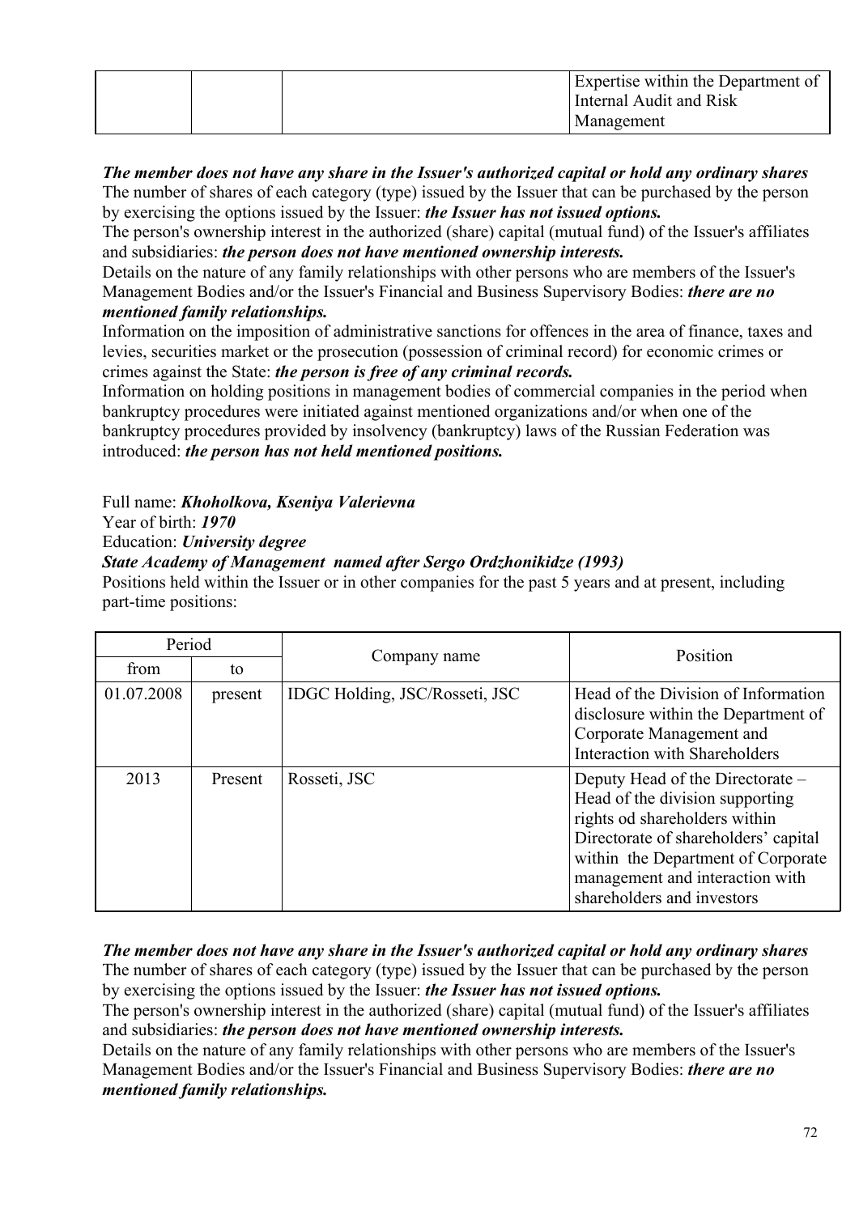|  |  |  | Expertise within the Department of Internal Audit and Risk Management |
|---|---|---|---|

***The member does not have any share in the Issuer's authorized capital or hold any ordinary shares***
The number of shares of each category (type) issued by the Issuer that can be purchased by the person by exercising the options issued by the Issuer: ***the Issuer has not issued options.***
The person's ownership interest in the authorized (share) capital (mutual fund) of the Issuer's affiliates and subsidiaries: ***the person does not have mentioned ownership interests.***
Details on the nature of any family relationships with other persons who are members of the Issuer's Management Bodies and/or the Issuer's Financial and Business Supervisory Bodies: ***there are no mentioned family relationships.***
Information on the imposition of administrative sanctions for offences in the area of finance, taxes and levies, securities market or the prosecution (possession of criminal record) for economic crimes or crimes against the State: ***the person is free of any criminal records.***
Information on holding positions in management bodies of commercial companies in the period when bankruptcy procedures were initiated against mentioned organizations and/or when one of the bankruptcy procedures provided by insolvency (bankruptcy) laws of the Russian Federation was introduced: ***the person has not held mentioned positions.***

Full name: ***Khoholkova, Kseniya Valerievna***
Year of birth: ***1970***
Education: ***University degree***
***State Academy of Management named after Sergo Ordzhonikidze (1993)***
Positions held within the Issuer or in other companies for the past 5 years and at present, including part-time positions:

| Period |  | Company name | Position |
|---|---|---|---|
| from | to |  |  |
| 01.07.2008 | present | IDGC Holding, JSC/Rosseti, JSC | Head of the Division of Information disclosure within the Department of Corporate Management and Interaction with Shareholders |
| 2013 | Present | Rosseti, JSC | Deputy Head of the Directorate – Head of the division supporting rights od shareholders within Directorate of shareholders' capital within the Department of Corporate management and interaction with shareholders and investors |

***The member does not have any share in the Issuer's authorized capital or hold any ordinary shares***
The number of shares of each category (type) issued by the Issuer that can be purchased by the person by exercising the options issued by the Issuer: ***the Issuer has not issued options.***
The person's ownership interest in the authorized (share) capital (mutual fund) of the Issuer's affiliates and subsidiaries: ***the person does not have mentioned ownership interests.***
Details on the nature of any family relationships with other persons who are members of the Issuer's Management Bodies and/or the Issuer's Financial and Business Supervisory Bodies: ***there are no mentioned family relationships.***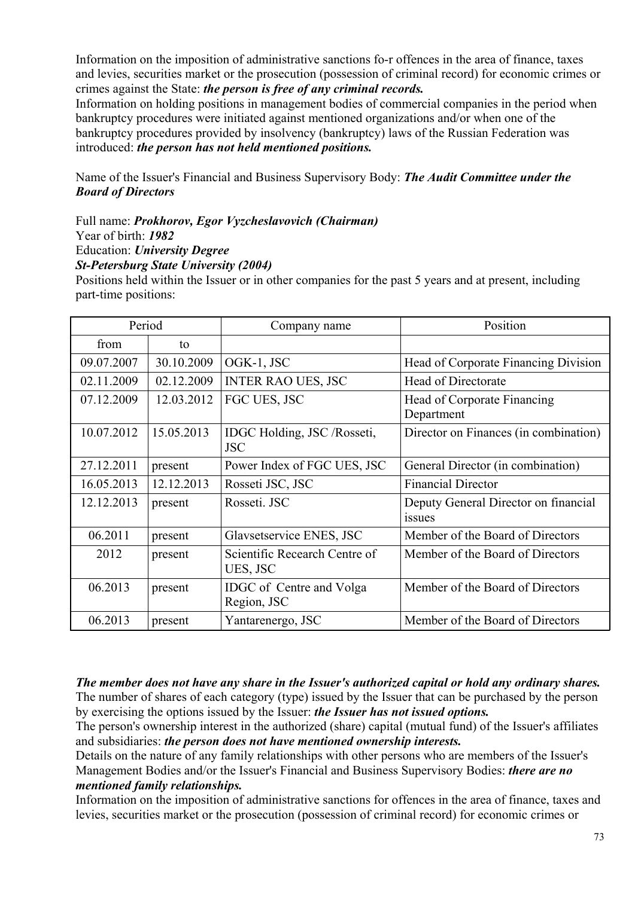Information on the imposition of administrative sanctions fo-r offences in the area of finance, taxes and levies, securities market or the prosecution (possession of criminal record) for economic crimes or crimes against the State: ***the person is free of any criminal records.***
Information on holding positions in management bodies of commercial companies in the period when bankruptcy procedures were initiated against mentioned organizations and/or when one of the bankruptcy procedures provided by insolvency (bankruptcy) laws of the Russian Federation was introduced: ***the person has not held mentioned positions.***

Name of the Issuer's Financial and Business Supervisory Body: ***The Audit Committee under the Board of Directors***

Full name: ***Prokhorov, Egor Vyzcheslavovich (Chairman)***
Year of birth: ***1982***
Education: ***University Degree***
***St-Petersburg State University (2004)***
Positions held within the Issuer or in other companies for the past 5 years and at present, including part-time positions:

| Period | | Company name | Position |
|---|---|---|---|
| from | to | | |
| 09.07.2007 | 30.10.2009 | OGK-1, JSC | Head of Corporate Financing Division |
| 02.11.2009 | 02.12.2009 | INTER RAO UES, JSC | Head of Directorate |
| 07.12.2009 | 12.03.2012 | FGC UES, JSC | Head of Corporate Financing Department |
| 10.07.2012 | 15.05.2013 | IDGC Holding, JSC /Rosseti, JSC | Director on Finances (in combination) |
| 27.12.2011 | present | Power Index of FGC UES, JSC | General Director (in combination) |
| 16.05.2013 | 12.12.2013 | Rosseti JSC, JSC | Financial Director |
| 12.12.2013 | present | Rosseti. JSC | Deputy General Director on financial issues |
| 06.2011 | present | Glavsetservice ENES, JSC | Member of the Board of Directors |
| 2012 | present | Scientific Recearch Centre of UES, JSC | Member of the Board of Directors |
| 06.2013 | present | IDGC of Centre and Volga Region, JSC | Member of the Board of Directors |
| 06.2013 | present | Yantarenergo, JSC | Member of the Board of Directors |

***The member does not have any share in the Issuer's authorized capital or hold any ordinary shares.***
The number of shares of each category (type) issued by the Issuer that can be purchased by the person by exercising the options issued by the Issuer: ***the Issuer has not issued options.***
The person's ownership interest in the authorized (share) capital (mutual fund) of the Issuer's affiliates and subsidiaries: ***the person does not have mentioned ownership interests.***
Details on the nature of any family relationships with other persons who are members of the Issuer's Management Bodies and/or the Issuer's Financial and Business Supervisory Bodies: ***there are no mentioned family relationships.***
Information on the imposition of administrative sanctions for offences in the area of finance, taxes and levies, securities market or the prosecution (possession of criminal record) for economic crimes or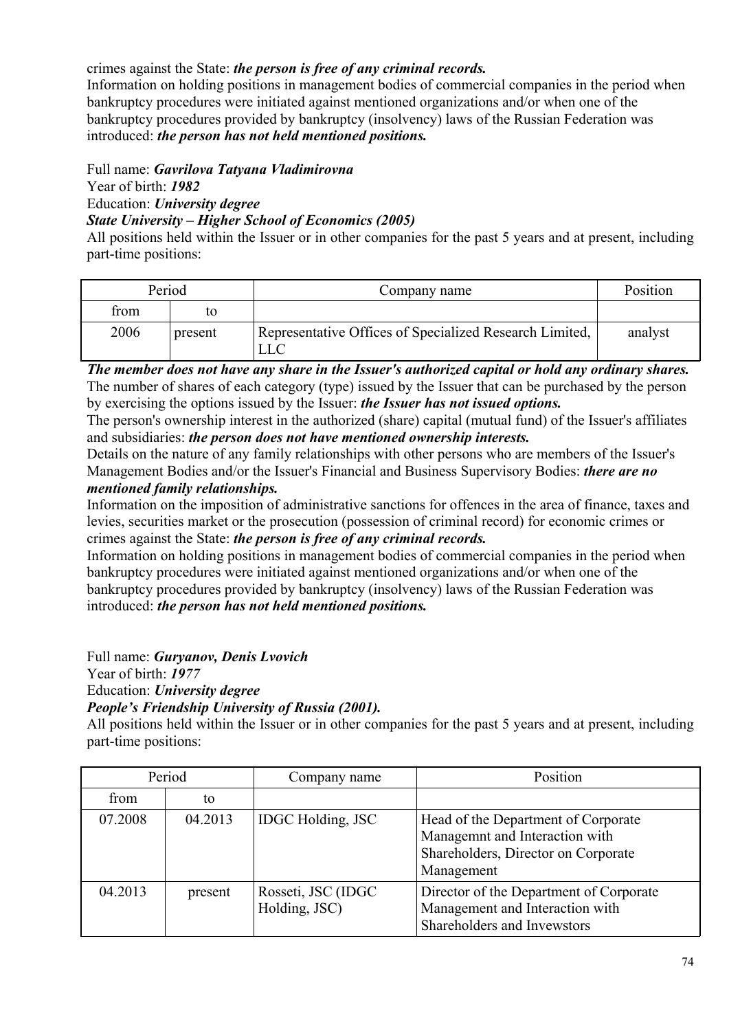crimes against the State: ***the person is free of any criminal records.***
Information on holding positions in management bodies of commercial companies in the period when bankruptcy procedures were initiated against mentioned organizations and/or when one of the bankruptcy procedures provided by bankruptcy (insolvency) laws of the Russian Federation was introduced: ***the person has not held mentioned positions.***

Full name: ***Gavrilova Tatyana Vladimirovna***
Year of birth: ***1982***
Education: ***University degree***
***State University – Higher School of Economics (2005)***
All positions held within the Issuer or in other companies for the past 5 years and at present, including part-time positions:

| Period | | Company name | Position |
|---|---|---|---|
| from | to | | |
| 2006 | present | Representative Offices of Specialized Research Limited, LLC | analyst |

***The member does not have any share in the Issuer's authorized capital or hold any ordinary shares.***
The number of shares of each category (type) issued by the Issuer that can be purchased by the person by exercising the options issued by the Issuer: ***the Issuer has not issued options.***
The person's ownership interest in the authorized (share) capital (mutual fund) of the Issuer's affiliates and subsidiaries: ***the person does not have mentioned ownership interests.***
Details on the nature of any family relationships with other persons who are members of the Issuer's Management Bodies and/or the Issuer's Financial and Business Supervisory Bodies: ***there are no mentioned family relationships.***
Information on the imposition of administrative sanctions for offences in the area of finance, taxes and levies, securities market or the prosecution (possession of criminal record) for economic crimes or crimes against the State: ***the person is free of any criminal records.***
Information on holding positions in management bodies of commercial companies in the period when bankruptcy procedures were initiated against mentioned organizations and/or when one of the bankruptcy procedures provided by bankruptcy (insolvency) laws of the Russian Federation was introduced: ***the person has not held mentioned positions.***

Full name: ***Guryanov, Denis Lvovich***
Year of birth: ***1977***
Education: ***University degree***
***People's Friendship University of Russia (2001).***
All positions held within the Issuer or in other companies for the past 5 years and at present, including part-time positions:

| Period | | Company name | Position |
|---|---|---|---|
| from | to | | |
| 07.2008 | 04.2013 | IDGC Holding, JSC | Head of the Department of Corporate Managemnt and Interaction with Shareholders, Director on Corporate Management |
| 04.2013 | present | Rosseti, JSC (IDGC Holding, JSC) | Director of the Department of Corporate Management and Interaction with Shareholders and Invewstors |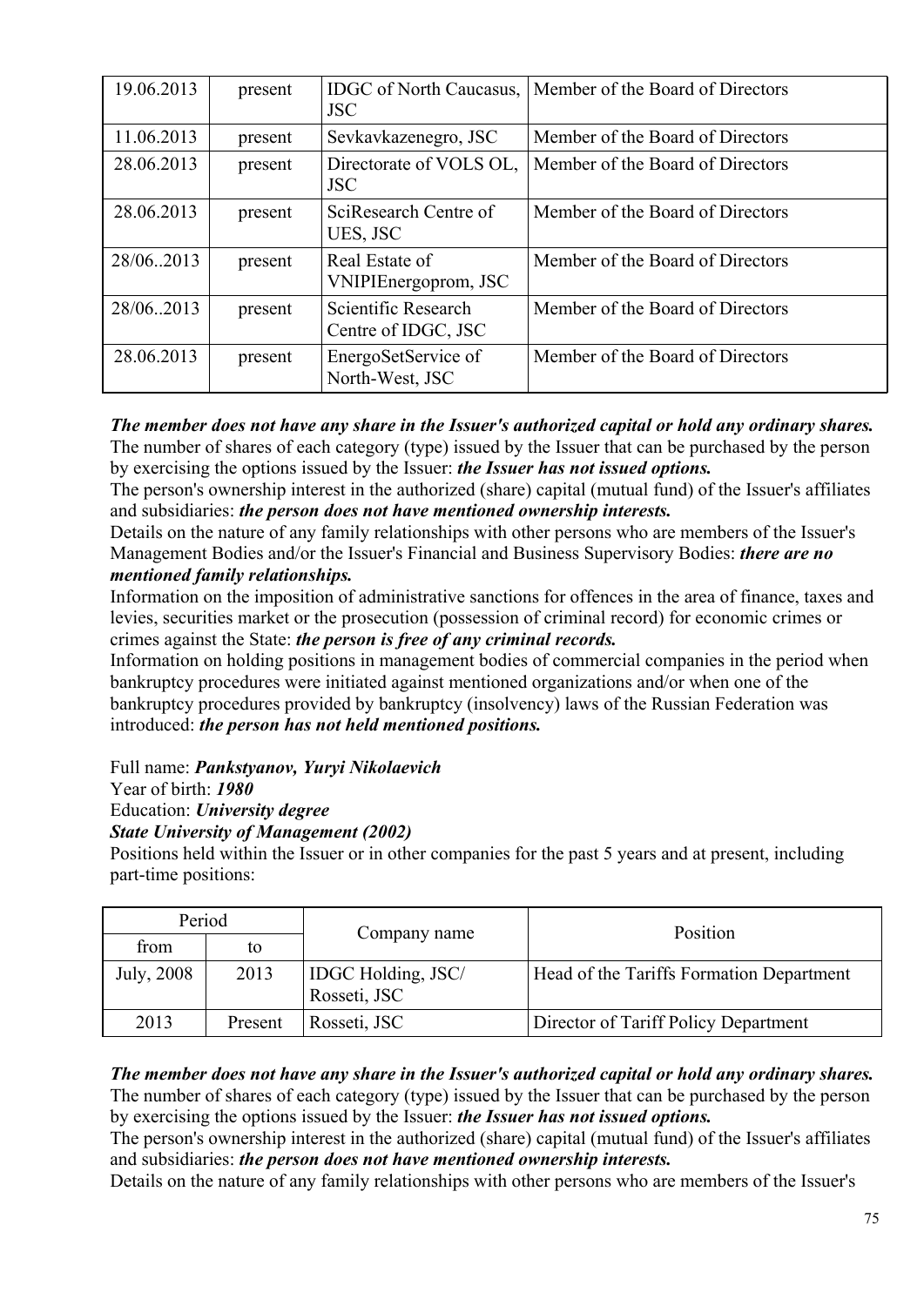| | | | |
|---|---|---|---|
| 19.06.2013 | present | IDGC of North Caucasus, JSC | Member of the Board of Directors |
| 11.06.2013 | present | Sevkavkazenegro, JSC | Member of the Board of Directors |
| 28.06.2013 | present | Directorate of VOLS OL, JSC | Member of the Board of Directors |
| 28.06.2013 | present | SciResearch Centre of UES, JSC | Member of the Board of Directors |
| 28/06..2013 | present | Real Estate of VNIPIEnergoprom, JSC | Member of the Board of Directors |
| 28/06..2013 | present | Scientific Research Centre of IDGC, JSC | Member of the Board of Directors |
| 28.06.2013 | present | EnergoSetService of North-West, JSC | Member of the Board of Directors |

***The member does not have any share in the Issuer's authorized capital or hold any ordinary shares.***
The number of shares of each category (type) issued by the Issuer that can be purchased by the person by exercising the options issued by the Issuer: ***the Issuer has not issued options.***
The person's ownership interest in the authorized (share) capital (mutual fund) of the Issuer's affiliates and subsidiaries: ***the person does not have mentioned ownership interests.***
Details on the nature of any family relationships with other persons who are members of the Issuer's Management Bodies and/or the Issuer's Financial and Business Supervisory Bodies: ***there are no mentioned family relationships.***
Information on the imposition of administrative sanctions for offences in the area of finance, taxes and levies, securities market or the prosecution (possession of criminal record) for economic crimes or crimes against the State: ***the person is free of any criminal records.***
Information on holding positions in management bodies of commercial companies in the period when bankruptcy procedures were initiated against mentioned organizations and/or when one of the bankruptcy procedures provided by bankruptcy (insolvency) laws of the Russian Federation was introduced: ***the person has not held mentioned positions.***

Full name: ***Pankstyanov, Yuryi Nikolaevich***
Year of birth: ***1980***
Education: ***University degree***
***State University of Management (2002)***
Positions held within the Issuer or in other companies for the past 5 years and at present, including part-time positions:

| Period | | Company name | Position |
|---|---|---|---|
| from | to | | |
| July, 2008 | 2013 | IDGC Holding, JSC/ Rosseti, JSC | Head of the Tariffs Formation Department |
| 2013 | Present | Rosseti, JSC | Director of Tariff Policy Department |

***The member does not have any share in the Issuer's authorized capital or hold any ordinary shares.***
The number of shares of each category (type) issued by the Issuer that can be purchased by the person by exercising the options issued by the Issuer: ***the Issuer has not issued options.***
The person's ownership interest in the authorized (share) capital (mutual fund) of the Issuer's affiliates and subsidiaries: ***the person does not have mentioned ownership interests.***
Details on the nature of any family relationships with other persons who are members of the Issuer's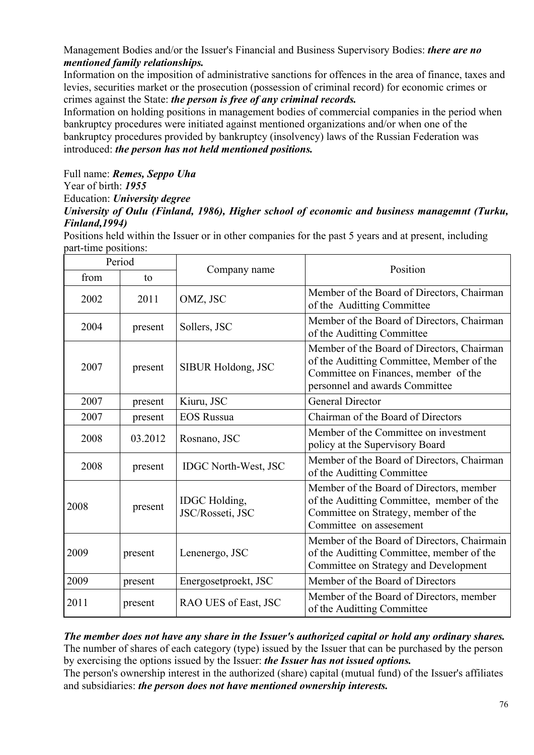Management Bodies and/or the Issuer's Financial and Business Supervisory Bodies: ***there are no mentioned family relationships.***

Information on the imposition of administrative sanctions for offences in the area of finance, taxes and levies, securities market or the prosecution (possession of criminal record) for economic crimes or crimes against the State: ***the person is free of any criminal records.***

Information on holding positions in management bodies of commercial companies in the period when bankruptcy procedures were initiated against mentioned organizations and/or when one of the bankruptcy procedures provided by bankruptcy (insolvency) laws of the Russian Federation was introduced: ***the person has not held mentioned positions.***

Full name: ***Remes, Seppo Uha***

Year of birth: ***1955***

Education: ***University degree***

***University of Oulu (Finland, 1986), Higher school of economic and business managemnt (Turku, Finland,1994)***

Positions held within the Issuer or in other companies for the past 5 years and at present, including part-time positions:

| Period | | Company name | Position |
|---|---|---|---|
| from | to | | |
| 2002 | 2011 | OMZ, JSC | Member of the Board of Directors, Chairman of the Auditting Committee |
| 2004 | present | Sollers, JSC | Member of the Board of Directors, Chairman of the Auditting Committee |
| 2007 | present | SIBUR Holdong, JSC | Member of the Board of Directors, Chairman of the Auditting Committee, Member of the Committee on Finances, member of the personnel and awards Committee |
| 2007 | present | Kiuru, JSC | General Director |
| 2007 | present | EOS Russua | Chairman of the Board of Directors |
| 2008 | 03.2012 | Rosnano, JSC | Member of the Committee on investment policy at the Supervisory Board |
| 2008 | present | IDGC North-West, JSC | Member of the Board of Directors, Chairman of the Auditting Committee |
| 2008 | present | IDGC Holding, JSC/Rosseti, JSC | Member of the Board of Directors, member of the Auditting Committee, member of the Committee on Strategy, member of the Committee on assesement |
| 2009 | present | Lenenergo, JSC | Member of the Board of Directors, Chairmain of the Auditting Committee, member of the Committee on Strategy and Development |
| 2009 | present | Energosetproekt, JSC | Member of the Board of Directors |
| 2011 | present | RAO UES of East, JSC | Member of the Board of Directors, member of the Auditting Committee |

***The member does not have any share in the Issuer's authorized capital or hold any ordinary shares.***

The number of shares of each category (type) issued by the Issuer that can be purchased by the person by exercising the options issued by the Issuer: ***the Issuer has not issued options.***

The person's ownership interest in the authorized (share) capital (mutual fund) of the Issuer's affiliates and subsidiaries: ***the person does not have mentioned ownership interests.***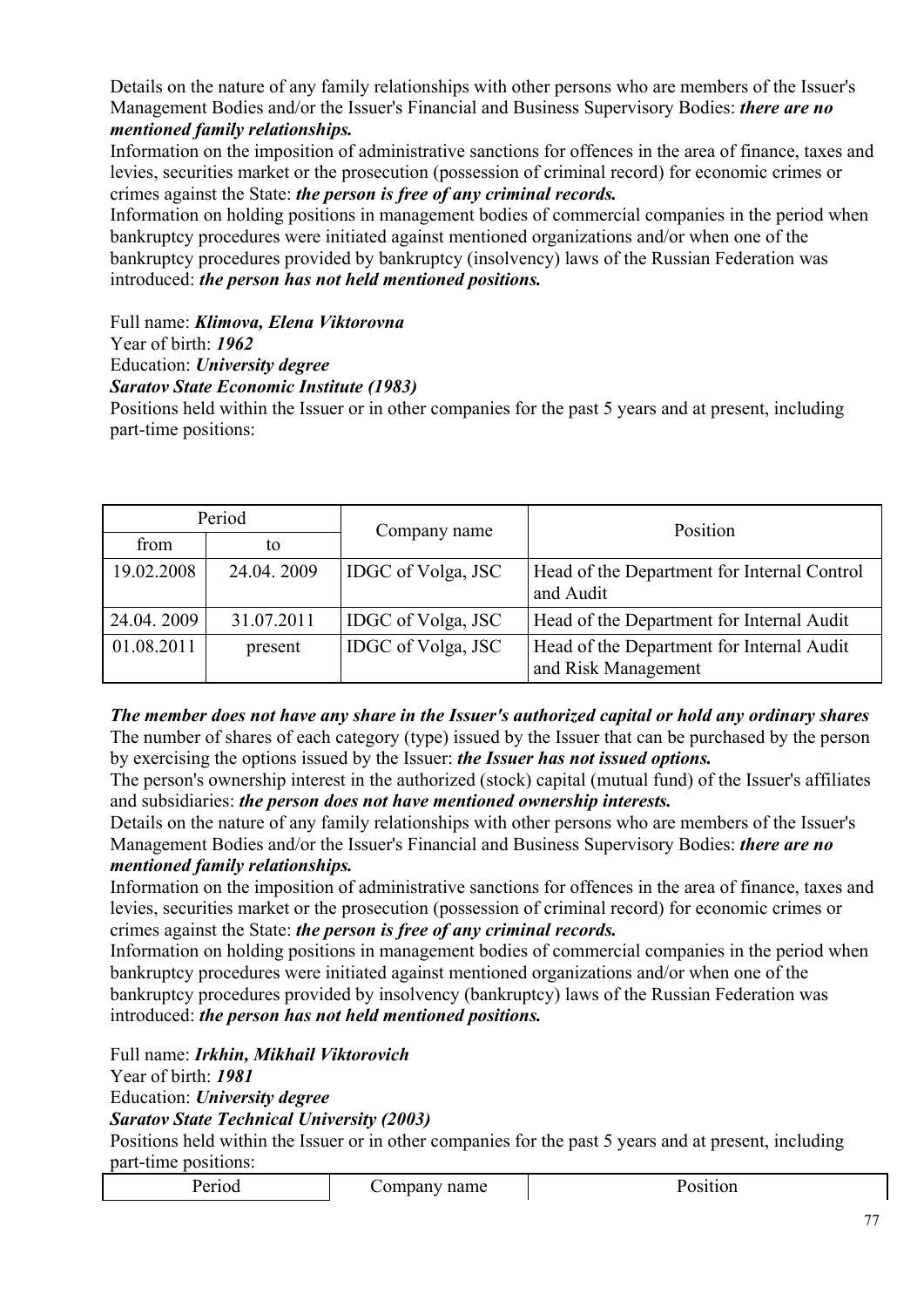Details on the nature of any family relationships with other persons who are members of the Issuer's Management Bodies and/or the Issuer's Financial and Business Supervisory Bodies: ***there are no mentioned family relationships.***

Information on the imposition of administrative sanctions for offences in the area of finance, taxes and levies, securities market or the prosecution (possession of criminal record) for economic crimes or crimes against the State: ***the person is free of any criminal records.***

Information on holding positions in management bodies of commercial companies in the period when bankruptcy procedures were initiated against mentioned organizations and/or when one of the bankruptcy procedures provided by bankruptcy (insolvency) laws of the Russian Federation was introduced: ***the person has not held mentioned positions.***

Full name: ***Klimova, Elena Viktorovna***
Year of birth: ***1962***
Education: ***University degree***
***Saratov State Economic Institute (1983)***
Positions held within the Issuer or in other companies for the past 5 years and at present, including part-time positions:

| Period | | Company name | Position |
|---|---|---|---|
| from | to | | |
| 19.02.2008 | 24.04. 2009 | IDGC of Volga, JSC | Head of the Department for Internal Control and Audit |
| 24.04. 2009 | 31.07.2011 | IDGC of Volga, JSC | Head of the Department for Internal Audit |
| 01.08.2011 | present | IDGC of Volga, JSC | Head of the Department for Internal Audit and Risk Management |

***The member does not have any share in the Issuer's authorized capital or hold any ordinary shares***
The number of shares of each category (type) issued by the Issuer that can be purchased by the person by exercising the options issued by the Issuer: ***the Issuer has not issued options.***

The person's ownership interest in the authorized (stock) capital (mutual fund) of the Issuer's affiliates and subsidiaries: ***the person does not have mentioned ownership interests.***

Details on the nature of any family relationships with other persons who are members of the Issuer's Management Bodies and/or the Issuer's Financial and Business Supervisory Bodies: ***there are no mentioned family relationships.***

Information on the imposition of administrative sanctions for offences in the area of finance, taxes and levies, securities market or the prosecution (possession of criminal record) for economic crimes or crimes against the State: ***the person is free of any criminal records.***

Information on holding positions in management bodies of commercial companies in the period when bankruptcy procedures were initiated against mentioned organizations and/or when one of the bankruptcy procedures provided by insolvency (bankruptcy) laws of the Russian Federation was introduced: ***the person has not held mentioned positions.***

Full name: ***Irkhin, Mikhail Viktorovich***
Year of birth: ***1981***
Education: ***University degree***
***Saratov State Technical University (2003)***
Positions held within the Issuer or in other companies for the past 5 years and at present, including part-time positions:

| Period | Company name | Position |
|---|---|---|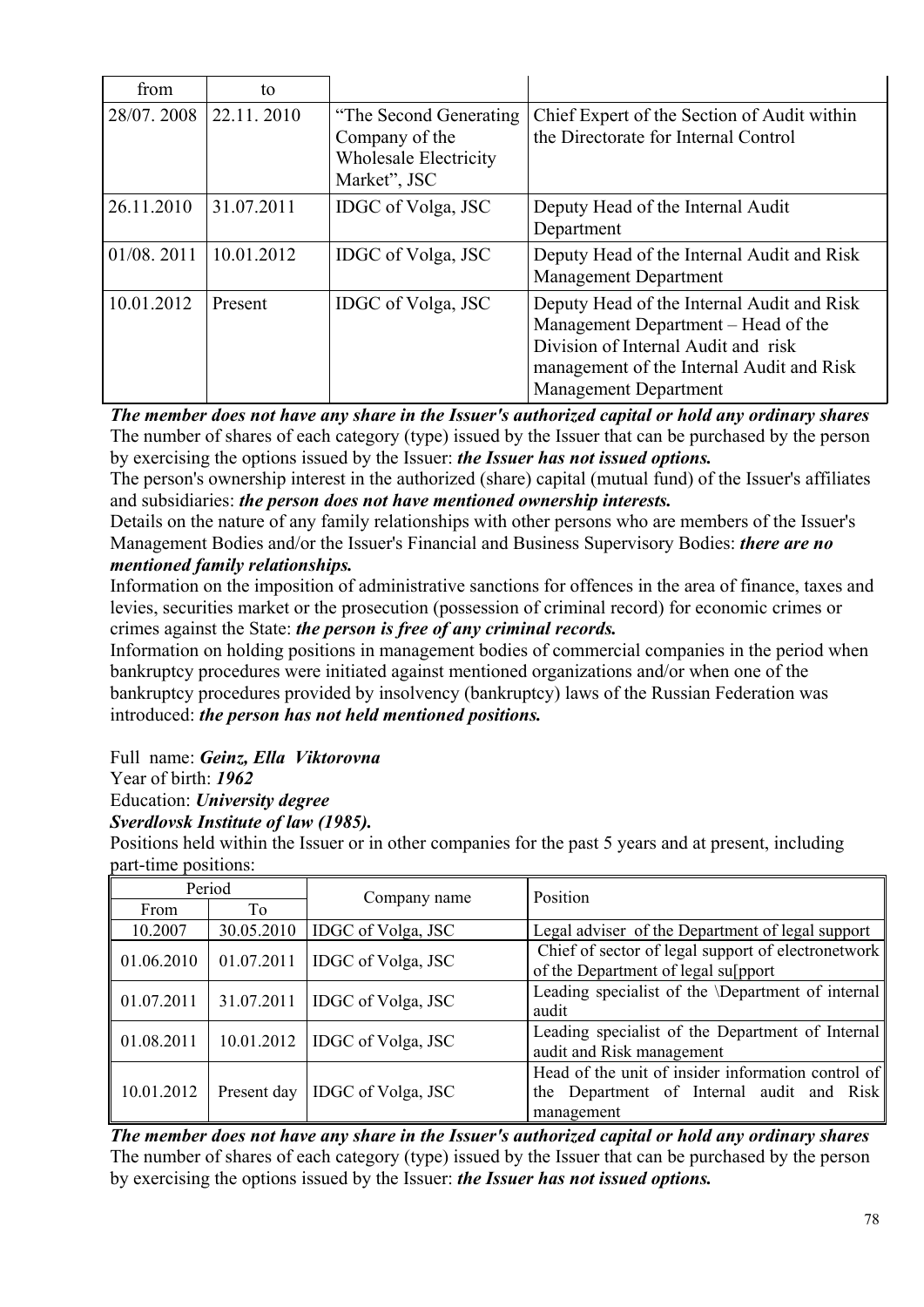| from | to | | |
|---|---|---|---|
| 28/07. 2008 | 22.11. 2010 | "The Second Generating Company of the Wholesale Electricity Market", JSC | Chief Expert of the Section of Audit within the Directorate for Internal Control |
| 26.11.2010 | 31.07.2011 | IDGC of Volga, JSC | Deputy Head of the Internal Audit Department |
| 01/08. 2011 | 10.01.2012 | IDGC of Volga, JSC | Deputy Head of the Internal Audit and Risk Management Department |
| 10.01.2012 | Present | IDGC of Volga, JSC | Deputy Head of the Internal Audit and Risk Management Department – Head of the Division of Internal Audit and risk management of the Internal Audit and Risk Management Department |

***The member does not have any share in the Issuer's authorized capital or hold any ordinary shares***

The number of shares of each category (type) issued by the Issuer that can be purchased by the person by exercising the options issued by the Issuer: ***the Issuer has not issued options.***

The person's ownership interest in the authorized (share) capital (mutual fund) of the Issuer's affiliates and subsidiaries: ***the person does not have mentioned ownership interests.***

Details on the nature of any family relationships with other persons who are members of the Issuer's Management Bodies and/or the Issuer's Financial and Business Supervisory Bodies: ***there are no mentioned family relationships.***

Information on the imposition of administrative sanctions for offences in the area of finance, taxes and levies, securities market or the prosecution (possession of criminal record) for economic crimes or crimes against the State: ***the person is free of any criminal records.***

Information on holding positions in management bodies of commercial companies in the period when bankruptcy procedures were initiated against mentioned organizations and/or when one of the bankruptcy procedures provided by insolvency (bankruptcy) laws of the Russian Federation was introduced: ***the person has not held mentioned positions.***

Full name: ***Geinz, Ella Viktorovna***

Year of birth: ***1962***

Education: ***University degree***

***Sverdlovsk Institute of law (1985).***

Positions held within the Issuer or in other companies for the past 5 years and at present, including part-time positions:

| Period | | Company name | Position |
|---|---|---|---|
| From | To | | |
| 10.2007 | 30.05.2010 | IDGC of Volga, JSC | Legal adviser of the Department of legal support |
| 01.06.2010 | 01.07.2011 | IDGC of Volga, JSC | Chief of sector of legal support of electronetwork of the Department of legal su[pport |
| 01.07.2011 | 31.07.2011 | IDGC of Volga, JSC | Leading specialist of the \Department of internal audit |
| 01.08.2011 | 10.01.2012 | IDGC of Volga, JSC | Leading specialist of the Department of Internal audit and Risk management |
| 10.01.2012 | Present day | IDGC of Volga, JSC | Head of the unit of insider information control of the Department of Internal audit and Risk management |

***The member does not have any share in the Issuer's authorized capital or hold any ordinary shares***

The number of shares of each category (type) issued by the Issuer that can be purchased by the person by exercising the options issued by the Issuer: ***the Issuer has not issued options.***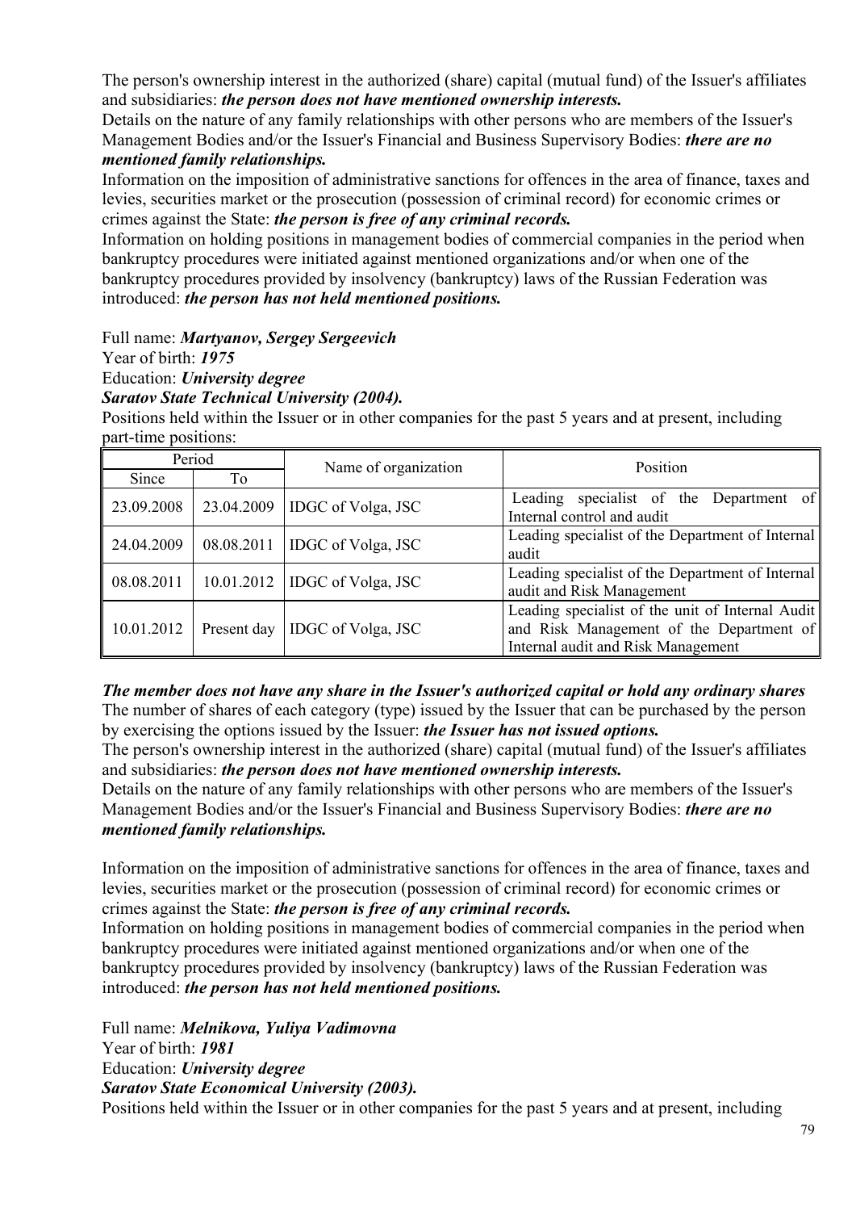The person's ownership interest in the authorized (share) capital (mutual fund) of the Issuer's affiliates and subsidiaries: ***the person does not have mentioned ownership interests.***

Details on the nature of any family relationships with other persons who are members of the Issuer's Management Bodies and/or the Issuer's Financial and Business Supervisory Bodies: ***there are no mentioned family relationships.***

Information on the imposition of administrative sanctions for offences in the area of finance, taxes and levies, securities market or the prosecution (possession of criminal record) for economic crimes or crimes against the State: ***the person is free of any criminal records.***

Information on holding positions in management bodies of commercial companies in the period when bankruptcy procedures were initiated against mentioned organizations and/or when one of the bankruptcy procedures provided by insolvency (bankruptcy) laws of the Russian Federation was introduced: ***the person has not held mentioned positions.***

Full name: ***Martyanov, Sergey Sergeevich***

Year of birth: ***1975***

Education: ***University degree***

***Saratov State Technical University (2004).***

Positions held within the Issuer or in other companies for the past 5 years and at present, including part-time positions:

| Period | | Name of organization | Position |
|---|---|---|---|
| Since | To | | |
| 23.09.2008 | 23.04.2009 | IDGC of Volga, JSC | Leading specialist of the Department of Internal control and audit |
| 24.04.2009 | 08.08.2011 | IDGC of Volga, JSC | Leading specialist of the Department of Internal audit |
| 08.08.2011 | 10.01.2012 | IDGC of Volga, JSC | Leading specialist of the Department of Internal audit and Risk Management |
| 10.01.2012 | Present day | IDGC of Volga, JSC | Leading specialist of the unit of Internal Audit and Risk Management of the Department of Internal audit and Risk Management |

***The member does not have any share in the Issuer's authorized capital or hold any ordinary shares***

The number of shares of each category (type) issued by the Issuer that can be purchased by the person by exercising the options issued by the Issuer: ***the Issuer has not issued options.***

The person's ownership interest in the authorized (share) capital (mutual fund) of the Issuer's affiliates and subsidiaries: ***the person does not have mentioned ownership interests.***

Details on the nature of any family relationships with other persons who are members of the Issuer's Management Bodies and/or the Issuer's Financial and Business Supervisory Bodies: ***there are no mentioned family relationships.***

Information on the imposition of administrative sanctions for offences in the area of finance, taxes and levies, securities market or the prosecution (possession of criminal record) for economic crimes or crimes against the State: ***the person is free of any criminal records.***

Information on holding positions in management bodies of commercial companies in the period when bankruptcy procedures were initiated against mentioned organizations and/or when one of the bankruptcy procedures provided by insolvency (bankruptcy) laws of the Russian Federation was introduced: ***the person has not held mentioned positions.***

Full name: ***Melnikova, Yuliya Vadimovna***

Year of birth: ***1981***

Education: ***University degree***

***Saratov State Economical University (2003).***

Positions held within the Issuer or in other companies for the past 5 years and at present, including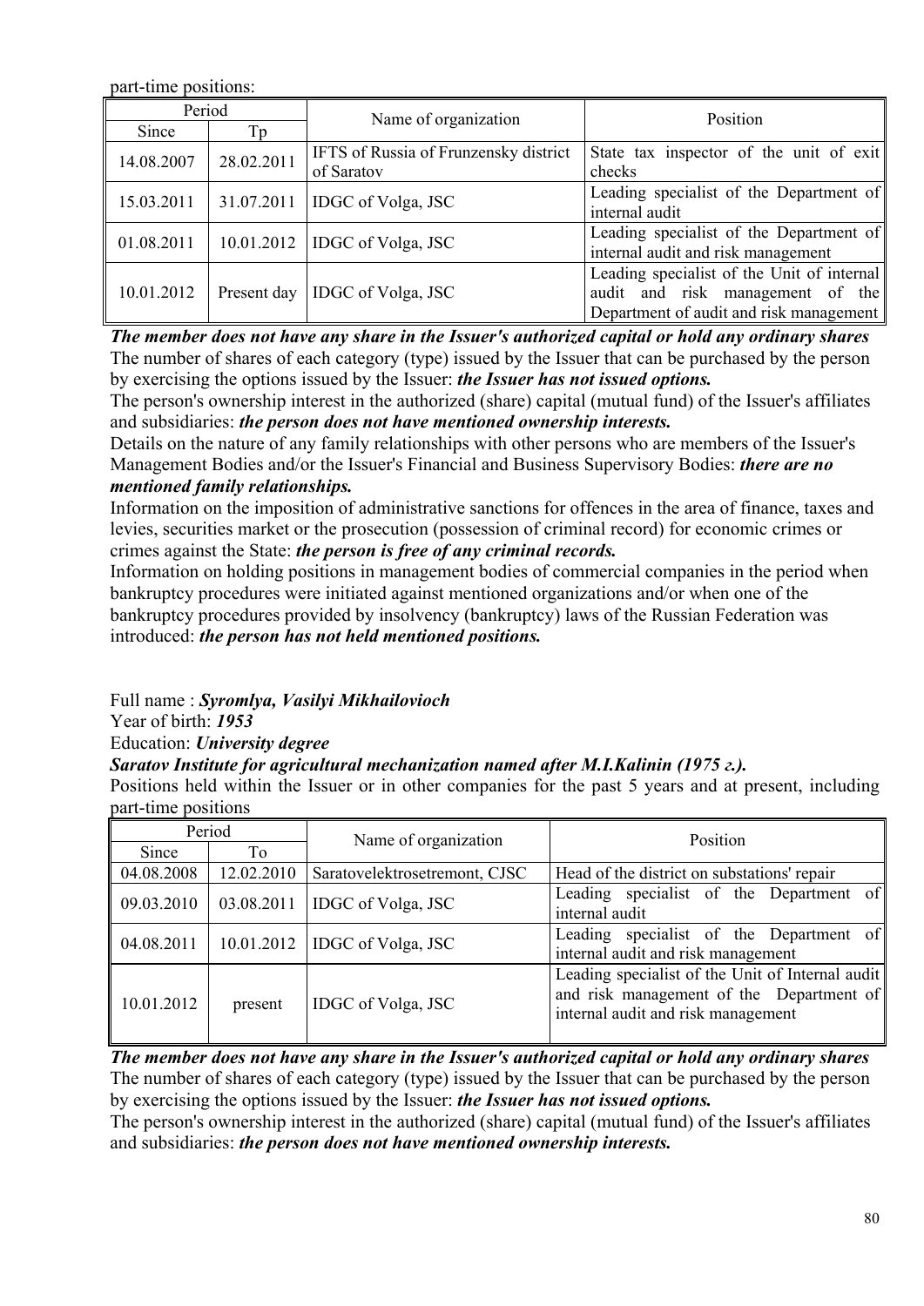part-time positions:

| Period | | Name of organization | Position |
|---|---|---|---|
| Since | Tp | | |
| 14.08.2007 | 28.02.2011 | IFTS of Russia of Frunzensky district of Saratov | State tax inspector of the unit of exit checks |
| 15.03.2011 | 31.07.2011 | IDGC of Volga, JSC | Leading specialist of the Department of internal audit |
| 01.08.2011 | 10.01.2012 | IDGC of Volga, JSC | Leading specialist of the Department of internal audit and risk management |
| 10.01.2012 | Present day | IDGC of Volga, JSC | Leading specialist of the Unit of internal audit and risk management of the Department of audit and risk management |

***The member does not have any share in the Issuer's authorized capital or hold any ordinary shares***

The number of shares of each category (type) issued by the Issuer that can be purchased by the person by exercising the options issued by the Issuer: ***the Issuer has not issued options.***

The person's ownership interest in the authorized (share) capital (mutual fund) of the Issuer's affiliates and subsidiaries: ***the person does not have mentioned ownership interests.***

Details on the nature of any family relationships with other persons who are members of the Issuer's Management Bodies and/or the Issuer's Financial and Business Supervisory Bodies: ***there are no mentioned family relationships.***

Information on the imposition of administrative sanctions for offences in the area of finance, taxes and levies, securities market or the prosecution (possession of criminal record) for economic crimes or crimes against the State: ***the person is free of any criminal records.***

Information on holding positions in management bodies of commercial companies in the period when bankruptcy procedures were initiated against mentioned organizations and/or when one of the bankruptcy procedures provided by insolvency (bankruptcy) laws of the Russian Federation was introduced: ***the person has not held mentioned positions.***

Full name : ***Syromlya, Vasilyi Mikhailovioch***

Year of birth: ***1953***

Education: ***University degree***

***Saratov Institute for agricultural mechanization named after M.I.Kalinin (1975 г.).***

Positions held within the Issuer or in other companies for the past 5 years and at present, including part-time positions

| Period | | Name of organization | Position |
|---|---|---|---|
| Since | To | | |
| 04.08.2008 | 12.02.2010 | Saratovelektrosetremont, CJSC | Head of the district on substations' repair |
| 09.03.2010 | 03.08.2011 | IDGC of Volga, JSC | Leading specialist of the Department of internal audit |
| 04.08.2011 | 10.01.2012 | IDGC of Volga, JSC | Leading specialist of the Department of internal audit and risk management |
| 10.01.2012 | present | IDGC of Volga, JSC | Leading specialist of the Unit of Internal audit and risk management of the Department of internal audit and risk management |

***The member does not have any share in the Issuer's authorized capital or hold any ordinary shares***

The number of shares of each category (type) issued by the Issuer that can be purchased by the person by exercising the options issued by the Issuer: ***the Issuer has not issued options.***

The person's ownership interest in the authorized (share) capital (mutual fund) of the Issuer's affiliates and subsidiaries: ***the person does not have mentioned ownership interests.***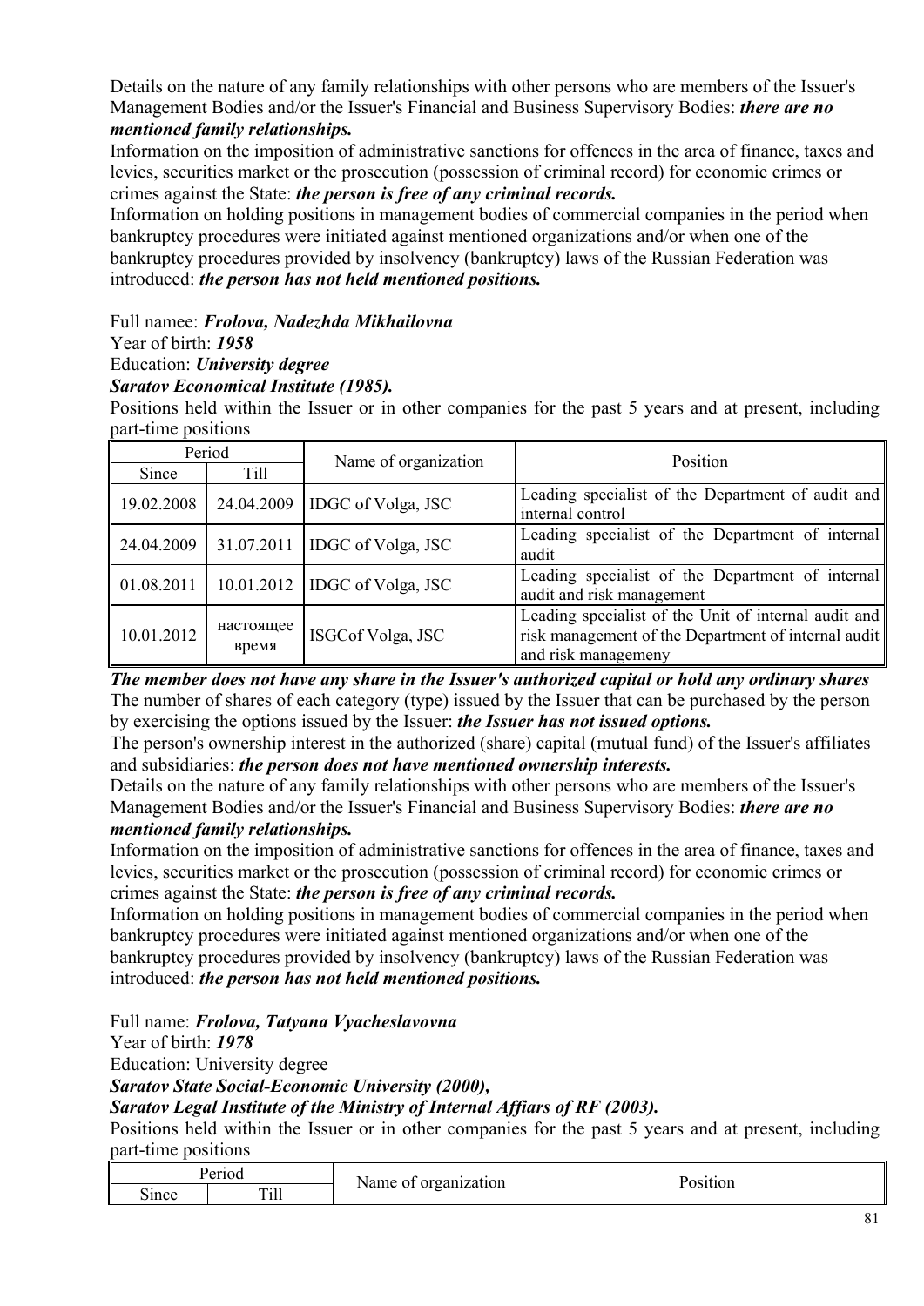Details on the nature of any family relationships with other persons who are members of the Issuer's Management Bodies and/or the Issuer's Financial and Business Supervisory Bodies: ***there are no mentioned family relationships.***

Information on the imposition of administrative sanctions for offences in the area of finance, taxes and levies, securities market or the prosecution (possession of criminal record) for economic crimes or crimes against the State: ***the person is free of any criminal records.***

Information on holding positions in management bodies of commercial companies in the period when bankruptcy procedures were initiated against mentioned organizations and/or when one of the bankruptcy procedures provided by insolvency (bankruptcy) laws of the Russian Federation was introduced: ***the person has not held mentioned positions.***

Full namee: ***Frolova, Nadezhda Mikhailovna***

Year of birth: ***1958***

Education: ***University degree***

***Saratov Economical Institute (1985).***

Positions held within the Issuer or in other companies for the past 5 years and at present, including part-time positions

| Period | | Name of organization | Position |
|---|---|---|---|
| Since | Till | | |
| 19.02.2008 | 24.04.2009 | IDGC of Volga, JSC | Leading specialist of the Department of audit and internal control |
| 24.04.2009 | 31.07.2011 | IDGC of Volga, JSC | Leading specialist of the Department of internal audit |
| 01.08.2011 | 10.01.2012 | IDGC of Volga, JSC | Leading specialist of the Department of internal audit and risk management |
| 10.01.2012 | настоящее время | ISGCof Volga, JSC | Leading specialist of the Unit of internal audit and risk management of the Department of internal audit and risk managemeny |

***The member does not have any share in the Issuer's authorized capital or hold any ordinary shares***

The number of shares of each category (type) issued by the Issuer that can be purchased by the person by exercising the options issued by the Issuer: ***the Issuer has not issued options.***

The person's ownership interest in the authorized (share) capital (mutual fund) of the Issuer's affiliates and subsidiaries: ***the person does not have mentioned ownership interests.***

Details on the nature of any family relationships with other persons who are members of the Issuer's Management Bodies and/or the Issuer's Financial and Business Supervisory Bodies: ***there are no mentioned family relationships.***

Information on the imposition of administrative sanctions for offences in the area of finance, taxes and levies, securities market or the prosecution (possession of criminal record) for economic crimes or crimes against the State: ***the person is free of any criminal records.***

Information on holding positions in management bodies of commercial companies in the period when bankruptcy procedures were initiated against mentioned organizations and/or when one of the bankruptcy procedures provided by insolvency (bankruptcy) laws of the Russian Federation was introduced: ***the person has not held mentioned positions.***

Full name: ***Frolova, Tatyana Vyacheslavovna***

Year of birth: ***1978***

Education: University degree

***Saratov State Social-Economic University (2000),***

***Saratov Legal Institute of the Ministry of Internal Affiars of RF (2003).***

Positions held within the Issuer or in other companies for the past 5 years and at present, including part-time positions

| Period | | Name of organization | Position |
|---|---|---|---|
| Since | Till | | |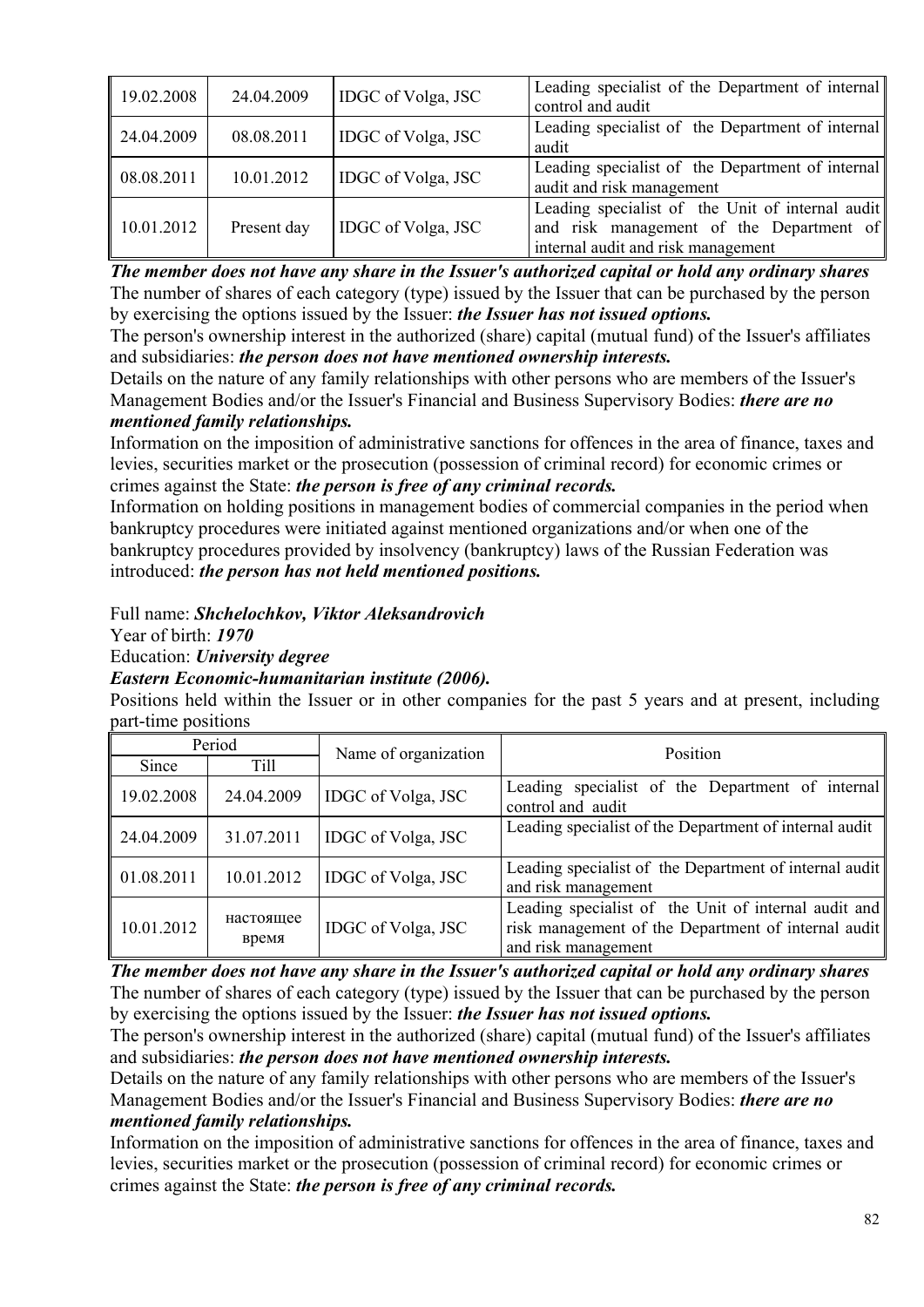| 19.02.2008 | 24.04.2009 | IDGC of Volga, JSC | Leading specialist of the Department of internal control and audit |
|---|---|---|---|
| 24.04.2009 | 08.08.2011 | IDGC of Volga, JSC | Leading specialist of the Department of internal audit |
| 08.08.2011 | 10.01.2012 | IDGC of Volga, JSC | Leading specialist of the Department of internal audit and risk management |
| 10.01.2012 | Present day | IDGC of Volga, JSC | Leading specialist of the Unit of internal audit and risk management of the Department of internal audit and risk management |

***The member does not have any share in the Issuer's authorized capital or hold any ordinary shares***

The number of shares of each category (type) issued by the Issuer that can be purchased by the person by exercising the options issued by the Issuer: ***the Issuer has not issued options.***

The person's ownership interest in the authorized (share) capital (mutual fund) of the Issuer's affiliates and subsidiaries: ***the person does not have mentioned ownership interests.***

Details on the nature of any family relationships with other persons who are members of the Issuer's Management Bodies and/or the Issuer's Financial and Business Supervisory Bodies: ***there are no mentioned family relationships.***

Information on the imposition of administrative sanctions for offences in the area of finance, taxes and levies, securities market or the prosecution (possession of criminal record) for economic crimes or crimes against the State: ***the person is free of any criminal records.***

Information on holding positions in management bodies of commercial companies in the period when bankruptcy procedures were initiated against mentioned organizations and/or when one of the bankruptcy procedures provided by insolvency (bankruptcy) laws of the Russian Federation was introduced: ***the person has not held mentioned positions.***

Full name: ***Shchelochkov, Viktor Aleksandrovich***

Year of birth: ***1970***

Education: ***University degree***

***Eastern Economic-humanitarian institute (2006).***

Positions held within the Issuer or in other companies for the past 5 years and at present, including part-time positions

| Period | | Name of organization | Position |
|---|---|---|---|
| Since | Till | | |
| 19.02.2008 | 24.04.2009 | IDGC of Volga, JSC | Leading specialist of the Department of internal control and audit |
| 24.04.2009 | 31.07.2011 | IDGC of Volga, JSC | Leading specialist of the Department of internal audit |
| 01.08.2011 | 10.01.2012 | IDGC of Volga, JSC | Leading specialist of the Department of internal audit and risk management |
| 10.01.2012 | настоящее время | IDGC of Volga, JSC | Leading specialist of the Unit of internal audit and risk management of the Department of internal audit and risk management |

***The member does not have any share in the Issuer's authorized capital or hold any ordinary shares***

The number of shares of each category (type) issued by the Issuer that can be purchased by the person by exercising the options issued by the Issuer: ***the Issuer has not issued options.***

The person's ownership interest in the authorized (share) capital (mutual fund) of the Issuer's affiliates and subsidiaries: ***the person does not have mentioned ownership interests.***

Details on the nature of any family relationships with other persons who are members of the Issuer's Management Bodies and/or the Issuer's Financial and Business Supervisory Bodies: ***there are no mentioned family relationships.***

Information on the imposition of administrative sanctions for offences in the area of finance, taxes and levies, securities market or the prosecution (possession of criminal record) for economic crimes or crimes against the State: ***the person is free of any criminal records.***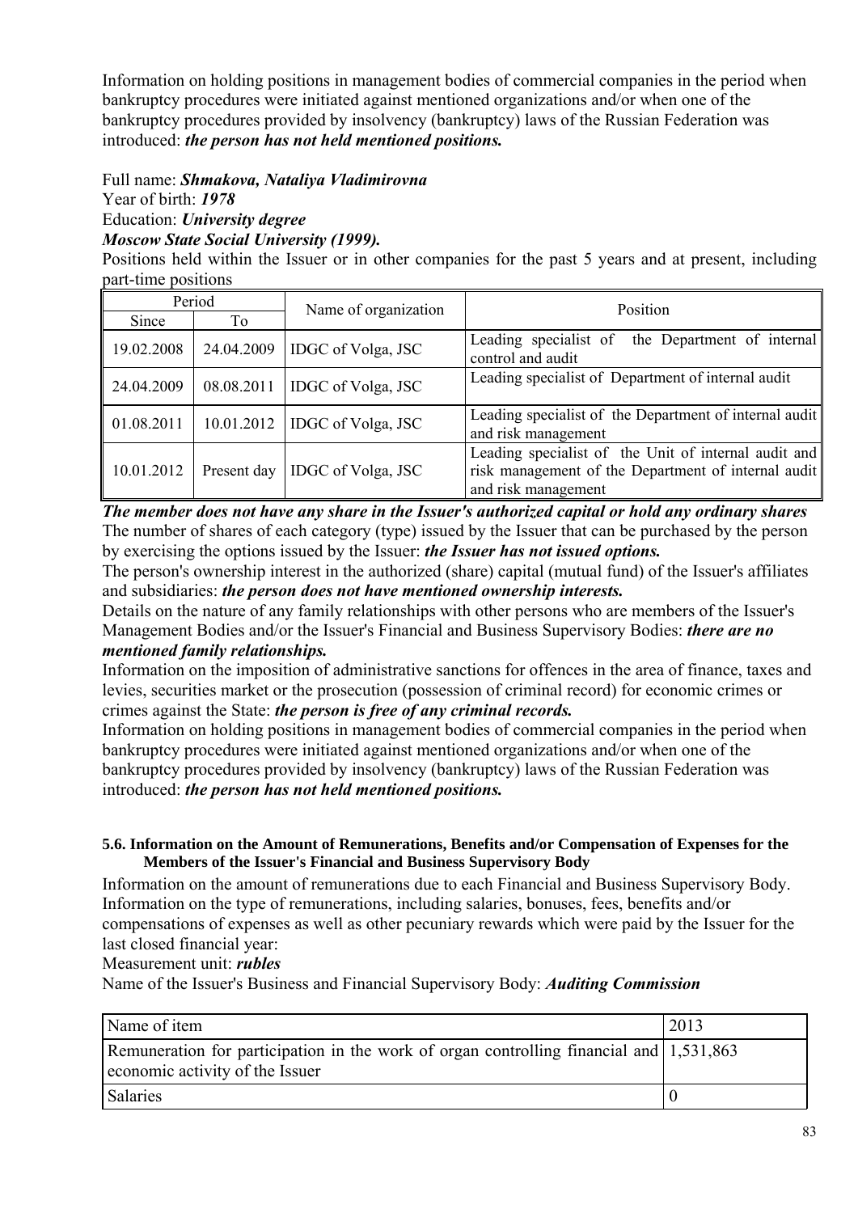Information on holding positions in management bodies of commercial companies in the period when bankruptcy procedures were initiated against mentioned organizations and/or when one of the bankruptcy procedures provided by insolvency (bankruptcy) laws of the Russian Federation was introduced: ***the person has not held mentioned positions.***

Full name: ***Shmakova, Nataliya Vladimirovna***
Year of birth: ***1978***
Education: ***University degree***
***Moscow State Social University (1999).***

Positions held within the Issuer or in other companies for the past 5 years and at present, including part-time positions

| Period | | Name of organization | Position |
|---|---|---|---|
| Since | To | | |
| 19.02.2008 | 24.04.2009 | IDGC of Volga, JSC | Leading specialist of the Department of internal control and audit |
| 24.04.2009 | 08.08.2011 | IDGC of Volga, JSC | Leading specialist of Department of internal audit |
| 01.08.2011 | 10.01.2012 | IDGC of Volga, JSC | Leading specialist of the Department of internal audit and risk management |
| 10.01.2012 | Present day | IDGC of Volga, JSC | Leading specialist of the Unit of internal audit and risk management of the Department of internal audit and risk management |

***The member does not have any share in the Issuer's authorized capital or hold any ordinary shares***

The number of shares of each category (type) issued by the Issuer that can be purchased by the person by exercising the options issued by the Issuer: ***the Issuer has not issued options.***

The person's ownership interest in the authorized (share) capital (mutual fund) of the Issuer's affiliates and subsidiaries: ***the person does not have mentioned ownership interests.***

Details on the nature of any family relationships with other persons who are members of the Issuer's Management Bodies and/or the Issuer's Financial and Business Supervisory Bodies: ***there are no mentioned family relationships.***

Information on the imposition of administrative sanctions for offences in the area of finance, taxes and levies, securities market or the prosecution (possession of criminal record) for economic crimes or crimes against the State: ***the person is free of any criminal records.***

Information on holding positions in management bodies of commercial companies in the period when bankruptcy procedures were initiated against mentioned organizations and/or when one of the bankruptcy procedures provided by insolvency (bankruptcy) laws of the Russian Federation was introduced: ***the person has not held mentioned positions.***

#### 5.6. Information on the Amount of Remunerations, Benefits and/or Compensation of Expenses for the Members of the Issuer's Financial and Business Supervisory Body

Information on the amount of remunerations due to each Financial and Business Supervisory Body. Information on the type of remunerations, including salaries, bonuses, fees, benefits and/or compensations of expenses as well as other pecuniary rewards which were paid by the Issuer for the last closed financial year:

Measurement unit: ***rubles***

Name of the Issuer's Business and Financial Supervisory Body: ***Auditing Commission***

| Name of item | 2013 |
|---|---|
| Remuneration for participation in the work of organ controlling financial and economic activity of the Issuer | 1,531,863 |
| Salaries | 0 |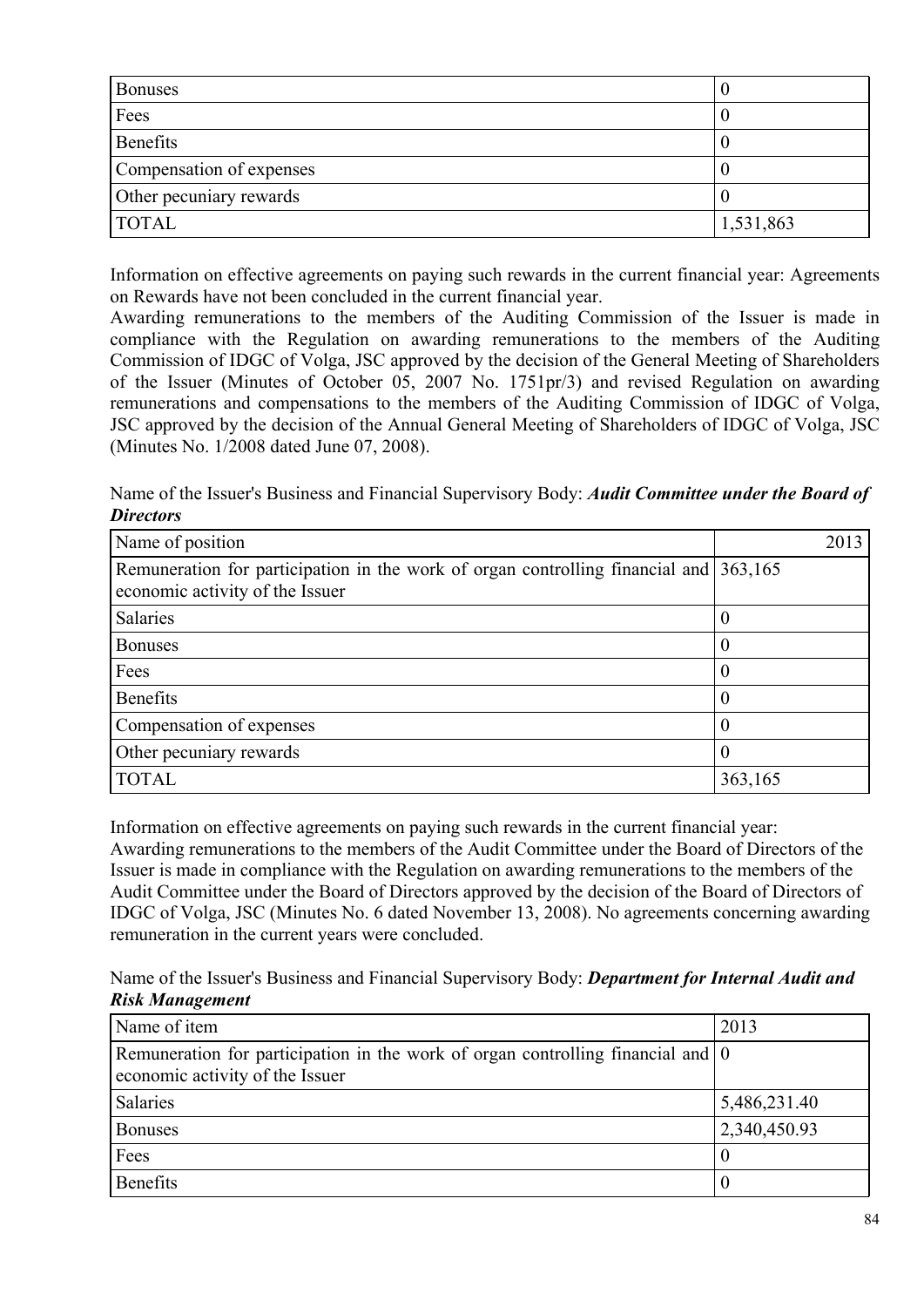| | |
|---|---|
| Bonuses | 0 |
| Fees | 0 |
| Benefits | 0 |
| Compensation of expenses | 0 |
| Other pecuniary rewards | 0 |
| TOTAL | 1,531,863 |

Information on effective agreements on paying such rewards in the current financial year: Agreements on Rewards have not been concluded in the current financial year.
Awarding remunerations to the members of the Auditing Commission of the Issuer is made in compliance with the Regulation on awarding remunerations to the members of the Auditing Commission of IDGC of Volga, JSC approved by the decision of the General Meeting of Shareholders of the Issuer (Minutes of October 05, 2007 No. 1751pr/3) and revised Regulation on awarding remunerations and compensations to the members of the Auditing Commission of IDGC of Volga, JSC approved by the decision of the Annual General Meeting of Shareholders of IDGC of Volga, JSC (Minutes No. 1/2008 dated June 07, 2008).

Name of the Issuer's Business and Financial Supervisory Body: ***Audit Committee under the Board of Directors***

| Name of position | 2013 |
|---|---|
| Remuneration for participation in the work of organ controlling financial and economic activity of the Issuer | 363,165 |
| Salaries | 0 |
| Bonuses | 0 |
| Fees | 0 |
| Benefits | 0 |
| Compensation of expenses | 0 |
| Other pecuniary rewards | 0 |
| TOTAL | 363,165 |

Information on effective agreements on paying such rewards in the current financial year:
Awarding remunerations to the members of the Audit Committee under the Board of Directors of the Issuer is made in compliance with the Regulation on awarding remunerations to the members of the Audit Committee under the Board of Directors approved by the decision of the Board of Directors of IDGC of Volga, JSC (Minutes No. 6 dated November 13, 2008). No agreements concerning awarding remuneration in the current years were concluded.

Name of the Issuer's Business and Financial Supervisory Body: ***Department for Internal Audit and Risk Management***

| Name of item | 2013 |
|---|---|
| Remuneration for participation in the work of organ controlling financial and economic activity of the Issuer | 0 |
| Salaries | 5,486,231.40 |
| Bonuses | 2,340,450.93 |
| Fees | 0 |
| Benefits | 0 |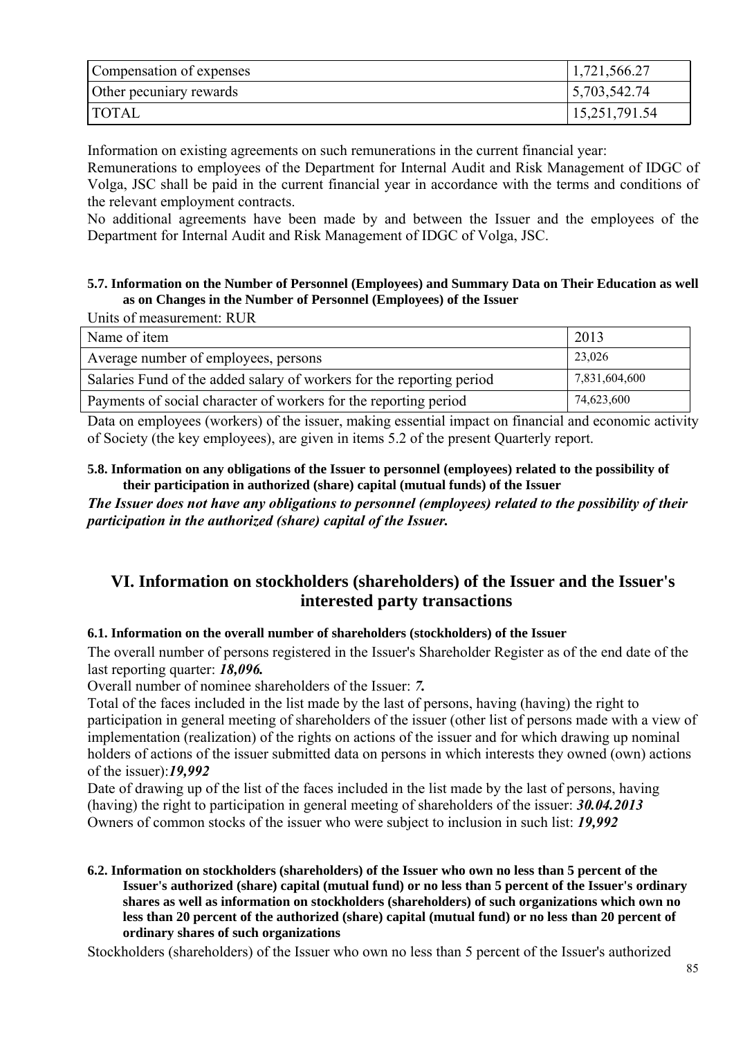| Compensation of expenses | 1,721,566.27 |
|---|---|
| Other pecuniary rewards | 5,703,542.74 |
| TOTAL | 15,251,791.54 |

Information on existing agreements on such remunerations in the current financial year:
Remunerations to employees of the Department for Internal Audit and Risk Management of IDGC of Volga, JSC shall be paid in the current financial year in accordance with the terms and conditions of the relevant employment contracts.
No additional agreements have been made by and between the Issuer and the employees of the Department for Internal Audit and Risk Management of IDGC of Volga, JSC.

#### 5.7. Information on the Number of Personnel (Employees) and Summary Data on Their Education as well as on Changes in the Number of Personnel (Employees) of the Issuer

Units of measurement: RUR

| Name of item | 2013 |
|---|---|
| Average number of employees, persons | 23,026 |
| Salaries Fund of the added salary of workers for the reporting period | 7,831,604,600 |
| Payments of social character of workers for the reporting period | 74,623,600 |

Data on employees (workers) of the issuer, making essential impact on financial and economic activity of Society (the key employees), are given in items 5.2 of the present Quarterly report.

#### 5.8. Information on any obligations of the Issuer to personnel (employees) related to the possibility of their participation in authorized (share) capital (mutual funds) of the Issuer

***The Issuer does not have any obligations to personnel (employees) related to the possibility of their participation in the authorized (share) capital of the Issuer.***

## VI. Information on stockholders (shareholders) of the Issuer and the Issuer's interested party transactions

#### 6.1. Information on the overall number of shareholders (stockholders) of the Issuer

The overall number of persons registered in the Issuer's Shareholder Register as of the end date of the last reporting quarter: ***18,096.***

Overall number of nominee shareholders of the Issuer: ***7.***

Total of the faces included in the list made by the last of persons, having (having) the right to participation in general meeting of shareholders of the issuer (other list of persons made with a view of implementation (realization) of the rights on actions of the issuer and for which drawing up nominal holders of actions of the issuer submitted data on persons in which interests they owned (own) actions of the issuer):***19,992***

Date of drawing up of the list of the faces included in the list made by the last of persons, having (having) the right to participation in general meeting of shareholders of the issuer: ***30.04.2013***

Owners of common stocks of the issuer who were subject to inclusion in such list: ***19,992***

#### 6.2. Information on stockholders (shareholders) of the Issuer who own no less than 5 percent of the Issuer's authorized (share) capital (mutual fund) or no less than 5 percent of the Issuer's ordinary shares as well as information on stockholders (shareholders) of such organizations which own no less than 20 percent of the authorized (share) capital (mutual fund) or no less than 20 percent of ordinary shares of such organizations

Stockholders (shareholders) of the Issuer who own no less than 5 percent of the Issuer's authorized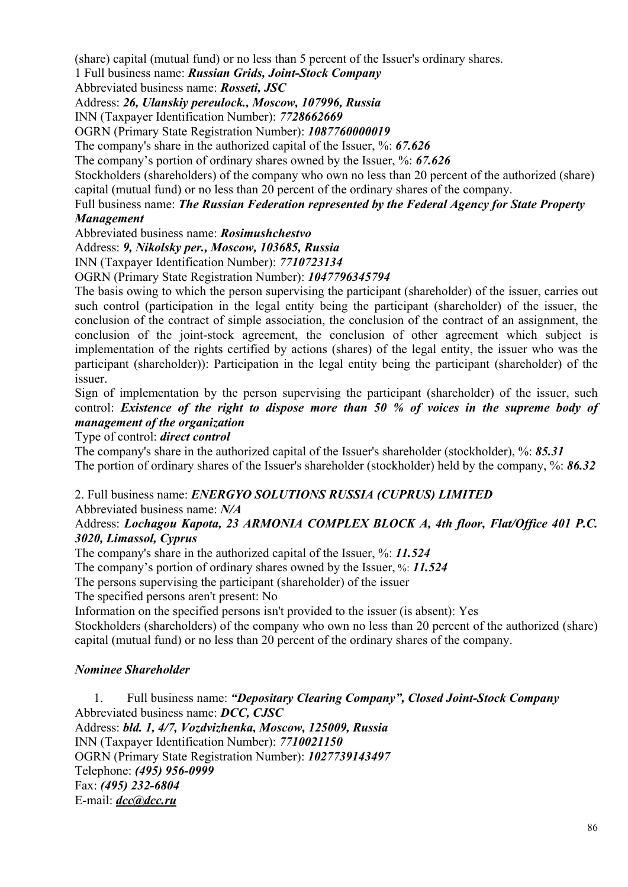(share) capital (mutual fund) or no less than 5 percent of the Issuer's ordinary shares.

1 Full business name: ***Russian Grids, Joint-Stock Company***

Abbreviated business name: ***Rosseti, JSC***

Address: ***26, Ulanskiy pereulock., Moscow, 107996, Russia***

INN (Taxpayer Identification Number): ***7728662669***

OGRN (Primary State Registration Number): ***1087760000019***

The company's share in the authorized capital of the Issuer, %: ***67.626***

The company's portion of ordinary shares owned by the Issuer, %: ***67.626***

Stockholders (shareholders) of the company who own no less than 20 percent of the authorized (share) capital (mutual fund) or no less than 20 percent of the ordinary shares of the company.

Full business name: ***The Russian Federation represented by the Federal Agency for State Property Management***

Abbreviated business name: ***Rosimushchestvo***

Address: ***9, Nikolsky per., Moscow, 103685, Russia***

INN (Taxpayer Identification Number): ***7710723134***

OGRN (Primary State Registration Number): ***1047796345794***

The basis owing to which the person supervising the participant (shareholder) of the issuer, carries out such control (participation in the legal entity being the participant (shareholder) of the issuer, the conclusion of the contract of simple association, the conclusion of the contract of an assignment, the conclusion of the joint-stock agreement, the conclusion of other agreement which subject is implementation of the rights certified by actions (shares) of the legal entity, the issuer who was the participant (shareholder)): Participation in the legal entity being the participant (shareholder) of the issuer.

Sign of implementation by the person supervising the participant (shareholder) of the issuer, such control: ***Existence of the right to dispose more than 50 % of voices in the supreme body of management of the organization***

Type of control: ***direct control***

The company's share in the authorized capital of the Issuer's shareholder (stockholder), %: ***85.31***

The portion of ordinary shares of the Issuer's shareholder (stockholder) held by the company, %: ***86.32***

2. Full business name: ***ENERGYO SOLUTIONS RUSSIA (CUPRUS) LIMITED***

Abbreviated business name: ***N/A***

Address: ***Lochagou Kapota, 23 ARMONIA COMPLEX BLOCK A, 4th floor, Flat/Office 401 P.C. 3020, Limassol, Cyprus***

The company's share in the authorized capital of the Issuer, %: ***11.524***

The company's portion of ordinary shares owned by the Issuer, %: ***11.524***

The persons supervising the participant (shareholder) of the issuer

The specified persons aren't present: No

Information on the specified persons isn't provided to the issuer (is absent): Yes

Stockholders (shareholders) of the company who own no less than 20 percent of the authorized (share) capital (mutual fund) or no less than 20 percent of the ordinary shares of the company.

*Nominee Shareholder*

1. Full business name: ***"Depositary Clearing Company", Closed Joint-Stock Company***

Abbreviated business name: ***DCC, CJSC***

Address: ***bld. 1, 4/7, Vozdvizhenka, Moscow, 125009, Russia***

INN (Taxpayer Identification Number): ***7710021150***

OGRN (Primary State Registration Number): ***1027739143497***

Telephone: ***(495) 956-0999***

Fax: ***(495) 232-6804***

E-mail: ***dcc@dcc.ru***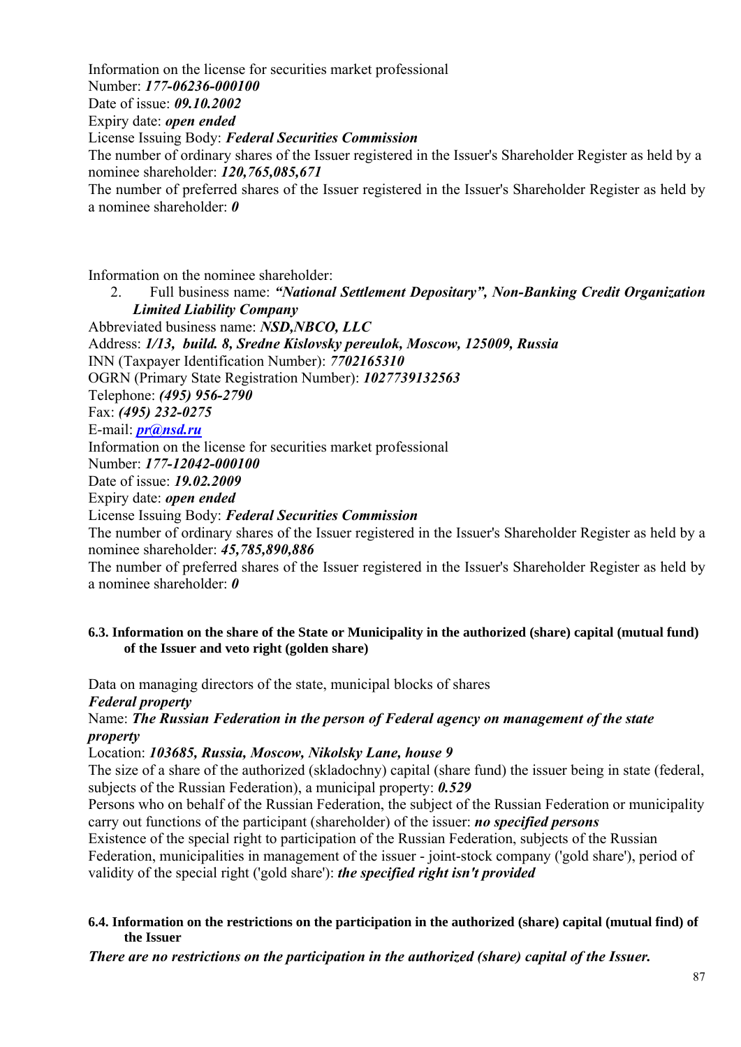Information on the license for securities market professional
Number: ***177-06236-000100***
Date of issue: ***09.10.2002***
Expiry date: ***open ended***
License Issuing Body: ***Federal Securities Commission***
The number of ordinary shares of the Issuer registered in the Issuer's Shareholder Register as held by a nominee shareholder: ***120,765,085,671***
The number of preferred shares of the Issuer registered in the Issuer's Shareholder Register as held by a nominee shareholder: ***0***

Information on the nominee shareholder:

2. Full business name: ***"National Settlement Depositary", Non-Banking Credit Organization Limited Liability Company***

Abbreviated business name: ***NSD,NBCO, LLC***
Address: ***1/13, build. 8, Sredne Kislovsky pereulok, Moscow, 125009, Russia***
INN (Taxpayer Identification Number): ***7702165310***
OGRN (Primary State Registration Number): ***1027739132563***
Telephone: ***(495) 956-2790***
Fax: ***(495) 232-0275***
E-mail: ***pr@nsd.ru***
Information on the license for securities market professional
Number: ***177-12042-000100***
Date of issue: ***19.02.2009***
Expiry date: ***open ended***
License Issuing Body: ***Federal Securities Commission***
The number of ordinary shares of the Issuer registered in the Issuer's Shareholder Register as held by a nominee shareholder: ***45,785,890,886***
The number of preferred shares of the Issuer registered in the Issuer's Shareholder Register as held by a nominee shareholder: ***0***

#### 6.3. Information on the share of the State or Municipality in the authorized (share) capital (mutual fund) of the Issuer and veto right (golden share)

Data on managing directors of the state, municipal blocks of shares
***Federal property***
Name: ***The Russian Federation in the person of Federal agency on management of the state property***
Location: ***103685, Russia, Moscow, Nikolsky Lane, house 9***
The size of a share of the authorized (skladochny) capital (share fund) the issuer being in state (federal, subjects of the Russian Federation), a municipal property: ***0.529***
Persons who on behalf of the Russian Federation, the subject of the Russian Federation or municipality carry out functions of the participant (shareholder) of the issuer: ***no specified persons***
Existence of the special right to participation of the Russian Federation, subjects of the Russian Federation, municipalities in management of the issuer - joint-stock company ('gold share'), period of validity of the special right ('gold share'): ***the specified right isn't provided***

#### 6.4. Information on the restrictions on the participation in the authorized (share) capital (mutual find) of the Issuer

***There are no restrictions on the participation in the authorized (share) capital of the Issuer.***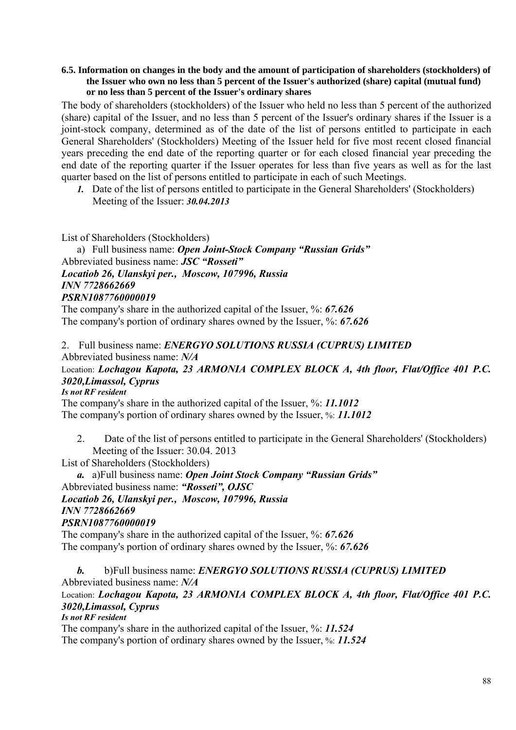**6.5. Information on changes in the body and the amount of participation of shareholders (stockholders) of the Issuer who own no less than 5 percent of the Issuer's authorized (share) capital (mutual fund) or no less than 5 percent of the Issuer's ordinary shares**

The body of shareholders (stockholders) of the Issuer who held no less than 5 percent of the authorized (share) capital of the Issuer, and no less than 5 percent of the Issuer's ordinary shares if the Issuer is a joint-stock company, determined as of the date of the list of persons entitled to participate in each General Shareholders' (Stockholders) Meeting of the Issuer held for five most recent closed financial years preceding the end date of the reporting quarter or for each closed financial year preceding the end date of the reporting quarter if the Issuer operates for less than five years as well as for the last quarter based on the list of persons entitled to participate in each of such Meetings.

*1.* Date of the list of persons entitled to participate in the General Shareholders' (Stockholders) Meeting of the Issuer: ***30.04.2013***

List of Shareholders (Stockholders)

a) Full business name: ***Open Joint-Stock Company "Russian Grids"***
Abbreviated business name: ***JSC "Rosseti"***
***Locatiob 26, Ulanskyi per., Moscow, 107996, Russia***
***INN 7728662669***
***PSRN1087760000019***
The company's share in the authorized capital of the Issuer, %: ***67.626***
The company's portion of ordinary shares owned by the Issuer, %: ***67.626***

2. Full business name: ***ENERGYO SOLUTIONS RUSSIA (CUPRUS) LIMITED***
Abbreviated business name: ***N/A***
Location: ***Lochagou Kapota, 23 ARMONIA COMPLEX BLOCK A, 4th floor, Flat/Office 401 P.C. 3020,Limassol, Cyprus***
***Is not RF resident***
The company's share in the authorized capital of the Issuer, %: ***11.1012***
The company's portion of ordinary shares owned by the Issuer, %: ***11.1012***

2. Date of the list of persons entitled to participate in the General Shareholders' (Stockholders) Meeting of the Issuer: 30.04. 2013

List of Shareholders (Stockholders)

***a.*** a)Full business name: ***Open Joint Stock Company "Russian Grids"***
Abbreviated business name: ***"Rosseti", OJSC***
***Locatiob 26, Ulanskyi per., Moscow, 107996, Russia***
***INN 7728662669***
***PSRN1087760000019***
The company's share in the authorized capital of the Issuer, %: ***67.626***
The company's portion of ordinary shares owned by the Issuer, %: ***67.626***

***b.*** b)Full business name: ***ENERGYO SOLUTIONS RUSSIA (CUPRUS) LIMITED***
Abbreviated business name: ***N/A***
Location: ***Lochagou Kapota, 23 ARMONIA COMPLEX BLOCK A, 4th floor, Flat/Office 401 P.C. 3020,Limassol, Cyprus***
***Is not RF resident***
The company's share in the authorized capital of the Issuer, %: ***11.524***
The company's portion of ordinary shares owned by the Issuer, %: ***11.524***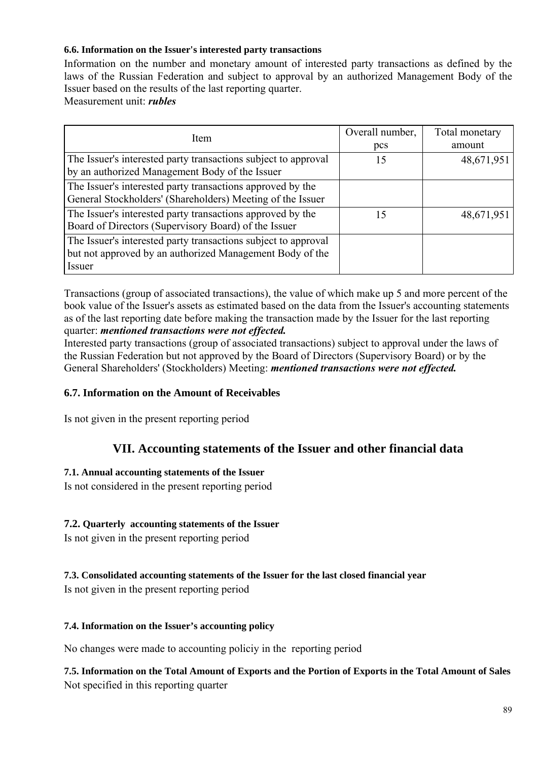#### 6.6. Information on the Issuer's interested party transactions

Information on the number and monetary amount of interested party transactions as defined by the laws of the Russian Federation and subject to approval by an authorized Management Body of the Issuer based on the results of the last reporting quarter.
Measurement unit: ***rubles***

| Item | Overall number, pcs | Total monetary amount |
| --- | --- | --- |
| The Issuer's interested party transactions subject to approval by an authorized Management Body of the Issuer | 15 | 48,671,951 |
| The Issuer's interested party transactions approved by the General Stockholders' (Shareholders) Meeting of the Issuer | | |
| The Issuer's interested party transactions approved by the Board of Directors (Supervisory Board) of the Issuer | 15 | 48,671,951 |
| The Issuer's interested party transactions subject to approval but not approved by an authorized Management Body of the Issuer | | |

Transactions (group of associated transactions), the value of which make up 5 and more percent of the book value of the Issuer's assets as estimated based on the data from the Issuer's accounting statements as of the last reporting date before making the transaction made by the Issuer for the last reporting quarter: ***mentioned transactions were not effected.***
Interested party transactions (group of associated transactions) subject to approval under the laws of the Russian Federation but not approved by the Board of Directors (Supervisory Board) or by the General Shareholders' (Stockholders) Meeting: ***mentioned transactions were not effected.***

#### 6.7. Information on the Amount of Receivables

Is not given in the present reporting period

## VII. Accounting statements of the Issuer and other financial data

#### 7.1. Annual accounting statements of the Issuer

Is not considered in the present reporting period

#### 7.2. Quarterly accounting statements of the Issuer

Is not given in the present reporting period

#### 7.3. Consolidated accounting statements of the Issuer for the last closed financial year

Is not given in the present reporting period

#### 7.4. Information on the Issuer's accounting policy

No changes were made to accounting policiy in the reporting period

#### 7.5. Information on the Total Amount of Exports and the Portion of Exports in the Total Amount of Sales

Not specified in this reporting quarter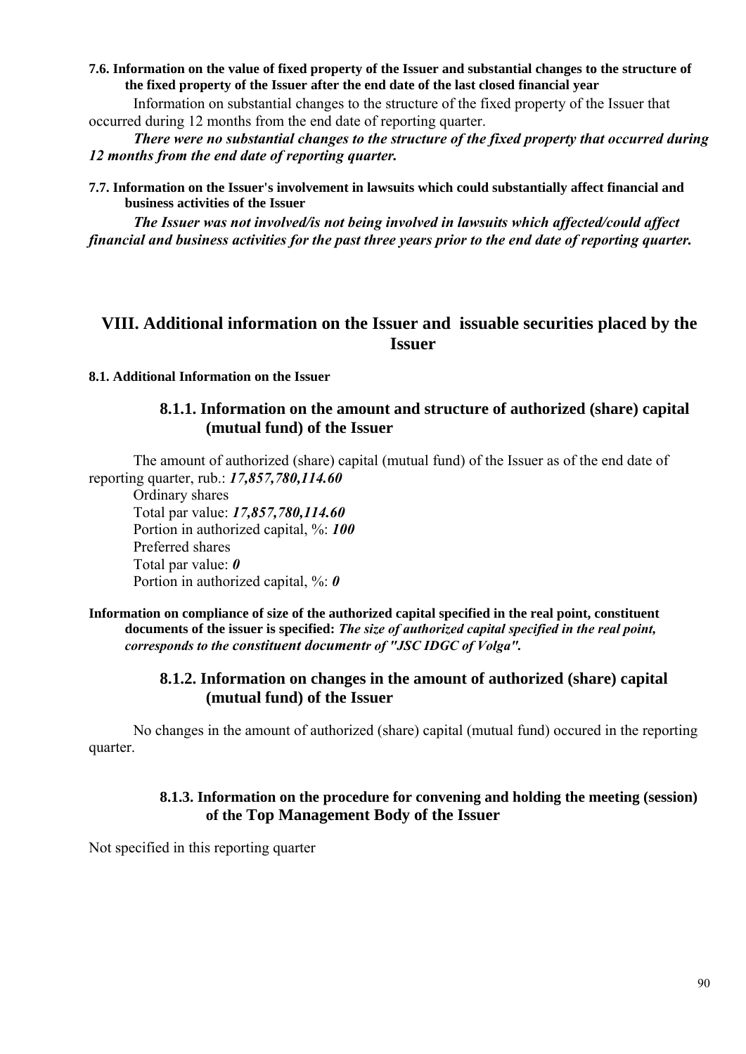**7.6. Information on the value of fixed property of the Issuer and substantial changes to the structure of the fixed property of the Issuer after the end date of the last closed financial year**

Information on substantial changes to the structure of the fixed property of the Issuer that occurred during 12 months from the end date of reporting quarter.

***There were no substantial changes to the structure of the fixed property that occurred during 12 months from the end date of reporting quarter.***

**7.7. Information on the Issuer's involvement in lawsuits which could substantially affect financial and business activities of the Issuer**

***The Issuer was not involved/is not being involved in lawsuits which affected/could affect financial and business activities for the past three years prior to the end date of reporting quarter.***

# VIII. Additional information on the Issuer and issuable securities placed by the Issuer

**8.1. Additional Information on the Issuer**

## 8.1.1. Information on the amount and structure of authorized (share) capital (mutual fund) of the Issuer

The amount of authorized (share) capital (mutual fund) of the Issuer as of the end date of reporting quarter, rub.: ***17,857,780,114.60***

Ordinary shares
Total par value: ***17,857,780,114.60***
Portion in authorized capital, %: ***100***
Preferred shares
Total par value: ***0***
Portion in authorized capital, %: ***0***

**Information on compliance of size of the authorized capital specified in the real point, constituent documents of the issuer is specified:** ***The size of authorized capital specified in the real point, corresponds to the constituent documentr of "JSC IDGC of Volga".***

## 8.1.2. Information on changes in the amount of authorized (share) capital (mutual fund) of the Issuer

No changes in the amount of authorized (share) capital (mutual fund) occured in the reporting quarter.

## 8.1.3. Information on the procedure for convening and holding the meeting (session) of the Top Management Body of the Issuer

Not specified in this reporting quarter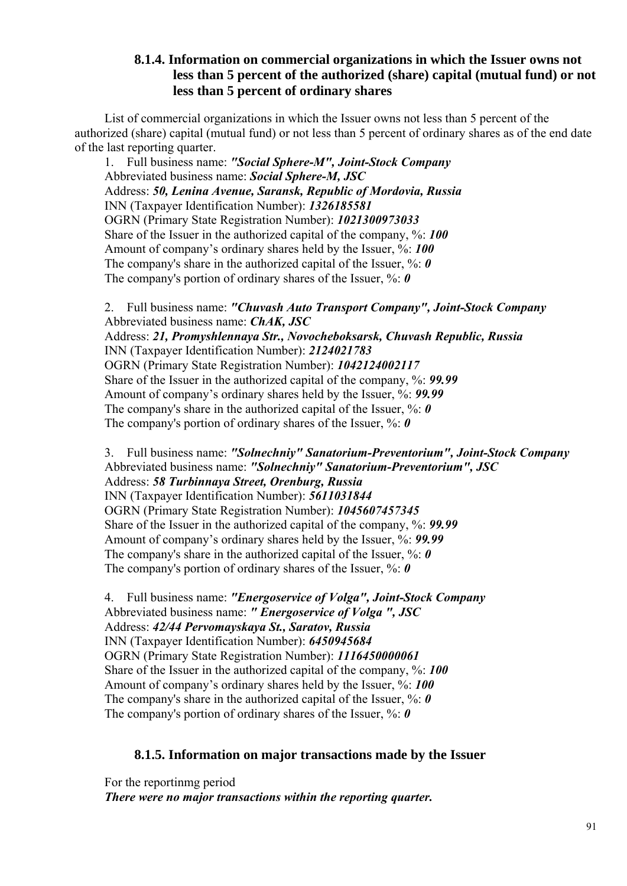### 8.1.4. Information on commercial organizations in which the Issuer owns not less than 5 percent of the authorized (share) capital (mutual fund) or not less than 5 percent of ordinary shares

List of commercial organizations in which the Issuer owns not less than 5 percent of the authorized (share) capital (mutual fund) or not less than 5 percent of ordinary shares as of the end date of the last reporting quarter.

1. Full business name: ***"Social Sphere-M", Joint-Stock Company***
Abbreviated business name: ***Social Sphere-M, JSC***
Address: ***50, Lenina Avenue, Saransk, Republic of Mordovia, Russia***
INN (Taxpayer Identification Number): ***1326185581***
OGRN (Primary State Registration Number): ***1021300973033***
Share of the Issuer in the authorized capital of the company, %: ***100***
Amount of company's ordinary shares held by the Issuer, %: ***100***
The company's share in the authorized capital of the Issuer, %: ***0***
The company's portion of ordinary shares of the Issuer, %: ***0***

2. Full business name: ***"Chuvash Auto Transport Company", Joint-Stock Company***
Abbreviated business name: ***ChAK, JSC***
Address: ***21, Promyshlennaya Str., Novocheboksarsk, Chuvash Republic, Russia***
INN (Taxpayer Identification Number): ***2124021783***
OGRN (Primary State Registration Number): ***1042124002117***
Share of the Issuer in the authorized capital of the company, %: ***99.99***
Amount of company's ordinary shares held by the Issuer, %: ***99.99***
The company's share in the authorized capital of the Issuer, %: ***0***
The company's portion of ordinary shares of the Issuer, %: ***0***

3. Full business name: ***"Solnechniy" Sanatorium-Preventorium", Joint-Stock Company***
Abbreviated business name: ***"Solnechniy" Sanatorium-Preventorium", JSC***
Address: ***58 Turbinnaya Street, Orenburg, Russia***
INN (Taxpayer Identification Number): ***5611031844***
OGRN (Primary State Registration Number): ***1045607457345***
Share of the Issuer in the authorized capital of the company, %: ***99.99***
Amount of company's ordinary shares held by the Issuer, %: ***99.99***
The company's share in the authorized capital of the Issuer, %: ***0***
The company's portion of ordinary shares of the Issuer, %: ***0***

4. Full business name: ***"Energoservice of Volga", Joint-Stock Company***
Abbreviated business name: ***" Energoservice of Volga ", JSC***
Address: ***42/44 Pervomayskaya St., Saratov, Russia***
INN (Taxpayer Identification Number): ***6450945684***
OGRN (Primary State Registration Number): ***1116450000061***
Share of the Issuer in the authorized capital of the company, %: ***100***
Amount of company's ordinary shares held by the Issuer, %: ***100***
The company's share in the authorized capital of the Issuer, %: ***0***
The company's portion of ordinary shares of the Issuer, %: ***0***

### 8.1.5. Information on major transactions made by the Issuer

For the reportinmg period
***There were no major transactions within the reporting quarter.***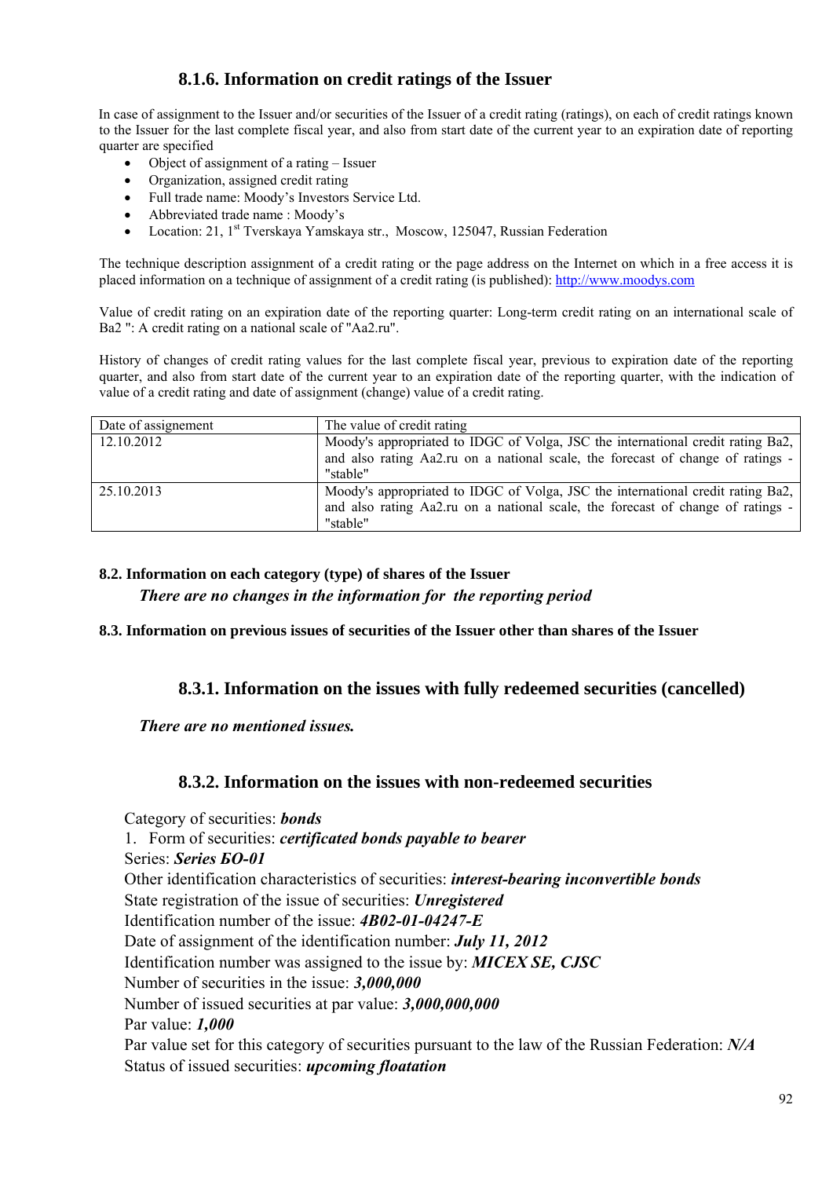### 8.1.6. Information on credit ratings of the Issuer

In case of assignment to the Issuer and/or securities of the Issuer of a credit rating (ratings), on each of credit ratings known to the Issuer for the last complete fiscal year, and also from start date of the current year to an expiration date of reporting quarter are specified

- Object of assignment of a rating – Issuer
- Organization, assigned credit rating
- Full trade name: Moody's Investors Service Ltd.
- Abbreviated trade name : Moody's
- Location: 21, 1st Tverskaya Yamskaya str., Moscow, 125047, Russian Federation

The technique description assignment of a credit rating or the page address on the Internet on which in a free access it is placed information on a technique of assignment of a credit rating (is published): http://www.moodys.com

Value of credit rating on an expiration date of the reporting quarter: Long-term credit rating on an international scale of Ba2 ": A credit rating on a national scale of "Aa2.ru".

History of changes of credit rating values for the last complete fiscal year, previous to expiration date of the reporting quarter, and also from start date of the current year to an expiration date of the reporting quarter, with the indication of value of a credit rating and date of assignment (change) value of a credit rating.

| Date of assignement | The value of credit rating |
|---|---|
| 12.10.2012 | Moody's appropriated to IDGC of Volga, JSC the international credit rating Ba2, and also rating Aa2.ru on a national scale, the forecast of change of ratings - "stable" |
| 25.10.2013 | Moody's appropriated to IDGC of Volga, JSC the international credit rating Ba2, and also rating Aa2.ru on a national scale, the forecast of change of ratings - "stable" |

#### 8.2. Information on each category (type) of shares of the Issuer

***There are no changes in the information for the reporting period***

#### 8.3. Information on previous issues of securities of the Issuer other than shares of the Issuer

### 8.3.1. Information on the issues with fully redeemed securities (cancelled)

***There are no mentioned issues.***

### 8.3.2. Information on the issues with non-redeemed securities

Category of securities: ***bonds***

1. Form of securities: ***certificated bonds payable to bearer***

Series: ***Series БО-01***

Other identification characteristics of securities: ***interest-bearing inconvertible bonds***

State registration of the issue of securities: ***Unregistered***

Identification number of the issue: ***4B02-01-04247-E***

Date of assignment of the identification number: ***July 11, 2012***

Identification number was assigned to the issue by: ***MICEX SE, CJSC***

Number of securities in the issue: ***3,000,000***

Number of issued securities at par value: ***3,000,000,000***

Par value: ***1,000***

Par value set for this category of securities pursuant to the law of the Russian Federation: ***N/A***

Status of issued securities: ***upcoming floatation***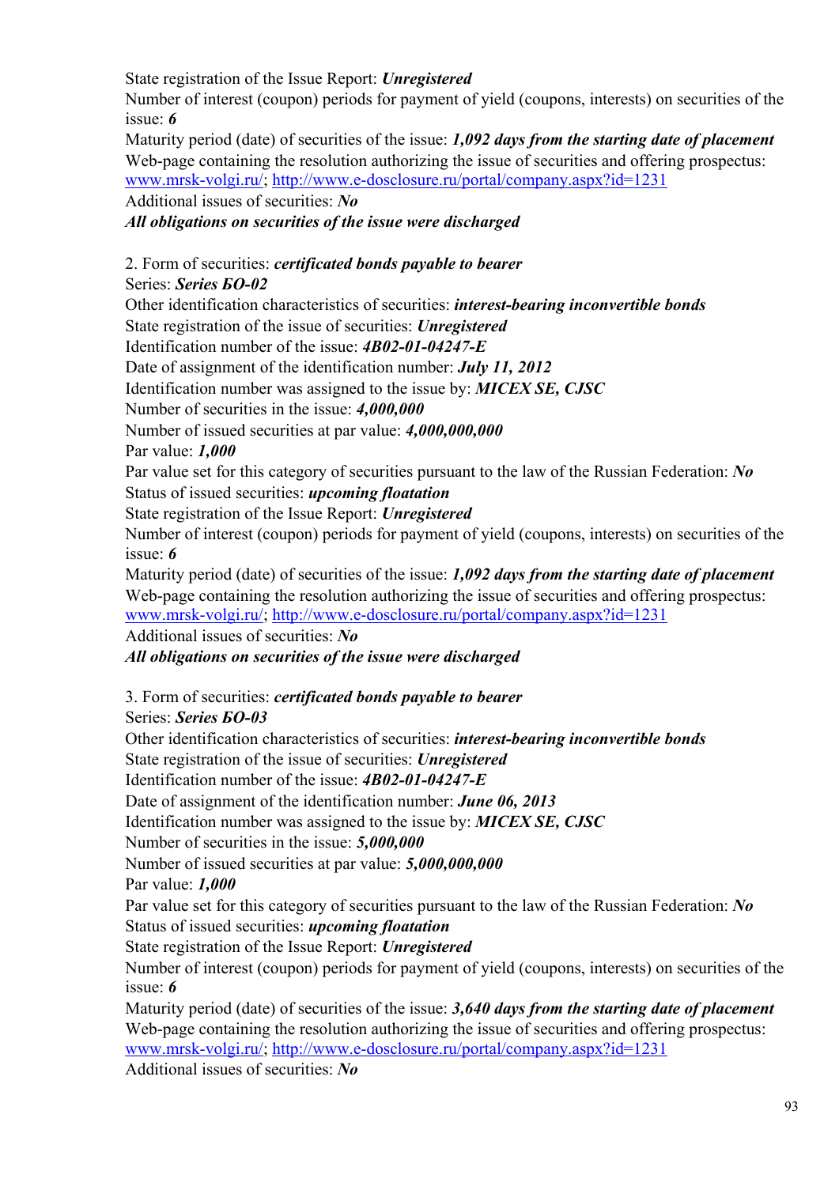State registration of the Issue Report: ***Unregistered***

Number of interest (coupon) periods for payment of yield (coupons, interests) on securities of the issue: ***6***

Maturity period (date) of securities of the issue: ***1,092 days from the starting date of placement***

Web-page containing the resolution authorizing the issue of securities and offering prospectus: www.mrsk-volgi.ru/; http://www.e-dosclosure.ru/portal/company.aspx?id=1231

Additional issues of securities: ***No***

***All obligations on securities of the issue were discharged***

2. Form of securities: ***certificated bonds payable to bearer***

Series: ***Series БО-02***

Other identification characteristics of securities: ***interest-bearing inconvertible bonds***

State registration of the issue of securities: ***Unregistered***

Identification number of the issue: ***4B02-01-04247-E***

Date of assignment of the identification number: ***July 11, 2012***

Identification number was assigned to the issue by: ***MICEX SE, CJSC***

Number of securities in the issue: ***4,000,000***

Number of issued securities at par value: ***4,000,000,000***

Par value: ***1,000***

Par value set for this category of securities pursuant to the law of the Russian Federation: ***No***

Status of issued securities: ***upcoming floatation***

State registration of the Issue Report: ***Unregistered***

Number of interest (coupon) periods for payment of yield (coupons, interests) on securities of the issue: ***6***

Maturity period (date) of securities of the issue: ***1,092 days from the starting date of placement***

Web-page containing the resolution authorizing the issue of securities and offering prospectus: www.mrsk-volgi.ru/; http://www.e-dosclosure.ru/portal/company.aspx?id=1231

Additional issues of securities: ***No***

***All obligations on securities of the issue were discharged***

3. Form of securities: ***certificated bonds payable to bearer***

Series: ***Series БО-03***

Other identification characteristics of securities: ***interest-bearing inconvertible bonds***

State registration of the issue of securities: ***Unregistered***

Identification number of the issue: ***4B02-01-04247-E***

Date of assignment of the identification number: ***June 06, 2013***

Identification number was assigned to the issue by: ***MICEX SE, CJSC***

Number of securities in the issue: ***5,000,000***

Number of issued securities at par value: ***5,000,000,000***

Par value: ***1,000***

Par value set for this category of securities pursuant to the law of the Russian Federation: ***No***

Status of issued securities: ***upcoming floatation***

State registration of the Issue Report: ***Unregistered***

Number of interest (coupon) periods for payment of yield (coupons, interests) on securities of the issue: ***6***

Maturity period (date) of securities of the issue: ***3,640 days from the starting date of placement***

Web-page containing the resolution authorizing the issue of securities and offering prospectus: www.mrsk-volgi.ru/; http://www.e-dosclosure.ru/portal/company.aspx?id=1231

Additional issues of securities: ***No***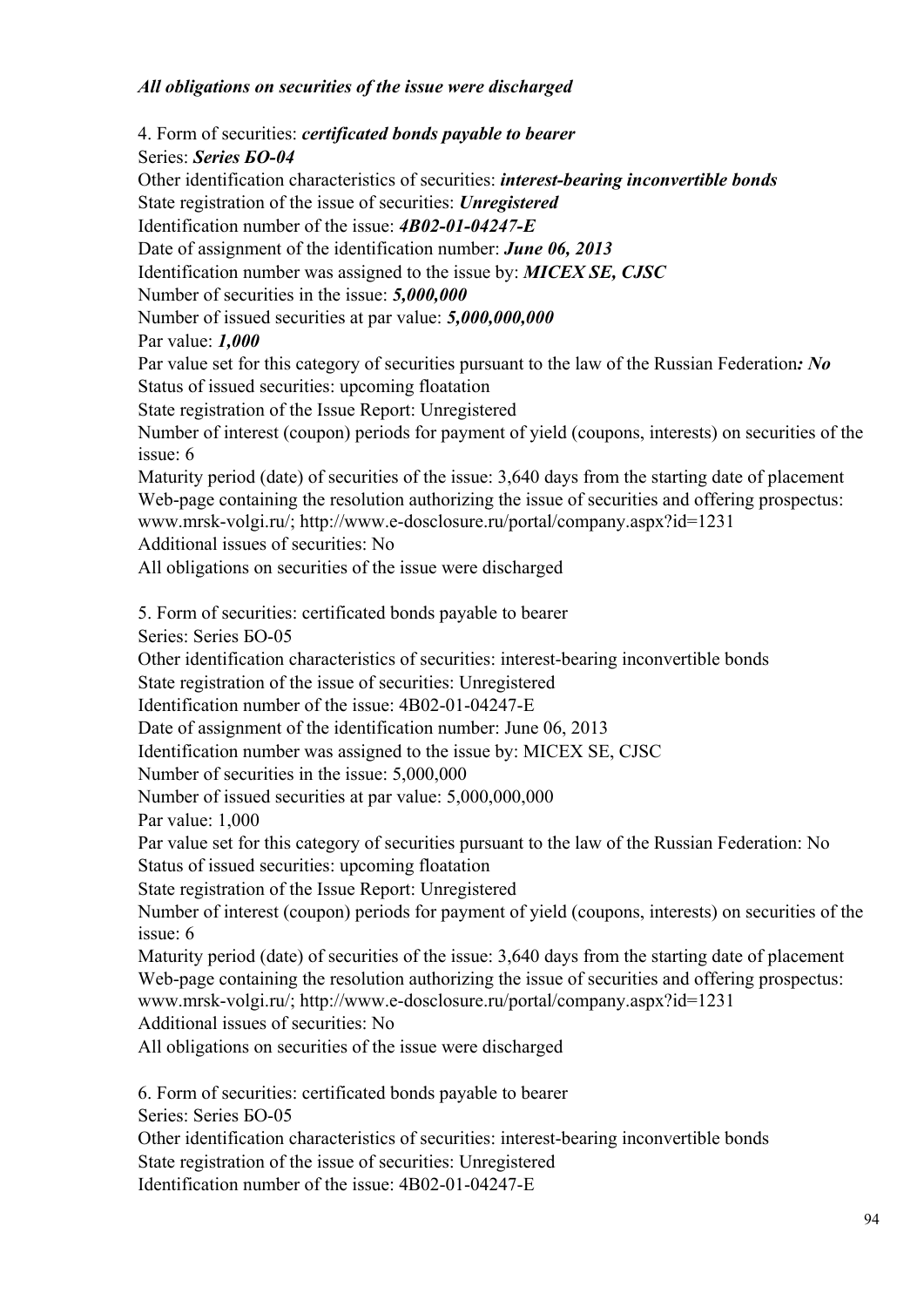***All obligations on securities of the issue were discharged***

4. Form of securities: ***certificated bonds payable to bearer***
Series: ***Series БО-04***
Other identification characteristics of securities: ***interest-bearing inconvertible bonds***
State registration of the issue of securities: ***Unregistered***
Identification number of the issue: ***4B02-01-04247-E***
Date of assignment of the identification number: ***June 06, 2013***
Identification number was assigned to the issue by: ***MICEX SE, CJSC***
Number of securities in the issue: ***5,000,000***
Number of issued securities at par value: ***5,000,000,000***
Par value: ***1,000***
Par value set for this category of securities pursuant to the law of the Russian Federation***: No***
Status of issued securities: upcoming floatation
State registration of the Issue Report: Unregistered
Number of interest (coupon) periods for payment of yield (coupons, interests) on securities of the issue: 6
Maturity period (date) of securities of the issue: 3,640 days from the starting date of placement
Web-page containing the resolution authorizing the issue of securities and offering prospectus: www.mrsk-volgi.ru/; http://www.e-dosclosure.ru/portal/company.aspx?id=1231
Additional issues of securities: No
All obligations on securities of the issue were discharged

5. Form of securities: certificated bonds payable to bearer
Series: Series БО-05
Other identification characteristics of securities: interest-bearing inconvertible bonds
State registration of the issue of securities: Unregistered
Identification number of the issue: 4B02-01-04247-E
Date of assignment of the identification number: June 06, 2013
Identification number was assigned to the issue by: MICEX SE, CJSC
Number of securities in the issue: 5,000,000
Number of issued securities at par value: 5,000,000,000
Par value: 1,000
Par value set for this category of securities pursuant to the law of the Russian Federation: No
Status of issued securities: upcoming floatation
State registration of the Issue Report: Unregistered
Number of interest (coupon) periods for payment of yield (coupons, interests) on securities of the issue: 6
Maturity period (date) of securities of the issue: 3,640 days from the starting date of placement
Web-page containing the resolution authorizing the issue of securities and offering prospectus: www.mrsk-volgi.ru/; http://www.e-dosclosure.ru/portal/company.aspx?id=1231
Additional issues of securities: No
All obligations on securities of the issue were discharged

6. Form of securities: certificated bonds payable to bearer
Series: Series БО-05
Other identification characteristics of securities: interest-bearing inconvertible bonds
State registration of the issue of securities: Unregistered
Identification number of the issue: 4B02-01-04247-E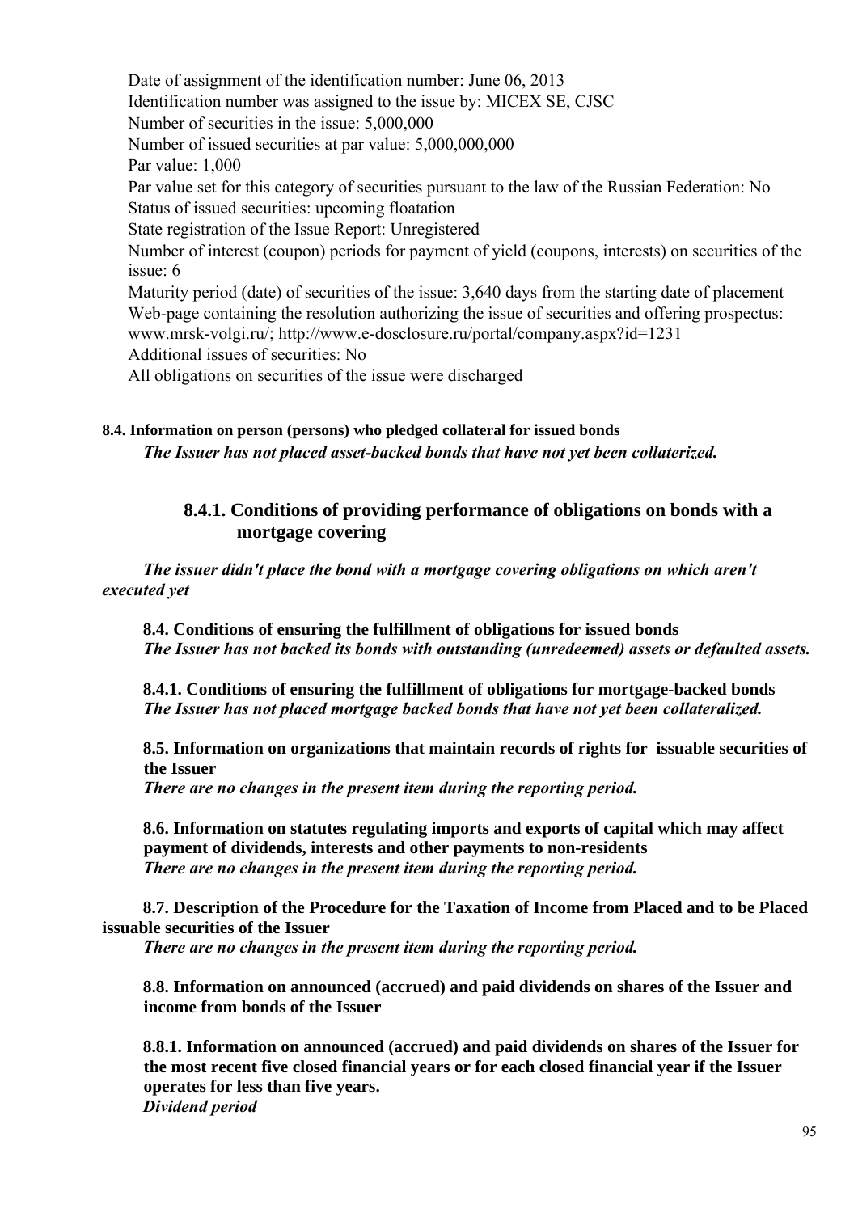Date of assignment of the identification number: June 06, 2013
Identification number was assigned to the issue by: MICEX SE, CJSC
Number of securities in the issue: 5,000,000
Number of issued securities at par value: 5,000,000,000
Par value: 1,000
Par value set for this category of securities pursuant to the law of the Russian Federation: No
Status of issued securities: upcoming floatation
State registration of the Issue Report: Unregistered
Number of interest (coupon) periods for payment of yield (coupons, interests) on securities of the issue: 6
Maturity period (date) of securities of the issue: 3,640 days from the starting date of placement
Web-page containing the resolution authorizing the issue of securities and offering prospectus: www.mrsk-volgi.ru/; http://www.e-dosclosure.ru/portal/company.aspx?id=1231
Additional issues of securities: No
All obligations on securities of the issue were discharged

#### 8.4. Information on person (persons) who pledged collateral for issued bonds

***The Issuer has not placed asset-backed bonds that have not yet been collaterized.***

### 8.4.1. Conditions of providing performance of obligations on bonds with a mortgage covering

***The issuer didn't place the bond with a mortgage covering obligations on which aren't executed yet***

**8.4. Conditions of ensuring the fulfillment of obligations for issued bonds**
***The Issuer has not backed its bonds with outstanding (unredeemed) assets or defaulted assets.***

**8.4.1. Conditions of ensuring the fulfillment of obligations for mortgage-backed bonds**
***The Issuer has not placed mortgage backed bonds that have not yet been collateralized.***

**8.5. Information on organizations that maintain records of rights for issuable securities of the Issuer**
***There are no changes in the present item during the reporting period.***

**8.6. Information on statutes regulating imports and exports of capital which may affect payment of dividends, interests and other payments to non-residents**
***There are no changes in the present item during the reporting period.***

**8.7. Description of the Procedure for the Taxation of Income from Placed and to be Placed issuable securities of the Issuer**
***There are no changes in the present item during the reporting period.***

**8.8. Information on announced (accrued) and paid dividends on shares of the Issuer and income from bonds of the Issuer**

**8.8.1. Information on announced (accrued) and paid dividends on shares of the Issuer for the most recent five closed financial years or for each closed financial year if the Issuer operates for less than five years.**
***Dividend period***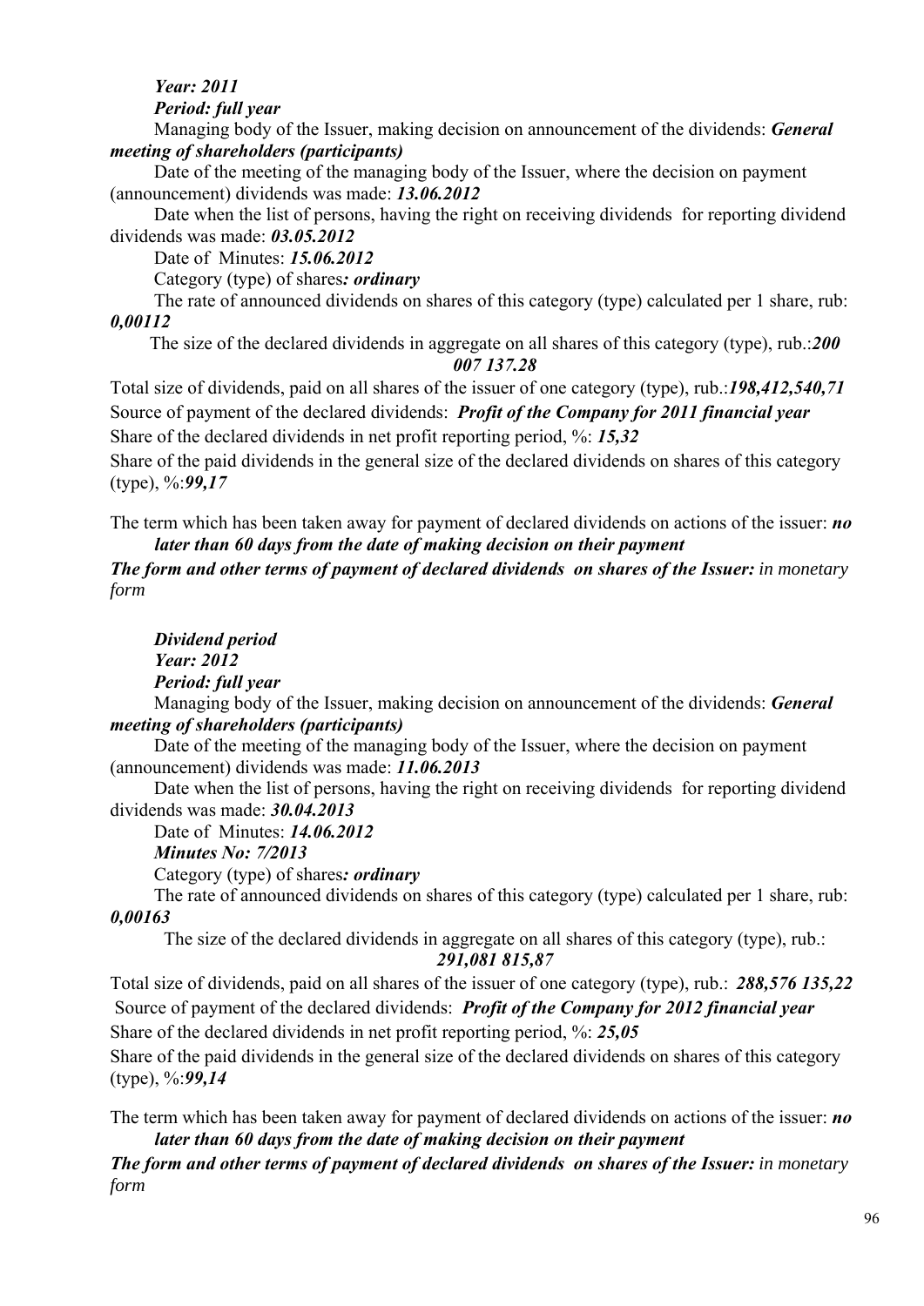***Year: 2011***

***Period: full year***

Managing body of the Issuer, making decision on announcement of the dividends: ***General meeting of shareholders (participants)***

Date of the meeting of the managing body of the Issuer, where the decision on payment (announcement) dividends was made: ***13.06.2012***

Date when the list of persons, having the right on receiving dividends for reporting dividend dividends was made: ***03.05.2012***

Date of Minutes: ***15.06.2012***

Category (type) of shares***: ordinary***

The rate of announced dividends on shares of this category (type) calculated per 1 share, rub: ***0,00112***

The size of the declared dividends in aggregate on all shares of this category (type), rub.:***200 007 137.28***

Total size of dividends, paid on all shares of the issuer of one category (type), rub.:***198,412,540,71***

Source of payment of the declared dividends: ***Profit of the Company for 2011 financial year***

Share of the declared dividends in net profit reporting period, %: ***15,32***

Share of the paid dividends in the general size of the declared dividends on shares of this category (type), %:***99,17***

The term which has been taken away for payment of declared dividends on actions of the issuer: ***no later than 60 days from the date of making decision on their payment***

***The form and other terms of payment of declared dividends on shares of the Issuer:*** in monetary form

***Dividend period***

***Year: 2012***

***Period: full year***

Managing body of the Issuer, making decision on announcement of the dividends: ***General meeting of shareholders (participants)***

Date of the meeting of the managing body of the Issuer, where the decision on payment (announcement) dividends was made: ***11.06.2013***

Date when the list of persons, having the right on receiving dividends for reporting dividend dividends was made: ***30.04.2013***

Date of Minutes: ***14.06.2012***

***Minutes No: 7/2013***

Category (type) of shares***: ordinary***

The rate of announced dividends on shares of this category (type) calculated per 1 share, rub: ***0,00163***

The size of the declared dividends in aggregate on all shares of this category (type), rub.: ***291,081 815,87***

Total size of dividends, paid on all shares of the issuer of one category (type), rub.: ***288,576 135,22***

Source of payment of the declared dividends: ***Profit of the Company for 2012 financial year***

Share of the declared dividends in net profit reporting period, %: ***25,05***

Share of the paid dividends in the general size of the declared dividends on shares of this category (type), %:***99,14***

The term which has been taken away for payment of declared dividends on actions of the issuer: ***no later than 60 days from the date of making decision on their payment***

***The form and other terms of payment of declared dividends on shares of the Issuer:*** in monetary form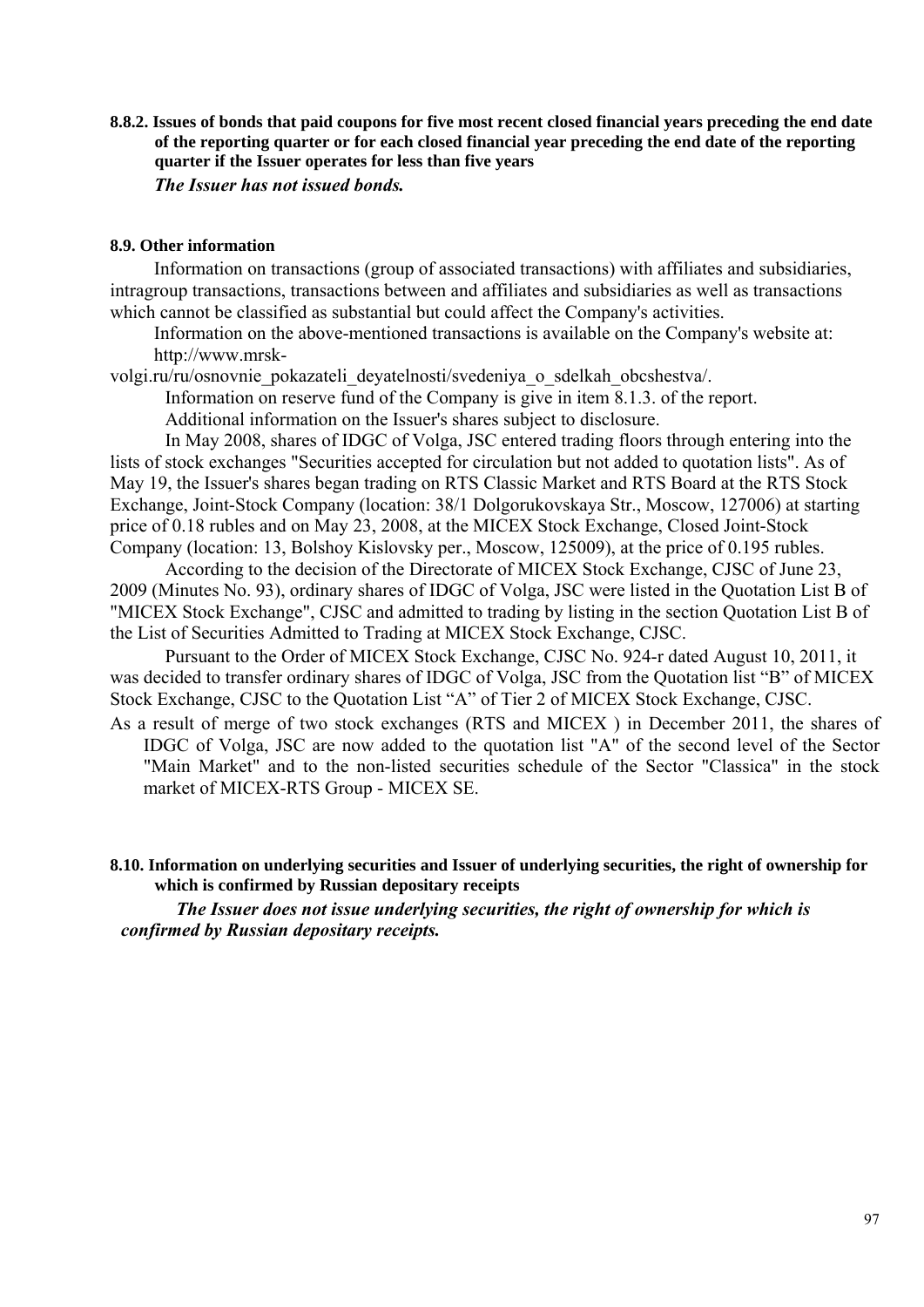**8.8.2. Issues of bonds that paid coupons for five most recent closed financial years preceding the end date of the reporting quarter or for each closed financial year preceding the end date of the reporting quarter if the Issuer operates for less than five years**

***The Issuer has not issued bonds.***

**8.9. Other information**

Information on transactions (group of associated transactions) with affiliates and subsidiaries, intragroup transactions, transactions between and affiliates and subsidiaries as well as transactions which cannot be classified as substantial but could affect the Company's activities.

Information on the above-mentioned transactions is available on the Company's website at: http://www.mrsk-volgi.ru/ru/osnovnie_pokazateli_deyatelnosti/svedeniya_o_sdelkah_obcshestva/.

Information on reserve fund of the Company is give in item 8.1.3. of the report.

Additional information on the Issuer's shares subject to disclosure.

In May 2008, shares of IDGC of Volga, JSC entered trading floors through entering into the lists of stock exchanges "Securities accepted for circulation but not added to quotation lists". As of May 19, the Issuer's shares began trading on RTS Classic Market and RTS Board at the RTS Stock Exchange, Joint-Stock Company (location: 38/1 Dolgorukovskaya Str., Moscow, 127006) at starting price of 0.18 rubles and on May 23, 2008, at the MICEX Stock Exchange, Closed Joint-Stock Company (location: 13, Bolshoy Kislovsky per., Moscow, 125009), at the price of 0.195 rubles.

According to the decision of the Directorate of MICEX Stock Exchange, CJSC of June 23, 2009 (Minutes No. 93), ordinary shares of IDGC of Volga, JSC were listed in the Quotation List B of "MICEX Stock Exchange", CJSC and admitted to trading by listing in the section Quotation List B of the List of Securities Admitted to Trading at MICEX Stock Exchange, CJSC.

Pursuant to the Order of MICEX Stock Exchange, CJSC No. 924-r dated August 10, 2011, it was decided to transfer ordinary shares of IDGC of Volga, JSC from the Quotation list "B" of MICEX Stock Exchange, CJSC to the Quotation List "A" of Tier 2 of MICEX Stock Exchange, CJSC.

As a result of merge of two stock exchanges (RTS and MICEX ) in December 2011, the shares of IDGC of Volga, JSC are now added to the quotation list "A" of the second level of the Sector "Main Market" and to the non-listed securities schedule of the Sector "Classica" in the stock market of MICEX-RTS Group - MICEX SE.

**8.10. Information on underlying securities and Issuer of underlying securities, the right of ownership for which is confirmed by Russian depositary receipts**

***The Issuer does not issue underlying securities, the right of ownership for which is confirmed by Russian depositary receipts.***